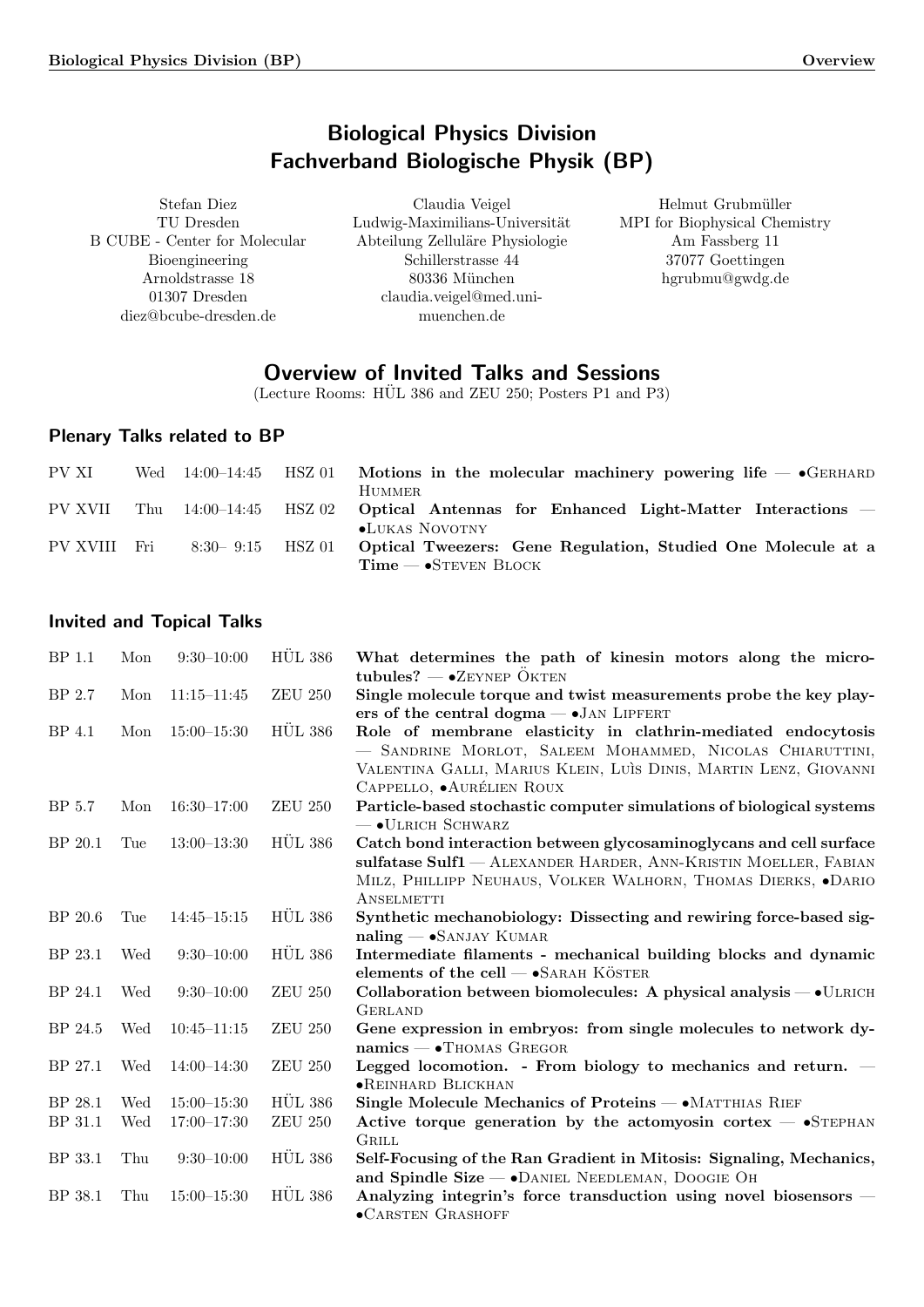# Biological Physics Division
# Fachverband Biologische Physik (BP)

Stefan Diez
TU Dresden
B CUBE - Center for Molecular Bioengineering
Arnoldstrasse 18
01307 Dresden
diez@bcube-dresden.de

Claudia Veigel
Ludwig-Maximilians-Universität
Abteilung Zelluläre Physiologie
Schillerstrasse 44
80336 München
claudia.veigel@med.uni-muenchen.de

Helmut Grubmüller
MPI for Biophysical Chemistry
Am Fassberg 11
37077 Goettingen
hgrubmu@gwdg.de

## Overview of Invited Talks and Sessions

(Lecture Rooms: HÜL 386 and ZEU 250; Posters P1 and P3)

### Plenary Talks related to BP

| | | | | |
|---|---|---|---|---|
| PV XI | Wed | 14:00–14:45 | HSZ 01 | **Motions in the molecular machinery powering life** — •Gerhard Hummer |
| PV XVII | Thu | 14:00–14:45 | HSZ 02 | **Optical Antennas for Enhanced Light-Matter Interactions** — •Lukas Novotny |
| PV XVIII | Fri | 8:30– 9:15 | HSZ 01 | **Optical Tweezers: Gene Regulation, Studied One Molecule at a Time** — •Steven Block |

### Invited and Topical Talks

| | | | | |
|---|---|---|---|---|
| BP 1.1 | Mon | 9:30–10:00 | HÜL 386 | **What determines the path of kinesin motors along the microtubules?** — •Zeynep Ökten |
| BP 2.7 | Mon | 11:15–11:45 | ZEU 250 | **Single molecule torque and twist measurements probe the key players of the central dogma** — •Jan Lipfert |
| BP 4.1 | Mon | 15:00–15:30 | HÜL 386 | **Role of membrane elasticity in clathrin-mediated endocytosis** — Sandrine Morlot, Saleem Mohammed, Nicolas Chiaruttini, Valentina Galli, Marius Klein, Luìs Dinis, Martin Lenz, Giovanni Cappello, •Aurélien Roux |
| BP 5.7 | Mon | 16:30–17:00 | ZEU 250 | **Particle-based stochastic computer simulations of biological systems** — •Ulrich Schwarz |
| BP 20.1 | Tue | 13:00–13:30 | HÜL 386 | **Catch bond interaction between glycosaminoglycans and cell surface sulfatase Sulf1** — Alexander Harder, Ann-Kristin Moeller, Fabian Milz, Phillipp Neuhaus, Volker Walhorn, Thomas Dierks, •Dario Anselmetti |
| BP 20.6 | Tue | 14:45–15:15 | HÜL 386 | **Synthetic mechanobiology: Dissecting and rewiring force-based signaling** — •Sanjay Kumar |
| BP 23.1 | Wed | 9:30–10:00 | HÜL 386 | **Intermediate filaments - mechanical building blocks and dynamic elements of the cell** — •Sarah Köster |
| BP 24.1 | Wed | 9:30–10:00 | ZEU 250 | **Collaboration between biomolecules: A physical analysis** — •Ulrich Gerland |
| BP 24.5 | Wed | 10:45–11:15 | ZEU 250 | **Gene expression in embryos: from single molecules to network dynamics** — •Thomas Gregor |
| BP 27.1 | Wed | 14:00–14:30 | ZEU 250 | **Legged locomotion. - From biology to mechanics and return.** — •Reinhard Blickhan |
| BP 28.1 | Wed | 15:00–15:30 | HÜL 386 | **Single Molecule Mechanics of Proteins** — •Matthias Rief |
| BP 31.1 | Wed | 17:00–17:30 | ZEU 250 | **Active torque generation by the actomyosin cortex** — •Stephan Grill |
| BP 33.1 | Thu | 9:30–10:00 | HÜL 386 | **Self-Focusing of the Ran Gradient in Mitosis: Signaling, Mechanics, and Spindle Size** — •Daniel Needleman, Doogie Oh |
| BP 38.1 | Thu | 15:00–15:30 | HÜL 386 | **Analyzing integrin's force transduction using novel biosensors** — •Carsten Grashoff |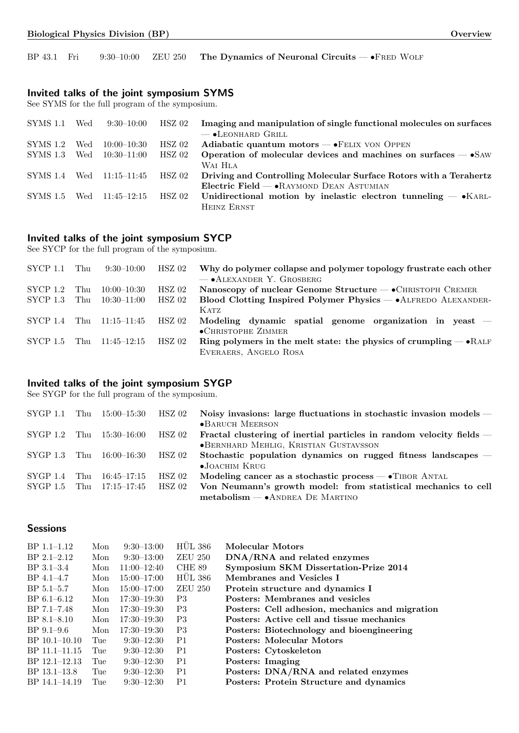| | | | | |
|---|---|---|---|---|
| BP 43.1 | Fri | 9:30–10:00 | ZEU 250 | **The Dynamics of Neuronal Circuits** — •Fred Wolf |

### Invited talks of the joint symposium SYMS

See SYMS for the full program of the symposium.

| | | | | |
|---|---|---|---|---|
| SYMS 1.1 | Wed | 9:30–10:00 | HSZ 02 | **Imaging and manipulation of single functional molecules on surfaces** — •Leonhard Grill |
| SYMS 1.2 | Wed | 10:00–10:30 | HSZ 02 | **Adiabatic quantum motors** — •Felix von Oppen |
| SYMS 1.3 | Wed | 10:30–11:00 | HSZ 02 | **Operation of molecular devices and machines on surfaces** — •Saw Wai Hla |
| SYMS 1.4 | Wed | 11:15–11:45 | HSZ 02 | **Driving and Controlling Molecular Surface Rotors with a Terahertz Electric Field** — •Raymond Dean Astumian |
| SYMS 1.5 | Wed | 11:45–12:15 | HSZ 02 | **Unidirectional motion by inelastic electron tunneling** — •Karl-Heinz Ernst |

### Invited talks of the joint symposium SYCP

See SYCP for the full program of the symposium.

| | | | | |
|---|---|---|---|---|
| SYCP 1.1 | Thu | 9:30–10:00 | HSZ 02 | **Why do polymer collapse and polymer topology frustrate each other** — •Alexander Y. Grosberg |
| SYCP 1.2 | Thu | 10:00–10:30 | HSZ 02 | **Nanoscopy of nuclear Genome Structure** — •Christoph Cremer |
| SYCP 1.3 | Thu | 10:30–11:00 | HSZ 02 | **Blood Clotting Inspired Polymer Physics** — •Alfredo Alexander-Katz |
| SYCP 1.4 | Thu | 11:15–11:45 | HSZ 02 | **Modeling dynamic spatial genome organization in yeast** — •Christophe Zimmer |
| SYCP 1.5 | Thu | 11:45–12:15 | HSZ 02 | **Ring polymers in the melt state: the physics of crumpling** — •Ralf Everaers, Angelo Rosa |

### Invited talks of the joint symposium SYGP

See SYGP for the full program of the symposium.

| | | | | |
|---|---|---|---|---|
| SYGP 1.1 | Thu | 15:00–15:30 | HSZ 02 | **Noisy invasions: large fluctuations in stochastic invasion models** — •Baruch Meerson |
| SYGP 1.2 | Thu | 15:30–16:00 | HSZ 02 | **Fractal clustering of inertial particles in random velocity fields** — •Bernhard Mehlig, Kristian Gustavsson |
| SYGP 1.3 | Thu | 16:00–16:30 | HSZ 02 | **Stochastic population dynamics on rugged fitness landscapes** — •Joachim Krug |
| SYGP 1.4 | Thu | 16:45–17:15 | HSZ 02 | **Modeling cancer as a stochastic process** — •Tibor Antal |
| SYGP 1.5 | Thu | 17:15–17:45 | HSZ 02 | **Von Neumann's growth model: from statistical mechanics to cell metabolism** — •Andrea De Martino |

### Sessions

| | | | | |
|---|---|---|---|---|
| BP 1.1–1.12 | Mon | 9:30–13:00 | HÜL 386 | **Molecular Motors** |
| BP 2.1–2.12 | Mon | 9:30–13:00 | ZEU 250 | **DNA/RNA and related enzymes** |
| BP 3.1–3.4 | Mon | 11:00–12:40 | CHE 89 | **Symposium SKM Dissertation-Prize 2014** |
| BP 4.1–4.7 | Mon | 15:00–17:00 | HÜL 386 | **Membranes and Vesicles I** |
| BP 5.1–5.7 | Mon | 15:00–17:00 | ZEU 250 | **Protein structure and dynamics I** |
| BP 6.1–6.12 | Mon | 17:30–19:30 | P3 | **Posters: Membranes and vesicles** |
| BP 7.1–7.48 | Mon | 17:30–19:30 | P3 | **Posters: Cell adhesion, mechanics and migration** |
| BP 8.1–8.10 | Mon | 17:30–19:30 | P3 | **Posters: Active cell and tissue mechanics** |
| BP 9.1–9.6 | Mon | 17:30–19:30 | P3 | **Posters: Biotechnology and bioengineering** |
| BP 10.1–10.10 | Tue | 9:30–12:30 | P1 | **Posters: Molecular Motors** |
| BP 11.1–11.15 | Tue | 9:30–12:30 | P1 | **Posters: Cytoskeleton** |
| BP 12.1–12.13 | Tue | 9:30–12:30 | P1 | **Posters: Imaging** |
| BP 13.1–13.8 | Tue | 9:30–12:30 | P1 | **Posters: DNA/RNA and related enzymes** |
| BP 14.1–14.19 | Tue | 9:30–12:30 | P1 | **Posters: Protein Structure and dynamics** |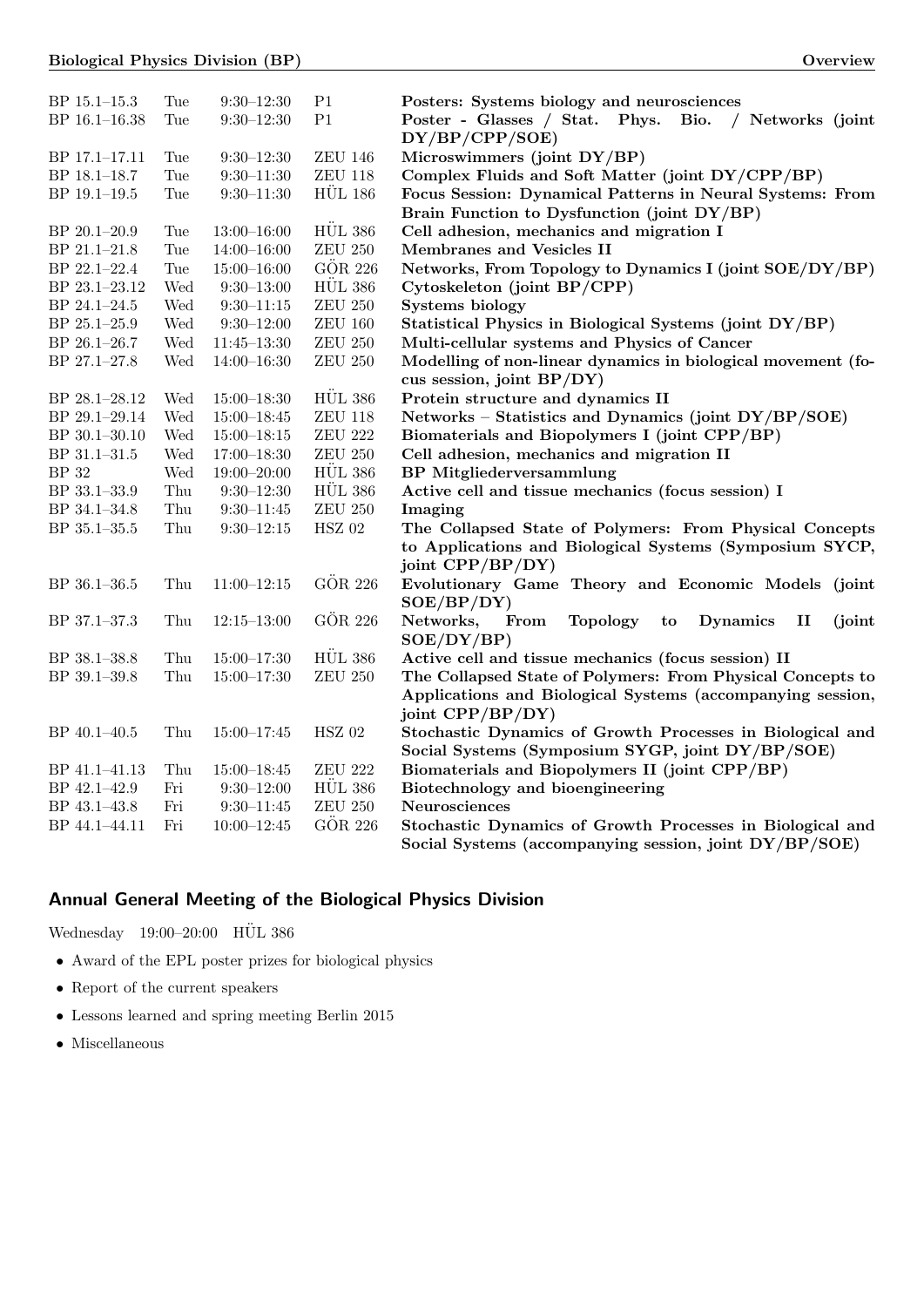| | | | | |
|---|---|---|---|---|
| BP 15.1–15.3 | Tue | 9:30–12:30 | P1 | **Posters: Systems biology and neurosciences** |
| BP 16.1–16.38 | Tue | 9:30–12:30 | P1 | **Poster - Glasses / Stat. Phys. Bio. / Networks (joint DY/BP/CPP/SOE)** |
| BP 17.1–17.11 | Tue | 9:30–12:30 | ZEU 146 | **Microswimmers (joint DY/BP)** |
| BP 18.1–18.7 | Tue | 9:30–11:30 | ZEU 118 | **Complex Fluids and Soft Matter (joint DY/CPP/BP)** |
| BP 19.1–19.5 | Tue | 9:30–11:30 | HÜL 186 | **Focus Session: Dynamical Patterns in Neural Systems: From Brain Function to Dysfunction (joint DY/BP)** |
| BP 20.1–20.9 | Tue | 13:00–16:00 | HÜL 386 | **Cell adhesion, mechanics and migration I** |
| BP 21.1–21.8 | Tue | 14:00–16:00 | ZEU 250 | **Membranes and Vesicles II** |
| BP 22.1–22.4 | Tue | 15:00–16:00 | GÖR 226 | **Networks, From Topology to Dynamics I (joint SOE/DY/BP)** |
| BP 23.1–23.12 | Wed | 9:30–13:00 | HÜL 386 | **Cytoskeleton (joint BP/CPP)** |
| BP 24.1–24.5 | Wed | 9:30–11:15 | ZEU 250 | **Systems biology** |
| BP 25.1–25.9 | Wed | 9:30–12:00 | ZEU 160 | **Statistical Physics in Biological Systems (joint DY/BP)** |
| BP 26.1–26.7 | Wed | 11:45–13:30 | ZEU 250 | **Multi-cellular systems and Physics of Cancer** |
| BP 27.1–27.8 | Wed | 14:00–16:30 | ZEU 250 | **Modelling of non-linear dynamics in biological movement (focus session, joint BP/DY)** |
| BP 28.1–28.12 | Wed | 15:00–18:30 | HÜL 386 | **Protein structure and dynamics II** |
| BP 29.1–29.14 | Wed | 15:00–18:45 | ZEU 118 | **Networks – Statistics and Dynamics (joint DY/BP/SOE)** |
| BP 30.1–30.10 | Wed | 15:00–18:15 | ZEU 222 | **Biomaterials and Biopolymers I (joint CPP/BP)** |
| BP 31.1–31.5 | Wed | 17:00–18:30 | ZEU 250 | **Cell adhesion, mechanics and migration II** |
| BP 32 | Wed | 19:00–20:00 | HÜL 386 | **BP Mitgliederversammlung** |
| BP 33.1–33.9 | Thu | 9:30–12:30 | HÜL 386 | **Active cell and tissue mechanics (focus session) I** |
| BP 34.1–34.8 | Thu | 9:30–11:45 | ZEU 250 | **Imaging** |
| BP 35.1–35.5 | Thu | 9:30–12:15 | HSZ 02 | **The Collapsed State of Polymers: From Physical Concepts to Applications and Biological Systems (Symposium SYCP, joint CPP/BP/DY)** |
| BP 36.1–36.5 | Thu | 11:00–12:15 | GÖR 226 | **Evolutionary Game Theory and Economic Models (joint SOE/BP/DY)** |
| BP 37.1–37.3 | Thu | 12:15–13:00 | GÖR 226 | **Networks, From Topology to Dynamics II (joint SOE/DY/BP)** |
| BP 38.1–38.8 | Thu | 15:00–17:30 | HÜL 386 | **Active cell and tissue mechanics (focus session) II** |
| BP 39.1–39.8 | Thu | 15:00–17:30 | ZEU 250 | **The Collapsed State of Polymers: From Physical Concepts to Applications and Biological Systems (accompanying session, joint CPP/BP/DY)** |
| BP 40.1–40.5 | Thu | 15:00–17:45 | HSZ 02 | **Stochastic Dynamics of Growth Processes in Biological and Social Systems (Symposium SYGP, joint DY/BP/SOE)** |
| BP 41.1–41.13 | Thu | 15:00–18:45 | ZEU 222 | **Biomaterials and Biopolymers II (joint CPP/BP)** |
| BP 42.1–42.9 | Fri | 9:30–12:00 | HÜL 386 | **Biotechnology and bioengineering** |
| BP 43.1–43.8 | Fri | 9:30–11:45 | ZEU 250 | **Neurosciences** |
| BP 44.1–44.11 | Fri | 10:00–12:45 | GÖR 226 | **Stochastic Dynamics of Growth Processes in Biological and Social Systems (accompanying session, joint DY/BP/SOE)** |

## Annual General Meeting of the Biological Physics Division

Wednesday 19:00–20:00 HÜL 386

- Award of the EPL poster prizes for biological physics
- Report of the current speakers
- Lessons learned and spring meeting Berlin 2015
- Miscellaneous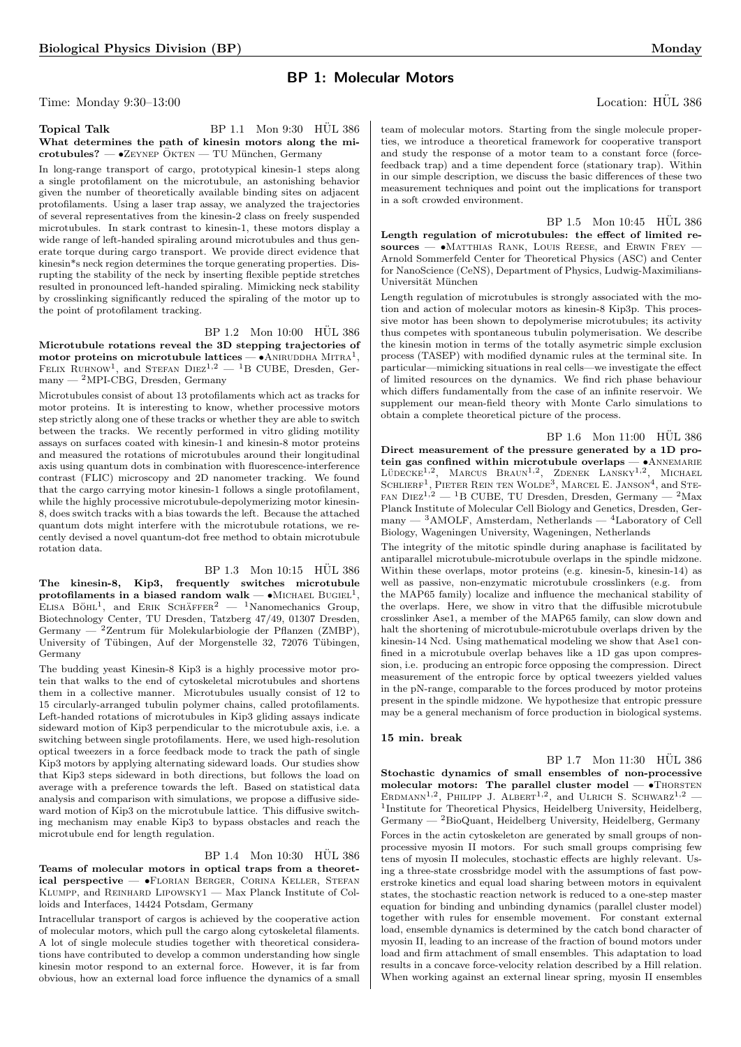## BP 1: Molecular Motors

Time: Monday 9:30–13:00 Location: HÜL 386

**Topical Talk** BP 1.1 Mon 9:30 HÜL 386

**What determines the path of kinesin motors along the microtubules?** — •Zeynep Ökten — TU München, Germany

In long-range transport of cargo, prototypical kinesin-1 steps along a single protofilament on the microtubule, an astonishing behavior given the number of theoretically available binding sites on adjacent protofilaments. Using a laser trap assay, we analyzed the trajectories of several representatives from the kinesin-2 class on freely suspended microtubules. In stark contrast to kinesin-1, these motors display a wide range of left-handed spiraling around microtubules and thus generate torque during cargo transport. We provide direct evidence that kinesin*s neck region determines the torque generating properties. Disrupting the stability of the neck by inserting flexible peptide stretches resulted in pronounced left-handed spiraling. Mimicking neck stability by crosslinking significantly reduced the spiraling of the motor up to the point of protofilament tracking.

BP 1.2 Mon 10:00 HÜL 386

**Microtubule rotations reveal the 3D stepping trajectories of motor proteins on microtubule lattices** — •Aniruddha Mitra[1], Felix Ruhnow[1], and Stefan Diez[1,2] — [1]B CUBE, Dresden, Germany — [2]MPI-CBG, Dresden, Germany

Microtubules consist of about 13 protofilaments which act as tracks for motor proteins. It is interesting to know, whether processive motors step strictly along one of these tracks or whether they are able to switch between the tracks. We recently performed in vitro gliding motility assays on surfaces coated with kinesin-1 and kinesin-8 motor proteins and measured the rotations of microtubules around their longitudinal axis using quantum dots in combination with fluorescence-interference contrast (FLIC) microscopy and 2D nanometer tracking. We found that the cargo carrying motor kinesin-1 follows a single protofilament, while the highly processive microtubule-depolymerizing motor kinesin-8, does switch tracks with a bias towards the left. Because the attached quantum dots might interfere with the microtubule rotations, we recently devised a novel quantum-dot free method to obtain microtubule rotation data.

BP 1.3 Mon 10:15 HÜL 386

**The kinesin-8, Kip3, frequently switches microtubule protofilaments in a biased random walk** — •Michael Bugiel[1], Elisa Böhl[1], and Erik Schäffer[2] — [1]Nanomechanics Group, Biotechnology Center, TU Dresden, Tatzberg 47/49, 01307 Dresden, Germany — [2]Zentrum für Molekularbiologie der Pflanzen (ZMBP), University of Tübingen, Auf der Morgenstelle 32, 72076 Tübingen, Germany

The budding yeast Kinesin-8 Kip3 is a highly processive motor protein that walks to the end of cytoskeletal microtubules and shortens them in a collective manner. Microtubules usually consist of 12 to 15 circularly-arranged tubulin polymer chains, called protofilaments. Left-handed rotations of microtubules in Kip3 gliding assays indicate sideward motion of Kip3 perpendicular to the microtubule axis, i.e. a switching between single protofilaments. Here, we used high-resolution optical tweezers in a force feedback mode to track the path of single Kip3 motors by applying alternating sideward loads. Our studies show that Kip3 steps sideward in both directions, but follows the load on average with a preference towards the left. Based on statistical data analysis and comparison with simulations, we propose a diffusive sideward motion of Kip3 on the microtubule lattice. This diffusive switching mechanism may enable Kip3 to bypass obstacles and reach the microtubule end for length regulation.

BP 1.4 Mon 10:30 HÜL 386

**Teams of molecular motors in optical traps from a theoretical perspective** — •Florian Berger, Corina Keller, Stefan Klumpp, and Reinhard Lipowsky1 — Max Planck Institute of Colloids and Interfaces, 14424 Potsdam, Germany

Intracellular transport of cargos is achieved by the cooperative action of molecular motors, which pull the cargo along cytoskeletal filaments. A lot of single molecule studies together with theoretical considerations have contributed to develop a common understanding how single kinesin motor respond to an external force. However, it is far from obvious, how an external load force influence the dynamics of a small team of molecular motors. Starting from the single molecule properties, we introduce a theoretical framework for cooperative transport and study the response of a motor team to a constant force (force-feedback trap) and a time dependent force (stationary trap). Within in our simple description, we discuss the basic differences of these two measurement techniques and point out the implications for transport in a soft crowded environment.

BP 1.5 Mon 10:45 HÜL 386

**Length regulation of microtubules: the effect of limited resources** — •Matthias Rank, Louis Reese, and Erwin Frey — Arnold Sommerfeld Center for Theoretical Physics (ASC) and Center for NanoScience (CeNS), Department of Physics, Ludwig-Maximilians-Universität München

Length regulation of microtubules is strongly associated with the motion and action of molecular motors as kinesin-8 Kip3p. This processive motor has been shown to depolymerise microtubules; its activity thus competes with spontaneous tubulin polymerisation. We describe the kinesin motion in terms of the totally asymetric simple exclusion process (TASEP) with modified dynamic rules at the terminal site. In particular—mimicking situations in real cells—we investigate the effect of limited resources on the dynamics. We find rich phase behaviour which differs fundamentally from the case of an infinite reservoir. We supplement our mean-field theory with Monte Carlo simulations to obtain a complete theoretical picture of the process.

BP 1.6 Mon 11:00 HÜL 386

**Direct measurement of the pressure generated by a 1D protein gas confined within microtubule overlaps** — •Annemarie Lüdecke[1,2], Marcus Braun[1,2], Zdenek Lansky[1,2], Michael Schlierf[1], Pieter Rein ten Wolde[3], Marcel E. Janson[4], and Stefan Diez[1,2] — [1]B CUBE, TU Dresden, Dresden, Germany — [2]Max Planck Institute of Molecular Cell Biology and Genetics, Dresden, Germany — [3]AMOLF, Amsterdam, Netherlands — [4]Laboratory of Cell Biology, Wageningen University, Wageningen, Netherlands

The integrity of the mitotic spindle during anaphase is facilitated by antiparallel microtubule-microtubule overlaps in the spindle midzone. Within these overlaps, motor proteins (e.g. kinesin-5, kinesin-14) as well as passive, non-enzymatic microtubule crosslinkers (e.g. from the MAP65 family) localize and influence the mechanical stability of the overlaps. Here, we show in vitro that the diffusible microtubule crosslinker Ase1, a member of the MAP65 family, can slow down and halt the shortening of microtubule-microtubule overlaps driven by the kinesin-14 Ncd. Using mathematical modeling we show that Ase1 confined in a microtubule overlap behaves like a 1D gas upon compression, i.e. producing an entropic force opposing the compression. Direct measurement of the entropic force by optical tweezers yielded values in the pN-range, comparable to the forces produced by motor proteins present in the spindle midzone. We hypothesize that entropic pressure may be a general mechanism of force production in biological systems.

**15 min. break**

BP 1.7 Mon 11:30 HÜL 386

**Stochastic dynamics of small ensembles of non-processive molecular motors: The parallel cluster model** — •Thorsten Erdmann[1,2], Philipp J. Albert[1,2], and Ulrich S. Schwarz[1,2] — [1]Institute for Theoretical Physics, Heidelberg University, Heidelberg, Germany — [2]BioQuant, Heidelberg University, Heidelberg, Germany

Forces in the actin cytoskeleton are generated by small groups of non-processive myosin II motors. For such small groups comprising few tens of myosin II molecules, stochastic effects are highly relevant. Using a three-state crossbridge model with the assumptions of fast powerstroke kinetics and equal load sharing between motors in equivalent states, the stochastic reaction network is reduced to a one-step master equation for binding and unbinding dynamics (parallel cluster model) together with rules for ensemble movement. For constant external load, ensemble dynamics is determined by the catch bond character of myosin II, leading to an increase of the fraction of bound motors under load and firm attachment of small ensembles. This adaptation to load results in a concave force-velocity relation described by a Hill relation. When working against an external linear spring, myosin II ensembles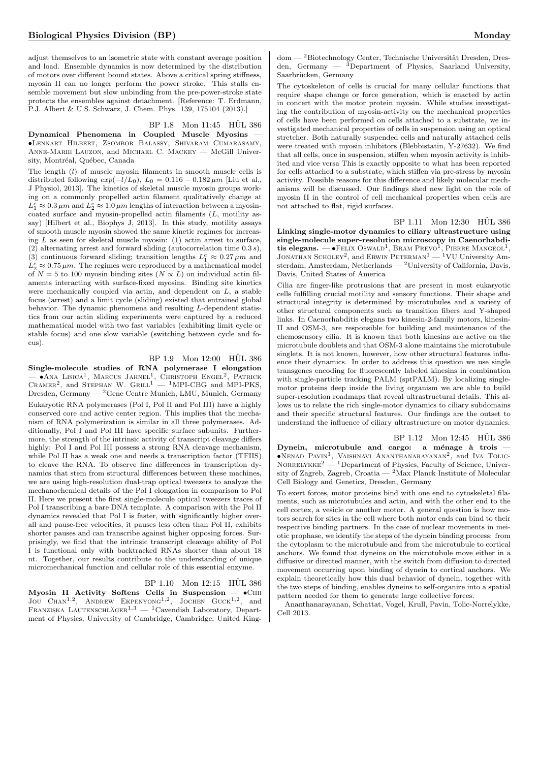adjust themselves to an isometric state with constant average position and load. Ensemble dynamics is now determined by the distribution of motors over different bound states. Above a critical spring stiffness, myosin II can no longer perform the power stroke. This stalls ensemble movement but slow unbinding from the pre-power-stroke state protects the ensembles against detachment. [Reference: T. Erdmann, P.J. Albert & U.S. Schwarz, J. Chem. Phys. 139, 175104 (2013).]

BP 1.8 Mon 11:45 HÜL 386

**Dynamical Phenomena in Coupled Muscle Myosins** — •Lennart Hilbert, Zsombor Balassy, Shivaram Cumarasamy, Anne-Marie Lauzon, and Michael C. Mackey — McGill University, Montréal, Québec, Canada

The length ($l$) of muscle myosin filaments in smooth muscle cells is distributed following $exp(-l/L_0)$, $L_0 = 0.116 - 0.182\,\mu m$ [Liu et al., J Physiol, 2013]. The kinetics of skeletal muscle myosin groups working on a commonly propelled actin filament qualitatively change at $L_1^c \approx 0.3\,\mu m$ and $L_2^c \approx 1.0\,\mu m$ lengths of interaction between a myosin-coated surface and myosin-propelled actin filaments ($L$, motility assay) [Hilbert et al., Biophys J, 2013]. In this study, motility assays of smooth muscle myosin showed the same kinetic regimes for increasing $L$ as seen for skeletal muscle myosin: (1) actin arrest to surface, (2) alternating arrest and forward sliding (autocorrelation time 0.3 $s$), (3) continuous forward sliding; transition lengths $L_1^c \approx 0.27\,\mu m$ and $L_2^c \approx 0.75\,\mu m$. The regimes were reproduced by a mathematical model of $N = 5$ to 100 myosin binding sites ($N \propto L$) on individual actin filaments interacting with surface-fixed myosins. Binding site kinetics were mechanically coupled via actin, and dependent on $L$, a stable focus (arrest) and a limit cycle (sliding) existed that entrained global behavior. The dynamic phenomena and resulting $L$-dependent statistics from our actin sliding experiments were captured by a reduced mathematical model with two fast variables (exhibiting limit cycle or stable focus) and one slow variable (switching between cycle and focus).

BP 1.9 Mon 12:00 HÜL 386

**Single-molecule studies of RNA polymerase I elongation** — •Ana Lisica[1], Marcus Jahnel[1], Christoph Engel[2], Patrick Cramer[2], and Stephan W. Grill[1] — [1]MPI-CBG and MPI-PKS, Dresden, Germany — [2]Gene Centre Munich, LMU, Munich, Germany

Eukaryotic RNA polymerases (Pol I, Pol II and Pol III) have a highly conserved core and active center region. This implies that the mechanism of RNA polymerization is similar in all three polymerases. Additionally, Pol I and Pol III have specific surface subunits. Furthermore, the strength of the intrinsic activity of transcript cleavage differs highly: Pol I and Pol III possess a strong RNA cleavage mechanism, while Pol II has a weak one and needs a transcription factor (TFIIS) to cleave the RNA. To observe fine differences in transcription dynamics that stem from structural differences between these machines, we are using high-resolution dual-trap optical tweezers to analyze the mechanochemical details of the Pol I elongation in comparison to Pol II. Here we present the first single-molecule optical tweezers traces of Pol I transcribing a bare DNA template. A comparison with the Pol II dynamics revealed that Pol I is faster, with significantly higher overall and pause-free velocities, it pauses less often than Pol II, exhibits shorter pauses and can transcribe against higher opposing forces. Surprisingly, we find that the intrinsic transcript cleavage ability of Pol I is functional only with backtracked RNAs shorter than about 18 nt. Together, our results contribute to the understanding of unique micromechanical function and cellular role of this essential enzyme.

BP 1.10 Mon 12:15 HÜL 386

**Myosin II Activity Softens Cells in Suspension** — •Chii Jou Chan[1,2], Andrew Ekpenyong[1,2], Jochen Guck[1,2], and Franziska Lautenschläger[1,3] — [1]Cavendish Laboratory, Department of Physics, University of Cambridge, Cambridge, United Kingdom — [2]Biotechnology Center, Technische Universität Dresden, Dresden, Germany — [3]Department of Physics, Saarland University, Saarbrücken, Germany

The cytoskeleton of cells is crucial for many cellular functions that require shape change or force generation, which is enacted by actin in concert with the motor protein myosin. While studies investigating the contribution of myosin-activity on the mechanical properties of cells have been performed on cells attached to a substrate, we investigated mechanical properties of cells in suspension using an optical stretcher. Both naturally suspended cells and naturally attached cells were treated with myosin inhibitors (Blebbistatin, Y-27632). We find that all cells, once in suspension, stiffen when myosin activity is inhibited and vice versa This is exactly opposite to what has been reported for cells attached to a substrate, which stiffen via pre-stress by myosin activity. Possible reasons for this difference and likely molecular mechanisms will be discussed. Our findings shed new light on the role of myosin II in the control of cell mechanical properties when cells are not attached to flat, rigid surfaces.

BP 1.11 Mon 12:30 HÜL 386

**Linking single-motor dynamics to ciliary ultrastructure using single-molecule super-resolution microscopy in Caenorhabditis elegans.** — •Felix Oswald[1], Bram Prevo[1], Pierre Mangeol[1], Jonathan Scholey[2], and Erwin Peterman[1] — [1]VU University Amsterdam, Amsterdam, Netherlands — [2]University of California, Davis, Davis, United States of America

Cilia are finger-like protrusions that are present in most eukaryotic cells fulfilling crucial motility and sensory functions. Their shape and structural integrity is determined by microtubules and a variety of other structural components such as transition fibers and Y-shaped links. In Caenorhabditis elegans two kinesin-2-family motors, kinesin-II and OSM-3, are responsible for building and maintenance of the chemosensory cilia. It is known that both kinesins are active on the microtubule doublets and that OSM-3 alone maintains the microtubule singlets. It is not known, however, how other structural features influence their dynamics. In order to address this question we use single transgenes encoding for fluorescently labeled kinesins in combination with single-particle tracking PALM (sptPALM). By localizing single-motor proteins deep inside the living organism we are able to build super-resolution roadmaps that reveal ultrastructural details. This allows us to relate the rich single-motor dynamics to ciliary subdomains and their specific structural features. Our findings are the outset to understand the influence of ciliary ultrastructure on motor dynamics.

BP 1.12 Mon 12:45 HÜL 386

**Dynein, microtubule and cargo: a ménage à trois** — •Nenad Pavin[1], Vaishnavi Ananthanarayanan[2], and Iva Tolic-Norrelykke[2] — [1]Department of Physics, Faculty of Science, University of Zagreb, Zagreb, Croatia — [2]Max Planck Institute of Molecular Cell Biology and Genetics, Dresden, Germany

To exert forces, motor proteins bind with one end to cytoskeletal filaments, such as microtubules and actin, and with the other end to the cell cortex, a vesicle or another motor. A general question is how motors search for sites in the cell where both motor ends can bind to their respective binding partners. In the case of nuclear movements in meiotic prophase, we identify the steps of the dynein binding process: from the cytoplasm to the microtubule and from the microtubule to cortical anchors. We found that dyneins on the microtubule move either in a diffusive or directed manner, with the switch from diffusion to directed movement occurring upon binding of dynein to cortical anchors. We explain theoretically how this dual behavior of dynein, together with the two steps of binding, enables dyneins to self-organize into a spatial pattern needed for them to generate large collective forces.

Ananthanarayanan, Schattat, Vogel, Krull, Pavin, Tolic-Norrelykke, Cell 2013.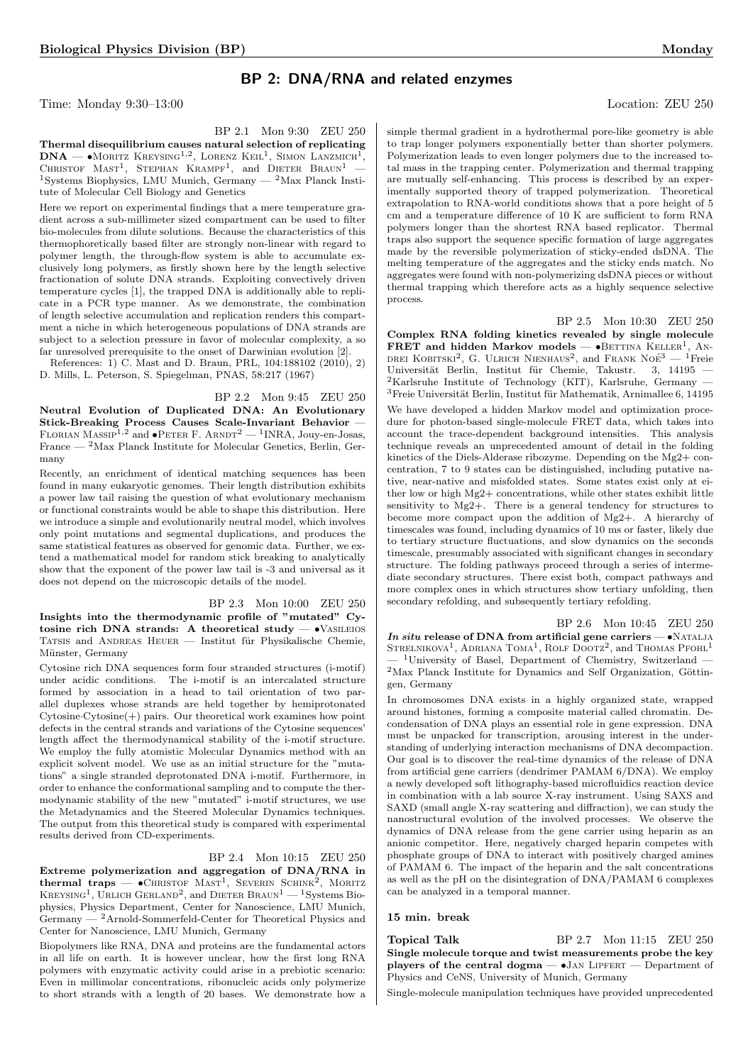## BP 2: DNA/RNA and related enzymes

Time: Monday 9:30–13:00 Location: ZEU 250

BP 2.1 Mon 9:30 ZEU 250

**Thermal disequilibrium causes natural selection of replicating DNA** — •Moritz Kreysing[1,2], Lorenz Keil[1], Simon Lanzmich[1], Christof Mast[1], Stephan Krampf[1], and Dieter Braun[1] — [1]Systems Biophysics, LMU Munich, Germany — [2]Max Planck Institute of Molecular Cell Biology and Genetics

Here we report on experimental findings that a mere temperature gradient across a sub-millimeter sized compartment can be used to filter bio-molecules from dilute solutions. Because the characteristics of this thermophoretically based filter are strongly non-linear with regard to polymer length, the through-flow system is able to accumulate exclusively long polymers, as firstly shown here by the length selective fractionation of solute DNA strands. Exploiting convectively driven temperature cycles [1], the trapped DNA is additionally able to replicate in a PCR type manner. As we demonstrate, the combination of length selective accumulation and replication renders this compartment a niche in which heterogeneous populations of DNA strands are subject to a selection pressure in favor of molecular complexity, a so far unresolved prerequisite to the onset of Darwinian evolution [2].

References: 1) C. Mast and D. Braun, PRL, 104:188102 (2010), 2) D. Mills, L. Peterson, S. Spiegelman, PNAS, 58:217 (1967)

BP 2.2 Mon 9:45 ZEU 250

**Neutral Evolution of Duplicated DNA: An Evolutionary Stick-Breaking Process Causes Scale-Invariant Behavior** — Florian Massip[1,2] and •Peter F. Arndt[2] — [1]INRA, Jouy-en-Josas, France — [2]Max Planck Institute for Molecular Genetics, Berlin, Germany

Recently, an enrichment of identical matching sequences has been found in many eukaryotic genomes. Their length distribution exhibits a power law tail raising the question of what evolutionary mechanism or functional constraints would be able to shape this distribution. Here we introduce a simple and evolutionarily neutral model, which involves only point mutations and segmental duplications, and produces the same statistical features as observed for genomic data. Further, we extend a mathematical model for random stick breaking to analytically show that the exponent of the power law tail is -3 and universal as it does not depend on the microscopic details of the model.

BP 2.3 Mon 10:00 ZEU 250

**Insights into the thermodynamic profile of "mutated" Cytosine rich DNA strands: A theoretical study** — •Vasileios Tatsis and Andreas Heuer — Institut für Physikalische Chemie, Münster, Germany

Cytosine rich DNA sequences form four stranded structures (i-motif) under acidic conditions. The i-motif is an intercalated structure formed by association in a head to tail orientation of two parallel duplexes whose strands are held together by hemiprotonated Cytosine·Cytosine(+) pairs. Our theoretical work examines how point defects in the central strands and variations of the Cytosine sequences' length affect the thermodynamical stability of the i-motif structure. We employ the fully atomistic Molecular Dynamics method with an explicit solvent model. We use as an initial structure for the "mutations" a single stranded deprotonated DNA i-motif. Furthermore, in order to enhance the conformational sampling and to compute the thermodynamic stability of the new "mutated" i-motif structures, we use the Metadynamics and the Steered Molecular Dynamics techniques. The output from this theoretical study is compared with experimental results derived from CD-experiments.

BP 2.4 Mon 10:15 ZEU 250

**Extreme polymerization and aggregation of DNA/RNA in thermal traps** — •Christof Mast[1], Severin Schink[2], Moritz Kreysing[1], Ulrich Gerland[2], and Dieter Braun[1] — [1]Systems Biophysics, Physics Department, Center for Nanoscience, LMU Munich, Germany — [2]Arnold-Sommerfeld-Center for Theoretical Physics and Center for Nanoscience, LMU Munich, Germany

Biopolymers like RNA, DNA and proteins are the fundamental actors in all life on earth. It is however unclear, how the first long RNA polymers with enzymatic activity could arise in a prebiotic scenario: Even in millimolar concentrations, ribonucleic acids only polymerize to short strands with a length of 20 bases. We demonstrate how a simple thermal gradient in a hydrothermal pore-like geometry is able to trap longer polymers exponentially better than shorter polymers. Polymerization leads to even longer polymers due to the increased total mass in the trapping center. Polymerization and thermal trapping are mutually self-enhancing. This process is described by an experimentally supported theory of trapped polymerization. Theoretical extrapolation to RNA-world conditions shows that a pore height of 5 cm and a temperature difference of 10 K are sufficient to form RNA polymers longer than the shortest RNA based replicator. Thermal traps also support the sequence specific formation of large aggregates made by the reversible polymerization of sticky-ended dsDNA. The melting temperature of the aggregates and the sticky ends match. No aggregates were found with non-polymerizing dsDNA pieces or without thermal trapping which therefore acts as a highly sequence selective process.

BP 2.5 Mon 10:30 ZEU 250

**Complex RNA folding kinetics revealed by single molecule FRET and hidden Markov models** — •Bettina Keller[1], Andrei Kobitski[2], G. Ulrich Nienhaus[2], and Frank Noé[3] — [1]Freie Universität Berlin, Institut für Chemie, Takustr. 3, 14195 — [2]Karlsruhe Institute of Technology (KIT), Karlsruhe, Germany — [3]Freie Universität Berlin, Institut für Mathematik, Arnimallee 6, 14195

We have developed a hidden Markov model and optimization procedure for photon-based single-molecule FRET data, which takes into account the trace-dependent background intensities. This analysis technique reveals an unprecedented amount of detail in the folding kinetics of the Diels-Alderase ribozyme. Depending on the $Mg^{2+}$ concentration, 7 to 9 states can be distinguished, including putative native, near-native and misfolded states. Some states exist only at either low or high $Mg^{2+}$ concentrations, while other states exhibit little sensitivity to $Mg^{2+}$. There is a general tendency for structures to become more compact upon the addition of $Mg^{2+}$. A hierarchy of timescales was found, including dynamics of 10 ms or faster, likely due to tertiary structure fluctuations, and slow dynamics on the seconds timescale, presumably associated with significant changes in secondary structure. The folding pathways proceed through a series of intermediate secondary structures. There exist both, compact pathways and more complex ones in which structures show tertiary unfolding, then secondary refolding, and subsequently tertiary refolding.

BP 2.6 Mon 10:45 ZEU 250

***In situ* release of DNA from artificial gene carriers** — •Natalja Strelnikova[1], Adriana Toma[1], Rolf Dootz[2], and Thomas Pfohl[1] — [1]University of Basel, Department of Chemistry, Switzerland — [2]Max Planck Institute for Dynamics and Self Organization, Göttingen, Germany

In chromosomes DNA exists in a highly organized state, wrapped around histones, forming a composite material called chromatin. Decondensation of DNA plays an essential role in gene expression. DNA must be unpacked for transcription, arousing interest in the understanding of underlying interaction mechanisms of DNA decompaction. Our goal is to discover the real-time dynamics of the release of DNA from artificial gene carriers (dendrimer PAMAM 6/DNA). We employ a newly developed soft lithography-based microfluidics reaction device in combination with a lab source X-ray instrument. Using SAXS and SAXD (small angle X-ray scattering and diffraction), we can study the nanostructural evolution of the involved processes. We observe the dynamics of DNA release from the gene carrier using heparin as an anionic competitor. Here, negatively charged heparin competes with phosphate groups of DNA to interact with positively charged amines of PAMAM 6. The impact of the heparin and the salt concentrations as well as the pH on the disintegration of DNA/PAMAM 6 complexes can be analyzed in a temporal manner.

### 15 min. break

**Topical Talk** BP 2.7 Mon 11:15 ZEU 250

**Single molecule torque and twist measurements probe the key players of the central dogma** — •Jan Lipfert — Department of Physics and CeNS, University of Munich, Germany

Single-molecule manipulation techniques have provided unprecedented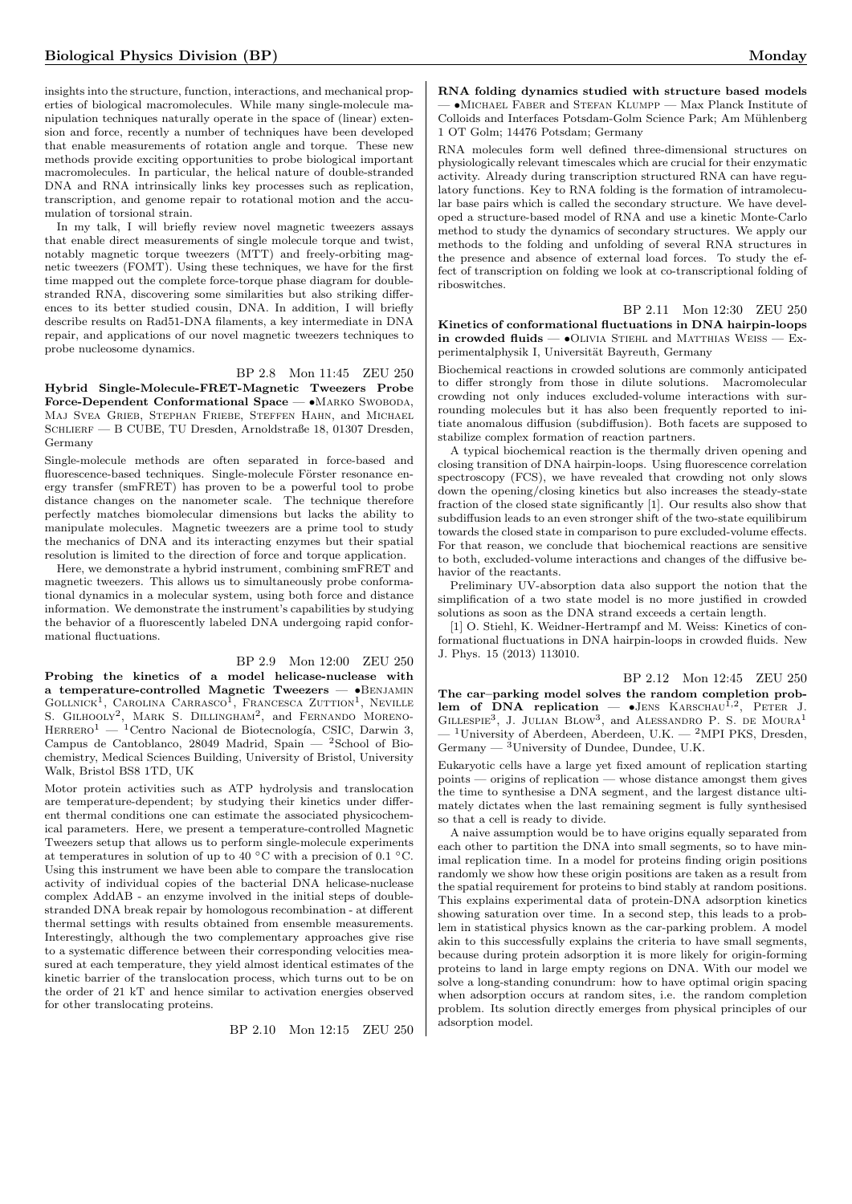insights into the structure, function, interactions, and mechanical properties of biological macromolecules. While many single-molecule manipulation techniques naturally operate in the space of (linear) extension and force, recently a number of techniques have been developed that enable measurements of rotation angle and torque. These new methods provide exciting opportunities to probe biological important macromolecules. In particular, the helical nature of double-stranded DNA and RNA intrinsically links key processes such as replication, transcription, and genome repair to rotational motion and the accumulation of torsional strain.

In my talk, I will briefly review novel magnetic tweezers assays that enable direct measurements of single molecule torque and twist, notably magnetic torque tweezers (MTT) and freely-orbiting magnetic tweezers (FOMT). Using these techniques, we have for the first time mapped out the complete force-torque phase diagram for double-stranded RNA, discovering some similarities but also striking differences to its better studied cousin, DNA. In addition, I will briefly describe results on Rad51-DNA filaments, a key intermediate in DNA repair, and applications of our novel magnetic tweezers techniques to probe nucleosome dynamics.

BP 2.8 Mon 11:45 ZEU 250

**Hybrid Single-Molecule-FRET-Magnetic Tweezers Probe Force-Dependent Conformational Space** — •Marko Swoboda, Maj Svea Grieb, Stephan Friebe, Steffen Hahn, and Michael Schlierf — B CUBE, TU Dresden, Arnoldstraße 18, 01307 Dresden, Germany

Single-molecule methods are often separated in force-based and fluorescence-based techniques. Single-molecule Förster resonance energy transfer (smFRET) has proven to be a powerful tool to probe distance changes on the nanometer scale. The technique therefore perfectly matches biomolecular dimensions but lacks the ability to manipulate molecules. Magnetic tweezers are a prime tool to study the mechanics of DNA and its interacting enzymes but their spatial resolution is limited to the direction of force and torque application.

Here, we demonstrate a hybrid instrument, combining smFRET and magnetic tweezers. This allows us to simultaneously probe conformational dynamics in a molecular system, using both force and distance information. We demonstrate the instrument's capabilities by studying the behavior of a fluorescently labeled DNA undergoing rapid conformational fluctuations.

BP 2.9 Mon 12:00 ZEU 250

**Probing the kinetics of a model helicase-nuclease with a temperature-controlled Magnetic Tweezers** — •Benjamin Gollnick[1], Carolina Carrasco[1], Francesca Zuttion[1], Neville S. Gilhooly[2], Mark S. Dillingham[2], and Fernando Moreno-Herrero[1] — [1]Centro Nacional de Biotecnología, CSIC, Darwin 3, Campus de Cantoblanco, 28049 Madrid, Spain — [2]School of Biochemistry, Medical Sciences Building, University of Bristol, University Walk, Bristol BS8 1TD, UK

Motor protein activities such as ATP hydrolysis and translocation are temperature-dependent; by studying their kinetics under different thermal conditions one can estimate the associated physicochemical parameters. Here, we present a temperature-controlled Magnetic Tweezers setup that allows us to perform single-molecule experiments at temperatures in solution of up to 40 °C with a precision of 0.1 °C. Using this instrument we have been able to compare the translocation activity of individual copies of the bacterial DNA helicase-nuclease complex AddAB - an enzyme involved in the initial steps of double-stranded DNA break repair by homologous recombination - at different thermal settings with results obtained from ensemble measurements. Interestingly, although the two complementary approaches give rise to a systematic difference between their corresponding velocities measured at each temperature, they yield almost identical estimates of the kinetic barrier of the translocation process, which turns out to be on the order of 21 kT and hence similar to activation energies observed for other translocating proteins.

BP 2.10 Mon 12:15 ZEU 250

**RNA folding dynamics studied with structure based models** — •Michael Faber and Stefan Klumpp — Max Planck Institute of Colloids and Interfaces Potsdam-Golm Science Park; Am Mühlenberg 1 OT Golm; 14476 Potsdam; Germany

RNA molecules form well defined three-dimensional structures on physiologically relevant timescales which are crucial for their enzymatic activity. Already during transcription structured RNA can have regulatory functions. Key to RNA folding is the formation of intramolecular base pairs which is called the secondary structure. We have developed a structure-based model of RNA and use a kinetic Monte-Carlo method to study the dynamics of secondary structures. We apply our methods to the folding and unfolding of several RNA structures in the presence and absence of external load forces. To study the effect of transcription on folding we look at co-transcriptional folding of riboswitches.

BP 2.11 Mon 12:30 ZEU 250

**Kinetics of conformational fluctuations in DNA hairpin-loops in crowded fluids** — •Olivia Stiehl and Matthias Weiss — Experimentalphysik I, Universität Bayreuth, Germany

Biochemical reactions in crowded solutions are commonly anticipated to differ strongly from those in dilute solutions. Macromolecular crowding not only induces excluded-volume interactions with surrounding molecules but it has also been frequently reported to initiate anomalous diffusion (subdiffusion). Both facets are supposed to stabilize complex formation of reaction partners.

A typical biochemical reaction is the thermally driven opening and closing transition of DNA hairpin-loops. Using fluorescence correlation spectroscopy (FCS), we have revealed that crowding not only slows down the opening/closing kinetics but also increases the steady-state fraction of the closed state significantly [1]. Our results also show that subdiffusion leads to an even stronger shift of the two-state equilibrium towards the closed state in comparison to pure excluded-volume effects. For that reason, we conclude that biochemical reactions are sensitive to both, excluded-volume interactions and changes of the diffusive behavior of the reactants.

Preliminary UV-absorption data also support the notion that the simplification of a two state model is no more justified in crowded solutions as soon as the DNA strand exceeds a certain length.

[1] O. Stiehl, K. Weidner-Hertrampf and M. Weiss: Kinetics of conformational fluctuations in DNA hairpin-loops in crowded fluids. New J. Phys. 15 (2013) 113010.

BP 2.12 Mon 12:45 ZEU 250

**The car–parking model solves the random completion problem of DNA replication** — •Jens Karschau[1,2], Peter J. Gillespie[3], J. Julian Blow[3], and Alessandro P. S. de Moura[1] — [1]University of Aberdeen, Aberdeen, U.K. — [2]MPI PKS, Dresden, Germany — [3]University of Dundee, Dundee, U.K.

Eukaryotic cells have a large yet fixed amount of replication starting points — origins of replication — whose distance amongst them gives the time to synthesise a DNA segment, and the largest distance ultimately dictates when the last remaining segment is fully synthesised so that a cell is ready to divide.

A naive assumption would be to have origins equally separated from each other to partition the DNA into small segments, so to have minimal replication time. In a model for proteins finding origin positions randomly we show how these origin positions are taken as a result from the spatial requirement for proteins to bind stably at random positions. This explains experimental data of protein-DNA adsorption kinetics showing saturation over time. In a second step, this leads to a problem in statistical physics known as the car-parking problem. A model akin to this successfully explains the criteria to have small segments, because during protein adsorption it is more likely for origin-forming proteins to land in large empty regions on DNA. With our model we solve a long-standing conundrum: how to have optimal origin spacing when adsorption occurs at random sites, i.e. the random completion problem. Its solution directly emerges from physical principles of our adsorption model.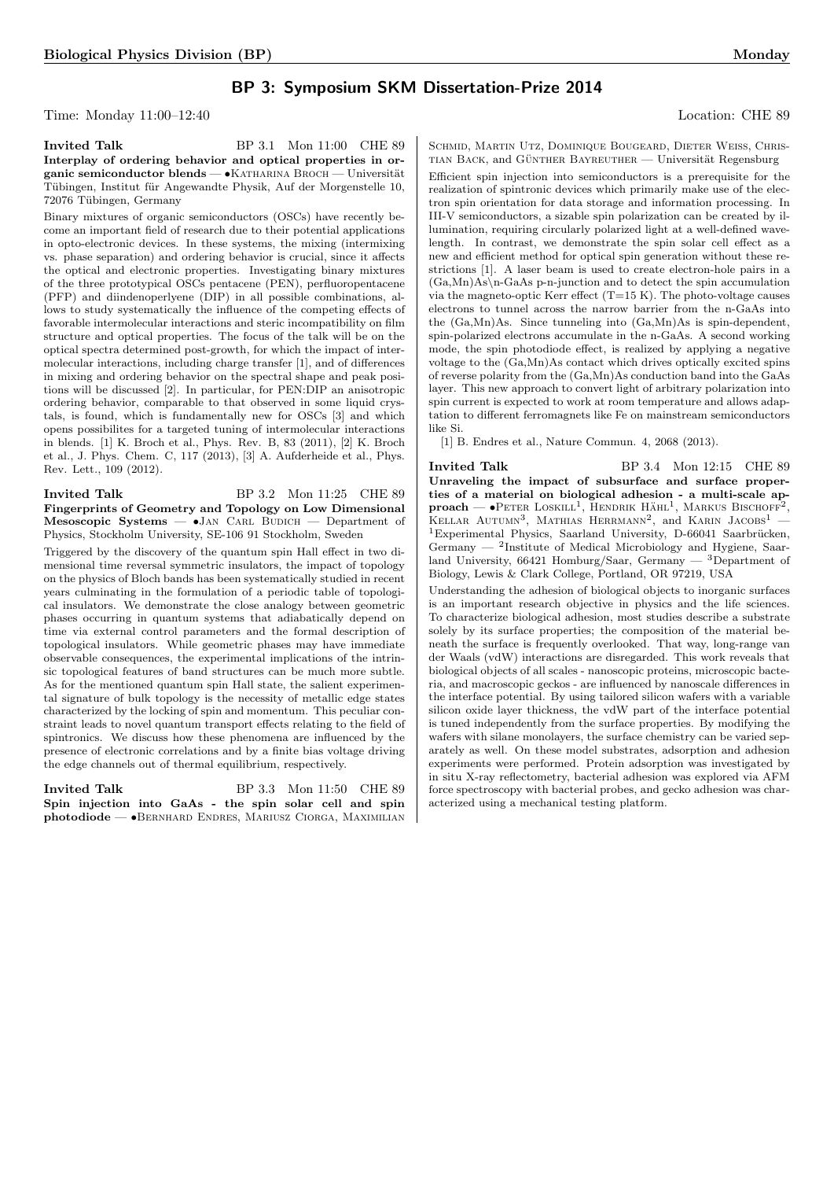## BP 3: Symposium SKM Dissertation-Prize 2014

Time: Monday 11:00–12:40 Location: CHE 89

**Invited Talk** BP 3.1 Mon 11:00 CHE 89

**Interplay of ordering behavior and optical properties in organic semiconductor blends** — •Katharina Broch — Universität Tübingen, Institut für Angewandte Physik, Auf der Morgenstelle 10, 72076 Tübingen, Germany

Binary mixtures of organic semiconductors (OSCs) have recently become an important field of research due to their potential applications in opto-electronic devices. In these systems, the mixing (intermixing vs. phase separation) and ordering behavior is crucial, since it affects the optical and electronic properties. Investigating binary mixtures of the three prototypical OSCs pentacene (PEN), perfluoropentacene (PFP) and diindenoperylene (DIP) in all possible combinations, allows to study systematically the influence of the competing effects of favorable intermolecular interactions and steric incompatibility on film structure and optical properties. The focus of the talk will be on the optical spectra determined post-growth, for which the impact of intermolecular interactions, including charge transfer [1], and of differences in mixing and ordering behavior on the spectral shape and peak positions will be discussed [2]. In particular, for PEN:DIP an anisotropic ordering behavior, comparable to that observed in some liquid crystals, is found, which is fundamentally new for OSCs [3] and which opens possibilites for a targeted tuning of intermolecular interactions in blends. [1] K. Broch et al., Phys. Rev. B, 83 (2011), [2] K. Broch et al., J. Phys. Chem. C, 117 (2013), [3] A. Aufderheide et al., Phys. Rev. Lett., 109 (2012).

**Invited Talk** BP 3.2 Mon 11:25 CHE 89

**Fingerprints of Geometry and Topology on Low Dimensional Mesoscopic Systems** — •Jan Carl Budich — Department of Physics, Stockholm University, SE-106 91 Stockholm, Sweden

Triggered by the discovery of the quantum spin Hall effect in two dimensional time reversal symmetric insulators, the impact of topology on the physics of Bloch bands has been systematically studied in recent years culminating in the formulation of a periodic table of topological insulators. We demonstrate the close analogy between geometric phases occurring in quantum systems that adiabatically depend on time via external control parameters and the formal description of topological insulators. While geometric phases may have immediate observable consequences, the experimental implications of the intrinsic topological features of band structures can be much more subtle. As for the mentioned quantum spin Hall state, the salient experimental signature of bulk topology is the necessity of metallic edge states characterized by the locking of spin and momentum. This peculiar constraint leads to novel quantum transport effects relating to the field of spintronics. We discuss how these phenomena are influenced by the presence of electronic correlations and by a finite bias voltage driving the edge channels out of thermal equilibrium, respectively.

**Invited Talk** BP 3.3 Mon 11:50 CHE 89

**Spin injection into GaAs - the spin solar cell and spin photodiode** — •Bernhard Endres, Mariusz Ciorga, Maximilian Schmid, Martin Utz, Dominique Bougeard, Dieter Weiss, Christian Back, and Günther Bayreuther — Universität Regensburg

Efficient spin injection into semiconductors is a prerequisite for the realization of spintronic devices which primarily make use of the electron spin orientation for data storage and information processing. In III-V semiconductors, a sizable spin polarization can be created by illumination, requiring circularly polarized light at a well-defined wavelength. In contrast, we demonstrate the spin solar cell effect as a new and efficient method for optical spin generation without these restrictions [1]. A laser beam is used to create electron-hole pairs in a (Ga,Mn)As\n-GaAs p-n-junction and to detect the spin accumulation via the magneto-optic Kerr effect (T=15 K). The photo-voltage causes electrons to tunnel across the narrow barrier from the n-GaAs into the (Ga,Mn)As. Since tunneling into (Ga,Mn)As is spin-dependent, spin-polarized electrons accumulate in the n-GaAs. A second working mode, the spin photodiode effect, is realized by applying a negative voltage to the (Ga,Mn)As contact which drives optically excited spins of reverse polarity from the (Ga,Mn)As conduction band into the GaAs layer. This new approach to convert light of arbitrary polarization into spin current is expected to work at room temperature and allows adaptation to different ferromagnets like Fe on mainstream semiconductors like Si.

[1] B. Endres et al., Nature Commun. 4, 2068 (2013).

**Invited Talk** BP 3.4 Mon 12:15 CHE 89

**Unraveling the impact of subsurface and surface properties of a material on biological adhesion - a multi-scale approach** — •Peter Loskill[1], Hendrik Hähl[1], Markus Bischoff[2], Kellar Autumn[3], Mathias Herrmann[2], and Karin Jacobs[1] — [1]Experimental Physics, Saarland University, D-66041 Saarbrücken, Germany — [2]Institute of Medical Microbiology and Hygiene, Saarland University, 66421 Homburg/Saar, Germany — [3]Department of Biology, Lewis & Clark College, Portland, OR 97219, USA

Understanding the adhesion of biological objects to inorganic surfaces is an important research objective in physics and the life sciences. To characterize biological adhesion, most studies describe a substrate solely by its surface properties; the composition of the material beneath the surface is frequently overlooked. That way, long-range van der Waals (vdW) interactions are disregarded. This work reveals that biological objects of all scales - nanoscopic proteins, microscopic bacteria, and macroscopic geckos - are influenced by nanoscale differences in the interface potential. By using tailored silicon wafers with a variable silicon oxide layer thickness, the vdW part of the interface potential is tuned independently from the surface properties. By modifying the wafers with silane monolayers, the surface chemistry can be varied separately as well. On these model substrates, adsorption and adhesion experiments were performed. Protein adsorption was investigated by in situ X-ray reflectometry, bacterial adhesion was explored via AFM force spectroscopy with bacterial probes, and gecko adhesion was characterized using a mechanical testing platform.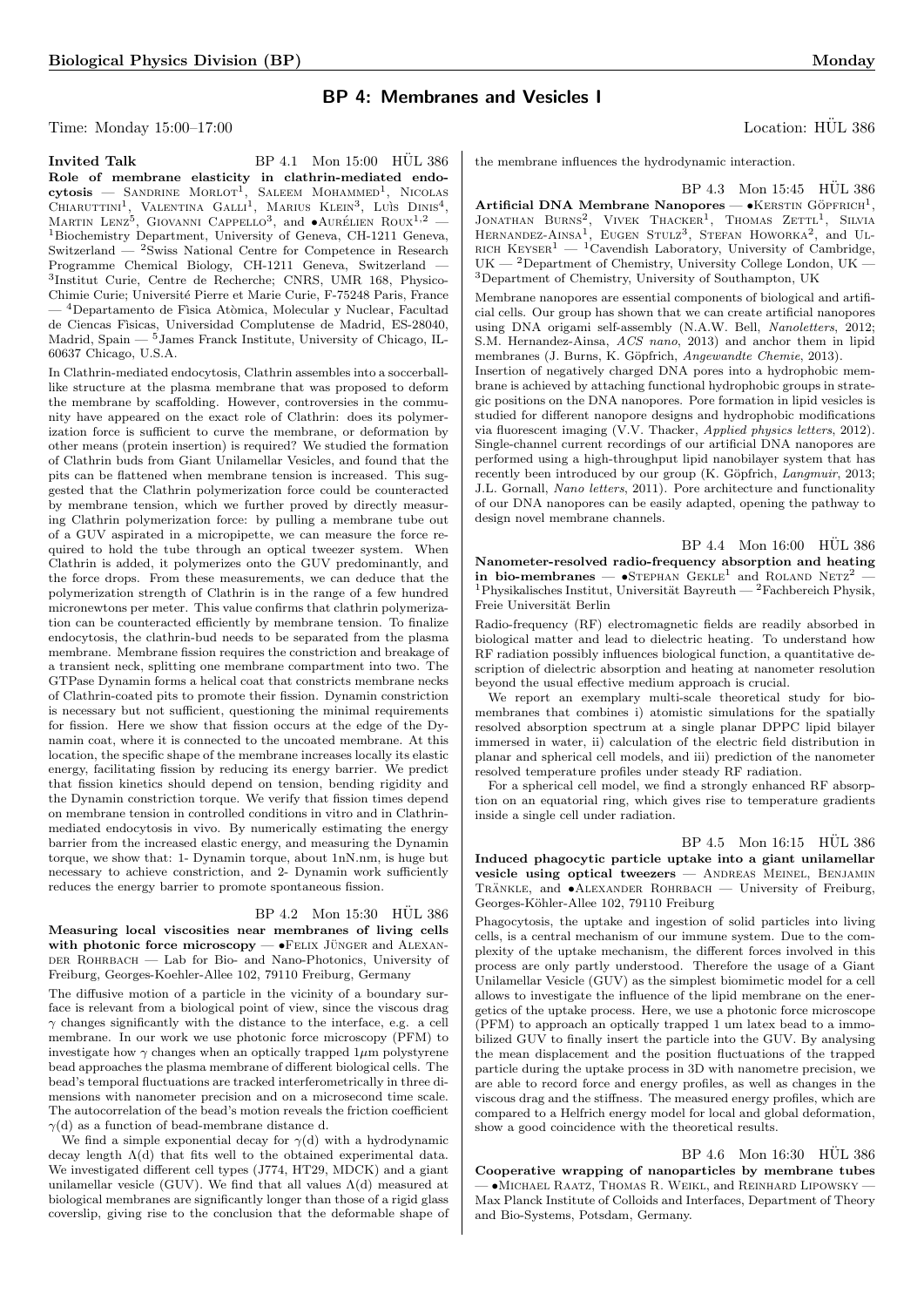## BP 4: Membranes and Vesicles I

Time: Monday 15:00–17:00 Location: HÜL 386

**Invited Talk** BP 4.1 Mon 15:00 HÜL 386

**Role of membrane elasticity in clathrin-mediated endocytosis** — Sandrine Morlot[1], Saleem Mohammed[1], Nicolas Chiaruttini[1], Valentina Galli[1], Marius Klein[3], Luìs Dinis[4], Martin Lenz[5], Giovanni Cappello[3], and •Aurélien Roux[1,2] — [1]Biochemistry Department, University of Geneva, CH-1211 Geneva, Switzerland — [2]Swiss National Centre for Competence in Research Programme Chemical Biology, CH-1211 Geneva, Switzerland — [3]Institut Curie, Centre de Recherche; CNRS, UMR 168, Physico-Chimie Curie; Université Pierre et Marie Curie, F-75248 Paris, France — [4]Departamento de Fìsica Atòmica, Molecular y Nuclear, Facultad de Ciencas Fìsicas, Universidad Complutense de Madrid, ES-28040, Madrid, Spain — [5]James Franck Institute, University of Chicago, IL-60637 Chicago, U.S.A.

In Clathrin-mediated endocytosis, Clathrin assembles into a soccerball-like structure at the plasma membrane that was proposed to deform the membrane by scaffolding. However, controversies in the community have appeared on the exact role of Clathrin: does its polymerization force is sufficient to curve the membrane, or deformation by other means (protein insertion) is required? We studied the formation of Clathrin buds from Giant Unilamellar Vesicles, and found that the pits can be flattened when membrane tension is increased. This suggested that the Clathrin polymerization force could be counteracted by membrane tension, which we further proved by directly measuring Clathrin polymerization force: by pulling a membrane tube out of a GUV aspirated in a micropipette, we can measure the force required to hold the tube through an optical tweezer system. When Clathrin is added, it polymerizes onto the GUV predominantly, and the force drops. From these measurements, we can deduce that the polymerization strength of Clathrin is in the range of a few hundred micronewtons per meter. This value confirms that clathrin polymerization can be counteracted efficiently by membrane tension. To finalize endocytosis, the clathrin-bud needs to be separated from the plasma membrane. Membrane fission requires the constriction and breakage of a transient neck, splitting one membrane compartment into two. The GTPase Dynamin forms a helical coat that constricts membrane necks of Clathrin-coated pits to promote their fission. Dynamin constriction is necessary but not sufficient, questioning the minimal requirements for fission. Here we show that fission occurs at the edge of the Dynamin coat, where it is connected to the uncoated membrane. At this location, the specific shape of the membrane increases locally its elastic energy, facilitating fission by reducing its energy barrier. We predict that fission kinetics should depend on tension, bending rigidity and the Dynamin constriction torque. We verify that fission times depend on membrane tension in controlled conditions in vitro and in Clathrin-mediated endocytosis in vivo. By numerically estimating the energy barrier from the increased elastic energy, and measuring the Dynamin torque, we show that: 1- Dynamin torque, about 1nN.nm, is huge but necessary to achieve constriction, and 2- Dynamin work sufficiently reduces the energy barrier to promote spontaneous fission.

BP 4.2 Mon 15:30 HÜL 386

**Measuring local viscosities near membranes of living cells with photonic force microscopy** — •Felix Jünger and Alexander Rohrbach — Lab for Bio- and Nano-Photonics, University of Freiburg, Georges-Koehler-Allee 102, 79110 Freiburg, Germany

The diffusive motion of a particle in the vicinity of a boundary surface is relevant from a biological point of view, since the viscous drag $\gamma$ changes significantly with the distance to the interface, e.g. a cell membrane. In our work we use photonic force microscopy (PFM) to investigate how $\gamma$ changes when an optically trapped $1\mu$m polystyrene bead approaches the plasma membrane of different biological cells. The bead's temporal fluctuations are tracked interferometrically in three dimensions with nanometer precision and on a microsecond time scale. The autocorrelation of the bead's motion reveals the friction coefficient $\gamma$(d) as a function of bead-membrane distance d.

We find a simple exponential decay for $\gamma$(d) with a hydrodynamic decay length $\Lambda$(d) that fits well to the obtained experimental data. We investigated different cell types (J774, HT29, MDCK) and a giant unilamellar vesicle (GUV). We find that all values $\Lambda$(d) measured at biological membranes are significantly longer than those of a rigid glass coverslip, giving rise to the conclusion that the deformable shape of the membrane influences the hydrodynamic interaction.

BP 4.3 Mon 15:45 HÜL 386

**Artificial DNA Membrane Nanopores** — •Kerstin Göpfrich[1], Jonathan Burns[2], Vivek Thacker[1], Thomas Zettl[1], Silvia Hernandez-Ainsa[1], Eugen Stulz[3], Stefan Howorka[2], and Ulrich Keyser[1] — [1]Cavendish Laboratory, University of Cambridge, UK — [2]Department of Chemistry, University College London, UK — [3]Department of Chemistry, University of Southampton, UK

Membrane nanopores are essential components of biological and artificial cells. Our group has shown that we can create artificial nanopores using DNA origami self-assembly (N.A.W. Bell, *Nanoletters*, 2012; S.M. Hernandez-Ainsa, *ACS nano*, 2013) and anchor them in lipid membranes (J. Burns, K. Göpfrich, *Angewandte Chemie*, 2013).

Insertion of negatively charged DNA pores into a hydrophobic membrane is achieved by attaching functional hydrophobic groups in strategic positions on the DNA nanopores. Pore formation in lipid vesicles is studied for different nanopore designs and hydrophobic modifications via fluorescent imaging (V.V. Thacker, *Applied physics letters*, 2012). Single-channel current recordings of our artificial DNA nanopores are performed using a high-throughput lipid nanobilayer system that has recently been introduced by our group (K. Göpfrich, *Langmuir*, 2013; J.L. Gornall, *Nano letters*, 2011). Pore architecture and functionality of our DNA nanopores can be easily adapted, opening the pathway to design novel membrane channels.

BP 4.4 Mon 16:00 HÜL 386

**Nanometer-resolved radio-frequency absorption and heating in bio-membranes** — •Stephan Gekle[1] and Roland Netz[2] — [1]Physikalisches Institut, Universität Bayreuth — [2]Fachbereich Physik, Freie Universität Berlin

Radio-frequency (RF) electromagnetic fields are readily absorbed in biological matter and lead to dielectric heating. To understand how RF radiation possibly influences biological function, a quantitative description of dielectric absorption and heating at nanometer resolution beyond the usual effective medium approach is crucial.

We report an exemplary multi-scale theoretical study for biomembranes that combines i) atomistic simulations for the spatially resolved absorption spectrum at a single planar DPPC lipid bilayer immersed in water, ii) calculation of the electric field distribution in planar and spherical cell models, and iii) prediction of the nanometer resolved temperature profiles under steady RF radiation.

For a spherical cell model, we find a strongly enhanced RF absorption on an equatorial ring, which gives rise to temperature gradients inside a single cell under radiation.

BP 4.5 Mon 16:15 HÜL 386

**Induced phagocytic particle uptake into a giant unilamellar vesicle using optical tweezers** — Andreas Meinel, Benjamin Tränkle, and •Alexander Rohrbach — University of Freiburg, Georges-Köhler-Allee 102, 79110 Freiburg

Phagocytosis, the uptake and ingestion of solid particles into living cells, is a central mechanism of our immune system. Due to the complexity of the uptake mechanism, the different forces involved in this process are only partly understood. Therefore the usage of a Giant Unilamellar Vesicle (GUV) as the simplest biomimetic model for a cell allows to investigate the influence of the lipid membrane on the energetics of the uptake process. Here, we use a photonic force microscope (PFM) to approach an optically trapped 1 um latex bead to a immobilized GUV to finally insert the particle into the GUV. By analysing the mean displacement and the position fluctuations of the trapped particle during the uptake process in 3D with nanometre precision, we are able to record force and energy profiles, as well as changes in the viscous drag and the stiffness. The measured energy profiles, which are compared to a Helfrich energy model for local and global deformation, show a good coincidence with the theoretical results.

BP 4.6 Mon 16:30 HÜL 386

**Cooperative wrapping of nanoparticles by membrane tubes** — •Michael Raatz, Thomas R. Weikl, and Reinhard Lipowsky — Max Planck Institute of Colloids and Interfaces, Department of Theory and Bio-Systems, Potsdam, Germany.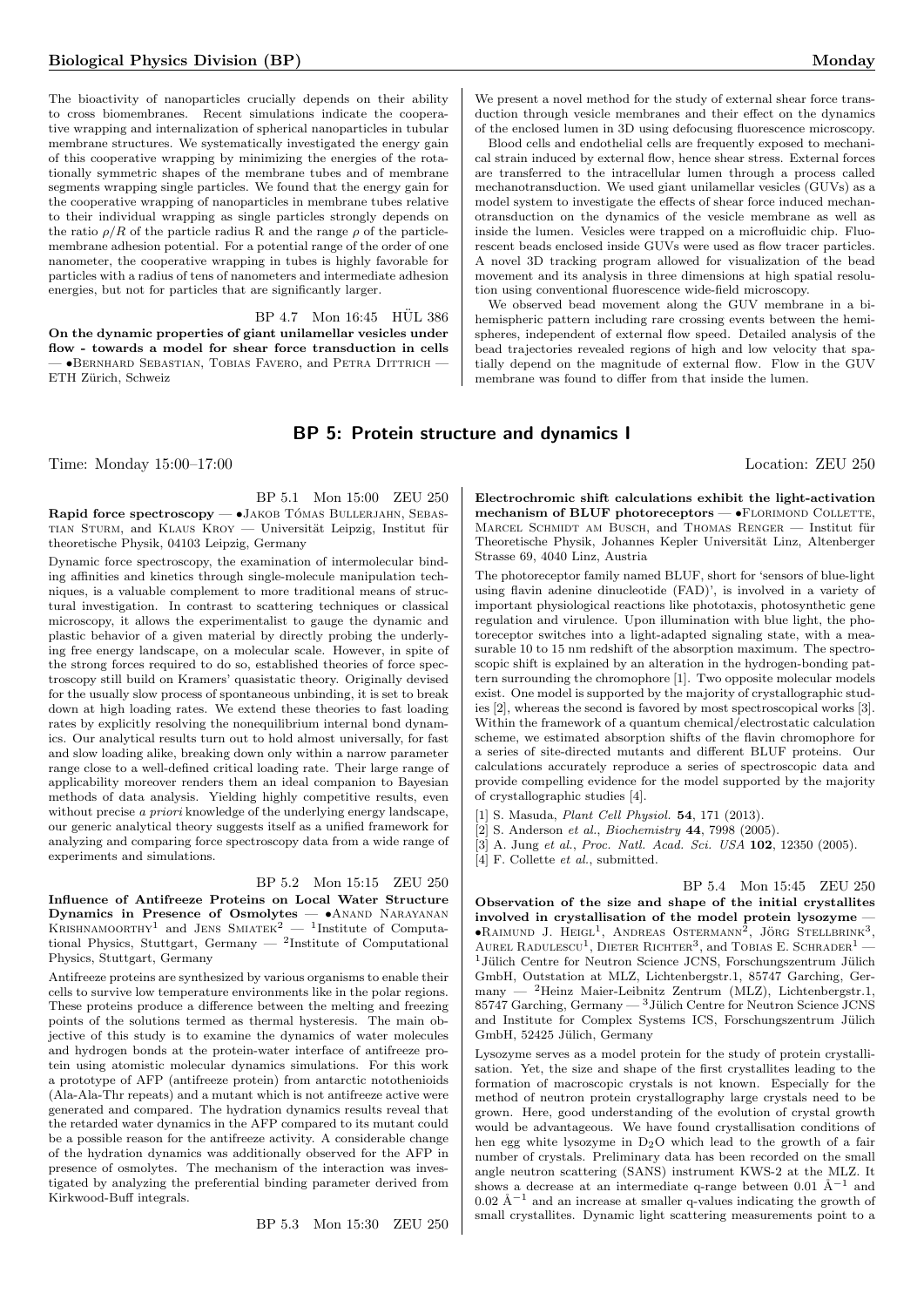The bioactivity of nanoparticles crucially depends on their ability to cross biomembranes. Recent simulations indicate the cooperative wrapping and internalization of spherical nanoparticles in tubular membrane structures. We systematically investigated the energy gain of this cooperative wrapping by minimizing the energies of the rotationally symmetric shapes of the membrane tubes and of membrane segments wrapping single particles. We found that the energy gain for the cooperative wrapping of nanoparticles in membrane tubes relative to their individual wrapping as single particles strongly depends on the ratio $\rho/R$ of the particle radius R and the range $\rho$ of the particle-membrane adhesion potential. For a potential range of the order of one nanometer, the cooperative wrapping in tubes is highly favorable for particles with a radius of tens of nanometers and intermediate adhesion energies, but not for particles that are significantly larger.

BP 4.7 Mon 16:45 HÜL 386

**On the dynamic properties of giant unilamellar vesicles under flow - towards a model for shear force transduction in cells** — •Bernhard Sebastian, Tobias Favero, and Petra Dittrich — ETH Zürich, Schweiz

We present a novel method for the study of external shear force transduction through vesicle membranes and their effect on the dynamics of the enclosed lumen in 3D using defocusing fluorescence microscopy.

Blood cells and endothelial cells are frequently exposed to mechanical strain induced by external flow, hence shear stress. External forces are transferred to the intracellular lumen through a process called mechanotransduction. We used giant unilamellar vesicles (GUVs) as a model system to investigate the effects of shear force induced mechanotransduction on the dynamics of the vesicle membrane as well as inside the lumen. Vesicles were trapped on a microfluidic chip. Fluorescent beads enclosed inside GUVs were used as flow tracer particles. A novel 3D tracking program allowed for visualization of the bead movement and its analysis in three dimensions at high spatial resolution using conventional fluorescence wide-field microscopy.

We observed bead movement along the GUV membrane in a bi-hemispheric pattern including rare crossing events between the hemispheres, independent of external flow speed. Detailed analysis of the bead trajectories revealed regions of high and low velocity that spatially depend on the magnitude of external flow. Flow in the GUV membrane was found to differ from that inside the lumen.

## BP 5: Protein structure and dynamics I

Time: Monday 15:00–17:00 Location: ZEU 250

BP 5.1 Mon 15:00 ZEU 250

**Rapid force spectroscopy** — •Jakob Tómas Bullerjahn, Sebastian Sturm, and Klaus Kroy — Universität Leipzig, Institut für theoretische Physik, 04103 Leipzig, Germany

Dynamic force spectroscopy, the examination of intermolecular binding affinities and kinetics through single-molecule manipulation techniques, is a valuable complement to more traditional means of structural investigation. In contrast to scattering techniques or classical microscopy, it allows the experimentalist to gauge the dynamic and plastic behavior of a given material by directly probing the underlying free energy landscape, on a molecular scale. However, in spite of the strong forces required to do so, established theories of force spectroscopy still build on Kramers' quasistatic theory. Originally devised for the usually slow process of spontaneous unbinding, it is set to break down at high loading rates. We extend these theories to fast loading rates by explicitly resolving the nonequilibrium internal bond dynamics. Our analytical results turn out to hold almost universally, for fast and slow loading alike, breaking down only within a narrow parameter range close to a well-defined critical loading rate. Their large range of applicability moreover renders them an ideal companion to Bayesian methods of data analysis. Yielding highly competitive results, even without precise *a priori* knowledge of the underlying energy landscape, our generic analytical theory suggests itself as a unified framework for analyzing and comparing force spectroscopy data from a wide range of experiments and simulations.

BP 5.2 Mon 15:15 ZEU 250

**Influence of Antifreeze Proteins on Local Water Structure Dynamics in Presence of Osmolytes** — •Anand Narayanan Krishnamoorthy[1] and Jens Smiatek[2] — [1]Institute of Computational Physics, Stuttgart, Germany — [2]Institute of Computational Physics, Stuttgart, Germany

Antifreeze proteins are synthesized by various organisms to enable their cells to survive low temperature environments like in the polar regions. These proteins produce a difference between the melting and freezing points of the solutions termed as thermal hysteresis. The main objective of this study is to examine the dynamics of water molecules and hydrogen bonds at the protein-water interface of antifreeze protein using atomistic molecular dynamics simulations. For this work a prototype of AFP (antifreeze protein) from antarctic notothenioids (Ala-Ala-Thr repeats) and a mutant which is not antifreeze active were generated and compared. The hydration dynamics results reveal that the retarded water dynamics in the AFP compared to its mutant could be a possible reason for the antifreeze activity. A considerable change of the hydration dynamics was additionally observed for the AFP in presence of osmolytes. The mechanism of the interaction was investigated by analyzing the preferential binding parameter derived from Kirkwood-Buff integrals.

BP 5.3 Mon 15:30 ZEU 250

**Electrochromic shift calculations exhibit the light-activation mechanism of BLUF photoreceptors** — •Florimond Collette, Marcel Schmidt am Busch, and Thomas Renger — Institut für Theoretische Physik, Johannes Kepler Universität Linz, Altenberger Strasse 69, 4040 Linz, Austria

The photoreceptor family named BLUF, short for 'sensors of blue-light using flavin adenine dinucleotide (FAD)', is involved in a variety of important physiological reactions like phototaxis, photosynthetic gene regulation and virulence. Upon illumination with blue light, the photoreceptor switches into a light-adapted signaling state, with a measurable 10 to 15 nm redshift of the absorption maximum. The spectroscopic shift is explained by an alteration in the hydrogen-bonding pattern surrounding the chromophore [1]. Two opposite molecular models exist. One model is supported by the majority of crystallographic studies [2], whereas the second is favored by most spectroscopical works [3]. Within the framework of a quantum chemical/electrostatic calculation scheme, we estimated absorption shifts of the flavin chromophore for a series of site-directed mutants and different BLUF proteins. Our calculations accurately reproduce a series of spectroscopic data and provide compelling evidence for the model supported by the majority of crystallographic studies [4].

[1] S. Masuda, *Plant Cell Physiol.* **54**, 171 (2013).
[2] S. Anderson *et al.*, *Biochemistry* **44**, 7998 (2005).
[3] A. Jung *et al.*, *Proc. Natl. Acad. Sci. USA* **102**, 12350 (2005).
[4] F. Collette *et al.*, submitted.

BP 5.4 Mon 15:45 ZEU 250

**Observation of the size and shape of the initial crystallites involved in crystallisation of the model protein lysozyme** — •Raimund J. Heigl[1], Andreas Ostermann[2], Jörg Stellbrink[3], Aurel Radulescu[1], Dieter Richter[3], and Tobias E. Schrader[1] — [1]Jülich Centre for Neutron Science JCNS, Forschungszentrum Jülich GmbH, Outstation at MLZ, Lichtenbergstr.1, 85747 Garching, Germany — [2]Heinz Maier-Leibnitz Zentrum (MLZ), Lichtenbergstr.1, 85747 Garching, Germany — [3]Jülich Centre for Neutron Science JCNS and Institute for Complex Systems ICS, Forschungszentrum Jülich GmbH, 52425 Jülich, Germany

Lysozyme serves as a model protein for the study of protein crystallisation. Yet, the size and shape of the first crystallites leading to the formation of macroscopic crystals is not known. Especially for the method of neutron protein crystallography large crystals need to be grown. Here, good understanding of the evolution of crystal growth would be advantageous. We have found crystallisation conditions of hen egg white lysozyme in $D_2O$ which lead to the growth of a fair number of crystals. Preliminary data has been recorded on the small angle neutron scattering (SANS) instrument KWS-2 at the MLZ. It shows a decrease at an intermediate q-range between 0.01 $Å^{-1}$ and 0.02 $Å^{-1}$ and an increase at smaller q-values indicating the growth of small crystallites. Dynamic light scattering measurements point to a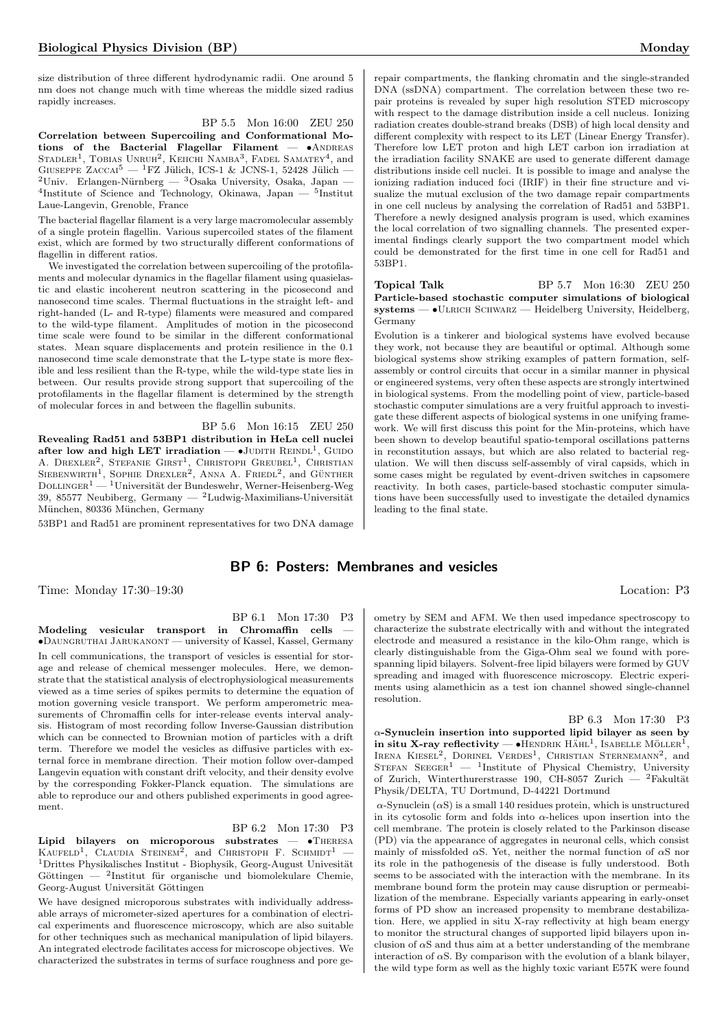size distribution of three different hydrodynamic radii. One around 5 nm does not change much with time whereas the middle sized radius rapidly increases.

BP 5.5 Mon 16:00 ZEU 250

**Correlation between Supercoiling and Conformational Motions of the Bacterial Flagellar Filament** — •Andreas Stadler[1], Tobias Unruh[2], Keiichi Namba[3], Fadel Samatey[4], and Giuseppe Zaccai[5] — [1]FZ Jülich, ICS-1 & JCNS-1, 52428 Jülich — [2]Univ. Erlangen-Nürnberg — [3]Osaka University, Osaka, Japan — [4]Institute of Science and Technology, Okinawa, Japan — [5]Institut Laue-Langevin, Grenoble, France

The bacterial flagellar filament is a very large macromolecular assembly of a single protein flagellin. Various supercoiled states of the filament exist, which are formed by two structurally different conformations of flagellin in different ratios.

We investigated the correlation between supercoiling of the protofilaments and molecular dynamics in the flagellar filament using quasielastic and elastic incoherent neutron scattering in the picosecond and nanosecond time scales. Thermal fluctuations in the straight left- and right-handed (L- and R-type) filaments were measured and compared to the wild-type filament. Amplitudes of motion in the picosecond time scale were found to be similar in the different conformational states. Mean square displacements and protein resilience in the 0.1 nanosecond time scale demonstrate that the L-type state is more flexible and less resilient than the R-type, while the wild-type state lies in between. Our results provide strong support that supercoiling of the protofilaments in the flagellar filament is determined by the strength of molecular forces in and between the flagellin subunits.

BP 5.6 Mon 16:15 ZEU 250

**Revealing Rad51 and 53BP1 distribution in HeLa cell nuclei after low and high LET irradiation** — •Judith Reindl[1], Guido A. Drexler[2], Stefanie Girst[1], Christoph Greubel[1], Christian Siebenwirth[1], Sophie Drexler[2], Anna A. Friedl[2], and Günther Dollinger[1] — [1]Universität der Bundeswehr, Werner-Heisenberg-Weg 39, 85577 Neubiberg, Germany — [2]Ludwig-Maximilians-Universität München, 80336 München, Germany

53BP1 and Rad51 are prominent representatives for two DNA damage repair compartments, the flanking chromatin and the single-stranded DNA (ssDNA) compartment. The correlation between these two repair proteins is revealed by super high resolution STED microscopy with respect to the damage distribution inside a cell nucleus. Ionizing radiation creates double-strand breaks (DSB) of high local density and different complexity with respect to its LET (Linear Energy Transfer). Therefore low LET proton and high LET carbon ion irradiation at the irradiation facility SNAKE are used to generate different damage distributions inside cell nuclei. It is possible to image and analyse the ionizing radiation induced foci (IRIF) in their fine structure and visualize the mutual exclusion of the two damage repair compartments in one cell nucleus by analysing the correlation of Rad51 and 53BP1. Therefore a newly designed analysis program is used, which examines the local correlation of two signalling channels. The presented experimental findings clearly support the two compartment model which could be demonstrated for the first time in one cell for Rad51 and 53BP1.

**Topical Talk** BP 5.7 Mon 16:30 ZEU 250

**Particle-based stochastic computer simulations of biological systems** — •Ulrich Schwarz — Heidelberg University, Heidelberg, Germany

Evolution is a tinkerer and biological systems have evolved because they work, not because they are beautiful or optimal. Although some biological systems show striking examples of pattern formation, self-assembly or control circuits that occur in a similar manner in physical or engineered systems, very often these aspects are strongly intertwined in biological systems. From the modelling point of view, particle-based stochastic computer simulations are a very fruitful approach to investigate these different aspects of biological systems in one unifying framework. We will first discuss this point for the Min-proteins, which have been shown to develop beautiful spatio-temporal oscillations patterns in reconstitution assays, but which are also related to bacterial regulation. We will then discuss self-assembly of viral capsids, which in some cases might be regulated by event-driven switches in capsomere reactivity. In both cases, particle-based stochastic computer simulations have been successfully used to investigate the detailed dynamics leading to the final state.

## BP 6: Posters: Membranes and vesicles

Time: Monday 17:30–19:30 Location: P3

BP 6.1 Mon 17:30 P3

**Modeling vesicular transport in Chromaffin cells** — •Daungruthai Jarukanont — university of Kassel, Kassel, Germany

In cell communications, the transport of vesicles is essential for storage and release of chemical messenger molecules. Here, we demonstrate that the statistical analysis of electrophysiological measurements viewed as a time series of spikes permits to determine the equation of motion governing vesicle transport. We perform amperometric measurements of Chromaffin cells for inter-release events interval analysis. Histogram of most recording follow Inverse-Gaussian distribution which can be connected to Brownian motion of particles with a drift term. Therefore we model the vesicles as diffusive particles with external force in membrane direction. Their motion follow over-damped Langevin equation with constant drift velocity, and their density evolve by the corresponding Fokker-Planck equation. The simulations are able to reproduce our and others published experiments in good agreement.

BP 6.2 Mon 17:30 P3

**Lipid bilayers on microporous substrates** — •Theresa Kaufeld[1], Claudia Steinem[2], and Christoph F. Schmidt[1] — [1]Drittes Physikalisches Institut - Biophysik, Georg-August Univesität Göttingen — [2]Institut für organische und biomolekulare Chemie, Georg-August Universität Göttingen

We have designed microporous substrates with individually addressable arrays of micrometer-sized apertures for a combination of electrical experiments and fluorescence microscopy, which are also suitable for other techniques such as mechanical manipulation of lipid bilayers. An integrated electrode facilitates access for microscope objectives. We characterized the substrates in terms of surface roughness and pore geometry by SEM and AFM. We then used impedance spectroscopy to characterize the substrate electrically with and without the integrated electrode and measured a resistance in the kilo-Ohm range, which is clearly distinguishable from the Giga-Ohm seal we found with pore-spanning lipid bilayers. Solvent-free lipid bilayers were formed by GUV spreading and imaged with fluorescence microscopy. Electric experiments using alamethicin as a test ion channel showed single-channel resolution.

BP 6.3 Mon 17:30 P3

**$\alpha$-Synuclein insertion into supported lipid bilayer as seen by in situ X-ray reflectivity** — •Hendrik Hähl[1], Isabelle Möller[1], Irena Kiesel[2], Dorinel Verdes[1], Christian Sternemann[2], and Stefan Seeger[1] — [1]Institute of Physical Chemistry, University of Zurich, Winterthurerstrasse 190, CH-8057 Zurich — [2]Fakultät Physik/DELTA, TU Dortmund, D-44221 Dortmund

$\alpha$-Synuclein ($\alpha$S) is a small 140 residues protein, which is unstructured in its cytosolic form and folds into $\alpha$-helices upon insertion into the cell membrane. The protein is closely related to the Parkinson disease (PD) via the appearance of aggregates in neuronal cells, which consist mainly of missfolded $\alpha$S. Yet, neither the normal function of $\alpha$S nor its role in the pathogenesis of the disease is fully understood. Both seems to be associated with the interaction with the membrane. In its membrane bound form the protein may cause disruption or permeabilization of the membrane. Especially variants appearing in early-onset forms of PD show an increased propensity to membrane destabilization. Here, we applied in situ X-ray reflectivity at high beam energy to monitor the structural changes of supported lipid bilayers upon inclusion of $\alpha$S and thus aim at a better understanding of the membrane interaction of $\alpha$S. By comparison with the evolution of a blank bilayer, the wild type form as well as the highly toxic variant E57K were found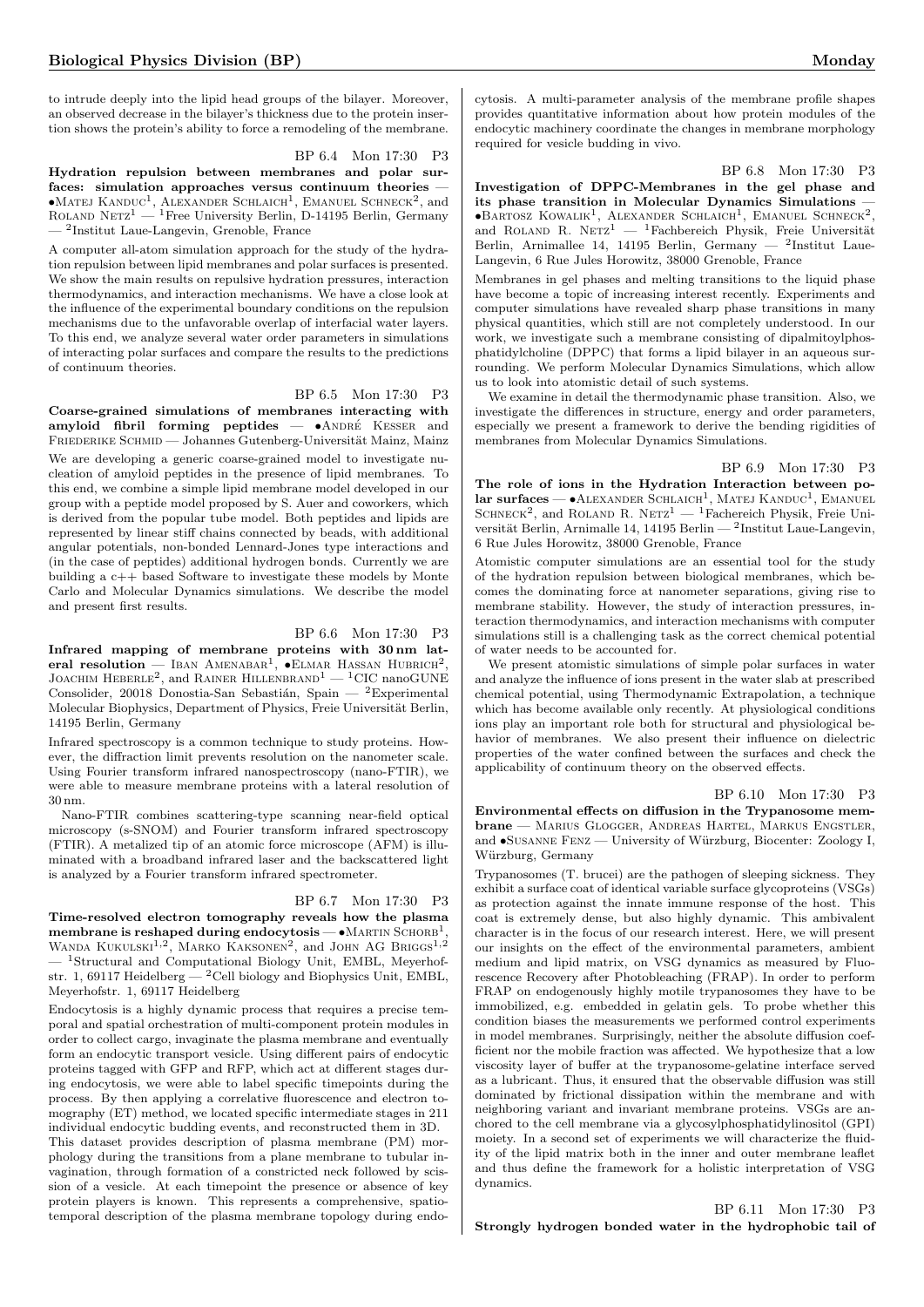to intrude deeply into the lipid head groups of the bilayer. Moreover, an observed decrease in the bilayer's thickness due to the protein insertion shows the protein's ability to force a remodeling of the membrane.

BP 6.4 Mon 17:30 P3

**Hydration repulsion between membranes and polar surfaces: simulation approaches versus continuum theories** — •Matej Kanduc[1], Alexander Schlaich[1], Emanuel Schneck[2], and Roland Netz[1] — [1]Free University Berlin, D-14195 Berlin, Germany — [2]Institut Laue-Langevin, Grenoble, France

A computer all-atom simulation approach for the study of the hydration repulsion between lipid membranes and polar surfaces is presented. We show the main results on repulsive hydration pressures, interaction thermodynamics, and interaction mechanisms. We have a close look at the influence of the experimental boundary conditions on the repulsion mechanisms due to the unfavorable overlap of interfacial water layers. To this end, we analyze several water order parameters in simulations of interacting polar surfaces and compare the results to the predictions of continuum theories.

BP 6.5 Mon 17:30 P3

**Coarse-grained simulations of membranes interacting with amyloid fibril forming peptides** — •André Kesser and Friederike Schmid — Johannes Gutenberg-Universität Mainz, Mainz

We are developing a generic coarse-grained model to investigate nucleation of amyloid peptides in the presence of lipid membranes. To this end, we combine a simple lipid membrane model developed in our group with a peptide model proposed by S. Auer and coworkers, which is derived from the popular tube model. Both peptides and lipids are represented by linear stiff chains connected by beads, with additional angular potentials, non-bonded Lennard-Jones type interactions and (in the case of peptides) additional hydrogen bonds. Currently we are building a c++ based Software to investigate these models by Monte Carlo and Molecular Dynamics simulations. We describe the model and present first results.

BP 6.6 Mon 17:30 P3

**Infrared mapping of membrane proteins with 30 nm lateral resolution** — Iban Amenabar[1], •Elmar Hassan Hubrich[2], Joachim Heberle[2], and Rainer Hillenbrand[1] — [1]CIC nanoGUNE Consolider, 20018 Donostia-San Sebastián, Spain — [2]Experimental Molecular Biophysics, Department of Physics, Freie Universität Berlin, 14195 Berlin, Germany

Infrared spectroscopy is a common technique to study proteins. However, the diffraction limit prevents resolution on the nanometer scale. Using Fourier transform infrared nanospectroscopy (nano-FTIR), we were able to measure membrane proteins with a lateral resolution of 30 nm.

Nano-FTIR combines scattering-type scanning near-field optical microscopy (s-SNOM) and Fourier transform infrared spectroscopy (FTIR). A metalized tip of an atomic force microscope (AFM) is illuminated with a broadband infrared laser and the backscattered light is analyzed by a Fourier transform infrared spectrometer.

BP 6.7 Mon 17:30 P3

**Time-resolved electron tomography reveals how the plasma membrane is reshaped during endocytosis** — •Martin Schorb[1], Wanda Kukulski[1,2], Marko Kaksonen[2], and John AG Briggs[1,2] — [1]Structural and Computational Biology Unit, EMBL, Meyerhofstr. 1, 69117 Heidelberg — [2]Cell biology and Biophysics Unit, EMBL, Meyerhofstr. 1, 69117 Heidelberg

Endocytosis is a highly dynamic process that requires a precise temporal and spatial orchestration of multi-component protein modules in order to collect cargo, invaginate the plasma membrane and eventually form an endocytic transport vesicle. Using different pairs of endocytic proteins tagged with GFP and RFP, which act at different stages during endocytosis, we were able to label specific timepoints during the process. By then applying a correlative fluorescence and electron tomography (ET) method, we located specific intermediate stages in 211 individual endocytic budding events, and reconstructed them in 3D.

This dataset provides description of plasma membrane (PM) morphology during the transitions from a plane membrane to tubular invagination, through formation of a constricted neck followed by scission of a vesicle. At each timepoint the presence or absence of key protein players is known. This represents a comprehensive, spatiotemporal description of the plasma membrane topology during endocytosis. A multi-parameter analysis of the membrane profile shapes provides quantitative information about how protein modules of the endocytic machinery coordinate the changes in membrane morphology required for vesicle budding in vivo.

BP 6.8 Mon 17:30 P3

**Investigation of DPPC-Membranes in the gel phase and its phase transition in Molecular Dynamics Simulations** — •Bartosz Kowalik[1], Alexander Schlaich[1], Emanuel Schneck[2], and Roland R. Netz[1] — [1]Fachbereich Physik, Freie Universität Berlin, Arnimallee 14, 14195 Berlin, Germany — [2]Institut Laue-Langevin, 6 Rue Jules Horowitz, 38000 Grenoble, France

Membranes in gel phases and melting transitions to the liquid phase have become a topic of increasing interest recently. Experiments and computer simulations have revealed sharp phase transitions in many physical quantities, which still are not completely understood. In our work, we investigate such a membrane consisting of dipalmitoylphosphatidylcholine (DPPC) that forms a lipid bilayer in an aqueous surrounding. We perform Molecular Dynamics Simulations, which allow us to look into atomistic detail of such systems.

We examine in detail the thermodynamic phase transition. Also, we investigate the differences in structure, energy and order parameters, especially we present a framework to derive the bending rigidities of membranes from Molecular Dynamics Simulations.

BP 6.9 Mon 17:30 P3

**The role of ions in the Hydration Interaction between polar surfaces** — •Alexander Schlaich[1], Matej Kanduc[1], Emanuel Schneck[2], and Roland R. Netz[1] — [1]Fachereich Physik, Freie Universität Berlin, Arnimallee 14, 14195 Berlin — [2]Institut Laue-Langevin, 6 Rue Jules Horowitz, 38000 Grenoble, France

Atomistic computer simulations are an essential tool for the study of the hydration repulsion between biological membranes, which becomes the dominating force at nanometer separations, giving rise to membrane stability. However, the study of interaction pressures, interaction thermodynamics, and interaction mechanisms with computer simulations still is a challenging task as the correct chemical potential of water needs to be accounted for.

We present atomistic simulations of simple polar surfaces in water and analyze the influence of ions present in the water slab at prescribed chemical potential, using Thermodynamic Extrapolation, a technique which has become available only recently. At physiological conditions ions play an important role both for structural and physiological behavior of membranes. We also present their influence on dielectric properties of the water confined between the surfaces and check the applicability of continuum theory on the observed effects.

BP 6.10 Mon 17:30 P3

**Environmental effects on diffusion in the Trypanosome membrane** — Marius Glogger, Andreas Hartel, Markus Engstler, and •Susanne Fenz — University of Würzburg, Biocenter: Zoology I, Würzburg, Germany

Trypanosomes (T. brucei) are the pathogen of sleeping sickness. They exhibit a surface coat of identical variable surface glycoproteins (VSGs) as protection against the innate immune response of the host. This coat is extremely dense, but also highly dynamic. This ambivalent character is in the focus of our research interest. Here, we will present our insights on the effect of the environmental parameters, ambient medium and lipid matrix, on VSG dynamics as measured by Fluorescence Recovery after Photobleaching (FRAP). In order to perform FRAP on endogenously highly motile trypanosomes they have to be immobilized, e.g. embedded in gelatin gels. To probe whether this condition biases the measurements we performed control experiments in model membranes. Surprisingly, neither the absolute diffusion coefficient nor the mobile fraction was affected. We hypothesize that a low viscosity layer of buffer at the trypanosome-gelatine interface served as a lubricant. Thus, it ensured that the observable diffusion was still dominated by frictional dissipation within the membrane and with neighboring variant and invariant membrane proteins. VSGs are anchored to the cell membrane via a glycosylphosphatidylinositol (GPI) moiety. In a second set of experiments we will characterize the fluidity of the lipid matrix both in the inner and outer membrane leaflet and thus define the framework for a holistic interpretation of VSG dynamics.

BP 6.11 Mon 17:30 P3

**Strongly hydrogen bonded water in the hydrophobic tail of**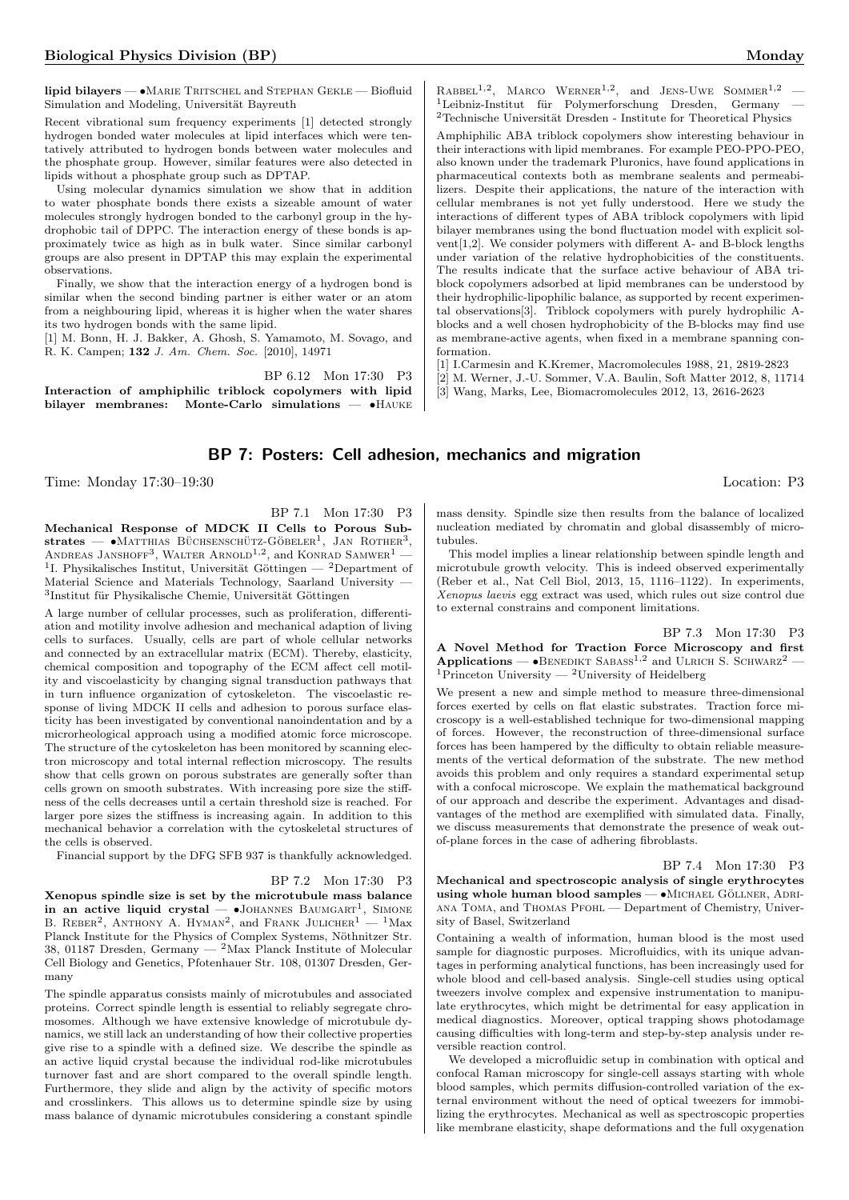**lipid bilayers** — •Marie Tritschel and Stephan Gekle — Biofluid Simulation and Modeling, Universität Bayreuth

Recent vibrational sum frequency experiments [1] detected strongly hydrogen bonded water molecules at lipid interfaces which were tentatively attributed to hydrogen bonds between water molecules and the phosphate group. However, similar features were also detected in lipids without a phosphate group such as DPTAP.

Using molecular dynamics simulation we show that in addition to water phosphate bonds there exists a sizeable amount of water molecules strongly hydrogen bonded to the carbonyl group in the hydrophobic tail of DPPC. The interaction energy of these bonds is approximately twice as high as in bulk water. Since similar carbonyl groups are also present in DPTAP this may explain the experimental observations.

Finally, we show that the interaction energy of a hydrogen bond is similar when the second binding partner is either water or an atom from a neighbouring lipid, whereas it is higher when the water shares its two hydrogen bonds with the same lipid.

[1] M. Bonn, H. J. Bakker, A. Ghosh, S. Yamamoto, M. Sovago, and R. K. Campen; **132** *J. Am. Chem. Soc.* [2010], 14971

BP 6.12 Mon 17:30 P3

**Interaction of amphiphilic triblock copolymers with lipid bilayer membranes: Monte-Carlo simulations** — •Hauke Rabbel[1,2], Marco Werner[1,2], and Jens-Uwe Sommer[1,2] — [1]Leibniz-Institut für Polymerforschung Dresden, Germany — [2]Technische Universität Dresden - Institute for Theoretical Physics

Amphiphilic ABA triblock copolymers show interesting behaviour in their interactions with lipid membranes. For example PEO-PPO-PEO, also known under the trademark Pluronics, have found applications in pharmaceutical contexts both as membrane sealents and permeabilizers. Despite their applications, the nature of the interaction with cellular membranes is not yet fully understood. Here we study the interactions of different types of ABA triblock copolymers with lipid bilayer membranes using the bond fluctuation model with explicit solvent[1,2]. We consider polymers with different A- and B-block lengths under variation of the relative hydrophobicities of the constituents. The results indicate that the surface active behaviour of ABA triblock copolymers adsorbed at lipid membranes can be understood by their hydrophilic-lipophilic balance, as supported by recent experimental observations[3]. Triblock copolymers with purely hydrophilic A-blocks and a well chosen hydrophobicity of the B-blocks may find use as membrane-active agents, when fixed in a membrane spanning conformation.

[1] I.Carmesin and K.Kremer, Macromolecules 1988, 21, 2819-2823

[2] M. Werner, J.-U. Sommer, V.A. Baulin, Soft Matter 2012, 8, 11714

[3] Wang, Marks, Lee, Biomacromolecules 2012, 13, 2616-2623

## BP 7: Posters: Cell adhesion, mechanics and migration

Time: Monday 17:30–19:30 Location: P3

BP 7.1 Mon 17:30 P3

**Mechanical Response of MDCK II Cells to Porous Substrates** — •Matthias Büchsenschütz-Göbeler[1], Jan Rother[3], Andreas Janshoff[3], Walter Arnold[1,2], and Konrad Samwer[1] — [1]I. Physikalisches Institut, Universität Göttingen — [2]Department of Material Science and Materials Technology, Saarland University — [3]Institut für Physikalische Chemie, Universität Göttingen

A large number of cellular processes, such as proliferation, differentiation and motility involve adhesion and mechanical adaption of living cells to surfaces. Usually, cells are part of whole cellular networks and connected by an extracellular matrix (ECM). Thereby, elasticity, chemical composition and topography of the ECM affect cell motility and viscoelasticity by changing signal transduction pathways that in turn influence organization of cytoskeleton. The viscoelastic response of living MDCK II cells and adhesion to porous surface elasticity has been investigated by conventional nanoindentation and by a microrheological approach using a modified atomic force microscope. The structure of the cytoskeleton has been monitored by scanning electron microscopy and total internal reflection microscopy. The results show that cells grown on porous substrates are generally softer than cells grown on smooth substrates. With increasing pore size the stiffness of the cells decreases until a certain threshold size is reached. For larger pore sizes the stiffness is increasing again. In addition to this mechanical behavior a correlation with the cytoskeletal structures of the cells is observed.

Financial support by the DFG SFB 937 is thankfully acknowledged.

BP 7.2 Mon 17:30 P3

**Xenopus spindle size is set by the microtubule mass balance in an active liquid crystal** — •Johannes Baumgart[1], Simone B. Reber[2], Anthony A. Hyman[2], and Frank Julicher[1] — [1]Max Planck Institute for the Physics of Complex Systems, Nöthnitzer Str. 38, 01187 Dresden, Germany — [2]Max Planck Institute of Molecular Cell Biology and Genetics, Pfotenhauer Str. 108, 01307 Dresden, Germany

The spindle apparatus consists mainly of microtubules and associated proteins. Correct spindle length is essential to reliably segregate chromosomes. Although we have extensive knowledge of microtubule dynamics, we still lack an understanding of how their collective properties give rise to a spindle with a defined size. We describe the spindle as an active liquid crystal because the individual rod-like microtubules turnover fast and are short compared to the overall spindle length. Furthermore, they slide and align by the activity of specific motors and crosslinkers. This allows us to determine spindle size by using mass balance of dynamic microtubules considering a constant spindle mass density. Spindle size then results from the balance of localized nucleation mediated by chromatin and global disassembly of microtubules.

This model implies a linear relationship between spindle length and microtubule growth velocity. This is indeed observed experimentally (Reber et al., Nat Cell Biol, 2013, 15, 1116–1122). In experiments, *Xenopus laevis* egg extract was used, which rules out size control due to external constrains and component limitations.

BP 7.3 Mon 17:30 P3

**A Novel Method for Traction Force Microscopy and first Applications** — •Benedikt Sabass[1,2] and Ulrich S. Schwarz[2] — [1]Princeton University — [2]University of Heidelberg

We present a new and simple method to measure three-dimensional forces exerted by cells on flat elastic substrates. Traction force microscopy is a well-established technique for two-dimensional mapping of forces. However, the reconstruction of three-dimensional surface forces has been hampered by the difficulty to obtain reliable measurements of the vertical deformation of the substrate. The new method avoids this problem and only requires a standard experimental setup with a confocal microscope. We explain the mathematical background of our approach and describe the experiment. Advantages and disadvantages of the method are exemplified with simulated data. Finally, we discuss measurements that demonstrate the presence of weak out-of-plane forces in the case of adhering fibroblasts.

BP 7.4 Mon 17:30 P3

**Mechanical and spectroscopic analysis of single erythrocytes using whole human blood samples** — •Michael Göllner, Adriana Toma, and Thomas Pfohl — Department of Chemistry, University of Basel, Switzerland

Containing a wealth of information, human blood is the most used sample for diagnostic purposes. Microfluidics, with its unique advantages in performing analytical functions, has been increasingly used for whole blood and cell-based analysis. Single-cell studies using optical tweezers involve complex and expensive instrumentation to manipulate erythrocytes, which might be detrimental for easy application in medical diagnostics. Moreover, optical trapping shows photodamage causing difficulties with long-term and step-by-step analysis under reversible reaction control.

We developed a microfluidic setup in combination with optical and confocal Raman microscopy for single-cell assays starting with whole blood samples, which permits diffusion-controlled variation of the external environment without the need of optical tweezers for immobilizing the erythrocytes. Mechanical as well as spectroscopic properties like membrane elasticity, shape deformations and the full oxygenation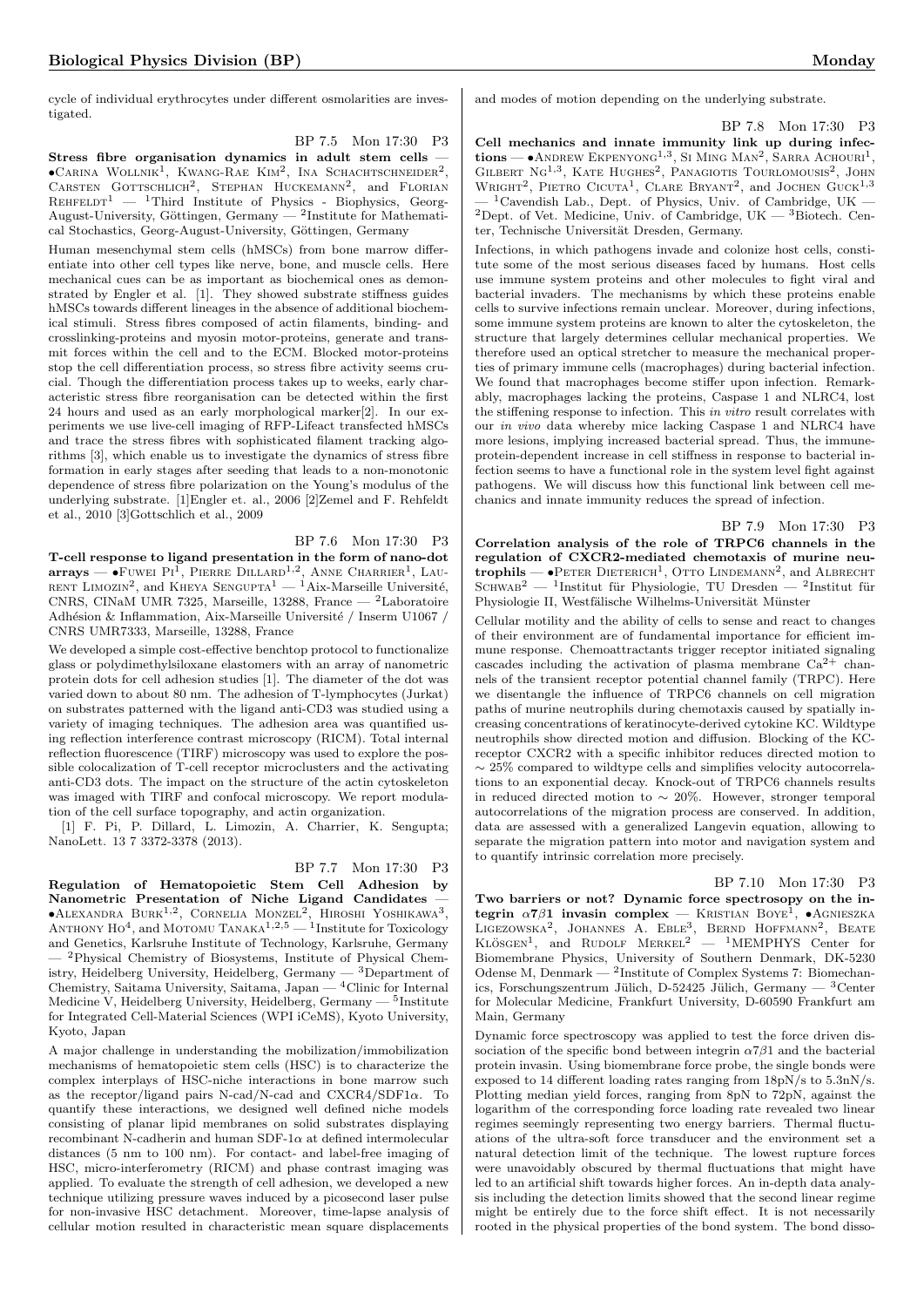cycle of individual erythrocytes under different osmolarities are investigated.

BP 7.5 Mon 17:30 P3

**Stress fibre organisation dynamics in adult stem cells** — •Carina Wollnik[1], Kwang-Rae Kim[2], Ina Schachtschneider[2], Carsten Gottschlich[2], Stephan Huckemann[2], and Florian Rehfeldt[1] — [1]Third Institute of Physics - Biophysics, Georg-August-University, Göttingen, Germany — [2]Institute for Mathematical Stochastics, Georg-August-University, Göttingen, Germany

Human mesenchymal stem cells (hMSCs) from bone marrow differentiate into other cell types like nerve, bone, and muscle cells. Here mechanical cues can be as important as biochemical ones as demonstrated by Engler et al. [1]. They showed substrate stiffness guides hMSCs towards different lineages in the absence of additional biochemical stimuli. Stress fibres composed of actin filaments, binding- and crosslinking-proteins and myosin motor-proteins, generate and transmit forces within the cell and to the ECM. Blocked motor-proteins stop the cell differentiation process, so stress fibre activity seems crucial. Though the differentiation process takes up to weeks, early characteristic stress fibre reorganisation can be detected within the first 24 hours and used as an early morphological marker[2]. In our experiments we use live-cell imaging of RFP-Lifeact transfected hMSCs and trace the stress fibres with sophisticated filament tracking algorithms [3], which enable us to investigate the dynamics of stress fibre formation in early stages after seeding that leads to a non-monotonic dependence of stress fibre polarization on the Young's modulus of the underlying substrate. [1]Engler et. al., 2006 [2]Zemel and F. Rehfeldt et al., 2010 [3]Gottschlich et al., 2009

BP 7.6 Mon 17:30 P3

**T-cell response to ligand presentation in the form of nano-dot arrays** — •Fuwei Pi[1], Pierre Dillard[1,2], Anne Charrier[1], Laurent Limozin[2], and Kheya Sengupta[1] — [1]Aix-Marseille Université, CNRS, CINaM UMR 7325, Marseille, 13288, France — [2]Laboratoire Adhésion & Inflammation, Aix-Marseille Université / Inserm U1067 / CNRS UMR7333, Marseille, 13288, France

We developed a simple cost-effective benchtop protocol to functionalize glass or polydimethylsiloxane elastomers with an array of nanometric protein dots for cell adhesion studies [1]. The diameter of the dot was varied down to about 80 nm. The adhesion of T-lymphocytes (Jurkat) on substrates patterned with the ligand anti-CD3 was studied using a variety of imaging techniques. The adhesion area was quantified using reflection interference contrast microscopy (RICM). Total internal reflection fluorescence (TIRF) microscopy was used to explore the possible colocalization of T-cell receptor microclusters and the activating anti-CD3 dots. The impact on the structure of the actin cytoskeleton was imaged with TIRF and confocal microscopy. We report modulation of the cell surface topography, and actin organization.

[1] F. Pi, P. Dillard, L. Limozin, A. Charrier, K. Sengupta; NanoLett. 13 7 3372-3378 (2013).

BP 7.7 Mon 17:30 P3

**Regulation of Hematopoietic Stem Cell Adhesion by Nanometric Presentation of Niche Ligand Candidates** — •Alexandra Burk[1,2], Cornelia Monzel[2], Hiroshi Yoshikawa[3], Anthony Ho[4], and Motomu Tanaka[1,2,5] — [1]Institute for Toxicology and Genetics, Karlsruhe Institute of Technology, Karlsruhe, Germany — [2]Physical Chemistry of Biosystems, Institute of Physical Chemistry, Heidelberg University, Heidelberg, Germany — [3]Department of Chemistry, Saitama University, Saitama, Japan — [4]Clinic for Internal Medicine V, Heidelberg University, Heidelberg, Germany — [5]Institute for Integrated Cell-Material Sciences (WPI iCeMS), Kyoto University, Kyoto, Japan

A major challenge in understanding the mobilization/immobilization mechanisms of hematopoietic stem cells (HSC) is to characterize the complex interplays of HSC-niche interactions in bone marrow such as the receptor/ligand pairs N-cad/N-cad and CXCR4/SDF1$\alpha$. To quantify these interactions, we designed well defined niche models consisting of planar lipid membranes on solid substrates displaying recombinant N-cadherin and human SDF-1$\alpha$ at defined intermolecular distances (5 nm to 100 nm). For contact- and label-free imaging of HSC, micro-interferometry (RICM) and phase contrast imaging was applied. To evaluate the strength of cell adhesion, we developed a new technique utilizing pressure waves induced by a picosecond laser pulse for non-invasive HSC detachment. Moreover, time-lapse analysis of cellular motion resulted in characteristic mean square displacements and modes of motion depending on the underlying substrate.

BP 7.8 Mon 17:30 P3

**Cell mechanics and innate immunity link up during infections** — •Andrew Ekpenyong[1,3], Si Ming Man[2], Sarra Achouri[1], Gilbert Ng[1,3], Kate Hughes[2], Panagiotis Tourlomousis[2], John Wright[2], Pietro Cicuta[1], Clare Bryant[2], and Jochen Guck[1,3] — [1]Cavendish Lab., Dept. of Physics, Univ. of Cambridge, UK — [2]Dept. of Vet. Medicine, Univ. of Cambridge, UK — [3]Biotech. Center, Technische Universität Dresden, Germany.

Infections, in which pathogens invade and colonize host cells, constitute some of the most serious diseases faced by humans. Host cells use immune system proteins and other molecules to fight viral and bacterial invaders. The mechanisms by which these proteins enable cells to survive infections remain unclear. Moreover, during infections, some immune system proteins are known to alter the cytoskeleton, the structure that largely determines cellular mechanical properties. We therefore used an optical stretcher to measure the mechanical properties of primary immune cells (macrophages) during bacterial infection. We found that macrophages become stiffer upon infection. Remarkably, macrophages lacking the proteins, Caspase 1 and NLRC4, lost the stiffening response to infection. This *in vitro* result correlates with our *in vivo* data whereby mice lacking Caspase 1 and NLRC4 have more lesions, implying increased bacterial spread. Thus, the immune-protein-dependent increase in cell stiffness in response to bacterial infection seems to have a functional role in the system level fight against pathogens. We will discuss how this functional link between cell mechanics and innate immunity reduces the spread of infection.

BP 7.9 Mon 17:30 P3

**Correlation analysis of the role of TRPC6 channels in the regulation of CXCR2-mediated chemotaxis of murine neutrophils** — •Peter Dieterich[1], Otto Lindemann[2], and Albrecht Schwab[2] — [1]Institut für Physiologie, TU Dresden — [2]Institut für Physiologie II, Westfälische Wilhelms-Universität Münster

Cellular motility and the ability of cells to sense and react to changes of their environment are of fundamental importance for efficient immune response. Chemoattractants trigger receptor initiated signaling cascades including the activation of plasma membrane $Ca^{2+}$ channels of the transient receptor potential channel family (TRPC). Here we disentangle the influence of TRPC6 channels on cell migration paths of murine neutrophils during chemotaxis caused by spatially increasing concentrations of keratinocyte-derived cytokine KC. Wildtype neutrophils show directed motion and diffusion. Blocking of the KC-receptor CXCR2 with a specific inhibitor reduces directed motion to $\sim 25\%$ compared to wildtype cells and simplifies velocity autocorrelations to an exponential decay. Knock-out of TRPC6 channels results in reduced directed motion to $\sim 20\%$. However, stronger temporal autocorrelations of the migration process are conserved. In addition, data are assessed with a generalized Langevin equation, allowing to separate the migration pattern into motor and navigation system and to quantify intrinsic correlation more precisely.

BP 7.10 Mon 17:30 P3

**Two barriers or not? Dynamic force spectroscopy on the integrin $\alpha7\beta1$ invasin complex** — Kristian Boye[1], •Agnieszka Ligezowska[2], Johannes A. Eble[3], Bernd Hoffmann[2], Beate Klösgen[1], and Rudolf Merkel[2] — [1]MEMPHYS Center for Biomembrane Physics, University of Southern Denmark, DK-5230 Odense M, Denmark — [2]Institute of Complex Systems 7: Biomechanics, Forschungszentrum Jülich, D-52425 Jülich, Germany — [3]Center for Molecular Medicine, Frankfurt University, D-60590 Frankfurt am Main, Germany

Dynamic force spectroscopy was applied to test the force driven dissociation of the specific bond between integrin $\alpha7\beta1$ and the bacterial protein invasin. Using biomembrane force probe, the single bonds were exposed to 14 different loading rates ranging from 18pN/s to 5.3nN/s. Plotting median yield forces, ranging from 8pN to 72pN, against the logarithm of the corresponding force loading rate revealed two linear regimes seemingly representing two energy barriers. Thermal fluctuations of the ultra-soft force transducer and the environment set a natural detection limit of the technique. The lowest rupture forces were unavoidably obscured by thermal fluctuations that might have led to an artificial shift towards higher forces. An in-depth data analysis including the detection limits showed that the second linear regime might be entirely due to the force shift effect. It is not necessarily rooted in the physical properties of the bond system. The bond disso-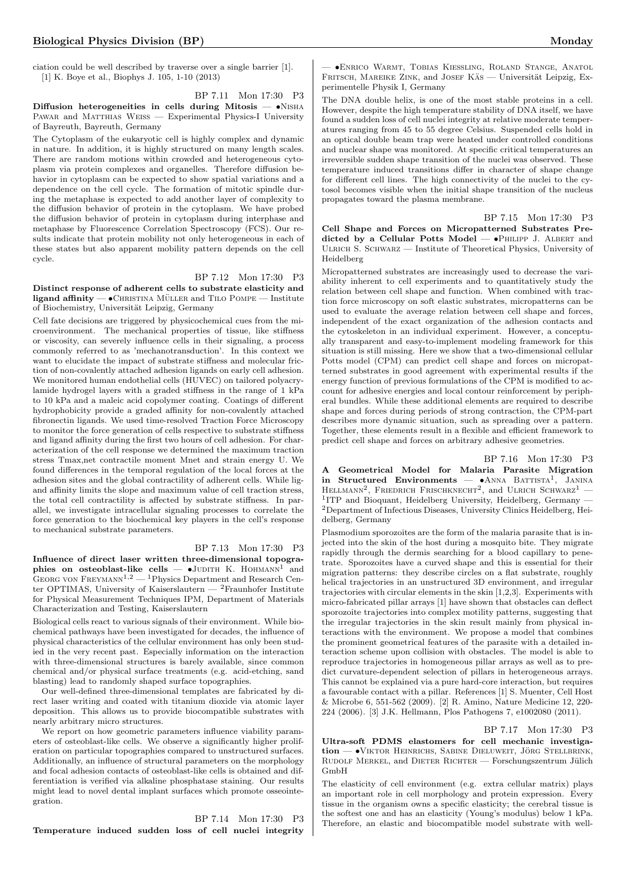ciation could be well described by traverse over a single barrier [1].
[1] K. Boye et al., Biophys J. 105, 1-10 (2013)

BP 7.11 Mon 17:30 P3

**Diffusion heterogeneities in cells during Mitosis** — •Nisha Pawar and Matthias Weiss — Experimental Physics-I University of Bayreuth, Bayreuth, Germany

The Cytoplasm of the eukaryotic cell is highly complex and dynamic in nature. In addition, it is highly structured on many length scales. There are random motions within crowded and heterogeneous cytoplasm via protein complexes and organelles. Therefore diffusion behavior in cytoplasm can be expected to show spatial variations and a dependence on the cell cycle. The formation of mitotic spindle during the metaphase is expected to add another layer of complexity to the diffusion behavior of protein in the cytoplasm. We have probed the diffusion behavior of protein in cytoplasm during interphase and metaphase by Fluorescence Correlation Spectroscopy (FCS). Our results indicate that protein mobility not only heterogeneous in each of these states but also apparent mobility pattern depends on the cell cycle.

BP 7.12 Mon 17:30 P3

**Distinct response of adherent cells to substrate elasticity and ligand affinity** — •Christina Müller and Tilo Pompe — Institute of Biochemistry, Universität Leipzig, Germany

Cell fate decisions are triggered by physicochemical cues from the microenvironment. The mechanical properties of tissue, like stiffness or viscosity, can severely influence cells in their signaling, a process commonly referred to as 'mechanotransduction'. In this context we want to elucidate the impact of substrate stiffness and molecular friction of non-covalently attached adhesion ligands on early cell adhesion. We monitored human endothelial cells (HUVEC) on tailored polyacrylamide hydrogel layers with a graded stiffness in the range of 1 kPa to 10 kPa and a maleic acid copolymer coating. Coatings of different hydrophobicity provide a graded affinity for non-covalently attached fibronectin ligands. We used time-resolved Traction Force Microscopy to monitor the force generation of cells respective to substrate stiffness and ligand affinity during the first two hours of cell adhesion. For characterization of the cell response we determined the maximum traction stress Tmax,net contractile moment Mnet and strain energy U. We found differences in the temporal regulation of the local forces at the adhesion sites and the global contractility of adherent cells. While ligand affinity limits the slope and maximum value of cell traction stress, the total cell contractility is affected by substrate stiffness. In parallel, we investigate intracellular signaling processes to correlate the force generation to the biochemical key players in the cell's response to mechanical substrate parameters.

BP 7.13 Mon 17:30 P3

**Influence of direct laser written three-dimensional topographies on osteoblast-like cells** — •Judith K. Hohmann[1] and Georg von Freymann[1,2] — [1]Physics Department and Research Center OPTIMAS, University of Kaiserslautern — [2]Fraunhofer Institute for Physical Measurement Techniques IPM, Department of Materials Characterization and Testing, Kaiserslautern

Biological cells react to various signals of their environment. While biochemical pathways have been investigated for decades, the influence of physical characteristics of the cellular environment has only been studied in the very recent past. Especially information on the interaction with three-dimensional structures is barely available, since common chemical and/or physical surface treatments (e.g. acid-etching, sand blasting) lead to randomly shaped surface topographies.

Our well-defined three-dimensional templates are fabricated by direct laser writing and coated with titanium dioxide via atomic layer deposition. This allows us to provide biocompatible substrates with nearly arbitrary micro structures.

We report on how geometric parameters influence viability parameters of osteoblast-like cells. We observe a significantly higher proliferation on particular topographies compared to unstructured surfaces. Additionally, an influence of structural parameters on the morphology and focal adhesion contacts of osteoblast-like cells is obtained and differentiation is verified via alkaline phosphatase staining. Our results might lead to novel dental implant surfaces which promote osseointegration.

BP 7.14 Mon 17:30 P3

**Temperature induced sudden loss of cell nuclei integrity** — •Enrico Warmt, Tobias Kiessling, Roland Stange, Anatol Fritsch, Mareike Zink, and Josef Käs — Universität Leipzig, Experimentelle Physik I, Germany

The DNA double helix, is one of the most stable proteins in a cell. However, despite the high temperature stability of DNA itself, we have found a sudden loss of cell nuclei integrity at relative moderate temperatures ranging from 45 to 55 degree Celsius. Suspended cells hold in an optical double beam trap were heated under controlled conditions and nuclear shape was monitored. At specific critical temperatures an irreversible sudden shape transition of the nuclei was observed. These temperature induced transitions differ in character of shape change for different cell lines. The high connectivity of the nuclei to the cytosol becomes visible when the initial shape transition of the nucleus propagates toward the plasma membrane.

BP 7.15 Mon 17:30 P3

**Cell Shape and Forces on Micropatterned Substrates Predicted by a Cellular Potts Model** — •Philipp J. Albert and Ulrich S. Schwarz — Institute of Theoretical Physics, University of Heidelberg

Micropatterned substrates are increasingly used to decrease the variability inherent to cell experiments and to quantitatively study the relation between cell shape and function. When combined with traction force microscopy on soft elastic substrates, micropatterns can be used to evaluate the average relation between cell shape and forces, independent of the exact organization of the adhesion contacts and the cytoskeleton in an individual experiment. However, a conceptually transparent and easy-to-implement modeling framework for this situation is still missing. Here we show that a two-dimensional cellular Potts model (CPM) can predict cell shape and forces on micropatterned substrates in good agreement with experimental results if the energy function of previous formulations of the CPM is modified to account for adhesive energies and local contour reinforcement by peripheral bundles. While these additional elements are required to describe shape and forces during periods of strong contraction, the CPM-part describes more dynamic situation, such as spreading over a pattern. Together, these elements result in a flexible and efficient framework to predict cell shape and forces on arbitrary adhesive geometries.

BP 7.16 Mon 17:30 P3

**A Geometrical Model for Malaria Parasite Migration in Structured Environments** — •Anna Battista[1], Janina Hellmann[2], Friedrich Frischknecht[2], and Ulrich Schwarz[1] — [1]ITP and Bioquant, Heidelberg University, Heidelberg, Germany — [2]Department of Infectious Diseases, University Clinics Heidelberg, Heidelberg, Germany

Plasmodium sporozoites are the form of the malaria parasite that is injected into the skin of the host during a mosquito bite. They migrate rapidly through the dermis searching for a blood capillary to penetrate. Sporozoites have a curved shape and this is essential for their migration patterns: they describe circles on a flat substrate, roughly helical trajectories in an unstructured 3D environment, and irregular trajectories with circular elements in the skin [1,2,3]. Experiments with micro-fabricated pillar arrays [1] have shown that obstacles can deflect sporozoite trajectories into complex motility patterns, suggesting that the irregular trajectories in the skin result mainly from physical interactions with the environment. We propose a model that combines the prominent geometrical features of the parasite with a detailed interaction scheme upon collision with obstacles. The model is able to reproduce trajectories in homogeneous pillar arrays as well as to predict curvature-dependent selection of pillars in heterogeneous arrays. This cannot be explained via a pure hard-core interaction, but requires a favourable contact with a pillar. References [1] S. Muenter, Cell Host & Microbe 6, 551-562 (2009). [2] R. Amino, Nature Medicine 12, 220-224 (2006). [3] J.K. Hellmann, Plos Pathogens 7, e1002080 (2011).

BP 7.17 Mon 17:30 P3

**Ultra-soft PDMS elastomers for cell mechanic investigation** — •Viktor Heinrichs, Sabine Dieluweit, Jörg Stellbrink, Rudolf Merkel, and Dieter Richter — Forschungszentrum Jülich GmbH

The elasticity of cell environment (e.g. extra cellular matrix) plays an important role in cell morphology and protein expression. Every tissue in the organism owns a specific elasticity; the cerebral tissue is the softest one and has an elasticity (Young's modulus) below 1 kPa. Therefore, an elastic and biocompatible model substrate with well-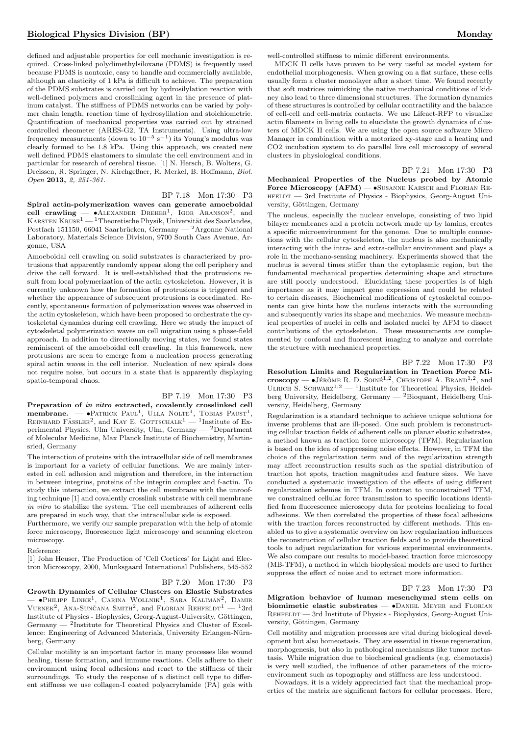defined and adjustable properties for cell mechanic investigation is required. Cross-linked polydimethylsiloxane (PDMS) is frequently used because PDMS is nontoxic, easy to handle and commercially available, although an elasticity of 1 kPa is difficult to achieve. The preparation of the PDMS substrates is carried out by hydrosilylation reaction with well-defined polymers and crosslinking agent in the presence of platinum catalyst. The stiffness of PDMS networks can be varied by polymer chain length, reaction time of hydrosylilation and stoichiometrie. Quantification of mechanical properties was carried out by strained controlled rheometer (ARES-G2, TA Instruments). Using ultra-low frequency measurements (down to $10^{-5}$ s$^{-1}$) its Young's modulus was clearly formed to be 1.8 kPa. Using this approach, we created new well defined PDMS elastomers to simulate the cell environment and in particular for research of cerebral tissue. [1] N. Hersch, B. Wolters, G. Dreissen, R. Springer, N. Kirchgeßner, R. Merkel, B. Hoffmann, *Biol. Open* **2013**, *2, 251-361.*

BP 7.18 Mon 17:30 P3

**Spiral actin-polymerization waves can generate amoeboidal cell crawling** — •Alexander Dreher[1], Igor Aranson[2], and Karsten Kruse[1] — [1]Theoretische Physik, Universität des Saarlandes, Postfach 151150, 66041 Saarbrücken, Germany — [2]Argonne National Laboratory, Materials Science Division, 9700 South Cass Avenue, Argonne, USA

Amoeboidal cell crawling on solid substrates is characterized by protrusions that apparently randomly appear along the cell periphery and drive the cell forward. It is well-established that the protrusions result from local polymerization of the actin cytoskeleton. However, it is currently unknown how the formation of protrusions is triggered and whether the appearance of subsequent protrusions is coordinated. Recently, spontaneous formation of polymerization waves was observed in the actin cytoskeleton, which have been proposed to orchestrate the cytoskeletal dynamics during cell crawling. Here we study the impact of cytoskeletal polymerization waves on cell migration using a phase-field approach. In addition to directionally moving states, we found states reminiscent of the amoeboidal cell crawling. In this framework, new protrusions are seen to emerge from a nucleation process generating spiral actin waves in the cell interior. Nucleation of new spirals does not require noise, but occurs in a state that is apparently displaying spatio-temporal chaos.

BP 7.19 Mon 17:30 P3

**Preparation of *in vitro* extracted, covalently crosslinked cell membrane.** — •Patrick Paul[1], Ulla Nolte[1], Tobias Paust[1], Reinhard Fässler[2], and Kay E. Gottschalk[1] — [1]Institute of Experimental Physics, Ulm University, Ulm, Germany — [2]Department of Molecular Medicine, Max Planck Institute of Biochemistry, Martinsried, Germany

The interaction of proteins with the intracellular side of cell membranes is important for a variety of cellular functions. We are mainly interested in cell adhesion and migration and therefore, in the interaction in between integrins, proteins of the integrin complex and f-actin. To study this interaction, we extract the cell membrane with the unroofing technique [1] and covalently crosslink substrate with cell membrane *in vitro* to stabilize the system. The cell membranes of adherent cells are prepared in such way, that the intracellular side is exposed.

Furthermore, we verify our sample preparation with the help of atomic force microscopy, fluorescence light microscopy and scanning electron microscopy.

Reference:

[1] John Heuser, The Production of 'Cell Cortices' for Light and Electron Microscopy, 2000, Munksgaard International Publishers, 545-552

BP 7.20 Mon 17:30 P3

**Growth Dynamics of Cellular Clusters on Elastic Substrates** — •Philipp Linke[1], Carina Wollnik[1], Sara Kaliman[2], Damir Vurnek[2], Ana-Sunčana Smith[2], and Florian Rehfeldt[1] — [1]3rd Institute of Physics - Biophysics, Georg-August-University, Göttingen, Germany — [2]Institute for Theoretical Physics and Cluster of Excellence: Engineering of Advanced Materials, University Erlangen-Nürnberg, Germany

Cellular motility is an important factor in many processes like wound healing, tissue formation, and immune reactions. Cells adhere to their environment using focal adhesions and react to the stiffness of their surroundings. To study the response of a distinct cell type to different stiffness we use collagen-I coated polyacrylamide (PA) gels with well-controlled stiffness to mimic different environments.

MDCK II cells have proven to be very useful as model system for endothelial morphogenesis. When growing on a flat surface, these cells usually form a cluster monolayer after a short time. We found recently that soft matrices mimicking the native mechanical conditions of kidney also lead to three dimensional structures. The formation dynamics of these structures is controlled by cellular contractility and the balance of cell-cell and cell-matrix contacts. We use Lifeact-RFP to visualize actin filaments in living cells to elucidate the growth dynamics of clusters of MDCK II cells. We are using the open source software Micro Manager in combination with a motorized xy-stage and a heating and CO2 incubation system to do parallel live cell microscopy of several clusters in physiological conditions.

BP 7.21 Mon 17:30 P3

**Mechanical Properties of the Nucleus probed by Atomic Force Microscopy (AFM)** — •Susanne Karsch and Florian Rehfeldt — 3rd Institute of Physics - Biophysics, Georg-August University, Göttingen, Germany

The nucleus, especially the nuclear envelope, consisting of two lipid bilayer membranes and a protein network made up by lamins, creates a specific microenvironment for the genome. Due to multiple connections with the cellular cytoskeleton, the nucleus is also mechanically interacting with the intra- and extra-cellular environment and plays a role in the mechano-sensing machinery. Experiments showed that the nucleus is several times stiffer than the cytoplasmic region, but the fundamental mechanical properties determining shape and structure are still poorly understood. Elucidating these properties is of high importance as it may impact gene expression and could be related to certain diseases. Biochemical modifications of cytoskeletal components can give hints how the nucleus interacts with the surrounding and subsequently varies its shape and mechanics. We measure mechanical properties of nuclei in cells and isolated nuclei by AFM to dissect contributions of the cytoskeleton. These measurements are complemented by confocal and fluorescent imaging to analyze and correlate the structure with mechanical properties.

BP 7.22 Mon 17:30 P3

**Resolution Limits and Regularization in Traction Force Microscopy** — •Jérôme R. D. Soiné[1,2], Christoph A. Brand[1,2], and Ulrich S. Schwarz[1,2] — [1]Institute for Theoretical Physics, Heidelberg University, Heidelberg, Germany — [2]Bioquant, Heidelberg University, Heidelberg, Germany

Regularization is a standard technique to achieve unique solutions for inverse problems that are ill-posed. One such problem is reconstructing cellular traction fields of adherent cells on planar elastic substrates, a method known as traction force microscopy (TFM). Regularization is based on the idea of suppressing noise effects. However, in TFM the choice of the regularization term and of the regularization strength may affect reconstruction results such as the spatial distribution of traction hot spots, traction magnitudes and feature sizes. We have conducted a systematic investigation of the effects of using different regularization schemes in TFM. In contrast to unconstrained TFM, we constrained cellular force transmission to specific locations identified from fluorescence microscopy data for proteins localizing to focal adhesions. We then correlated the properties of these focal adhesions with the traction forces reconstructed by different methods. This enabled us to give a systematic overview on how regularization influences the reconstruction of cellular traction fields and to provide theoretical tools to adjust regularization for various experimental environments. We also compare our results to model-based traction force microscopy (MB-TFM), a method in which biophysical models are used to further suppress the effect of noise and to extract more information.

BP 7.23 Mon 17:30 P3

**Migration behavior of human mesenchymal stem cells on biomimetic elastic substrates** — •Daniel Meyer and Florian Rehfeldt — 3rd Institute of Physics - Biophysics, Georg-August University, Göttingen, Germany

Cell motility and migration processes are vital during biological development but also homeostasis. They are essential in tissue regeneration, morphogenesis, but also in pathological mechanisms like tumor metastasis. While migration due to biochemical gradients (e.g. chemotaxis) is very well studied, the influence of other parameters of the microenvironment such as topography and stiffness are less understood.

Nowadays, it is a widely appreciated fact that the mechanical properties of the matrix are significant factors for cellular processes. Here,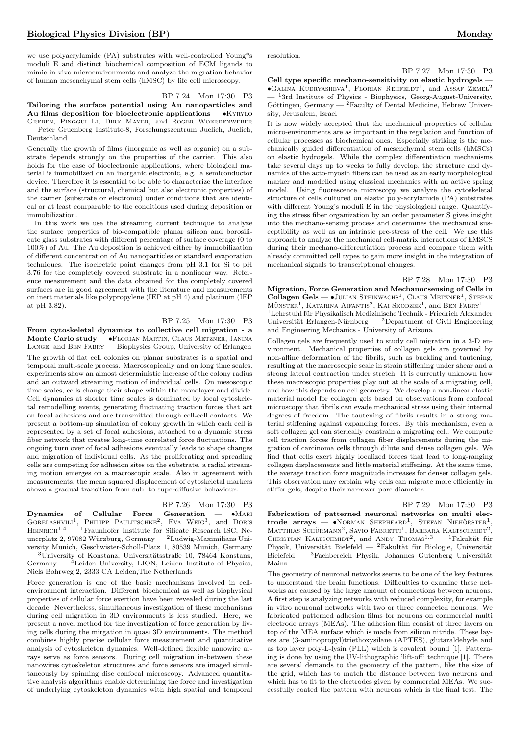we use polyacrylamide (PA) substrates with well-controlled Young*s moduli E and distinct biochemical composition of ECM ligands to mimic in vivo microenvironments and analyze the migration behavior of human mesenchymal stem cells (hMSC) by life cell microscopy.

BP 7.24 Mon 17:30 P3

**Tailoring the surface potential using Au nanoparticles and Au films deposition for bioelectronic applications** — •Kyrylo Greben, Pinggui Li, Dirk Mayer, and Roger Woerdenweber — Peter Gruenberg Institute-8, Forschungszentrum Juelich, Juelich, Deutschland

Generally the growth of films (inorganic as well as organic) on a substrate depends strongly on the properties of the carrier. This also holds for the case of bioelectronic applications, where biological material is immobilized on an inorganic electronic, e.g. a semiconductor device. Therefore it is essential to be able to characterize the interface and the surface (structural, chemical but also electronic properties) of the carrier (substrate or electronic) under conditions that are identical or at least comparable to the conditions used during deposition or immobilization.

In this work we use the streaming current technique to analyze the surface properties of bio-compatible planar silicon and borosilicate glass substrates with different percentage of surface coverage (0 to 100%) of Au. The Au deposition is achieved either by immobilization of different concentration of Au nanoparticles or standard evaporation techniques. The isoelectric point changes from pH 3.1 for Si to pH 3.76 for the completely covered substrate in a nonlinear way. Reference measurement and the data obtained for the completely covered surfaces are in good agreement with the literature and measurements on inert materials like polypropylene (IEP at pH 4) and platinum (IEP at pH 3.82).

BP 7.25 Mon 17:30 P3

**From cytoskeletal dynamics to collective cell migration - a Monte Carlo study** — •Florian Martin, Claus Metzner, Janina Lange, and Ben Fabry — Biophysics Group, University of Erlangen

The growth of flat cell colonies on planar substrates is a spatial and temporal multi-scale process. Macroscopically and on long time scales, experiments show an almost deterministic increase of the colony radius and an outward streaming motion of individual cells. On mesoscopic time scales, cells change their shape within the monolayer and divide. Cell dynamics at shorter time scales is dominated by local cytoskeletal remodelling events, generating fluctuating traction forces that act on focal adhesions and are transmitted through cell-cell contacts. We present a bottom-up simulation of colony growth in which each cell is represented by a set of focal adhesions, attached to a dynamic stress fiber network that creates long-time correlated force fluctuations. The ongoing turn over of focal adhesions eventually leads to shape changes and migration of individual cells. As the proliferating and spreading cells are competing for adhesion sites on the substrate, a radial streaming motion emerges on a macroscopic scale. Also in agreement with measurements, the mean squared displacement of cytoskeletal markers shows a gradual transition from sub- to superdiffusive behaviour.

BP 7.26 Mon 17:30 P3

**Dynamics of Cellular Force Generation** — •Mari Gorelashvili[1], Philipp Paulitschke[2], Eva Weig[3], and Doris Heinrich[1,4] — [1]Fraunhofer Institute for Silicate Research ISC, Neunerplatz 2, 97082 Würzburg, Germany — [2]Ludwig-Maximilians University Munich, Geschwister-Scholl-Platz 1, 80539 Munich, Germany — [3]University of Konstanz, Universitätsstraße 10, 78464 Konstanz, Germany — [4]Leiden University, LION, Leiden Institute of Physics, Niels Bohrweg 2, 2333 CA Leiden,The Netherlands

Force generation is one of the basic mechanisms involved in cell-environment interaction. Different biochemical as well as biophysical properties of cellular force exertion have been revealed during the last decade. Nevertheless, simultaneous investigation of these mechanisms during cell migration in 3D environments is less studied. Here, we present a novel method for the investigation of force generation by living cells during the mirgration in quasi 3D environments. The method combines highly precise cellular force measurement and quantitative analysis of cytoskeleton dynamics. Well-defined flexible nanowire arrays serve as force sensors. During cell migration in-between these nanowires cytoskeleton structures and force sensors are imaged simultaneously by spinning disc confocal microscopy. Advanced quantitative analysis algorithms enable determining the force and investigation of underlying cytoskeleton dynamics with high spatial and temporal resolution.

BP 7.27 Mon 17:30 P3

**Cell type specific mechano-sensitivity on elastic hydrogels** — •Galina Kudryasheva[1], Florian Rehfeldt[1], and Assaf Zemel[2] — [1]3rd Institute of Physics - Biophysics, Georg-August-University, Göttingen, Germany — [2]Faculty of Dental Medicine, Hebrew University, Jerusalem, Israel

It is now widely accepted that the mechanical properties of cellular micro-environments are as important in the regulation and function of cellular processes as biochemical ones. Especially striking is the mechanically guided differentiation of mesenchymal stem cells (hMSCs) on elastic hydrogels. While the complex differentiation mechanisms take several days up to weeks to fully develop, the structure and dynamics of the acto-myosin fibers can be used as an early morphological marker and modelled using classical mechanics with an active spring model. Using fluorescence microscopy we analyze the cytoskeletal structure of cells cultured on elastic poly-acrylamide (PA) substrates with different Young's moduli E in the physiological range. Quantifying the stress fiber organization by an order parameter S gives insight into the mechano-sensing process and determines the mechanical susceptibility as well as an intrinsic pre-stress of the cell. We use this approach to analyze the mechanical cell-matrix interactions of hMSCS during their mechano-differentiation process and compare them with already committed cell types to gain more insight in the integration of mechanical signals to transcriptional changes.

BP 7.28 Mon 17:30 P3

**Migration, Force Generation and Mechanocsensing of Cells in Collagen Gels** — •Julian Steinwachs[1], Claus Metzner[1], Stefan Münster[1], Katarina Aifantis[2], Kai Skodzek[1], and Ben Fabry[1] — [1]Lehrstuhl für Physikalisch Medizinische Technik - Friedrich Alexander Universität Erlangen-Nürnberg — [2]Department of Civil Engineering and Engineering Mechanics - University of Arizona

Collagen gels are frequently used to study cell migration in a 3-D environment. Mechanical properties of collagen gels are governed by non-affine deformation of the fibrils, such as buckling and tautening, resulting at the macroscopic scale in strain stiffening under shear and a strong lateral contraction under stretch. It is currently unknown how these macroscopic properties play out at the scale of a migrating cell, and how this depends on cell geometry. We develop a non-linear elastic material model for collagen gels based on observations from confocal microscopy that fibrils can evade mechanical stress using their internal degrees of freedom. The tautening of fibrils results in a strong material stiffening against expanding forces. By this mechanism, even a soft collagen gel can sterically constrain a migrating cell. We compute cell traction forces from collagen fiber displacements during the migration of carcinoma cells through dilute and dense collagen gels. We find that cells exert highly localized forces that lead to long-ranging collagen displacements and little material stiffening. At the same time, the average traction force magnitude increases for denser collagen gels. This observation may explain why cells can migrate more efficiently in stiffer gels, despite their narrower pore diameter.

BP 7.29 Mon 17:30 P3

**Fabrication of patterned neuronal networks on multi electrode arrays** — •Norman Shepheard[1], Stefan Niehörster[1], Matthias Schürmann[2], Savio Fabretti[1], Barbara Kaltschmidt[2], Christian Kaltschmidt[2], and Andy Thomas[1,3] — [1]Fakultät für Physik, Universität Bielefeld — [2]Fakultät für Biologie, Universität Bielefeld — [3]Fachbereich Physik, Johannes Gutenberg Universität Mainz

The geometry of neuronal networks seems to be one of the key features to understand the brain functions. Difficulties to examine these networks are caused by the large amount of connections between neurons. A first step is analyzing networks with reduced complexity, for example in vitro neuronal networks with two or three connected neurons. We fabricated patterned adhesion films for neurons on commercial multi electrode arrays (MEAs). The adhesion film consist of three layers on top of the MEA surface which is made from silicon nitride. These layers are (3-aminopropyl)triethoxysilane (APTES), glutaraldehyde and as top layer poly-L-lysin (PLL) which is covalent bound [1]. Patterning is done by using the UV-lithographic 'lift-off' technique [1]. There are several demands to the geometry of the pattern, like the size of the grid, which has to match the distance between two neurons and which has to fit to the electrodes given by commercial MEAs. We successfully coated the pattern with neurons which is the final test. The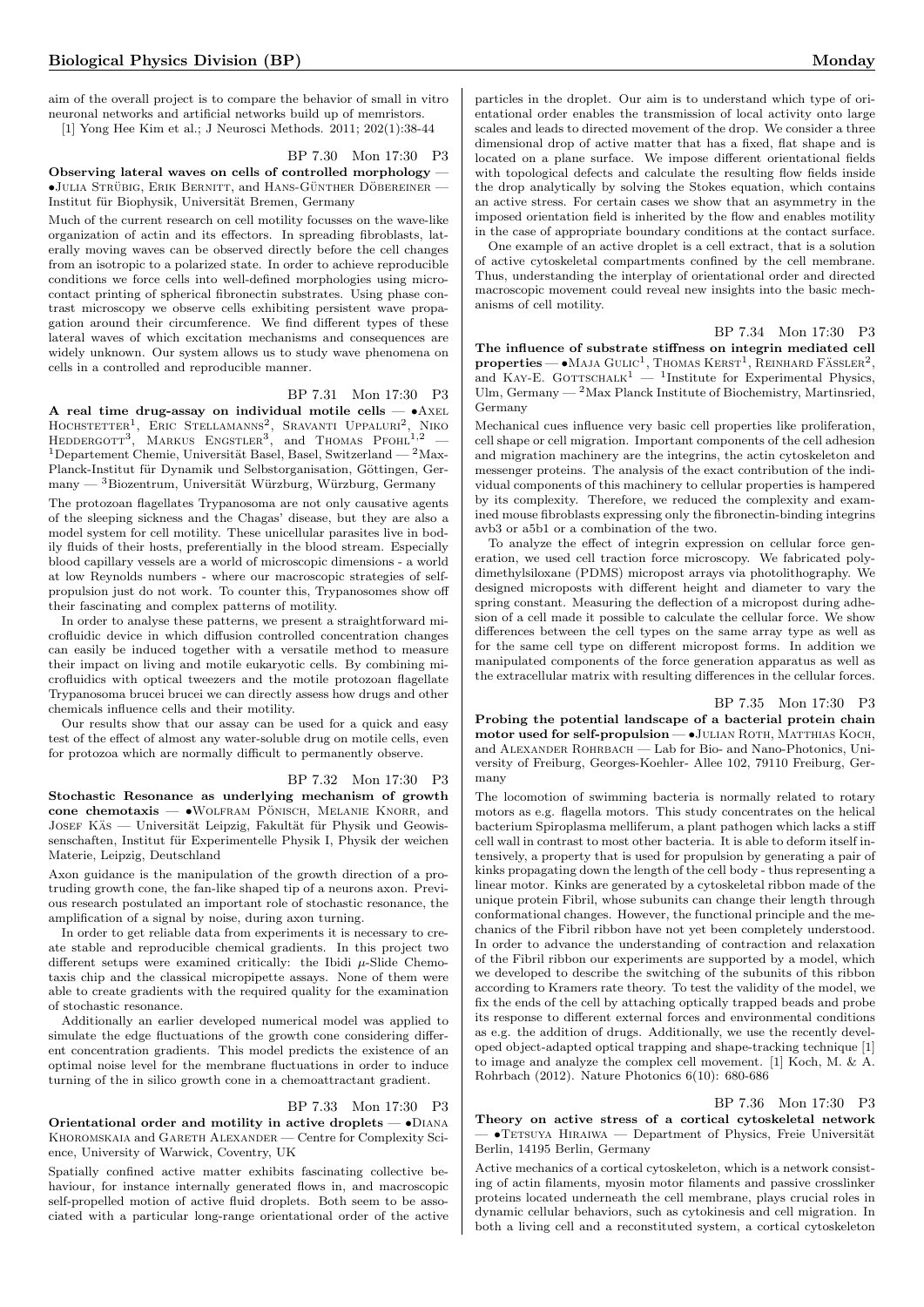aim of the overall project is to compare the behavior of small in vitro neuronal networks and artificial networks build up of memristors.

[1] Yong Hee Kim et al.; J Neurosci Methods. 2011; 202(1):38-44

BP 7.30 Mon 17:30 P3

**Observing lateral waves on cells of controlled morphology** — •Julia Strübig, Erik Bernitt, and Hans-Günther Döbereiner — Institut für Biophysik, Universität Bremen, Germany

Much of the current research on cell motility focusses on the wave-like organization of actin and its effectors. In spreading fibroblasts, laterally moving waves can be observed directly before the cell changes from an isotropic to a polarized state. In order to achieve reproducible conditions we force cells into well-defined morphologies using microcontact printing of spherical fibronectin substrates. Using phase contrast microscopy we observe cells exhibiting persistent wave propagation around their circumference. We find different types of these lateral waves of which excitation mechanisms and consequences are widely unknown. Our system allows us to study wave phenomena on cells in a controlled and reproducible manner.

BP 7.31 Mon 17:30 P3

**A real time drug-assay on individual motile cells** — •Axel Hochstetter[1], Eric Stellamanns[2], Sravanti Uppaluri[2], Niko Heddergott[3], Markus Engstler[3], and Thomas Pfohl[1,2] — [1]Departement Chemie, Universität Basel, Basel, Switzerland — [2]Max-Planck-Institut für Dynamik und Selbstorganisation, Göttingen, Germany — [3]Biozentrum, Universität Würzburg, Würzburg, Germany

The protozoan flagellates Trypanosoma are not only causative agents of the sleeping sickness and the Chagas' disease, but they are also a model system for cell motility. These unicellular parasites live in bodily fluids of their hosts, preferentially in the blood stream. Especially blood capillary vessels are a world of microscopic dimensions - a world at low Reynolds numbers - where our macroscopic strategies of self-propulsion just do not work. To counter this, Trypanosomes show off their fascinating and complex patterns of motility.

In order to analyse these patterns, we present a straightforward microfluidic device in which diffusion controlled concentration changes can easily be induced together with a versatile method to measure their impact on living and motile eukaryotic cells. By combining microfluidics with optical tweezers and the motile protozoan flagellate Trypanosoma brucei brucei we can directly assess how drugs and other chemicals influence cells and their motility.

Our results show that our assay can be used for a quick and easy test of the effect of almost any water-soluble drug on motile cells, even for protozoa which are normally difficult to permanently observe.

BP 7.32 Mon 17:30 P3

**Stochastic Resonance as underlying mechanism of growth cone chemotaxis** — •Wolfram Pönisch, Melanie Knorr, and Josef Käs — Universität Leipzig, Fakultät für Physik und Geowissenschaften, Institut für Experimentelle Physik I, Physik der weichen Materie, Leipzig, Deutschland

Axon guidance is the manipulation of the growth direction of a protruding growth cone, the fan-like shaped tip of a neurons axon. Previous research postulated an important role of stochastic resonance, the amplification of a signal by noise, during axon turning.

In order to get reliable data from experiments it is necessary to create stable and reproducible chemical gradients. In this project two different setups were examined critically: the Ibidi $\mu$-Slide Chemotaxis chip and the classical micropipette assays. None of them were able to create gradients with the required quality for the examination of stochastic resonance.

Additionally an earlier developed numerical model was applied to simulate the edge fluctuations of the growth cone considering different concentration gradients. This model predicts the existence of an optimal noise level for the membrane fluctuations in order to induce turning of the in silico growth cone in a chemoattractant gradient.

BP 7.33 Mon 17:30 P3

**Orientational order and motility in active droplets** — •Diana Khoromskaia and Gareth Alexander — Centre for Complexity Science, University of Warwick, Coventry, UK

Spatially confined active matter exhibits fascinating collective behaviour, for instance internally generated flows in, and macroscopic self-propelled motion of active fluid droplets. Both seem to be associated with a particular long-range orientational order of the active particles in the droplet. Our aim is to understand which type of orientational order enables the transmission of local activity onto large scales and leads to directed movement of the drop. We consider a three dimensional drop of active matter that has a fixed, flat shape and is located on a plane surface. We impose different orientational fields with topological defects and calculate the resulting flow fields inside the drop analytically by solving the Stokes equation, which contains an active stress. For certain cases we show that an asymmetry in the imposed orientation field is inherited by the flow and enables motility in the case of appropriate boundary conditions at the contact surface.

One example of an active droplet is a cell extract, that is a solution of active cytoskeletal compartments confined by the cell membrane. Thus, understanding the interplay of orientational order and directed macroscopic movement could reveal new insights into the basic mechanisms of cell motility.

BP 7.34 Mon 17:30 P3

**The influence of substrate stiffness on integrin mediated cell properties** — •Maja Gulic[1], Thomas Kerst[1], Reinhard Fässler[2], and Kay-E. Gottschalk[1] — [1]Institute for Experimental Physics, Ulm, Germany — [2]Max Planck Institute of Biochemistry, Martinsried, Germany

Mechanical cues influence very basic cell properties like proliferation, cell shape or cell migration. Important components of the cell adhesion and migration machinery are the integrins, the actin cytoskeleton and messenger proteins. The analysis of the exact contribution of the individual components of this machinery to cellular properties is hampered by its complexity. Therefore, we reduced the complexity and examined mouse fibroblasts expressing only the fibronectin-binding integrins avb3 or a5b1 or a combination of the two.

To analyze the effect of integrin expression on cellular force generation, we used cell traction force microscopy. We fabricated polydimethylsiloxane (PDMS) micropost arrays via photolithography. We designed microposts with different height and diameter to vary the spring constant. Measuring the deflection of a micropost during adhesion of a cell made it possible to calculate the cellular force. We show differences between the cell types on the same array type as well as for the same cell type on different micropost forms. In addition we manipulated components of the force generation apparatus as well as the extracellular matrix with resulting differences in the cellular forces.

BP 7.35 Mon 17:30 P3

**Probing the potential landscape of a bacterial protein chain motor used for self-propulsion** — •Julian Roth, Matthias Koch, and Alexander Rohrbach — Lab for Bio- and Nano-Photonics, University of Freiburg, Georges-Koehler- Allee 102, 79110 Freiburg, Germany

The locomotion of swimming bacteria is normally related to rotary motors as e.g. flagella motors. This study concentrates on the helical bacterium Spiroplasma melliferum, a plant pathogen which lacks a stiff cell wall in contrast to most other bacteria. It is able to deform itself intensively, a property that is used for propulsion by generating a pair of kinks propagating down the length of the cell body - thus representing a linear motor. Kinks are generated by a cytoskeletal ribbon made of the unique protein Fibril, whose subunits can change their length through conformational changes. However, the functional principle and the mechanics of the Fibril ribbon have not yet been completely understood. In order to advance the understanding of contraction and relaxation of the Fibril ribbon our experiments are supported by a model, which we developed to describe the switching of the subunits of this ribbon according to Kramers rate theory. To test the validity of the model, we fix the ends of the cell by attaching optically trapped beads and probe its response to different external forces and environmental conditions as e.g. the addition of drugs. Additionally, we use the recently developed object-adapted optical trapping and shape-tracking technique [1] to image and analyze the complex cell movement. [1] Koch, M. & A. Rohrbach (2012). Nature Photonics 6(10): 680-686

BP 7.36 Mon 17:30 P3

**Theory on active stress of a cortical cytoskeletal network** — •Tetsuya Hiraiwa — Department of Physics, Freie Universität Berlin, 14195 Berlin, Germany

Active mechanics of a cortical cytoskeleton, which is a network consisting of actin filaments, myosin motor filaments and passive crosslinker proteins located underneath the cell membrane, plays crucial roles in dynamic cellular behaviors, such as cytokinesis and cell migration. In both a living cell and a reconstituted system, a cortical cytoskeleton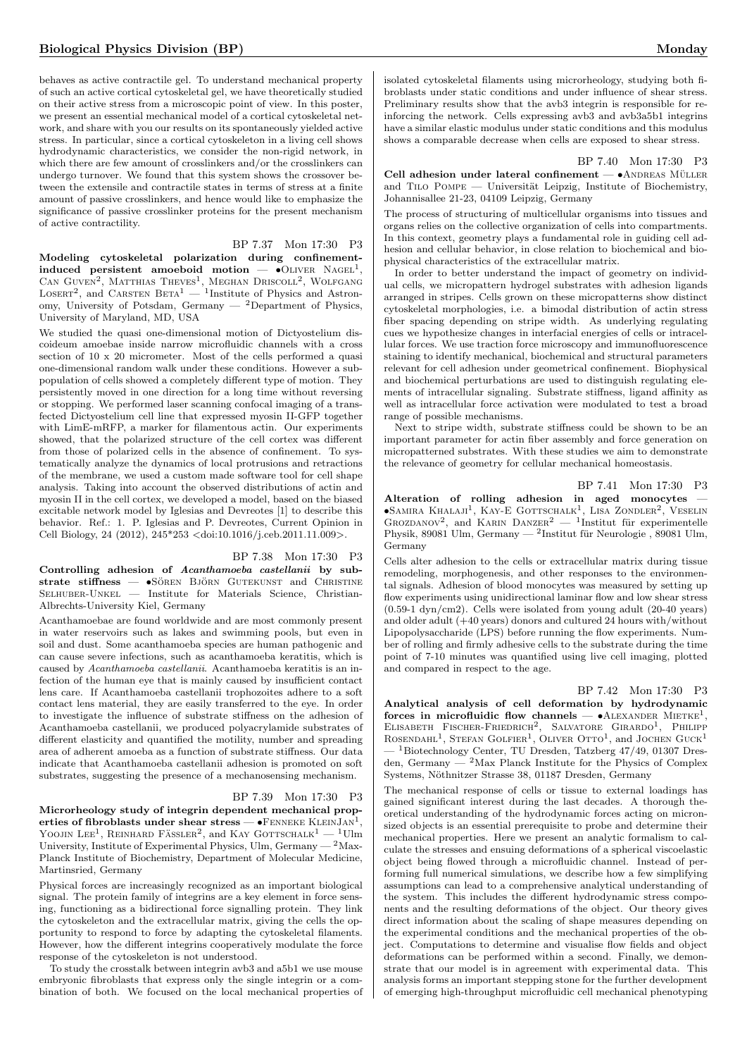behaves as active contractile gel. To understand mechanical property of such an active cortical cytoskeletal gel, we have theoretically studied on their active stress from a microscopic point of view. In this poster, we present an essential mechanical model of a cortical cytoskeletal network, and share with you our results on its spontaneously yielded active stress. In particular, since a cortical cytoskeleton in a living cell shows hydrodynamic characteristics, we consider the non-rigid network, in which there are few amount of crosslinkers and/or the crosslinkers can undergo turnover. We found that this system shows the crossover between the extensile and contractile states in terms of stress at a finite amount of passive crosslinkers, and hence would like to emphasize the significance of passive crosslinker proteins for the present mechanism of active contractility.

BP 7.37 Mon 17:30 P3

**Modeling cytoskeletal polarization during confinement-induced persistent amoeboid motion** — •Oliver Nagel[1], Can Guven[2], Matthias Theves[1], Meghan Driscoll[2], Wolfgang Losert[2], and Carsten Beta[1] — [1]Institute of Physics and Astronomy, University of Potsdam, Germany — [2]Department of Physics, University of Maryland, MD, USA

We studied the quasi one-dimensional motion of Dictyostelium discoideum amoebae inside narrow microfluidic channels with a cross section of 10 x 20 micrometer. Most of the cells performed a quasi one-dimensional random walk under these conditions. However a subpopulation of cells showed a completely different type of motion. They persistently moved in one direction for a long time without reversing or stopping. We performed laser scanning confocal imaging of a transfected Dictyostelium cell line that expressed myosin II-GFP together with LimE-mRFP, a marker for filamentous actin. Our experiments showed, that the polarized structure of the cell cortex was different from those of polarized cells in the absence of confinement. To systematically analyze the dynamics of local protrusions and retractions of the membrane, we used a custom made software tool for cell shape analysis. Taking into account the observed distributions of actin and myosin II in the cell cortex, we developed a model, based on the biased excitable network model by Iglesias and Devreotes [1] to describe this behavior. Ref.: 1. P. Iglesias and P. Devreotes, Current Opinion in Cell Biology, 24 (2012), 245*253 <doi:10.1016/j.ceb.2011.11.009>.

BP 7.38 Mon 17:30 P3

**Controlling adhesion of *Acanthamoeba castellanii* by substrate stiffness** — •Sören Björn Gutekunst and Christine Selhuber-Unkel — Institute for Materials Science, Christian-Albrechts-University Kiel, Germany

Acanthamoebae are found worldwide and are most commonly present in water reservoirs such as lakes and swimming pools, but even in soil and dust. Some acanthamoeba species are human pathogenic and can cause severe infections, such as acanthamoeba keratitis, which is caused by *Acanthamoeba castellanii*. Acanthamoeba keratitis is an infection of the human eye that is mainly caused by insufficient contact lens care. If Acanthamoeba castellanii trophozoites adhere to a soft contact lens material, they are easily transferred to the eye. In order to investigate the influence of substrate stiffness on the adhesion of Acanthamoeba castellanii, we produced polyacrylamide substrates of different elasticity and quantified the motility, number and spreading area of adherent amoeba as a function of substrate stiffness. Our data indicate that Acanthamoeba castellanii adhesion is promoted on soft substrates, suggesting the presence of a mechanosensing mechanism.

BP 7.39 Mon 17:30 P3

**Microrheology study of integrin dependent mechanical properties of fibroblasts under shear stress** — •Fenneke KleinJan[1], Yoojin Lee[1], Reinhard Fässler[2], and Kay Gottschalk[1] — [1]Ulm University, Institute of Experimental Physics, Ulm, Germany — [2]Max-Planck Institute of Biochemistry, Department of Molecular Medicine, Martinsried, Germany

Physical forces are increasingly recognized as an important biological signal. The protein family of integrins are a key element in force sensing, functioning as a bidirectional force signalling protein. They link the cytoskeleton and the extracellular matrix, giving the cells the opportunity to respond to force by adapting the cytoskeletal filaments. However, how the different integrins cooperatively modulate the force response of the cytoskeleton is not understood.

To study the crosstalk between integrin avb3 and a5b1 we use mouse embryonic fibroblasts that express only the single integrin or a combination of both. We focused on the local mechanical properties of isolated cytoskeletal filaments using microrheology, studying both fibroblasts under static conditions and under influence of shear stress. Preliminary results show that the avb3 integrin is responsible for reinforcing the network. Cells expressing avb3 and avb3a5b1 integrins have a similar elastic modulus under static conditions and this modulus shows a comparable decrease when cells are exposed to shear stress.

BP 7.40 Mon 17:30 P3

**Cell adhesion under lateral confinement** — •Andreas Müller and Tilo Pompe — Universität Leipzig, Institute of Biochemistry, Johannisallee 21-23, 04109 Leipzig, Germany

The process of structuring of multicellular organisms into tissues and organs relies on the collective organization of cells into compartments. In this context, geometry plays a fundamental role in guiding cell adhesion and cellular behavior, in close relation to biochemical and biophysical characteristics of the extracellular matrix.

In order to better understand the impact of geometry on individual cells, we micropattern hydrogel substrates with adhesion ligands arranged in stripes. Cells grown on these micropatterns show distinct cytoskeletal morphologies, i.e. a bimodal distribution of actin stress fiber spacing depending on stripe width. As underlying regulating cues we hypothesize changes in interfacial energies of cells or intracellular forces. We use traction force microscopy and immunofluorescence staining to identify mechanical, biochemical and structural parameters relevant for cell adhesion under geometrical confinement. Biophysical and biochemical perturbations are used to distinguish regulating elements of intracellular signaling. Substrate stiffness, ligand affinity as well as intracellular force activation were modulated to test a broad range of possible mechanisms.

Next to stripe width, substrate stiffness could be shown to be an important parameter for actin fiber assembly and force generation on micropatterned substrates. With these studies we aim to demonstrate the relevance of geometry for cellular mechanical homeostasis.

BP 7.41 Mon 17:30 P3

**Alteration of rolling adhesion in aged monocytes** — •Samira Khalaji[1], Kay-E Gottschalk[1], Lisa Zondler[2], Veselin Grozdanov[2], and Karin Danzer[2] — [1]Institut für experimentelle Physik, 89081 Ulm, Germany — [2]Institut für Neurologie , 89081 Ulm, Germany

Cells alter adhesion to the cells or extracellular matrix during tissue remodeling, morphogenesis, and other responses to the environmental signals. Adhesion of blood monocytes was measured by setting up flow experiments using unidirectional laminar flow and low shear stress (0.59-1 dyn/cm2). Cells were isolated from young adult (20-40 years) and older adult (+40 years) donors and cultured 24 hours with/without Lipopolysaccharide (LPS) before running the flow experiments. Number of rolling and firmly adhesive cells to the substrate during the time point of 7-10 minutes was quantified using live cell imaging, plotted and compared in respect to the age.

BP 7.42 Mon 17:30 P3

**Analytical analysis of cell deformation by hydrodynamic forces in microfluidic flow channels** — •Alexander Mietke[1], Elisabeth Fischer-Friedrich[2], Salvatore Girardo[1], Philipp Rosendahl[1], Stefan Golfier[1], Oliver Otto[1], and Jochen Guck[1] — [1]Biotechnology Center, TU Dresden, Tatzberg 47/49, 01307 Dresden, Germany — [2]Max Planck Institute for the Physics of Complex Systems, Nöthnitzer Strasse 38, 01187 Dresden, Germany

The mechanical response of cells or tissue to external loadings has gained significant interest during the last decades. A thorough theoretical understanding of the hydrodynamic forces acting on micron-sized objects is an essential prerequisite to probe and determine their mechanical properties. Here we present an analytic formalism to calculate the stresses and ensuing deformations of a spherical viscoelastic object being flowed through a microfluidic channel. Instead of performing full numerical simulations, we describe how a few simplifying assumptions can lead to a comprehensive analytical understanding of the system. This includes the different hydrodynamic stress components and the resulting deformations of the object. Our theory gives direct information about the scaling of shape measures depending on the experimental conditions and the mechanical properties of the object. Computations to determine and visualise flow fields and object deformations can be performed within a second. Finally, we demonstrate that our model is in agreement with experimental data. This analysis forms an important stepping stone for the further development of emerging high-throughput microfluidic cell mechanical phenotyping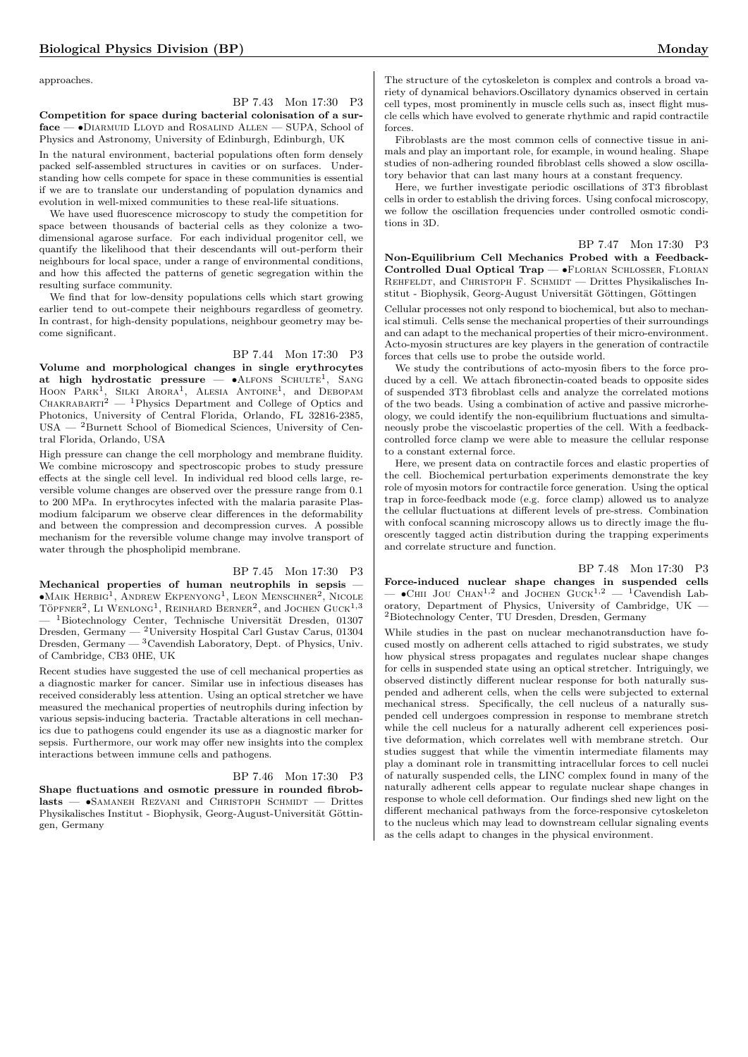approaches.

BP 7.43 Mon 17:30 P3

**Competition for space during bacterial colonisation of a surface** — •Diarmuid Lloyd and Rosalind Allen — SUPA, School of Physics and Astronomy, University of Edinburgh, Edinburgh, UK

In the natural environment, bacterial populations often form densely packed self-assembled structures in cavities or on surfaces. Understanding how cells compete for space in these communities is essential if we are to translate our understanding of population dynamics and evolution in well-mixed communities to these real-life situations.

We have used fluorescence microscopy to study the competition for space between thousands of bacterial cells as they colonize a two-dimensional agarose surface. For each individual progenitor cell, we quantify the likelihood that their descendants will out-perform their neighbours for local space, under a range of environmental conditions, and how this affected the patterns of genetic segregation within the resulting surface community.

We find that for low-density populations cells which start growing earlier tend to out-compete their neighbours regardless of geometry. In contrast, for high-density populations, neighbour geometry may become significant.

BP 7.44 Mon 17:30 P3

**Volume and morphological changes in single erythrocytes at high hydrostatic pressure** — •Alfons Schulte[1], Sang Hoon Park[1], Silki Arora[1], Alesia Antoine[1], and Debopam Chakrabarti[2] — [1]Physics Department and College of Optics and Photonics, University of Central Florida, Orlando, FL 32816-2385, USA — [2]Burnett School of Biomedical Sciences, University of Central Florida, Orlando, USA

High pressure can change the cell morphology and membrane fluidity. We combine microscopy and spectroscopic probes to study pressure effects at the single cell level. In individual red blood cells large, reversible volume changes are observed over the pressure range from 0.1 to 200 MPa. In erythrocytes infected with the malaria parasite Plasmodium falciparum we observe clear differences in the deformability and between the compression and decompression curves. A possible mechanism for the reversible volume change may involve transport of water through the phospholipid membrane.

BP 7.45 Mon 17:30 P3

**Mechanical properties of human neutrophils in sepsis** — •Maik Herbig[1], Andrew Ekpenyong[1], Leon Menschner[2], Nicole Töpfner[2], Li Wenlong[1], Reinhard Berner[2], and Jochen Guck[1,3] — [1]Biotechnology Center, Technische Universität Dresden, 01307 Dresden, Germany — [2]University Hospital Carl Gustav Carus, 01304 Dresden, Germany — [3]Cavendish Laboratory, Dept. of Physics, Univ. of Cambridge, CB3 0HE, UK

Recent studies have suggested the use of cell mechanical properties as a diagnostic marker for cancer. Similar use in infectious diseases has received considerably less attention. Using an optical stretcher we have measured the mechanical properties of neutrophils during infection by various sepsis-inducing bacteria. Tractable alterations in cell mechanics due to pathogens could engender its use as a diagnostic marker for sepsis. Furthermore, our work may offer new insights into the complex interactions between immune cells and pathogens.

BP 7.46 Mon 17:30 P3

**Shape fluctuations and osmotic pressure in rounded fibroblasts** — •Samaneh Rezvani and Christoph Schmidt — Drittes Physikalisches Institut - Biophysik, Georg-August-Universität Göttingen, Germany

The structure of the cytoskeleton is complex and controls a broad variety of dynamical behaviors.Oscillatory dynamics observed in certain cell types, most prominently in muscle cells such as, insect flight muscle cells which have evolved to generate rhythmic and rapid contractile forces.

Fibroblasts are the most common cells of connective tissue in animals and play an important role, for example, in wound healing. Shape studies of non-adhering rounded fibroblast cells showed a slow oscillatory behavior that can last many hours at a constant frequency.

Here, we further investigate periodic oscillations of 3T3 fibroblast cells in order to establish the driving forces. Using confocal microscopy, we follow the oscillation frequencies under controlled osmotic conditions in 3D.

BP 7.47 Mon 17:30 P3

**Non-Equilibrium Cell Mechanics Probed with a Feedback-Controlled Dual Optical Trap** — •Florian Schlosser, Florian Rehfeldt, and Christoph F. Schmidt — Drittes Physikalisches Institut - Biophysik, Georg-August Universität Göttingen, Göttingen

Cellular processes not only respond to biochemical, but also to mechanical stimuli. Cells sense the mechanical properties of their surroundings and can adapt to the mechanical properties of their micro-environment. Acto-myosin structures are key players in the generation of contractile forces that cells use to probe the outside world.

We study the contributions of acto-myosin fibers to the force produced by a cell. We attach fibronectin-coated beads to opposite sides of suspended 3T3 fibroblast cells and analyze the correlated motions of the two beads. Using a combination of active and passive microrheology, we could identify the non-equilibrium fluctuations and simultaneously probe the viscoelastic properties of the cell. With a feedback-controlled force clamp we were able to measure the cellular response to a constant external force.

Here, we present data on contractile forces and elastic properties of the cell. Biochemical perturbation experiments demonstrate the key role of myosin motors for contractile force generation. Using the optical trap in force-feedback mode (e.g. force clamp) allowed us to analyze the cellular fluctuations at different levels of pre-stress. Combination with confocal scanning microscopy allows us to directly image the fluorescently tagged actin distribution during the trapping experiments and correlate structure and function.

BP 7.48 Mon 17:30 P3

**Force-induced nuclear shape changes in suspended cells** — •Chii Jou Chan[1,2] and Jochen Guck[1,2] — [1]Cavendish Laboratory, Department of Physics, University of Cambridge, UK — [2]Biotechnology Center, TU Dresden, Dresden, Germany

While studies in the past on nuclear mechanotransduction have focused mostly on adherent cells attached to rigid substrates, we study how physical stress propagates and regulates nuclear shape changes for cells in suspended state using an optical stretcher. Intriguingly, we observed distinctly different nuclear response for both naturally suspended and adherent cells, when the cells were subjected to external mechanical stress. Specifically, the cell nucleus of a naturally suspended cell undergoes compression in response to membrane stretch while the cell nucleus for a naturally adherent cell experiences positive deformation, which correlates well with membrane stretch. Our studies suggest that while the vimentin intermediate filaments may play a dominant role in transmitting intracellular forces to cell nuclei of naturally suspended cells, the LINC complex found in many of the naturally adherent cells appear to regulate nuclear shape changes in response to whole cell deformation. Our findings shed new light on the different mechanical pathways from the force-responsive cytoskeleton to the nucleus which may lead to downstream cellular signaling events as the cells adapt to changes in the physical environment.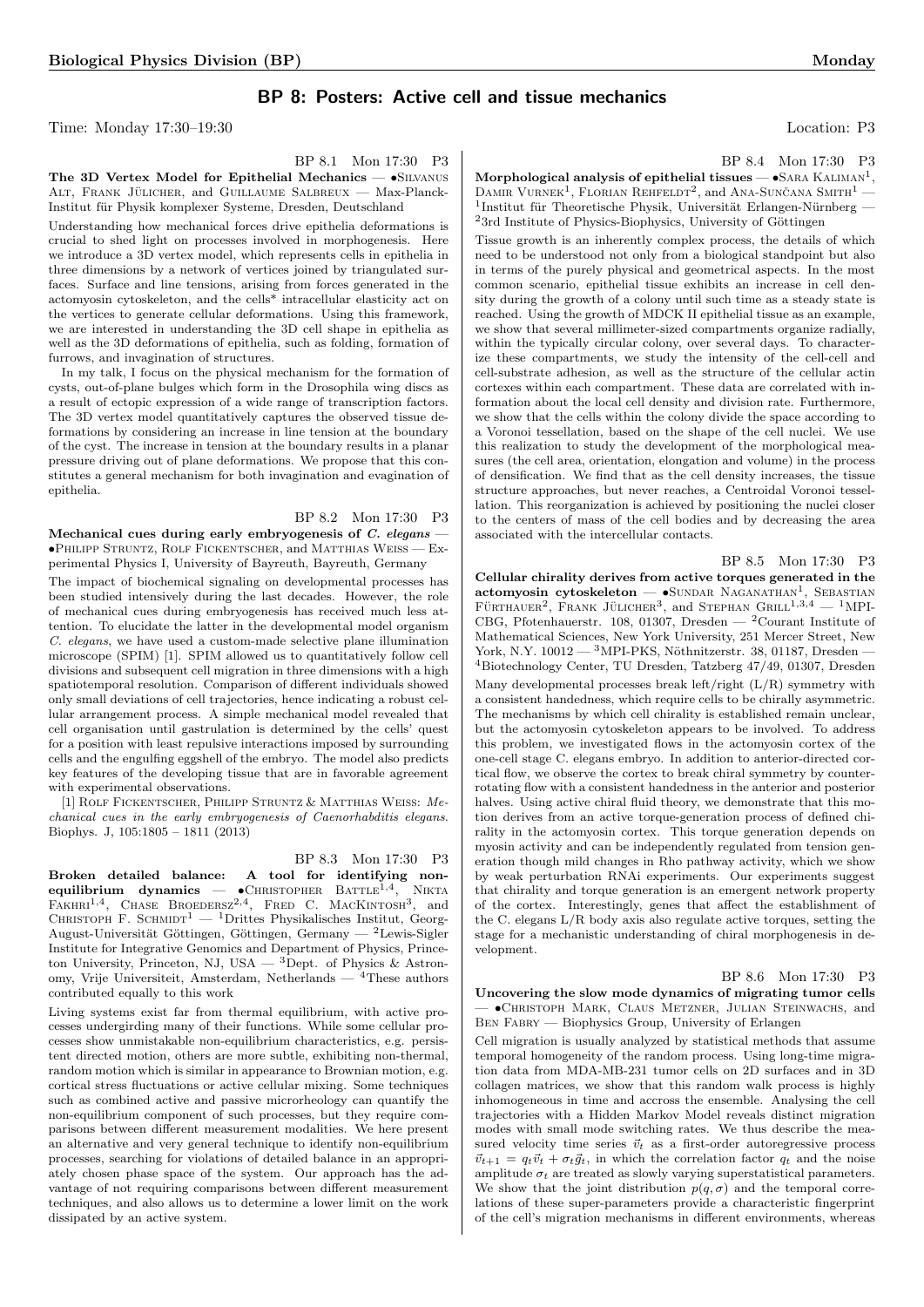## BP 8: Posters: Active cell and tissue mechanics

Time: Monday 17:30–19:30 Location: P3

BP 8.1 Mon 17:30 P3

**The 3D Vertex Model for Epithelial Mechanics** — •Silvanus Alt, Frank Jülicher, and Guillaume Salbreux — Max-Planck-Institut für Physik komplexer Systeme, Dresden, Deutschland

Understanding how mechanical forces drive epithelia deformations is crucial to shed light on processes involved in morphogenesis. Here we introduce a 3D vertex model, which represents cells in epithelia in three dimensions by a network of vertices joined by triangulated surfaces. Surface and line tensions, arising from forces generated in the actomyosin cytoskeleton, and the cells* intracellular elasticity act on the vertices to generate cellular deformations. Using this framework, we are interested in understanding the 3D cell shape in epithelia as well as the 3D deformations of epithelia, such as folding, formation of furrows, and invagination of structures.

In my talk, I focus on the physical mechanism for the formation of cysts, out-of-plane bulges which form in the Drosophila wing discs as a result of ectopic expression of a wide range of transcription factors. The 3D vertex model quantitatively captures the observed tissue deformations by considering an increase in line tension at the boundary of the cyst. The increase in tension at the boundary results in a planar pressure driving out of plane deformations. We propose that this constitutes a general mechanism for both invagination and evagination of epithelia.

BP 8.2 Mon 17:30 P3

**Mechanical cues during early embryogenesis of *C. elegans*** — •Philipp Struntz, Rolf Fickentscher, and Matthias Weiss — Experimental Physics I, University of Bayreuth, Bayreuth, Germany

The impact of biochemical signaling on developmental processes has been studied intensively during the last decades. However, the role of mechanical cues during embryogenesis has received much less attention. To elucidate the latter in the developmental model organism *C. elegans*, we have used a custom-made selective plane illumination microscope (SPIM) [1]. SPIM allowed us to quantitatively follow cell divisions and subsequent cell migration in three dimensions with a high spatiotemporal resolution. Comparison of different individuals showed only small deviations of cell trajectories, hence indicating a robust cellular arrangement process. A simple mechanical model revealed that cell organisation until gastrulation is determined by the cells' quest for a position with least repulsive interactions imposed by surrounding cells and the engulfing eggshell of the embryo. The model also predicts key features of the developing tissue that are in favorable agreement with experimental observations.

[1] Rolf Fickentscher, Philipp Struntz & Matthias Weiss: *Mechanical cues in the early embryogenesis of Caenorhabditis elegans*. Biophys. J, 105:1805 – 1811 (2013)

BP 8.3 Mon 17:30 P3

**Broken detailed balance: A tool for identifying non-equilibrium dynamics** — •Christopher Battle[1,4], Nikta Fakhri[1,4], Chase Broedersz[2,4], Fred C. MacKintosh[3], and Christoph F. Schmidt[1] — [1]Drittes Physikalisches Institut, Georg-August-Universität Göttingen, Göttingen, Germany — [2]Lewis-Sigler Institute for Integrative Genomics and Department of Physics, Princeton University, Princeton, NJ, USA — [3]Dept. of Physics & Astronomy, Vrije Universiteit, Amsterdam, Netherlands — [4]These authors contributed equally to this work

Living systems exist far from thermal equilibrium, with active processes undergirding many of their functions. While some cellular processes show unmistakable non-equilibrium characteristics, e.g. persistent directed motion, others are more subtle, exhibiting non-thermal, random motion which is similar in appearance to Brownian motion, e.g. cortical stress fluctuations or active cellular mixing. Some techniques such as combined active and passive microrheology can quantify the non-equilibrium component of such processes, but they require comparisons between different measurement modalities. We here present an alternative and very general technique to identify non-equilibrium processes, searching for violations of detailed balance in an appropriately chosen phase space of the system. Our approach has the advantage of not requiring comparisons between different measurement techniques, and also allows us to determine a lower limit on the work dissipated by an active system.

BP 8.4 Mon 17:30 P3

**Morphological analysis of epithelial tissues** — •Sara Kaliman[1], Damir Vurnek[1], Florian Rehfeldt[2], and Ana-Sunčana Smith[1] — [1]Institut für Theoretische Physik, Universität Erlangen-Nürnberg — [2]3rd Institute of Physics-Biophysics, University of Göttingen

Tissue growth is an inherently complex process, the details of which need to be understood not only from a biological standpoint but also in terms of the purely physical and geometrical aspects. In the most common scenario, epithelial tissue exhibits an increase in cell density during the growth of a colony until such time as a steady state is reached. Using the growth of MDCK II epithelial tissue as an example, we show that several millimeter-sized compartments organize radially, within the typically circular colony, over several days. To characterize these compartments, we study the intensity of the cell-cell and cell-substrate adhesion, as well as the structure of the cellular actin cortexes within each compartment. These data are correlated with information about the local cell density and division rate. Furthermore, we show that the cells within the colony divide the space according to a Voronoi tessellation, based on the shape of the cell nuclei. We use this realization to study the development of the morphological measures (the cell area, orientation, elongation and volume) in the process of densification. We find that as the cell density increases, the tissue structure approaches, but never reaches, a Centroidal Voronoi tessellation. This reorganization is achieved by positioning the nuclei closer to the centers of mass of the cell bodies and by decreasing the area associated with the intercellular contacts.

BP 8.5 Mon 17:30 P3

**Cellular chirality derives from active torques generated in the actomyosin cytoskeleton** — •Sundar Naganathan[1], Sebastian Fürthauer[2], Frank Jülicher[3], and Stephan Grill[1,3,4] — [1]MPI-CBG, Pfotenhauerstr. 108, 01307, Dresden — [2]Courant Institute of Mathematical Sciences, New York University, 251 Mercer Street, New York, N.Y. 10012 — [3]MPI-PKS, Nöthnitzerstr. 38, 01187, Dresden — [4]Biotechnology Center, TU Dresden, Tatzberg 47/49, 01307, Dresden

Many developmental processes break left/right (L/R) symmetry with a consistent handedness, which require cells to be chirally asymmetric. The mechanisms by which cell chirality is established remain unclear, but the actomyosin cytoskeleton appears to be involved. To address this problem, we investigated flows in the actomyosin cortex of the one-cell stage C. elegans embryo. In addition to anterior-directed cortical flow, we observe the cortex to break chiral symmetry by counter-rotating flow with a consistent handedness in the anterior and posterior halves. Using active chiral fluid theory, we demonstrate that this motion derives from an active torque-generation process of defined chirality in the actomyosin cortex. This torque generation depends on myosin activity and can be independently regulated from tension generation though mild changes in Rho pathway activity, which we show by weak perturbation RNAi experiments. Our experiments suggest that chirality and torque generation is an emergent network property of the cortex. Interestingly, genes that affect the establishment of the C. elegans L/R body axis also regulate active torques, setting the stage for a mechanistic understanding of chiral morphogenesis in development.

BP 8.6 Mon 17:30 P3

**Uncovering the slow mode dynamics of migrating tumor cells** — •Christoph Mark, Claus Metzner, Julian Steinwachs, and Ben Fabry — Biophysics Group, University of Erlangen

Cell migration is usually analyzed by statistical methods that assume temporal homogeneity of the random process. Using long-time migration data from MDA-MB-231 tumor cells on 2D surfaces and in 3D collagen matrices, we show that this random walk process is highly inhomogeneous in time and accross the ensemble. Analysing the cell trajectories with a Hidden Markov Model reveals distinct migration modes with small mode switching rates. We thus describe the measured velocity time series $\vec{v}_t$ as a first-order autoregressive process $\vec{v}_{t+1} = q_t\vec{v}_t + \sigma_t\vec{g}_t$, in which the correlation factor $q_t$ and the noise amplitude $\sigma_t$ are treated as slowly varying superstatistical parameters. We show that the joint distribution $p(q, \sigma)$ and the temporal correlations of these super-parameters provide a characteristic fingerprint of the cell's migration mechanisms in different environments, whereas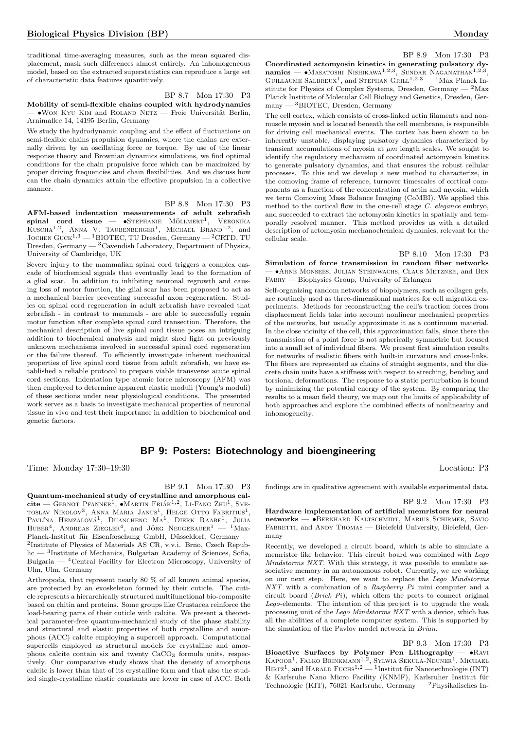traditional time-averaging measures, such as the mean squared displacement, mask such differences almost entirely. An inhomogeneous model, based on the extracted superstatistics can reproduce a large set of characteristic data features quantitively.

BP 8.7 Mon 17:30 P3

**Mobility of semi-flexible chains coupled with hydrodynamics** — •Won Kyu Kim and Roland Netz — Freie Universität Berlin, Arnimallee 14, 14195 Berlin, Germany

We study the hydrodynamic coupling and the effect of fluctuations on semi-flexible chains propulsion dynamics, where the chains are externally driven by an oscillating force or torque. By use of the linear response theory and Brownian dynamics simulations, we find optimal conditions for the chain propulsive force which can be maximized by proper driving frequencies and chain flexibilities. And we discuss how can the chain dynamics attain the effective propulsion in a collective manner.

BP 8.8 Mon 17:30 P3

**AFM-based indentation measurements of adult zebrafish spinal cord tissue** — •Stephanie Möllmert[1], Veronika Kuscha[1,2], Anna V. Taubenberger[1], Michael Brand[1,2], and Jochen Guck[1,3] — [1]BIOTEC, TU Dresden, Germany — [2]CRTD, TU Dresden, Germany — [3]Cavendish Laboratory, Department of Physics, University of Cambridge, UK

Severe injury to the mammalian spinal cord triggers a complex cascade of biochemical signals that eventually lead to the formation of a glial scar. In addition to inhibiting neuronal regrowth and causing loss of motor function, the glial scar has been proposed to act as a mechanical barrier preventing successful axon regeneration. Studies on spinal cord regeneration in adult zebrafish have revealed that zebrafish - in contrast to mammals - are able to successfully regain motor function after complete spinal cord transection. Therefore, the mechanical description of live spinal cord tissue poses an intriguing addition to biochemical analysis and might shed light on previously unknown mechanisms involved in successful spinal cord regeneration or the failure thereof. To efficiently investigate inherent mechanical properties of live spinal cord tissue from adult zebrafish, we have established a reliable protocol to prepare viable transverse acute spinal cord sections. Indentation type atomic force microscopy (AFM) was then employed to determine apparent elastic moduli (Young's moduli) of these sections under near physiological conditions. The presented work serves as a basis to investigate mechanical properties of neuronal tissue in vivo and test their importance in addition to biochemical and genetic factors.

BP 8.9 Mon 17:30 P3

**Coordinated actomyosin kinetics in generating pulsatory dynamics** — •Masatoshi Nishikawa[1,2,3], Sundar Naganathan[1,2,3], Guillaume Salbreux[1], and Stephan Grill[1,2,3] — [1]Max Planck Institute for Physics of Complex Systems, Dresden, Germany — [2]Max Planck Institute of Molecular Cell Biology and Genetics, Dresden, Germany — [3]BIOTEC, Dresden, Germany

The cell cortex, which consists of cross-linked actin filaments and nonmuscle myosin and is located beneath the cell membrane, is responsible for driving cell mechanical events. The cortex has been shown to be inherently unstable, displaying pulsatory dynamics characterized by transient accumulations of myosin at $\mu m$ length scales. We sought to identify the regulatory mechanism of coordinated actomyosin kinetics to generate pulsatory dynamics, and that ensures the robust cellular processes. To this end we develop a new method to characterize, in the comoving frame of reference, turnover timescales of cortical components as a function of the concentration of actin and myosin, which we term Comoving Mass Balance Imaging (CoMBI). We applied this method to the cortical flow in the one-cell stage *C. elegance* embryo, and succeeded to extract the actomyosin kinetics in spatially and temporally resolved manner. This method provides us with a detailed description of actomyosin mechanochemical dynamics, relevant for the cellular scale.

BP 8.10 Mon 17:30 P3

**Simulation of force transmission in random fiber networks** — •Arne Monsees, Julian Steinwachs, Claus Metzner, and Ben Fabry — Biophysics Group, University of Erlangen

Self-organizing random networks of biopolymers, such as collagen gels, are routinely used as three-dimensional matrices for cell migration experiments. Methods for reconstructing the cell's traction forces from displacement fields take into account nonlinear mechanical properties of the networks, but usually approximate it as a continuum material. In the close vicinity of the cell, this approximation fails, since there the transmission of a point force is not spherically symmetric but focused into a small set of individual fibers. We present first simulation results for networks of realistic fibers with built-in curvature and cross-links. The fibers are represented as chains of straight segments, and the discrete chain units have a stiffness with respect to streching, bending and torsional deformations. The response to a static perturbation is found by minimizing the potential energy of the system. By comparing the results to a mean field theory, we map out the limits of applicability of both approaches and explore the combined effects of nonlinearity and inhomogeneity.

## BP 9: Posters: Biotechnology and bioengineering

Time: Monday 17:30–19:30 Location: P3

BP 9.1 Mon 17:30 P3

**Quantum-mechanical study of crystalline and amorphous calcite** — Gernot Pfanner[1], •Martin Friák[1,2], Li-Fang Zhu[1], Svetoslav Nikolov[3], Anna Maria Janus[1], Helge Otto Fabritius[1], Pavlína Hemzalová[1], Duancheng Ma[1], Dierk Raabe[1], Julia Huber[4], Andreas Ziegler[4], and Jörg Neugebauer[1] — [1]Max-Planck-Institut für Eisenforschung GmbH, Düsseldorf, Germany — [2]Institute of Physics of Materials AS CR, v.v.i. Brno, Czech Republic — [3]Institute of Mechanics, Bulgarian Academy of Sciences, Sofia, Bulgaria — [4]Central Facility for Electron Microscopy, University of Ulm, Ulm, Germany

Arthropoda, that represent nearly 80 % of all known animal species, are protected by an exoskeleton formed by their cuticle. The cuticle represents a hierarchically structured multifunctional bio-composite based on chitin and proteins. Some groups like Crustacea reinforce the load-bearing parts of their cuticle with calcite. We present a theoretical parameter-free quantum-mechanical study of the phase stability and structural and elastic properties of both crystalline and amorphous (ACC) calcite employing a supercell approach. Computational supercells employed as structural models for crystalline and amorphous calcite contain six and twenty $CaCO_3$ formula units, respectively. Our comparative study shows that the density of amorphous calcite is lower than that of its crystalline form and that also the studied single-crystalline elastic constants are lower in case of ACC. Both findings are in qualitative agreement with available experimental data.

BP 9.2 Mon 17:30 P3

**Hardware implementation of artificial memristors for neural networks** — •Bernhard Kaltschmidt, Marius Schirmer, Savio Fabretti, and Andy Thomas — Bielefeld University, Bielefeld, Germany

Recently, we developed a circuit board, which is able to simulate a memristor like behavior. This circuit board was combined with *Lego Mindstorms NXT*. With this strategy, it was possible to emulate associative memory in an autonomous robot. Currently, we are working on our next step. Here, we want to replace the *Lego Mindstorms NXT* with a combination of a *Raspberry Pi* mini computer and a circuit board (*Brick Pi*), which offers the ports to connect original *Lego*-elements. The intention of this project is to upgrade the weak processing unit of the *Lego Mindstorms NXT* with a device, which has all the abilities of a complete computer system. This is supported by the simulation of the Pavlov model network in *Brian*.

BP 9.3 Mon 17:30 P3

**Bioactive Surfaces by Polymer Pen Lithography** — •Ravi Kapoor[1], Falko Brinkmann[1,2], Sylwia Sekula-Neuner[1], Michael Hirtz[1], and Harald Fuchs[1,2] — [1]Institut für Nanotechnologie (INT) & Karlsruhe Nano Micro Facility (KNMF), Karlsruher Institut für Technologie (KIT), 76021 Karlsruhe, Germany — [2]Physikalisches In-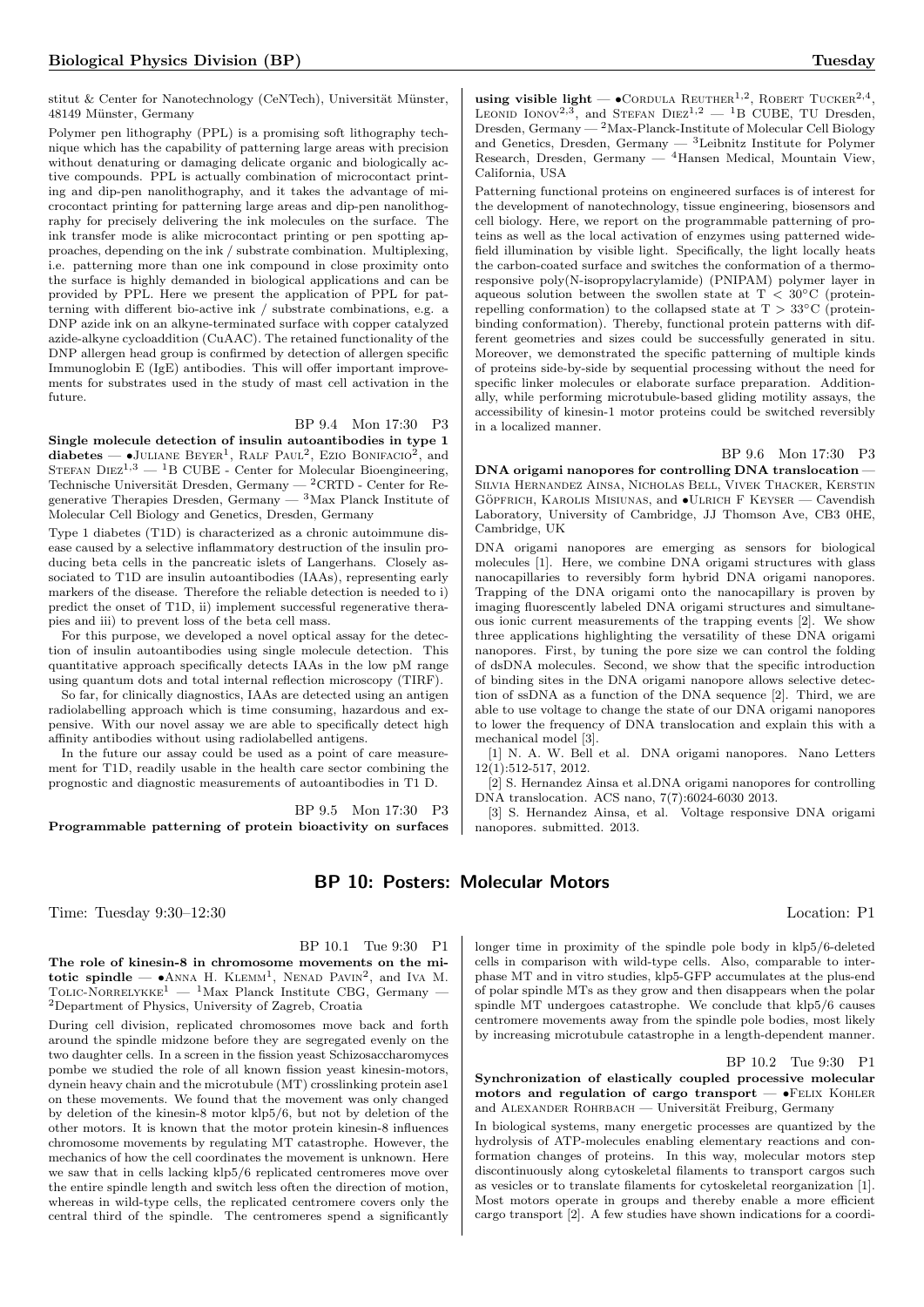stitut & Center for Nanotechnology (CeNTech), Universität Münster, 48149 Münster, Germany

Polymer pen lithography (PPL) is a promising soft lithography technique which has the capability of patterning large areas with precision without denaturing or damaging delicate organic and biologically active compounds. PPL is actually combination of microcontact printing and dip-pen nanolithography, and it takes the advantage of microcontact printing for patterning large areas and dip-pen nanolithography for precisely delivering the ink molecules on the surface. The ink transfer mode is alike microcontact printing or pen spotting approaches, depending on the ink / substrate combination. Multiplexing, i.e. patterning more than one ink compound in close proximity onto the surface is highly demanded in biological applications and can be provided by PPL. Here we present the application of PPL for patterning with different bio-active ink / substrate combinations, e.g. a DNP azide ink on an alkyne-terminated surface with copper catalyzed azide-alkyne cycloaddition (CuAAC). The retained functionality of the DNP allergen head group is confirmed by detection of allergen specific Immunoglobin E (IgE) antibodies. This will offer important improvements for substrates used in the study of mast cell activation in the future.

BP 9.4 Mon 17:30 P3

**Single molecule detection of insulin autoantibodies in type 1 diabetes** — •Juliane Beyer[1], Ralf Paul[2], Ezio Bonifacio[2], and Stefan Diez[1,3] — [1]B CUBE - Center for Molecular Bioengineering, Technische Universität Dresden, Germany — [2]CRTD - Center for Regenerative Therapies Dresden, Germany — [3]Max Planck Institute of Molecular Cell Biology and Genetics, Dresden, Germany

Type 1 diabetes (T1D) is characterized as a chronic autoimmune disease caused by a selective inflammatory destruction of the insulin producing beta cells in the pancreatic islets of Langerhans. Closely associated to T1D are insulin autoantibodies (IAAs), representing early markers of the disease. Therefore the reliable detection is needed to i) predict the onset of T1D, ii) implement successful regenerative therapies and iii) to prevent loss of the beta cell mass.

For this purpose, we developed a novel optical assay for the detection of insulin autoantibodies using single molecule detection. This quantitative approach specifically detects IAAs in the low pM range using quantum dots and total internal reflection microscopy (TIRF).

So far, for clinically diagnostics, IAAs are detected using an antigen radiolabelling approach which is time consuming, hazardous and expensive. With our novel assay we are able to specifically detect high affinity antibodies without using radiolabelled antigens.

In the future our assay could be used as a point of care measurement for T1D, readily usable in the health care sector combining the prognostic and diagnostic measurements of autoantibodies in T1 D.

BP 9.5 Mon 17:30 P3

**Programmable patterning of protein bioactivity on surfaces using visible light** — •Cordula Reuther[1,2], Robert Tucker[2,4], Leonid Ionov[2,3], and Stefan Diez[1,2] — [1]B CUBE, TU Dresden, Dresden, Germany — [2]Max-Planck-Institute of Molecular Cell Biology and Genetics, Dresden, Germany — [3]Leibnitz Institute for Polymer Research, Dresden, Germany — [4]Hansen Medical, Mountain View, California, USA

Patterning functional proteins on engineered surfaces is of interest for the development of nanotechnology, tissue engineering, biosensors and cell biology. Here, we report on the programmable patterning of proteins as well as the local activation of enzymes using patterned widefield illumination by visible light. Specifically, the light locally heats the carbon-coated surface and switches the conformation of a thermoresponsive poly(N-isopropylacrylamide) (PNIPAM) polymer layer in aqueous solution between the swollen state at $T < 30°C$ (protein-repelling conformation) to the collapsed state at $T > 33°C$ (protein-binding conformation). Thereby, functional protein patterns with different geometries and sizes could be successfully generated in situ. Moreover, we demonstrated the specific patterning of multiple kinds of proteins side-by-side by sequential processing without the need for specific linker molecules or elaborate surface preparation. Additionally, while performing microtubule-based gliding motility assays, the accessibility of kinesin-1 motor proteins could be switched reversibly in a localized manner.

BP 9.6 Mon 17:30 P3

**DNA origami nanopores for controlling DNA translocation** — Silvia Hernandez Ainsa, Nicholas Bell, Vivek Thacker, Kerstin Göpfrich, Karolis Misiunas, and •Ulrich F Keyser — Cavendish Laboratory, University of Cambridge, JJ Thomson Ave, CB3 0HE, Cambridge, UK

DNA origami nanopores are emerging as sensors for biological molecules [1]. Here, we combine DNA origami structures with glass nanocapillaries to reversibly form hybrid DNA origami nanopores. Trapping of the DNA origami onto the nanocapillary is proven by imaging fluorescently labeled DNA origami structures and simultaneous ionic current measurements of the trapping events [2]. We show three applications highlighting the versatility of these DNA origami nanopores. First, by tuning the pore size we can control the folding of dsDNA molecules. Second, we show that the specific introduction of binding sites in the DNA origami nanopore allows selective detection of ssDNA as a function of the DNA sequence [2]. Third, we are able to use voltage to change the state of our DNA origami nanopores to lower the frequency of DNA translocation and explain this with a mechanical model [3].

[1] N. A. W. Bell et al. DNA origami nanopores. Nano Letters 12(1):512-517, 2012.

[2] S. Hernandez Ainsa et al.DNA origami nanopores for controlling DNA translocation. ACS nano, 7(7):6024-6030 2013.

[3] S. Hernandez Ainsa, et al. Voltage responsive DNA origami nanopores. submitted. 2013.

## BP 10: Posters: Molecular Motors

Time: Tuesday 9:30–12:30 Location: P1

BP 10.1 Tue 9:30 P1

**The role of kinesin-8 in chromosome movements on the mitotic spindle** — •Anna H. Klemm[1], Nenad Pavin[2], and Iva M. Tolic-Norrelykke[1] — [1]Max Planck Institute CBG, Germany — [2]Department of Physics, University of Zagreb, Croatia

During cell division, replicated chromosomes move back and forth around the spindle midzone before they are segregated evenly on the two daughter cells. In a screen in the fission yeast Schizosaccharomyces pombe we studied the role of all known fission yeast kinesin-motors, dynein heavy chain and the microtubule (MT) crosslinking protein ase1 on these movements. We found that the movement was only changed by deletion of the kinesin-8 motor klp5/6, but not by deletion of the other motors. It is known that the motor protein kinesin-8 influences chromosome movements by regulating MT catastrophe. However, the mechanics of how the cell coordinates the movement is unknown. Here we saw that in cells lacking klp5/6 replicated centromeres move over the entire spindle length and switch less often the direction of motion, whereas in wild-type cells, the replicated centromere covers only the central third of the spindle. The centromeres spend a significantly longer time in proximity of the spindle pole body in klp5/6-deleted cells in comparison with wild-type cells. Also, comparable to interphase MT and in vitro studies, klp5-GFP accumulates at the plus-end of polar spindle MTs as they grow and then disappears when the polar spindle MT undergoes catastrophe. We conclude that klp5/6 causes centromere movements away from the spindle pole bodies, most likely by increasing microtubule catastrophe in a length-dependent manner.

BP 10.2 Tue 9:30 P1

**Synchronization of elastically coupled processive molecular motors and regulation of cargo transport** — •Felix Kohler and Alexander Rohrbach — Universität Freiburg, Germany

In biological systems, many energetic processes are quantized by the hydrolysis of ATP-molecules enabling elementary reactions and conformation changes of proteins. In this way, molecular motors step discontinuously along cytoskeletal filaments to transport cargos such as vesicles or to translate filaments for cytoskeletal reorganization [1]. Most motors operate in groups and thereby enable a more efficient cargo transport [2]. A few studies have shown indications for a coordi-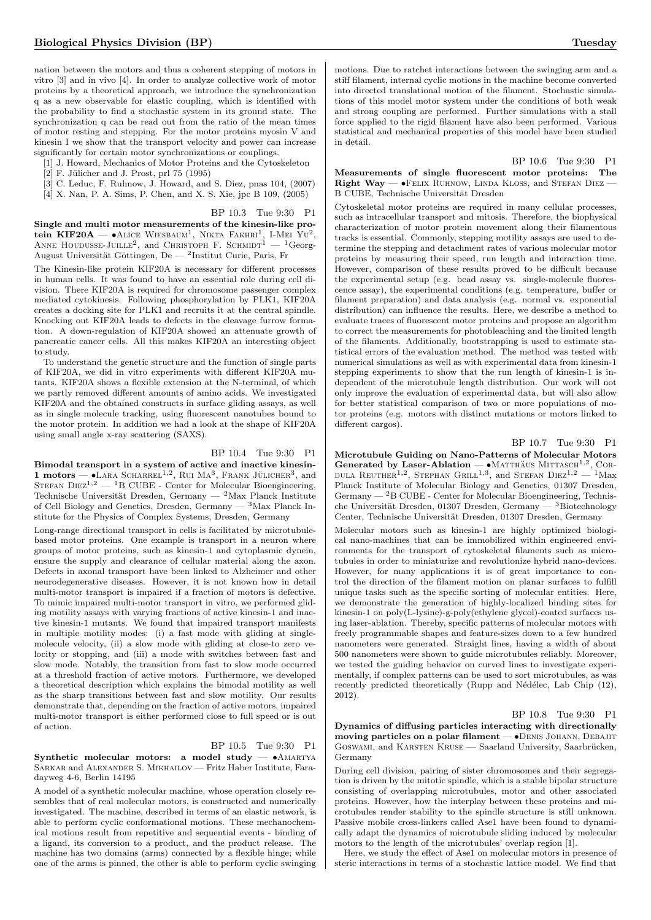nation between the motors and thus a coherent stepping of motors in vitro [3] and in vivo [4]. In order to analyze collective work of motor proteins by a theoretical approach, we introduce the synchronization q as a new observable for elastic coupling, which is identified with the probability to find a stochastic system in its ground state. The synchronization q can be read out from the ratio of the mean times of motor resting and stepping. For the motor proteins myosin V and kinesin I we show that the transport velocity and power can increase significantly for certain motor synchronizations or couplings.

[1] J. Howard, Mechanics of Motor Proteins and the Cytoskeleton
[2] F. Jülicher and J. Prost, prl 75 (1995)
[3] C. Leduc, F. Ruhnow, J. Howard, and S. Diez, pnas 104, (2007)
[4] X. Nan, P. A. Sims, P. Chen, and X. S. Xie, jpc B 109, (2005)

BP 10.3 Tue 9:30 P1

**Single and multi motor measurements of the kinesin-like protein KIF20A** — •Alice Wiesbaum[1], Nikta Fakhri[1], I-Mei Yu[2], Anne Houdusse-Juille[2], and Christoph F. Schmidt[1] — [1]Georg-August Universität Göttingen, De — [2]Institut Curie, Paris, Fr

The Kinesin-like protein KIF20A is necessary for different processes in human cells. It was found to have an essential role during cell division. There KIF20A is required for chromosome passenger complex mediated cytokinesis. Following phosphorylation by PLK1, KIF20A creates a docking site for PLK1 and recruits it at the central spindle. Knocking out KIF20A leads to defects in the cleavage furrow formation. A down-regulation of KIF20A showed an attenuate growth of pancreatic cancer cells. All this makes KIF20A an interesting object to study.

To understand the genetic structure and the function of single parts of KIF20A, we did in vitro experiments with different KIF20A mutants. KIF20A shows a flexible extension at the N-terminal, of which we partly removed different amounts of amino acids. We investigated KIF20A and the obtained constructs in surface gliding assays, as well as in single molecule tracking, using fluorescent nanotubes bound to the motor protein. In addition we had a look at the shape of KIF20A using small angle x-ray scattering (SAXS).

BP 10.4 Tue 9:30 P1

**Bimodal transport in a system of active and inactive kinesin-1 motors** — •Lara Scharrel[1,2], Rui Ma[3], Frank Jülicher[3], and Stefan Diez[1,2] — [1]B CUBE - Center for Molecular Bioengineering, Technische Universität Dresden, Germany — [2]Max Planck Institute of Cell Biology and Genetics, Dresden, Germany — [3]Max Planck Institute for the Physics of Complex Systems, Dresden, Germany

Long-range directional transport in cells is facilitated by microtubule-based motor proteins. One example is transport in a neuron where groups of motor proteins, such as kinesin-1 and cytoplasmic dynein, ensure the supply and clearance of cellular material along the axon. Defects in axonal transport have been linked to Alzheimer and other neurodegenerative diseases. However, it is not known how in detail multi-motor transport is impaired if a fraction of motors is defective. To mimic impaired multi-motor transport in vitro, we performed gliding motility assays with varying fractions of active kinesin-1 and inactive kinesin-1 mutants. We found that impaired transport manifests in multiple motility modes: (i) a fast mode with gliding at single-molecule velocity, (ii) a slow mode with gliding at close-to zero velocity or stopping, and (iii) a mode with switches between fast and slow mode. Notably, the transition from fast to slow mode occurred at a threshold fraction of active motors. Furthermore, we developed a theoretical description which explains the bimodal motility as well as the sharp transitions between fast and slow motility. Our results demonstrate that, depending on the fraction of active motors, impaired multi-motor transport is either performed close to full speed or is out of action.

BP 10.5 Tue 9:30 P1

**Synthetic molecular motors: a model study** — •Amartya Sarkar and Alexander S. Mikhailov — Fritz Haber Institute, Faradayweg 4-6, Berlin 14195

A model of a synthetic molecular machine, whose operation closely resembles that of real molecular motors, is constructed and numerically investigated. The machine, described in terms of an elastic network, is able to perform cyclic conformational motions. These mechanochemical motions result from repetitive and sequential events - binding of a ligand, its conversion to a product, and the product release. The machine has two domains (arms) connected by a flexible hinge; while one of the arms is pinned, the other is able to perform cyclic swinging motions. Due to ratchet interactions between the swinging arm and a stiff filament, internal cyclic motions in the machine become converted into directed translational motion of the filament. Stochastic simulations of this model motor system under the conditions of both weak and strong coupling are performed. Further simulations with a stall force applied to the rigid filament have also been performed. Various statistical and mechanical properties of this model have been studied in detail.

BP 10.6 Tue 9:30 P1

**Measurements of single fluorescent motor proteins: The Right Way** — •Felix Ruhnow, Linda Kloss, and Stefan Diez — B CUBE, Technische Universität Dresden

Cytoskeletal motor proteins are required in many cellular processes, such as intracellular transport and mitosis. Therefore, the biophysical characterization of motor protein movement along their filamentous tracks is essential. Commonly, stepping motility assays are used to determine the stepping and detachment rates of various molecular motor proteins by measuring their speed, run length and interaction time. However, comparison of these results proved to be difficult because the experimental setup (e.g. bead assay vs. single-molecule fluorescence assay), the experimental conditions (e.g. temperature, buffer or filament preparation) and data analysis (e.g. normal vs. exponential distribution) can influence the results. Here, we describe a method to evaluate traces of fluorescent motor proteins and propose an algorithm to correct the measurements for photobleaching and the limited length of the filaments. Additionally, bootstrapping is used to estimate statistical errors of the evaluation method. The method was tested with numerical simulations as well as with experimental data from kinesin-1 stepping experiments to show that the run length of kinesin-1 is independent of the microtubule length distribution. Our work will not only improve the evaluation of experimental data, but will also allow for better statistical comparison of two or more populations of motor proteins (e.g. motors with distinct mutations or motors linked to different cargos).

BP 10.7 Tue 9:30 P1

**Microtubule Guiding on Nano-Patterns of Molecular Motors Generated by Laser-Ablation** — •Matthäus Mittasch[1,2], Cordula Reuther[1,2], Stephan Grill[1,3], and Stefan Diez[1,2] — [1]Max Planck Institute of Molecular Biology and Genetics, 01307 Dresden, Germany — [2]B CUBE - Center for Molecular Bioengineering, Technische Universität Dresden, 01307 Dresden, Germany — [3]Biotechnology Center, Technische Universität Dresden, 01307 Dresden, Germany

Molecular motors such as kinesin-1 are highly optimized biological nano-machines that can be immobilized within engineered environments for the transport of cytoskeletal filaments such as microtubules in order to miniaturize and revolutionize hybrid nano-devices. However, for many applications it is of great importance to control the direction of the filament motion on planar surfaces to fulfill unique tasks such as the specific sorting of molecular entities. Here, we demonstrate the generation of highly-localized binding sites for kinesin-1 on poly(L-lysine)-g-poly(ethylene glycol)-coated surfaces using laser-ablation. Thereby, specific patterns of molecular motors with freely programmable shapes and feature-sizes down to a few hundred nanometers were generated. Straight lines, having a width of about 500 nanometers were shown to guide microtubules reliably. Moreover, we tested the guiding behavior on curved lines to investigate experimentally, if complex patterns can be used to sort microtubules, as was recently predicted theoretically (Rupp and Nédélec, Lab Chip (12), 2012).

BP 10.8 Tue 9:30 P1

**Dynamics of diffusing particles interacting with directionally moving particles on a polar filament** — •Denis Johann, Debajit Goswami, and Karsten Kruse — Saarland University, Saarbrücken, Germany

During cell division, pairing of sister chromosomes and their segregation is driven by the mitotic spindle, which is a stable bipolar structure consisting of overlapping microtubules, motor and other associated proteins. However, how the interplay between these proteins and microtubules render stability to the spindle structure is still unknown. Passive mobile cross-linkers called Ase1 have been found to dynamically adapt the dynamics of microtubule sliding induced by molecular motors to the length of the microtubules' overlap region [1].

Here, we study the effect of Ase1 on molecular motors in presence of steric interactions in terms of a stochastic lattice model. We find that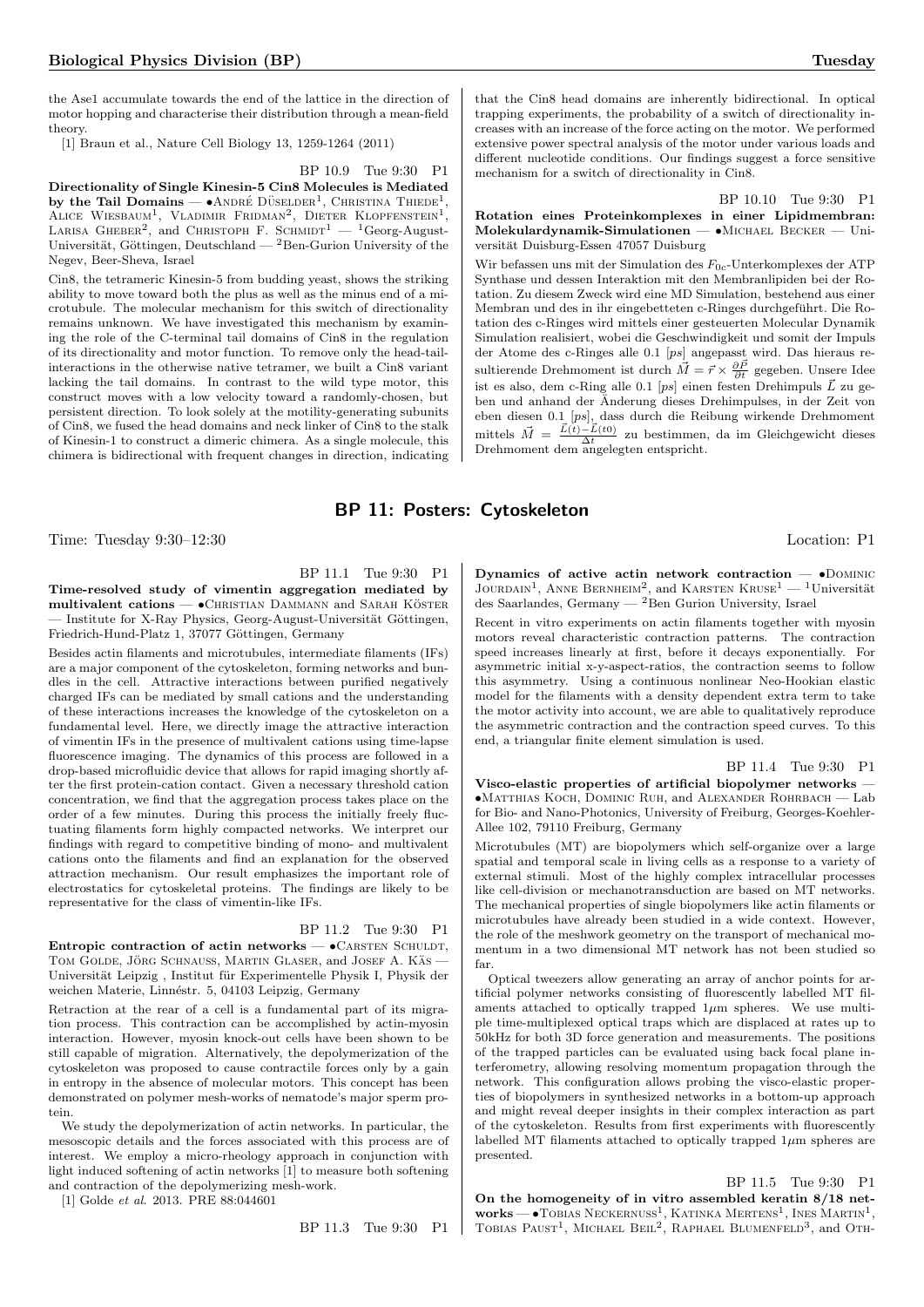the Ase1 accumulate towards the end of the lattice in the direction of motor hopping and characterise their distribution through a mean-field theory.

[1] Braun et al., Nature Cell Biology 13, 1259-1264 (2011)

BP 10.9 Tue 9:30 P1

**Directionality of Single Kinesin-5 Cin8 Molecules is Mediated by the Tail Domains** — •André Düselder[1], Christina Thiede[1], Alice Wiesbaum[1], Vladimir Fridman[2], Dieter Klopfenstein[1], Larisa Gheber[2], and Christoph F. Schmidt[1] — [1]Georg-August-Universität, Göttingen, Deutschland — [2]Ben-Gurion University of the Negev, Beer-Sheva, Israel

Cin8, the tetrameric Kinesin-5 from budding yeast, shows the striking ability to move toward both the plus as well as the minus end of a microtubule. The molecular mechanism for this switch of directionality remains unknown. We have investigated this mechanism by examining the role of the C-terminal tail domains of Cin8 in the regulation of its directionality and motor function. To remove only the head-tail-interactions in the otherwise native tetramer, we built a Cin8 variant lacking the tail domains. In contrast to the wild type motor, this construct moves with a low velocity toward a randomly-chosen, but persistent direction. To look solely at the motility-generating subunits of Cin8, we fused the head domains and neck linker of Cin8 to the stalk of Kinesin-1 to construct a dimeric chimera. As a single molecule, this chimera is bidirectional with frequent changes in direction, indicating that the Cin8 head domains are inherently bidirectional. In optical trapping experiments, the probability of a switch of directionality increases with an increase of the force acting on the motor. We performed extensive power spectral analysis of the motor under various loads and different nucleotide conditions. Our findings suggest a force sensitive mechanism for a switch of directionality in Cin8.

BP 10.10 Tue 9:30 P1

**Rotation eines Proteinkomplexes in einer Lipidmembran: Molekulardynamik-Simulationen** — •Michael Becker — Universität Duisburg-Essen 47057 Duisburg

Wir befassen uns mit der Simulation des $F_{0c}$-Unterkomplexes der ATP Synthase und dessen Interaktion mit den Membranlipiden bei der Rotation. Zu diesem Zweck wird eine MD Simulation, bestehend aus einer Membran und des in ihr eingebetteten c-Ringes durchgeführt. Die Rotation des c-Ringes wird mittels einer gesteuerten Molecular Dynamik Simulation realisiert, wobei die Geschwindigkeit und somit der Impuls der Atome des c-Ringes alle 0.1 [*ps*] angepasst wird. Das hieraus resultierende Drehmoment ist durch $\vec{M} = \vec{r} \times \frac{\partial \vec{P}}{\partial t}$ gegeben. Unsere Idee ist es also, dem c-Ring alle 0.1 [*ps*] einen festen Drehimpuls $\vec{L}$ zu geben und anhand der Änderung dieses Drehimpulses, in der Zeit von eben diesen 0.1 [*ps*], dass durch die Reibung wirkende Drehmoment mittels $\vec{M} = \frac{\vec{L}(t) - \vec{L}(t0)}{\Delta t}$ zu bestimmen, da im Gleichgewicht dieses Drehmoment dem angelegten entspricht.

## BP 11: Posters: Cytoskeleton

Time: Tuesday 9:30–12:30 Location: P1

BP 11.1 Tue 9:30 P1

**Time-resolved study of vimentin aggregation mediated by multivalent cations** — •Christian Dammann and Sarah Köster — Institute for X-Ray Physics, Georg-August-Universität Göttingen, Friedrich-Hund-Platz 1, 37077 Göttingen, Germany

Besides actin filaments and microtubules, intermediate filaments (IFs) are a major component of the cytoskeleton, forming networks and bundles in the cell. Attractive interactions between purified negatively charged IFs can be mediated by small cations and the understanding of these interactions increases the knowledge of the cytoskeleton on a fundamental level. Here, we directly image the attractive interaction of vimentin IFs in the presence of multivalent cations using time-lapse fluorescence imaging. The dynamics of this process are followed in a drop-based microfluidic device that allows for rapid imaging shortly after the first protein-cation contact. Given a necessary threshold cation concentration, we find that the aggregation process takes place on the order of a few minutes. During this process the initially freely fluctuating filaments form highly compacted networks. We interpret our findings with regard to competitive binding of mono- and multivalent cations onto the filaments and find an explanation for the observed attraction mechanism. Our result emphasizes the important role of electrostatics for cytoskeletal proteins. The findings are likely to be representative for the class of vimentin-like IFs.

BP 11.2 Tue 9:30 P1

**Entropic contraction of actin networks** — •Carsten Schuldt, Tom Golde, Jörg Schnauss, Martin Glaser, and Josef A. Käs — Universität Leipzig , Institut für Experimentelle Physik I, Physik der weichen Materie, Linnéstr. 5, 04103 Leipzig, Germany

Retraction at the rear of a cell is a fundamental part of its migration process. This contraction can be accomplished by actin-myosin interaction. However, myosin knock-out cells have been shown to be still capable of migration. Alternatively, the depolymerization of the cytoskeleton was proposed to cause contractile forces only by a gain in entropy in the absence of molecular motors. This concept has been demonstrated on polymer mesh-works of nematode's major sperm protein.

We study the depolymerization of actin networks. In particular, the mesoscopic details and the forces associated with this process are of interest. We employ a micro-rheology approach in conjunction with light induced softening of actin networks [1] to measure both softening and contraction of the depolymerizing mesh-work.

[1] Golde *et al.* 2013. PRE 88:044601

BP 11.3 Tue 9:30 P1

**Dynamics of active actin network contraction** — •Dominic Jourdain[1], Anne Bernheim[2], and Karsten Kruse[1] — [1]Universität des Saarlandes, Germany — [2]Ben Gurion University, Israel

Recent in vitro experiments on actin filaments together with myosin motors reveal characteristic contraction patterns. The contraction speed increases linearly at first, before it decays exponentially. For asymmetric initial x-y-aspect-ratios, the contraction seems to follow this asymmetry. Using a continuous nonlinear Neo-Hookian elastic model for the filaments with a density dependent extra term to take the motor activity into account, we are able to qualitatively reproduce the asymmetric contraction and the contraction speed curves. To this end, a triangular finite element simulation is used.

BP 11.4 Tue 9:30 P1

**Visco-elastic properties of artificial biopolymer networks** — •Matthias Koch, Dominic Ruh, and Alexander Rohrbach — Lab for Bio- and Nano-Photonics, University of Freiburg, Georges-Koehler-Allee 102, 79110 Freiburg, Germany

Microtubules (MT) are biopolymers which self-organize over a large spatial and temporal scale in living cells as a response to a variety of external stimuli. Most of the highly complex intracellular processes like cell-division or mechanotransduction are based on MT networks. The mechanical properties of single biopolymers like actin filaments or microtubules have already been studied in a wide context. However, the role of the meshwork geometry on the transport of mechanical momentum in a two dimensional MT network has not been studied so far.

Optical tweezers allow generating an array of anchor points for artificial polymer networks consisting of fluorescently labelled MT filaments attached to optically trapped 1$\mu$m spheres. We use multiple time-multiplexed optical traps which are displaced at rates up to 50kHz for both 3D force generation and measurements. The positions of the trapped particles can be evaluated using back focal plane interferometry, allowing resolving momentum propagation through the network. This configuration allows probing the visco-elastic properties of biopolymers in synthesized networks in a bottom-up approach and might reveal deeper insights in their complex interaction as part of the cytoskeleton. Results from first experiments with fluorescently labelled MT filaments attached to optically trapped 1$\mu$m spheres are presented.

BP 11.5 Tue 9:30 P1

**On the homogeneity of in vitro assembled keratin 8/18 networks** — •Tobias Neckernuss[1], Katinka Mertens[1], Ines Martin[1], Tobias Paust[1], Michael Beil[2], Raphael Blumenfeld[3], and Oth-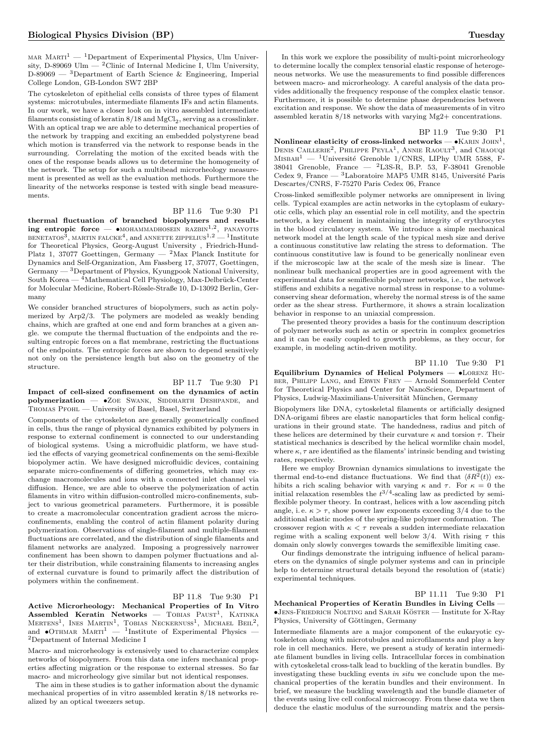mar Marti[1] — [1]Department of Experimental Physics, Ulm University, D-89069 Ulm — [2]Clinic of Internal Medicine I, Ulm University, D-89069 — [3]Department of Earth Science & Engineering, Imperial College London, GB-London SW7 2BP

The cytoskeleton of epithelial cells consists of three types of filament systems: microtubules, intermediate filaments IFs and actin filaments. In our work, we have a closer look on in vitro assembled intermediate filaments consisting of keratin 8/18 and $MgCl_2$, serving as a crosslinker. With an optical trap we are able to determine mechanical properties of the network by trapping and exciting an embedded polystyrene bead which motion is transferred via the network to response beads in the surrounding. Correlating the motion of the excited beads with the ones of the response beads allows us to determine the homogeneity of the network. The setup for such a multibead microrheology measurement is presented as well as the evaluation methods. Furthermore the linearity of the networks response is tested with single bead measurements.

BP 11.6 Tue 9:30 P1

**thermal fluctuation of branched biopolymers and resulting entropic force** — •Mohammadhosein Razbin[1,2], Panayotis Benetatos[3], Martin Falcke[4], and Annette Zippelius[1,2] — [1]Institute for Theoretical Physics, Georg-August University , Friedrich-Hund-Platz 1, 37077 Goettingen, Germany — [2]Max Planck Institute for Dynamics and Self-Organization, Am Fassberg 17, 37077, Goettingen, Germany — [3]Department of Physics, Kyungpook National University, South Korea — [4]Mathematical Cell Physiology, Max-Delbrück-Center for Molecular Medicine, Robert-Rössle-Straße 10, D-13092 Berlin, Germany

We consider branched structures of biopolymers, such as actin polymerized by Arp2/3. The polymers are modeled as weakly bending chains, which are grafted at one end and form branches at a given angle. we compute the thermal fluctuation of the endpoints and the resulting entropic forces on a flat membrane, restricting the fluctuations of the endpoints. The entropic forces are shown to depend sensitively not only on the persistence length but also on the geometry of the structure.

BP 11.7 Tue 9:30 P1

**Impact of cell-sized confinement on the dynamics of actin polymerization** — •Zoe Swank, Siddharth Deshpande, and Thomas Pfohl — University of Basel, Basel, Switzerland

Components of the cytoskeleton are generally geometrically confined in cells, thus the range of physical dynamics exhibited by polymers in response to external confinement is connected to our understanding of biological systems. Using a microfluidic platform, we have studied the effects of varying geometrical confinements on the semi-flexible biopolymer actin. We have designed microfluidic devices, containing separate micro-confinements of differing geometries, which may exchange macromolecules and ions with a connected inlet channel via diffusion. Hence, we are able to observe the polymerization of actin filaments in vitro within diffusion-controlled micro-confinements, subject to various geometrical parameters. Furthermore, it is possible to create a macromolecular concentration gradient across the micro-confinements, enabling the control of actin filament polarity during polymerization. Observations of single-filament and multiple-filament fluctuations are correlated, and the distribution of single filaments and filament networks are analyzed. Imposing a progressively narrower confinement has been shown to dampen polymer fluctuations and alter their distribution, while constraining filaments to increasing angles of external curvature is found to primarily affect the distribution of polymers within the confinement.

BP 11.8 Tue 9:30 P1

**Active Microrheology: Mechanical Properties of In Vitro Assembled Keratin Networks** — Tobias Paust[1], Katinka Mertens[1], Ines Martin[1], Tobias Neckernuss[1], Michael Beil[2], and •Othmar Marti[1] — [1]Institute of Experimental Physics — [2]Department of Internal Medicine I

Macro- and microrheology is extensively used to characterize complex networks of biopolymers. From this data one infers mechanical properties affecting migration or the response to external stresses. So far macro- and microrheology give similar but not identical responses.

The aim in these studies is to gather information about the dynamic mechanical properties of in vitro assembled keratin 8/18 networks realized by an optical tweezers setup.

In this work we explore the possibility of multi-point microrheology to determine locally the complex tensorial elastic response of heterogeneous networks. We use the measurements to find possible differences between macro- and microrheology. A careful analysis of the data provides additionally the frequency response of the complex elastic tensor. Furthermore, it is possible to determine phase dependencies between excitation and response. We show the data of measurements of in vitro assembled keratin 8/18 networks with varying Mg2+ concentrations.

BP 11.9 Tue 9:30 P1

**Nonlinear elasticity of cross-linked networks** — •Karin John[1], Denis Caillerie[2], Philippe Peyla[1], Annie Raoult[3], and Chaouqi Misbah[1] — [1]Université Grenoble 1/CNRS, LIPhy UMR 5588, F-38041 Grenoble, France — [2]L3S-R, B.P. 53, F-38041 Grenoble Cedex 9, France — [3]Laboratoire MAP5 UMR 8145, Université Paris Descartes/CNRS, F-75270 Paris Cedex 06, France

Cross-linked semiflexible polymer networks are omnipresent in living cells. Typical examples are actin networks in the cytoplasm of eukaryotic cells, which play an essential role in cell motility, and the spectrin network, a key element in maintaining the integrity of erythrocytes in the blood circulatory system. We introduce a simple mechanical network model at the length scale of the typical mesh size and derive a continuous constitutive law relating the stress to deformation. The continuous constitutive law is found to be generically nonlinear even if the microscopic law at the scale of the mesh size is linear. The nonlinear bulk mechanical properties are in good agreement with the experimental data for semiflexible polymer networks, i.e., the network stiffens and exhibits a negative normal stress in response to a volume-conserving shear deformation, whereby the normal stress is of the same order as the shear stress. Furthermore, it shows a strain localization behavior in response to an uniaxial compression.

The presented theory provides a basis for the continuum description of polymer networks such as actin or spectrin in complex geometries and it can be easily coupled to growth problems, as they occur, for example, in modeling actin-driven motility.

BP 11.10 Tue 9:30 P1

**Equilibrium Dynamics of Helical Polymers** — •Lorenz Huber, Philipp Lang, and Erwin Frey — Arnold Sommerfeld Center for Theoretical Physics and Center for NanoScience, Department of Physics, Ludwig-Maximilians-Universität München, Germany

Biopolymers like DNA, cytoskeletal filaments or artificially designed DNA-origami fibres are elastic nanoparticles that form helical configurations in their ground state. The handedness, radius and pitch of these helices are determined by their curvature $\kappa$ and torsion $\tau$. Their statistical mechanics is described by the helical wormlike chain model, where $\kappa, \tau$ are identified as the filaments' intrinsic bending and twisting rates, respectively.

Here we employ Brownian dynamics simulations to investigate the thermal end-to-end distance fluctuations. We find that $\langle \delta R^2(t) \rangle$ exhibits a rich scaling behavior with varying $\kappa$ and $\tau$. For $\kappa = 0$ the initial relaxation resembles the $t^{3/4}$-scaling law as predicted by semiflexible polymer theory. In contrast, helices with a low ascending pitch angle, i.e. $\kappa > \tau$, show power law exponents exceeding 3/4 due to the additional elastic modes of the spring-like polymer conformation. The crossover region with $\kappa < \tau$ reveals a sudden intermediate relaxation regime with a scaling exponent well below 3/4. With rising $\tau$ this domain only slowly converges towards the semiflexible limiting case.

Our findings demonstrate the intriguing influence of helical parameters on the dynamics of single polymer systems and can in principle help to determine structural details beyond the resolution of (static) experimental techniques.

BP 11.11 Tue 9:30 P1

**Mechanical Properties of Keratin Bundles in Living Cells** — •Jens-Friedrich Nolting and Sarah Köster — Institute for X-Ray Physics, University of Göttingen, Germany

Intermediate filaments are a major component of the eukaryotic cytoskeleton along with microtubules and microfilaments and play a key role in cell mechanics. Here, we present a study of keratin intermediate filament bundles in living cells. Intracellular forces in combination with cytoskeletal cross-talk lead to buckling of the keratin bundles. By investigating these buckling events *in situ* we conclude upon the mechanical properties of the keratin bundles and their environment. In brief, we measure the buckling wavelength and the bundle diameter of the events using live cell confocal microscopy. From these data we then deduce the elastic modulus of the surrounding matrix and the persis-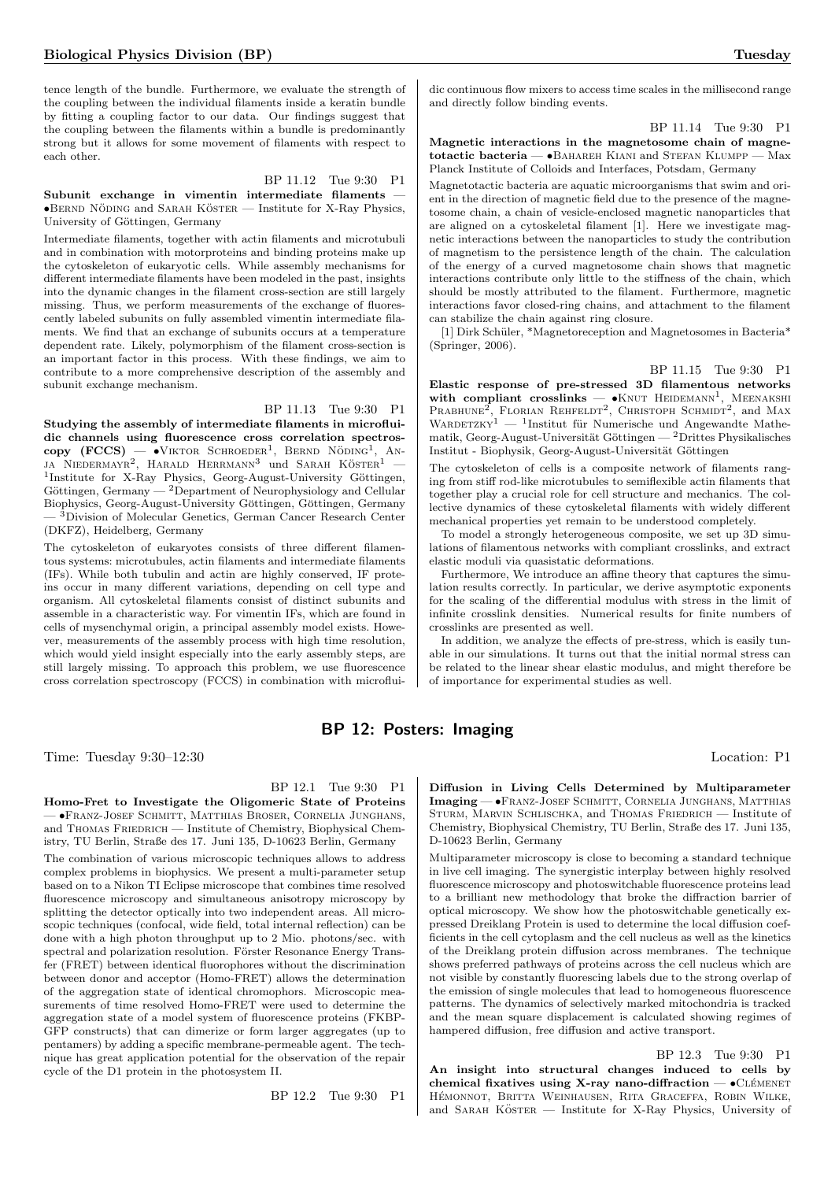tence length of the bundle. Furthermore, we evaluate the strength of the coupling between the individual filaments inside a keratin bundle by fitting a coupling factor to our data. Our findings suggest that the coupling between the filaments within a bundle is predominantly strong but it allows for some movement of filaments with respect to each other.

BP 11.12 Tue 9:30 P1

**Subunit exchange in vimentin intermediate filaments** — •Bernd Nöding and Sarah Köster — Institute for X-Ray Physics, University of Göttingen, Germany

Intermediate filaments, together with actin filaments and microtubuli and in combination with motorproteins and binding proteins make up the cytoskeleton of eukaryotic cells. While assembly mechanisms for different intermediate filaments have been modeled in the past, insights into the dynamic changes in the filament cross-section are still largely missing. Thus, we perform measurements of the exchange of fluorescently labeled subunits on fully assembled vimentin intermediate filaments. We find that an exchange of subunits occurs at a temperature dependent rate. Likely, polymorphism of the filament cross-section is an important factor in this process. With these findings, we aim to contribute to a more comprehensive description of the assembly and subunit exchange mechanism.

BP 11.13 Tue 9:30 P1

**Studying the assembly of intermediate filaments in microfluidic channels using fluorescence cross correlation spectroscopy (FCCS)** — •Viktor Schroeder[1], Bernd Nöding[1], Anja Niedermayr[2], Harald Herrmann[3] und Sarah Köster[1] — [1]Institute for X-Ray Physics, Georg-August-University Göttingen, Göttingen, Germany — [2]Department of Neurophysiology and Cellular Biophysics, Georg-August-University Göttingen, Göttingen, Germany — [3]Division of Molecular Genetics, German Cancer Research Center (DKFZ), Heidelberg, Germany

The cytoskeleton of eukaryotes consists of three different filamentous systems: microtubules, actin filaments and intermediate filaments (IFs). While both tubulin and actin are highly conserved, IF proteins occur in many different variations, depending on cell type and organism. All cytoskeletal filaments consist of distinct subunits and assemble in a characteristic way. For vimentin IFs, which are found in cells of mysenchymal origin, a principal assembly model exists. However, measurements of the assembly process with high time resolution, which would yield insight especially into the early assembly steps, are still largely missing. To approach this problem, we use fluorescence cross correlation spectroscopy (FCCS) in combination with microfluidic continuous flow mixers to access time scales in the millisecond range and directly follow binding events.

BP 11.14 Tue 9:30 P1

**Magnetic interactions in the magnetosome chain of magnetotactic bacteria** — •Bahareh Kiani and Stefan Klumpp — Max Planck Institute of Colloids and Interfaces, Potsdam, Germany

Magnetotactic bacteria are aquatic microorganisms that swim and orient in the direction of magnetic field due to the presence of the magnetosome chain, a chain of vesicle-enclosed magnetic nanoparticles that are aligned on a cytoskeletal filament [1]. Here we investigate magnetic interactions between the nanoparticles to study the contribution of magnetism to the persistence length of the chain. The calculation of the energy of a curved magnetosome chain shows that magnetic interactions contribute only little to the stiffness of the chain, which should be mostly attributed to the filament. Furthermore, magnetic interactions favor closed-ring chains, and attachment to the filament can stabilize the chain against ring closure.

[1] Dirk Schüler, *Magnetoreception and Magnetosomes in Bacteria* (Springer, 2006).

BP 11.15 Tue 9:30 P1

**Elastic response of pre-stressed 3D filamentous networks with compliant crosslinks** — •Knut Heidemann[1], Meenakshi Prabhune[2], Florian Rehfeldt[2], Christoph Schmidt[2], and Max Wardetzky[1] — [1]Institut für Numerische und Angewandte Mathematik, Georg-August-Universität Göttingen — [2]Drittes Physikalisches Institut - Biophysik, Georg-August-Universität Göttingen

The cytoskeleton of cells is a composite network of filaments ranging from stiff rod-like microtubules to semiflexible actin filaments that together play a crucial role for cell structure and mechanics. The collective dynamics of these cytoskeletal filaments with widely different mechanical properties yet remain to be understood completely.

To model a strongly heterogeneous composite, we set up 3D simulations of filamentous networks with compliant crosslinks, and extract elastic moduli via quasistatic deformations.

Furthermore, We introduce an affine theory that captures the simulation results correctly. In particular, we derive asymptotic exponents for the scaling of the differential modulus with stress in the limit of infinite crosslink densities. Numerical results for finite numbers of crosslinks are presented as well.

In addition, we analyze the effects of pre-stress, which is easily tunable in our simulations. It turns out that the initial normal stress can be related to the linear shear elastic modulus, and might therefore be of importance for experimental studies as well.

## BP 12: Posters: Imaging

Time: Tuesday 9:30–12:30 Location: P1

BP 12.1 Tue 9:30 P1

**Homo-Fret to Investigate the Oligomeric State of Proteins** — •Franz-Josef Schmitt, Matthias Broser, Cornelia Junghans, and Thomas Friedrich — Institute of Chemistry, Biophysical Chemistry, TU Berlin, Straße des 17. Juni 135, D-10623 Berlin, Germany

The combination of various microscopic techniques allows to address complex problems in biophysics. We present a multi-parameter setup based on to a Nikon TI Eclipse microscope that combines time resolved fluorescence microscopy and simultaneous anisotropy microscopy by splitting the detector optically into two independent areas. All microscopic techniques (confocal, wide field, total internal reflection) can be done with a high photon throughput up to 2 Mio. photons/sec. with spectral and polarization resolution. Förster Resonance Energy Transfer (FRET) between identical fluorophores without the discrimination between donor and acceptor (Homo-FRET) allows the determination of the aggregation state of identical chromophors. Microscopic measurements of time resolved Homo-FRET were used to determine the aggregation state of a model system of fluorescence proteins (FKBP-GFP constructs) that can dimerize or form larger aggregates (up to pentamers) by adding a specific membrane-permeable agent. The technique has great application potential for the observation of the repair cycle of the D1 protein in the photosystem II.

BP 12.2 Tue 9:30 P1

**Diffusion in Living Cells Determined by Multiparameter Imaging** — •Franz-Josef Schmitt, Cornelia Junghans, Matthias Sturm, Marvin Schlischka, and Thomas Friedrich — Institute of Chemistry, Biophysical Chemistry, TU Berlin, Straße des 17. Juni 135, D-10623 Berlin, Germany

Multiparameter microscopy is close to becoming a standard technique in live cell imaging. The synergistic interplay between highly resolved fluorescence microscopy and photoswitchable fluorescence proteins lead to a brilliant new methodology that broke the diffraction barrier of optical microscopy. We show how the photoswitchable genetically expressed Dreiklang Protein is used to determine the local diffusion coefficients in the cell cytoplasm and the cell nucleus as well as the kinetics of the Dreiklang protein diffusion across membranes. The technique shows preferred pathways of proteins across the cell nucleus which are not visible by constantly fluorescing labels due to the strong overlap of the emission of single molecules that lead to homogeneous fluorescence patterns. The dynamics of selectively marked mitochondria is tracked and the mean square displacement is calculated showing regimes of hampered diffusion, free diffusion and active transport.

BP 12.3 Tue 9:30 P1

**An insight into structural changes induced to cells by chemical fixatives using X-ray nano-diffraction** — •Clémenet Hémonnot, Britta Weinhausen, Rita Graceffa, Robin Wilke, and Sarah Köster — Institute for X-Ray Physics, University of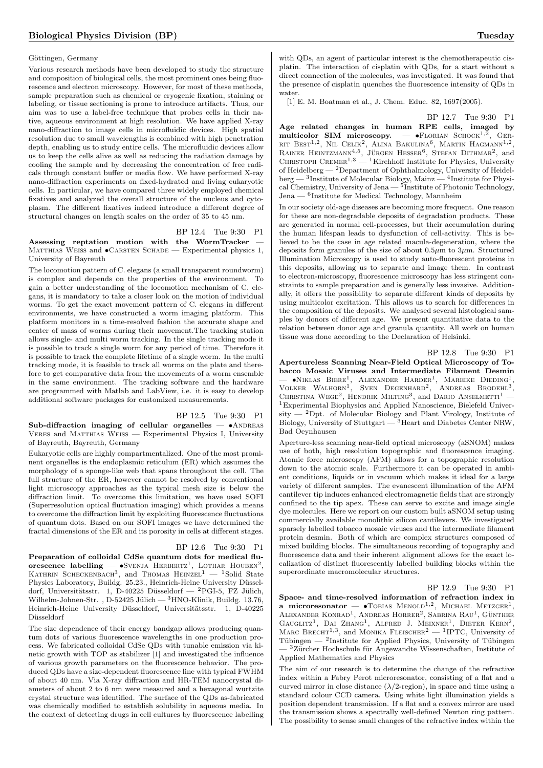Göttingen, Germany

Various research methods have been developed to study the structure and composition of biological cells, the most prominent ones being fluorescence and electron microscopy. However, for most of these methods, sample preparation such as chemical or cryogenic fixation, staining or labeling, or tissue sectioning is prone to introduce artifacts. Thus, our aim was to use a label-free technique that probes cells in their native, aqueous environment at high resolution. We have applied X-ray nano-diffraction to image cells in microfluidic devices. High spatial resolution due to small wavelengths is combined with high penetration depth, enabling us to study entire cells. The microfluidic devices allow us to keep the cells alive as well as reducing the radiation damage by cooling the sample and by decreasing the concentration of free radicals through constant buffer or media flow. We have performed X-ray nano-diffraction experiments on fixed-hydrated and living eukaryotic cells. In particular, we have compared three widely employed chemical fixatives and analyzed the overall structure of the nucleus and cytoplasm. The different fixatives indeed introduce a different degree of structural changes on length scales on the order of 35 to 45 nm.

BP 12.4 Tue 9:30 P1

**Assessing reptation motion with the WormTracker** — Matthias Weiss and •Carsten Schade — Experimental physics 1, University of Bayreuth

The locomotion pattern of C. elegans (a small transparent roundworm) is complex and depends on the properties of the environment. To gain a better understanding of the locomotion mechanism of C. elegans, it is mandatory to take a closer look on the motion of individual worms. To get the exact movement pattern of C. elegans in different environments, we have constructed a worm imaging platform. This platform monitors in a time-resolved fashion the accurate shape and center of mass of worms during their movement.The tracking station allows single- and multi worm tracking. In the single tracking mode it is possible to track a single worm for any period of time. Therefore it is possible to track the complete lifetime of a single worm. In the multi tracking mode, it is feasible to track all worms on the plate and therefore to get comparative data from the movements of a worm ensemble in the same environment. The tracking software and the hardware are programmed with Matlab and LabView, i.e. it is easy to develop additional software packages for customized measurements.

BP 12.5 Tue 9:30 P1

**Sub-diffraction imaging of cellular organelles** — •Andreas Veres and Matthias Weiss — Experimental Physics I, University of Bayreuth, Bayreuth, Germany

Eukaryotic cells are highly compartmentalized. One of the most prominent organelles is the endoplasmic reticulum (ER) which assumes the morphology of a sponge-like web that spans throughout the cell. The full structure of the ER, however cannot be resolved by conventional light microscopy approaches as the typical mesh size is below the diffraction limit. To overcome this limitation, we have used SOFI (Superresolution optical fluctuation imaging) which provides a means to overcome the diffraction limit by exploiting fluorescence fluctuations of quantum dots. Based on our SOFI images we have determined the fractal dimensions of the ER and its porosity in cells at different stages.

BP 12.6 Tue 9:30 P1

**Preparation of colloidal CdSe quantum dots for medical fluorescence labelling** — •Svenja Herbertz[1], Lothar Houben[2], Kathrin Scheckenbach[3], and Thomas Heinzel[1] — [1]Solid State Physics Laboratory, Buildg. 25.23., Heinrich-Heine University Düsseldorf, Universitätsstr. 1, D-40225 Düsseldorf — [2]PGI-5, FZ Jülich, Wilhelm-Johnen-Str. , D-52425 Jülich — [3]HNO-Klinik, Buildg. 13.76, Heinrich-Heine University Düsseldorf, Universitätsstr. 1, D-40225 Düsseldorf

The size dependence of their energy bandgap allows producing quantum dots of various fluorescence wavelengths in one production process. We fabricated colloidal CdSe QDs with tunable emission via kinetic growth with TOP as stabilizer [1] and investigated the influence of various growth parameters on the fluorescence behavior. The produced QDs have a size-dependent fluorescence line with typical FWHM of about 40 nm. Via X-ray diffraction and HR-TEM nanocrystal diameters of about 2 to 6 nm were measured and a hexagonal wurtzite crystal structure was identified. The surface of the QDs as-fabricated was chemically modified to establish solubility in aqueous media. In the context of detecting drugs in cell cultures by fluorescence labelling with QDs, an agent of particular interest is the chemotherapeutic cisplatin. The interaction of cisplatin with QDs, for a start without a direct connection of the molecules, was investigated. It was found that the presence of cisplatin quenches the fluorescence intensity of QDs in water.

[1] E. M. Boatman et al., J. Chem. Educ. 82, 1697(2005).

BP 12.7 Tue 9:30 P1

**Age related changes in human RPE cells, imaged by multicolor SIM microscopy.** — •Florian Schock[1,2], Gerrit Best[1,2], Nil Celik[2], Alina Bakulina[6], Martin Hagmann[1,2], Rainer Heintzmann[4,5], Jürgen Hesser[6], Stefan Dithmar[2], and Christoph Cremer[1,3] — [1]Kirchhoff Institute for Physics, University of Heidelberg — [2]Department of Ophthalmology, University of Heidelberg — [3]Institute of Molecular Biology, Mainz — [4]Institute for Physical Chemistry, University of Jena — [5]Institute of Photonic Technology, Jena — [6]Institute for Medical Technology, Mannheim

In our society old-age diseases are becoming more frequent. One reason for these are non-degradable deposits of degradation products. These are generated in normal cell-processes, but their accumulation during the human lifespan leads to dysfunction of cell-activity. This is believed to be the case in age related macula-degeneration, where the deposits form granules of the size of about $0.5\mu$m to $3\mu$m. Structured Illumination Microscopy is used to study auto-fluorescent proteins in this deposits, allowing us to separate and image them. In contrast to electron-microscopy, fluorescence microscopy has less stringent constraints to sample preparation and is generally less invasive. Additionally, it offers the possibility to separate different kinds of deposits by using multicolor excitation. This allows us to search for differences in the composition of the deposits. We analysed several histological samples by donors of different age. We present quantitative data to the relation between donor age and granula quantity. All work on human tissue was done according to the Declaration of Helsinki.

BP 12.8 Tue 9:30 P1

**Apertureless Scanning Near-Field Optical Microscopy of Tobacco Mosaic Viruses and Intermediate Filament Desmin** — •Niklas Biere[1], Alexander Harder[1], Mareike Dieding[1], Volker Walhorn[1], Sven Degenhard[2], Andreas Brodehl[3], Christina Wege[2], Hendrik Milting[3], and Dario Anselmetti[1] — [1]Experimental Biophysics and Applied Nanoscience, Bielefeld University — [2]Dpt. of Molecular Biology and Plant Virology, Institute of Biology, University of Stuttgart — [3]Heart and Diabetes Center NRW, Bad Oeynhausen

Aperture-less scanning near-field optical microscopy (aSNOM) makes use of both, high resolution topographic and fluorescence imaging. Atomic force microscopy (AFM) allows for a topographic resolution down to the atomic scale. Furthermore it can be operated in ambient conditions, liquids or in vacuum which makes it ideal for a large variety of different samples. The evanescent illumination of the AFM cantilever tip induces enhanced electromagnetic fields that are strongly confined to the tip apex. These can serve to excite and image single dye molecules. Here we report on our custom built aSNOM setup using commercially available monolithic silicon cantilevers. We investigated sparsely labelled tobacco mosaic viruses and the intermediate filament protein desmin. Both of which are complex structures composed of mixed building blocks. The simultaneous recording of topography and fluorescence data and their inherent alignment allows for the exact localization of distinct fluorescently labelled building blocks within the superordinate macromolecular structures.

BP 12.9 Tue 9:30 P1

**Space- and time-resolved information of refraction index in a microresonator** — •Tobias Menold[1,2], Michael Metzger[1], Alexander Konrad[1], Andreas Horrer[2], Sabrina Rau[1], Günther Gauglitz[1], Dai Zhang[1], Alfred J. Meixner[1], Dieter Kern[2], Marc Brecht[1,3], and Monika Fleischer[2] — [1]IPTC, University of Tübingen — [2]Institute for Applied Physics, University of Tübingen — [3]Zürcher Hochschule für Angewandte Wissenschaften, Institute of Applied Mathematics and Physics

The aim of our research is to determine the change of the refractive index within a Fabry Perot microresonator, consisting of a flat and a curved mirror in close distance ($\lambda/2$-region), in space and time using a standard colour CCD camera. Using white light illumination yields a position dependent transmission. If a flat and a convex mirror are used the transmission shows a spectrally well-defined Newton ring pattern. The possibility to sense small changes of the refractive index within the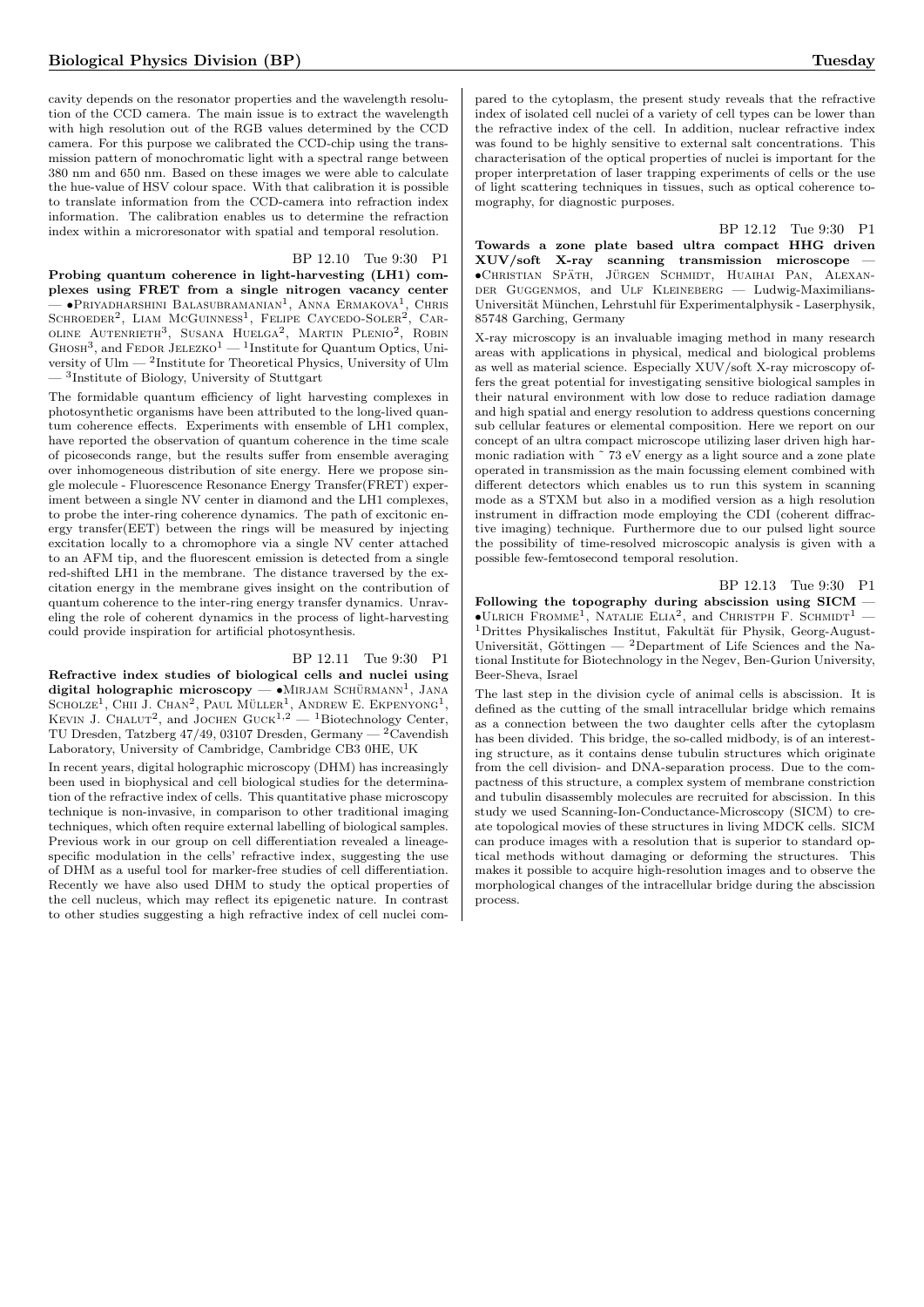cavity depends on the resonator properties and the wavelength resolution of the CCD camera. The main issue is to extract the wavelength with high resolution out of the RGB values determined by the CCD camera. For this purpose we calibrated the CCD-chip using the transmission pattern of monochromatic light with a spectral range between 380 nm and 650 nm. Based on these images we were able to calculate the hue-value of HSV colour space. With that calibration it is possible to translate information from the CCD-camera into refraction index information. The calibration enables us to determine the refraction index within a microresonator with spatial and temporal resolution.

BP 12.10 Tue 9:30 P1

**Probing quantum coherence in light-harvesting (LH1) complexes using FRET from a single nitrogen vacancy center** — •Priyadharshini Balasubramanian[1], Anna Ermakova[1], Chris Schroeder[2], Liam McGuinness[1], Felipe Caycedo-Soler[2], Caroline Autenrieth[3], Susana Huelga[2], Martin Plenio[2], Robin Ghosh[3], and Fedor Jelezko[1] — [1]Institute for Quantum Optics, University of Ulm — [2]Institute for Theoretical Physics, University of Ulm — [3]Institute of Biology, University of Stuttgart

The formidable quantum efficiency of light harvesting complexes in photosynthetic organisms have been attributed to the long-lived quantum coherence effects. Experiments with ensemble of LH1 complex, have reported the observation of quantum coherence in the time scale of picoseconds range, but the results suffer from ensemble averaging over inhomogeneous distribution of site energy. Here we propose single molecule - Fluorescence Resonance Energy Transfer(FRET) experiment between a single NV center in diamond and the LH1 complexes, to probe the inter-ring coherence dynamics. The path of excitonic energy transfer(EET) between the rings will be measured by injecting excitation locally to a chromophore via a single NV center attached to an AFM tip, and the fluorescent emission is detected from a single red-shifted LH1 in the membrane. The distance traversed by the excitation energy in the membrane gives insight on the contribution of quantum coherence to the inter-ring energy transfer dynamics. Unraveling the role of coherent dynamics in the process of light-harvesting could provide inspiration for artificial photosynthesis.

BP 12.11 Tue 9:30 P1

**Refractive index studies of biological cells and nuclei using digital holographic microscopy** — •Mirjam Schürmann[1], Jana Scholze[1], Chii J. Chan[2], Paul Müller[1], Andrew E. Ekpenyong[1], Kevin J. Chalut[2], and Jochen Guck[1,2] — [1]Biotechnology Center, TU Dresden, Tatzberg 47/49, 03107 Dresden, Germany — [2]Cavendish Laboratory, University of Cambridge, Cambridge CB3 0HE, UK

In recent years, digital holographic microscopy (DHM) has increasingly been used in biophysical and cell biological studies for the determination of the refractive index of cells. This quantitative phase microscopy technique is non-invasive, in comparison to other traditional imaging techniques, which often require external labelling of biological samples. Previous work in our group on cell differentiation revealed a lineage-specific modulation in the cells' refractive index, suggesting the use of DHM as a useful tool for marker-free studies of cell differentiation. Recently we have also used DHM to study the optical properties of the cell nucleus, which may reflect its epigenetic nature. In contrast to other studies suggesting a high refractive index of cell nuclei compared to the cytoplasm, the present study reveals that the refractive index of isolated cell nuclei of a variety of cell types can be lower than the refractive index of the cell. In addition, nuclear refractive index was found to be highly sensitive to external salt concentrations. This characterisation of the optical properties of nuclei is important for the proper interpretation of laser trapping experiments of cells or the use of light scattering techniques in tissues, such as optical coherence tomography, for diagnostic purposes.

BP 12.12 Tue 9:30 P1

**Towards a zone plate based ultra compact HHG driven XUV/soft X-ray scanning transmission microscope** — •Christian Späth, Jürgen Schmidt, Huaihai Pan, Alexander Guggenmos, and Ulf Kleineberg — Ludwig-Maximilians-Universität München, Lehrstuhl für Experimentalphysik - Laserphysik, 85748 Garching, Germany

X-ray microscopy is an invaluable imaging method in many research areas with applications in physical, medical and biological problems as well as material science. Especially XUV/soft X-ray microscopy offers the great potential for investigating sensitive biological samples in their natural environment with low dose to reduce radiation damage and high spatial and energy resolution to address questions concerning sub cellular features or elemental composition. Here we report on our concept of an ultra compact microscope utilizing laser driven high harmonic radiation with ˜ 73 eV energy as a light source and a zone plate operated in transmission as the main focussing element combined with different detectors which enables us to run this system in scanning mode as a STXM but also in a modified version as a high resolution instrument in diffraction mode employing the CDI (coherent diffractive imaging) technique. Furthermore due to our pulsed light source the possibility of time-resolved microscopic analysis is given with a possible few-femtosecond temporal resolution.

BP 12.13 Tue 9:30 P1

**Following the topography during abscission using SICM** — •Ulrich Fromme[1], Natalie Elia[2], and Christph F. Schmidt[1] — [1]Drittes Physikalisches Institut, Fakultät für Physik, Georg-August-Universität, Göttingen — [2]Department of Life Sciences and the National Institute for Biotechnology in the Negev, Ben-Gurion University, Beer-Sheva, Israel

The last step in the division cycle of animal cells is abscission. It is defined as the cutting of the small intracellular bridge which remains as a connection between the two daughter cells after the cytoplasm has been divided. This bridge, the so-called midbody, is of an interesting structure, as it contains dense tubulin structures which originate from the cell division- and DNA-separation process. Due to the compactness of this structure, a complex system of membrane constriction and tubulin disassembly molecules are recruited for abscission. In this study we used Scanning-Ion-Conductance-Microscopy (SICM) to create topological movies of these structures in living MDCK cells. SICM can produce images with a resolution that is superior to standard optical methods without damaging or deforming the structures. This makes it possible to acquire high-resolution images and to observe the morphological changes of the intracellular bridge during the abscission process.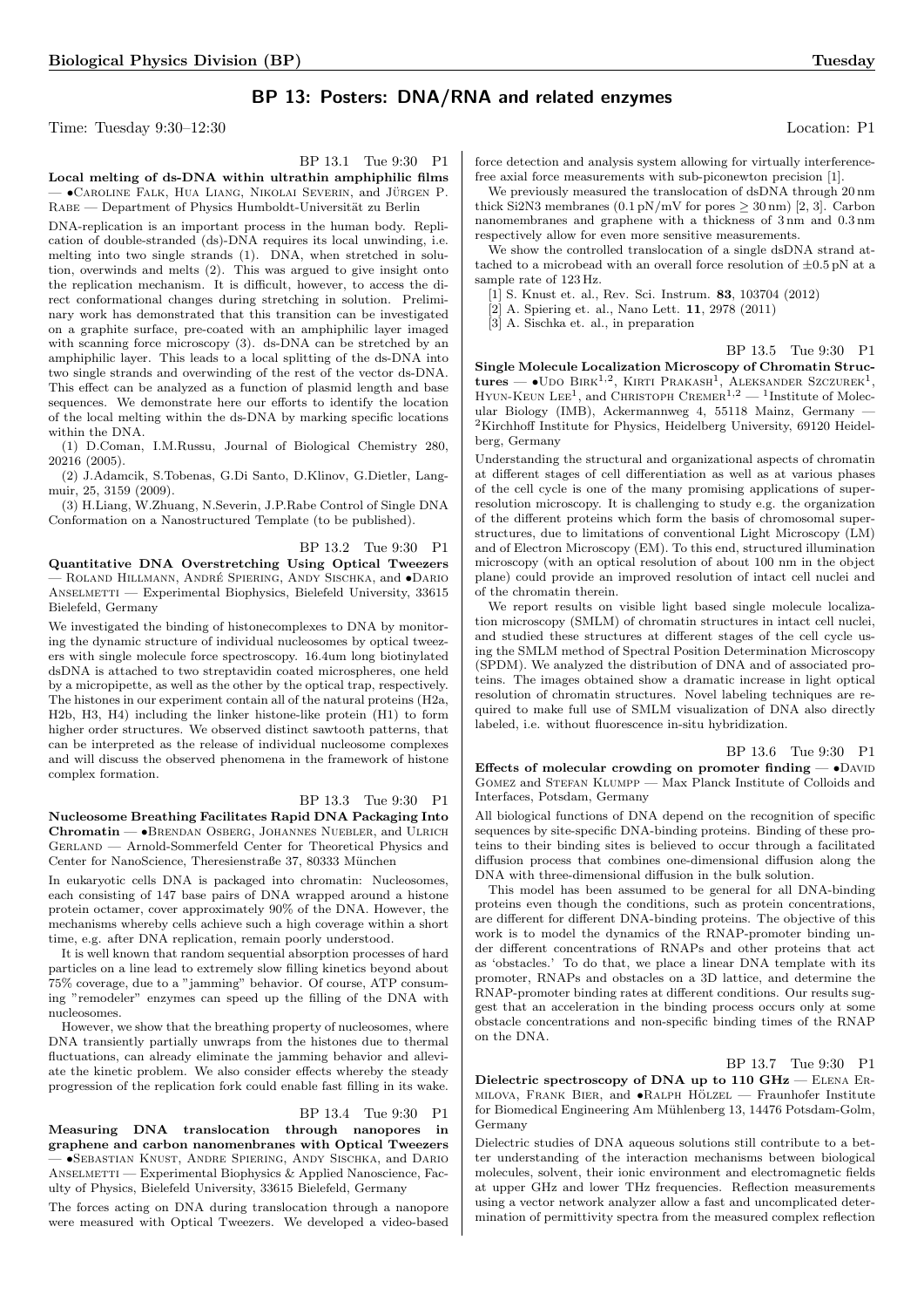## BP 13: Posters: DNA/RNA and related enzymes

Time: Tuesday 9:30–12:30 Location: P1

BP 13.1 Tue 9:30 P1

**Local melting of ds-DNA within ultrathin amphiphilic films** — •Caroline Falk, Hua Liang, Nikolai Severin, and Jürgen P. Rabe — Department of Physics Humboldt-Universität zu Berlin

DNA-replication is an important process in the human body. Replication of double-stranded (ds)-DNA requires its local unwinding, i.e. melting into two single strands (1). DNA, when stretched in solution, overwinds and melts (2). This was argued to give insight onto the replication mechanism. It is difficult, however, to access the direct conformational changes during stretching in solution. Preliminary work has demonstrated that this transition can be investigated on a graphite surface, pre-coated with an amphiphilic layer imaged with scanning force microscopy (3). ds-DNA can be stretched by an amphiphilic layer. This leads to a local splitting of the ds-DNA into two single strands and overwinding of the rest of the vector ds-DNA. This effect can be analyzed as a function of plasmid length and base sequences. We demonstrate here our efforts to identify the location of the local melting within the ds-DNA by marking specific locations within the DNA.

(1) D.Coman, I.M.Russu, Journal of Biological Chemistry 280, 20216 (2005).

(2) J.Adamcik, S.Tobenas, G.Di Santo, D.Klinov, G.Dietler, Langmuir, 25, 3159 (2009).

(3) H.Liang, W.Zhuang, N.Severin, J.P.Rabe Control of Single DNA Conformation on a Nanostructured Template (to be published).

BP 13.2 Tue 9:30 P1

**Quantitative DNA Overstretching Using Optical Tweezers** — Roland Hillmann, André Spiering, Andy Sischka, and •Dario Anselmetti — Experimental Biophysics, Bielefeld University, 33615 Bielefeld, Germany

We investigated the binding of histonecomplexes to DNA by monitoring the dynamic structure of individual nucleosomes by optical tweezers with single molecule force spectroscopy. 16.4um long biotinylated dsDNA is attached to two streptavidin coated microspheres, one held by a micropipette, as well as the other by the optical trap, respectively. The histones in our experiment contain all of the natural proteins (H2a, H2b, H3, H4) including the linker histone-like protein (H1) to form higher order structures. We observed distinct sawtooth patterns, that can be interpreted as the release of individual nucleosome complexes and will discuss the observed phenomena in the framework of histone complex formation.

BP 13.3 Tue 9:30 P1

**Nucleosome Breathing Facilitates Rapid DNA Packaging Into Chromatin** — •Brendan Osberg, Johannes Nuebler, and Ulrich Gerland — Arnold-Sommerfeld Center for Theoretical Physics and Center for NanoScience, Theresienstraße 37, 80333 München

In eukaryotic cells DNA is packaged into chromatin: Nucleosomes, each consisting of 147 base pairs of DNA wrapped around a histone protein octamer, cover approximately 90% of the DNA. However, the mechanisms whereby cells achieve such a high coverage within a short time, e.g. after DNA replication, remain poorly understood.

It is well known that random sequential absorption processes of hard particles on a line lead to extremely slow filling kinetics beyond about 75% coverage, due to a "jamming" behavior. Of course, ATP consuming "remodeler" enzymes can speed up the filling of the DNA with nucleosomes.

However, we show that the breathing property of nucleosomes, where DNA transiently partially unwraps from the histones due to thermal fluctuations, can already eliminate the jamming behavior and alleviate the kinetic problem. We also consider effects whereby the steady progression of the replication fork could enable fast filling in its wake.

BP 13.4 Tue 9:30 P1

**Measuring DNA translocation through nanopores in graphene and carbon nanomenbranes with Optical Tweezers** — •Sebastian Knust, Andre Spiering, Andy Sischka, and Dario Anselmetti — Experimental Biophysics & Applied Nanoscience, Faculty of Physics, Bielefeld University, 33615 Bielefeld, Germany

The forces acting on DNA during translocation through a nanopore were measured with Optical Tweezers. We developed a video-based force detection and analysis system allowing for virtually interference-free axial force measurements with sub-piconewton precision [1].

We previously measured the translocation of dsDNA through 20 nm thick Si2N3 membranes (0.1 pN/mV for pores $\geq$ 30 nm) [2, 3]. Carbon nanomembranes and graphene with a thickness of 3 nm and 0.3 nm respectively allow for even more sensitive measurements.

We show the controlled translocation of a single dsDNA strand attached to a microbead with an overall force resolution of $\pm$0.5 pN at a sample rate of 123 Hz.

[1] S. Knust et. al., Rev. Sci. Instrum. **83**, 103704 (2012)

[2] A. Spiering et. al., Nano Lett. **11**, 2978 (2011)

[3] A. Sischka et. al., in preparation

BP 13.5 Tue 9:30 P1

**Single Molecule Localization Microscopy of Chromatin Structures** — •Udo Birk[1,2], Kirti Prakash[1], Aleksander Szczurek[1], Hyun-Keun Lee[1], and Christoph Cremer[1,2] — [1]Institute of Molecular Biology (IMB), Ackermannweg 4, 55118 Mainz, Germany — [2]Kirchhoff Institute for Physics, Heidelberg University, 69120 Heidelberg, Germany

Understanding the structural and organizational aspects of chromatin at different stages of cell differentiation as well as at various phases of the cell cycle is one of the many promising applications of superresolution microscopy. It is challenging to study e.g. the organization of the different proteins which form the basis of chromosomal superstructures, due to limitations of conventional Light Microscopy (LM) and of Electron Microscopy (EM). To this end, structured illumination microscopy (with an optical resolution of about 100 nm in the object plane) could provide an improved resolution of intact cell nuclei and of the chromatin therein.

We report results on visible light based single molecule localization microscopy (SMLM) of chromatin structures in intact cell nuclei, and studied these structures at different stages of the cell cycle using the SMLM method of Spectral Position Determination Microscopy (SPDM). We analyzed the distribution of DNA and of associated proteins. The images obtained show a dramatic increase in light optical resolution of chromatin structures. Novel labeling techniques are required to make full use of SMLM visualization of DNA also directly labeled, i.e. without fluorescence in-situ hybridization.

BP 13.6 Tue 9:30 P1

**Effects of molecular crowding on promoter finding** — •David Gomez and Stefan Klumpp — Max Planck Institute of Colloids and Interfaces, Potsdam, Germany

All biological functions of DNA depend on the recognition of specific sequences by site-specific DNA-binding proteins. Binding of these proteins to their binding sites is believed to occur through a facilitated diffusion process that combines one-dimensional diffusion along the DNA with three-dimensional diffusion in the bulk solution.

This model has been assumed to be general for all DNA-binding proteins even though the conditions, such as protein concentrations, are different for different DNA-binding proteins. The objective of this work is to model the dynamics of the RNAP-promoter binding under different concentrations of RNAPs and other proteins that act as 'obstacles.' To do that, we place a linear DNA template with its promoter, RNAPs and obstacles on a 3D lattice, and determine the RNAP-promoter binding rates at different conditions. Our results suggest that an acceleration in the binding process occurs only at some obstacle concentrations and non-specific binding times of the RNAP on the DNA.

BP 13.7 Tue 9:30 P1

**Dielectric spectroscopy of DNA up to 110 GHz** — Elena Ermilova, Frank Bier, and •Ralph Hölzel — Fraunhofer Institute for Biomedical Engineering Am Mühlenberg 13, 14476 Potsdam-Golm, Germany

Dielectric studies of DNA aqueous solutions still contribute to a better understanding of the interaction mechanisms between biological molecules, solvent, their ionic environment and electromagnetic fields at upper GHz and lower THz frequencies. Reflection measurements using a vector network analyzer allow a fast and uncomplicated determination of permittivity spectra from the measured complex reflection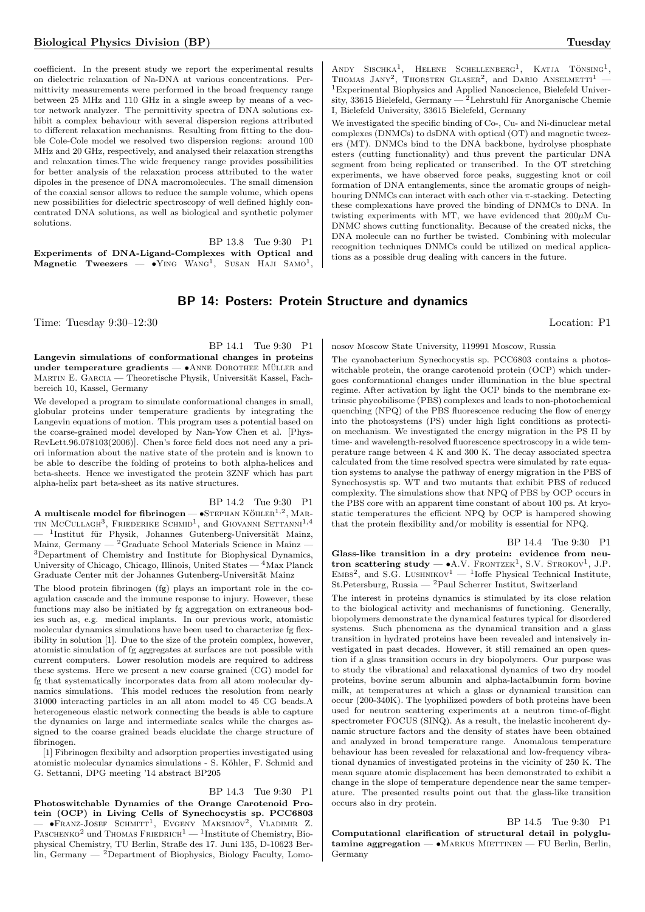coefficient. In the present study we report the experimental results on dielectric relaxation of Na-DNA at various concentrations. Permittivity measurements were performed in the broad frequency range between 25 MHz and 110 GHz in a single sweep by means of a vector network analyzer. The permittivity spectra of DNA solutions exhibit a complex behaviour with several dispersion regions attributed to different relaxation mechanisms. Resulting from fitting to the double Cole-Cole model we resolved two dispersion regions: around 100 MHz and 20 GHz, respectively, and analysed their relaxation strengths and relaxation times.The wide frequency range provides possibilities for better analysis of the relaxation process attributed to the water dipoles in the presence of DNA macromolecules. The small dimension of the coaxial sensor allows to reduce the sample volume, which opens new possibilities for dielectric spectroscopy of well defined highly concentrated DNA solutions, as well as biological and synthetic polymer solutions.

BP 13.8 Tue 9:30 P1

**Experiments of DNA-Ligand-Complexes with Optical and Magnetic Tweezers** — •Ying Wang[1], Susan Haji Samo[1], Andy Sischka[1], Helene Schellenberg[1], Katja Tönsing[1], Thomas Jany[2], Thorsten Glaser[2], and Dario Anselmetti[1] — [1]Experimental Biophysics and Applied Nanoscience, Bielefeld University, 33615 Bielefeld, Germany — [2]Lehrstuhl für Anorganische Chemie I, Bielefeld University, 33615 Bielefeld, Germany

We investigated the specific binding of Co-, Cu- and Ni-dinuclear metal complexes (DNMCs) to dsDNA with optical (OT) and magnetic tweezers (MT). DNMCs bind to the DNA backbone, hydrolyse phosphate esters (cutting functionality) and thus prevent the particular DNA segment from being replicated or transcribed. In the OT stretching experiments, we have observed force peaks, suggesting knot or coil formation of DNA entanglements, since the aromatic groups of neighbouring DNMCs can interact with each other via $\pi$-stacking. Detecting these complexations have proved the binding of DNMCs to DNA. In twisting experiments with MT, we have evidenced that 200$\mu$M Cu-DNMC shows cutting functionality. Because of the created nicks, the DNA molecule can no further be twisted. Combining with molecular recognition techniques DNMCs could be utilized on medical applications as a possible drug dealing with cancers in the future.

## BP 14: Posters: Protein Structure and dynamics

Time: Tuesday 9:30–12:30 Location: P1

BP 14.1 Tue 9:30 P1

**Langevin simulations of conformational changes in proteins under temperature gradients** — •Anne Dorothee Müller and Martin E. Garcia — Theoretische Physik, Universität Kassel, Fachbereich 10, Kassel, Germany

We developed a program to simulate conformational changes in small, globular proteins under temperature gradients by integrating the Langevin equations of motion. This program uses a potential based on the coarse-grained model developed by Nan-Yow Chen et al. [PhysRevLett.96.078103(2006)]. Chen's force field does not need any a priori information about the native state of the protein and is known to be able to describe the folding of proteins to both alpha-helices and beta-sheets. Hence we investigated the protein 3ZNF which has part alpha-helix part beta-sheet as its native structures.

BP 14.2 Tue 9:30 P1

**A multiscale model for fibrinogen** — •Stephan Köhler[1,2], Martin McCullagh[3], Friederike Schmid[1], and Giovanni Settanni[1,4] — [1]Institut für Physik, Johannes Gutenberg-Universität Mainz, Mainz, Germany — [2]Graduate School Materials Science in Mainz — [3]Department of Chemistry and Institute for Biophysical Dynamics, University of Chicago, Chicago, Illinois, United States — [4]Max Planck Graduate Center mit der Johannes Gutenberg-Universität Mainz

The blood protein fibrinogen (fg) plays an important role in the coagulation cascade and the immune response to injury. However, these functions may also be initiated by fg aggregation on extraneous bodies such as, e.g. medical implants. In our previous work, atomistic molecular dynamics simulations have been used to characterize fg flexibility in solution [1]. Due to the size of the protein complex, however, atomistic simulation of fg aggregates at surfaces are not possible with current computers. Lower resolution models are required to address these systems. Here we present a new coarse grained (CG) model for fg that systematically incorporates data from all atom molecular dynamics simulations. This model reduces the resolution from nearly 31000 interacting particles in an all atom model to 45 CG beads.A heterogeneous elastic network connecting the beads is able to capture the dynamics on large and intermediate scales while the charges assigned to the coarse grained beads elucidate the charge structure of fibrinogen.

[1] Fibrinogen flexibilty and adsorption properties investigated using atomistic molecular dynamics simulations - S. Köhler, F. Schmid and G. Settanni, DPG meeting '14 abstract BP205

BP 14.3 Tue 9:30 P1

**Photoswitchable Dynamics of the Orange Carotenoid Protein (OCP) in Living Cells of Synechocystis sp. PCC6803** — •Franz-Josef Schmitt[1], Evgeny Maksimov[2], Vladimir Z. Paschenko[2] und Thomas Friedrich[1] — [1]Institute of Chemistry, Biophysical Chemistry, TU Berlin, Straße des 17. Juni 135, D-10623 Berlin, Germany — [2]Department of Biophysics, Biology Faculty, Lomonosov Moscow State University, 119991 Moscow, Russia

The cyanobacterium Synechocystis sp. PCC6803 contains a photoswitchable protein, the orange carotenoid protein (OCP) which undergoes conformational changes under illumination in the blue spectral regime. After activation by light the OCP binds to the membrane extrinsic phycobilisome (PBS) complexes and leads to non-photochemical quenching (NPQ) of the PBS fluorescence reducing the flow of energy into the photosystems (PS) under high light conditions as protection mechanism. We investigated the energy migration in the PS II by time- and wavelength-resolved fluorescence spectroscopy in a wide temperature range between 4 K and 300 K. The decay associated spectra calculated from the time resolved spectra were simulated by rate equation systems to analyse the pathway of energy migration in the PBS of Synechosystis sp. WT and two mutants that exhibit PBS of reduced complexity. The simulations show that NPQ of PBS by OCP occurs in the PBS core with an apparent time constant of about 100 ps. At kryostatic temperatures the efficient NPQ by OCP is hampered showing that the protein flexibility and/or mobility is essential for NPQ.

BP 14.4 Tue 9:30 P1

**Glass-like transition in a dry protein: evidence from neutron scattering study** — •A.V. Frontzek[1], S.V. Strokov[1], J.P. Embs[2], and S.G. Lushnikov[1] — [1]Ioffe Physical Technical Institute, St.Petersburg, Russia — [2]Paul Scherrer Institut, Switzerland

The interest in proteins dynamics is stimulated by its close relation to the biological activity and mechanisms of functioning. Generally, biopolymers demonstrate the dynamical features typical for disordered systems. Such phenomena as the dynamical transition and a glass transition in hydrated proteins have been revealed and intensively investigated in past decades. However, it still remained an open question if a glass transition occurs in dry biopolymers. Our purpose was to study the vibrational and relaxational dynamics of two dry model proteins, bovine serum albumin and alpha-lactalbumin form bovine milk, at temperatures at which a glass or dynamical transition can occur (200-340K). The lyophilized powders of both proteins have been used for neutron scattering experiments at a neutron time-of-flight spectrometer FOCUS (SINQ). As a result, the inelastic incoherent dynamic structure factors and the density of states have been obtained and analyzed in broad temperature range. Anomalous temperature behaviour has been revealed for relaxational and low-frequency vibrational dynamics of investigated proteins in the vicinity of 250 K. The mean square atomic displacement has been demonstrated to exhibit a change in the slope of temperature dependence near the same temperature. The presented results point out that the glass-like transition occurs also in dry protein.

BP 14.5 Tue 9:30 P1

**Computational clarification of structural detail in polyglutamine aggregation** — •Markus Miettinen — FU Berlin, Berlin, Germany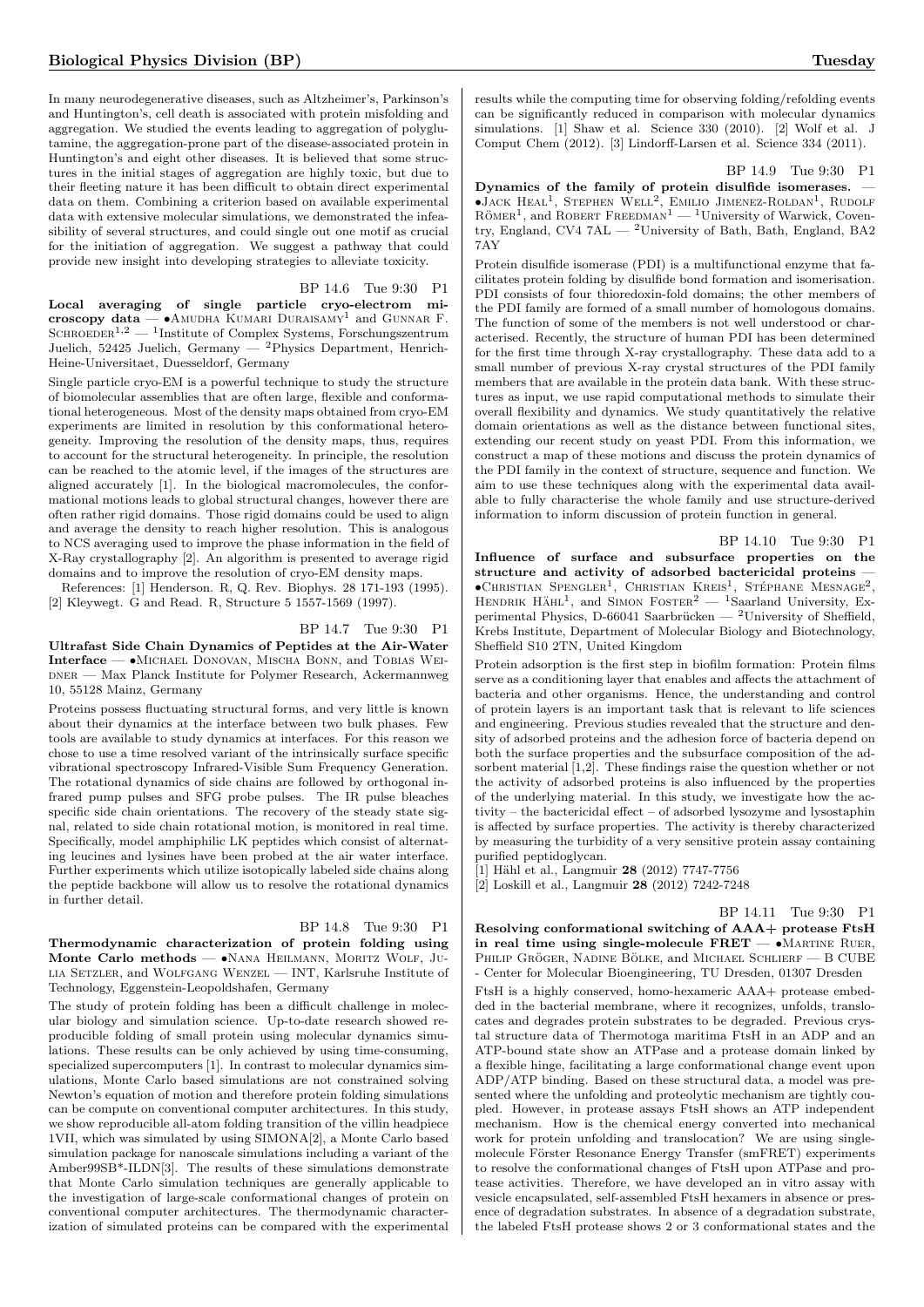In many neurodegenerative diseases, such as Altzheimer's, Parkinson's and Huntington's, cell death is associated with protein misfolding and aggregation. We studied the events leading to aggregation of polyglutamine, the aggregation-prone part of the disease-associated protein in Huntington's and eight other diseases. It is believed that some structures in the initial stages of aggregation are highly toxic, but due to their fleeting nature it has been difficult to obtain direct experimental data on them. Combining a criterion based on available experimental data with extensive molecular simulations, we demonstrated the infeasibility of several structures, and could single out one motif as crucial for the initiation of aggregation. We suggest a pathway that could provide new insight into developing strategies to alleviate toxicity.

BP 14.6 Tue 9:30 P1

**Local averaging of single particle cryo-electrom microscopy data** — •Amudha Kumari Duraisamy[1] and Gunnar F. Schroeder[1,2] — [1]Institute of Complex Systems, Forschungszentrum Juelich, 52425 Juelich, Germany — [2]Physics Department, Henrich-Heine-Universitaet, Duesseldorf, Germany

Single particle cryo-EM is a powerful technique to study the structure of biomolecular assemblies that are often large, flexible and conformational heterogeneous. Most of the density maps obtained from cryo-EM experiments are limited in resolution by this conformational heterogeneity. Improving the resolution of the density maps, thus, requires to account for the structural heterogeneity. In principle, the resolution can be reached to the atomic level, if the images of the structures are aligned accurately [1]. In the biological macromolecules, the conformational motions leads to global structural changes, however there are often rather rigid domains. Those rigid domains could be used to align and average the density to reach higher resolution. This is analogous to NCS averaging used to improve the phase information in the field of X-Ray crystallography [2]. An algorithm is presented to average rigid domains and to improve the resolution of cryo-EM density maps.

References: [1] Henderson. R, Q. Rev. Biophys. 28 171-193 (1995). [2] Kleywegt. G and Read. R, Structure 5 1557-1569 (1997).

BP 14.7 Tue 9:30 P1

**Ultrafast Side Chain Dynamics of Peptides at the Air-Water Interface** — •Michael Donovan, Mischa Bonn, and Tobias Weidner — Max Planck Institute for Polymer Research, Ackermannweg 10, 55128 Mainz, Germany

Proteins possess fluctuating structural forms, and very little is known about their dynamics at the interface between two bulk phases. Few tools are available to study dynamics at interfaces. For this reason we chose to use a time resolved variant of the intrinsically surface specific vibrational spectroscopy Infrared-Visible Sum Frequency Generation. The rotational dynamics of side chains are followed by orthogonal infrared pump pulses and SFG probe pulses. The IR pulse bleaches specific side chain orientations. The recovery of the steady state signal, related to side chain rotational motion, is monitored in real time. Specifically, model amphiphilic LK peptides which consist of alternating leucines and lysines have been probed at the air water interface. Further experiments which utilize isotopically labeled side chains along the peptide backbone will allow us to resolve the rotational dynamics in further detail.

BP 14.8 Tue 9:30 P1

**Thermodynamic characterization of protein folding using Monte Carlo methods** — •Nana Heilmann, Moritz Wolf, Julia Setzler, and Wolfgang Wenzel — INT, Karlsruhe Institute of Technology, Eggenstein-Leopoldshafen, Germany

The study of protein folding has been a difficult challenge in molecular biology and simulation science. Up-to-date research showed reproducible folding of small protein using molecular dynamics simulations. These results can be only achieved by using time-consuming, specialized supercomputers [1]. In contrast to molecular dynamics simulations, Monte Carlo based simulations are not constrained solving Newton's equation of motion and therefore protein folding simulations can be compute on conventional computer architectures. In this study, we show reproducible all-atom folding transition of the villin headpiece 1VII, which was simulated by using SIMONA[2], a Monte Carlo based simulation package for nanoscale simulations including a variant of the Amber99SB*-ILDN[3]. The results of these simulations demonstrate that Monte Carlo simulation techniques are generally applicable to the investigation of large-scale conformational changes of protein on conventional computer architectures. The thermodynamic characterization of simulated proteins can be compared with the experimental results while the computing time for observing folding/refolding events can be significantly reduced in comparison with molecular dynamics simulations. [1] Shaw et al. Science 330 (2010). [2] Wolf et al. J Comput Chem (2012). [3] Lindorff-Larsen et al. Science 334 (2011).

BP 14.9 Tue 9:30 P1

**Dynamics of the family of protein disulfide isomerases.** — •Jack Heal[1], Stephen Well[2], Emilio Jimenez-Roldan[1], Rudolf Römer[1], and Robert Freedman[1] — [1]University of Warwick, Coventry, England, CV4 7AL — [2]University of Bath, Bath, England, BA2 7AY

Protein disulfide isomerase (PDI) is a multifunctional enzyme that facilitates protein folding by disulfide bond formation and isomerisation. PDI consists of four thioredoxin-fold domains; the other members of the PDI family are formed of a small number of homologous domains. The function of some of the members is not well understood or characterised. Recently, the structure of human PDI has been determined for the first time through X-ray crystallography. These data add to a small number of previous X-ray crystal structures of the PDI family members that are available in the protein data bank. With these structures as input, we use rapid computational methods to simulate their overall flexibility and dynamics. We study quantitatively the relative domain orientations as well as the distance between functional sites, extending our recent study on yeast PDI. From this information, we construct a map of these motions and discuss the protein dynamics of the PDI family in the context of structure, sequence and function. We aim to use these techniques along with the experimental data available to fully characterise the whole family and use structure-derived information to inform discussion of protein function in general.

BP 14.10 Tue 9:30 P1

**Influence of surface and subsurface properties on the structure and activity of adsorbed bactericidal proteins** — •Christian Spengler[1], Christian Kreis[1], Stéphane Mesnage[2], Hendrik Hähl[1], and Simon Foster[2] — [1]Saarland University, Experimental Physics, D-66041 Saarbrücken — [2]University of Sheffield, Krebs Institute, Department of Molecular Biology and Biotechnology, Sheffield S10 2TN, United Kingdom

Protein adsorption is the first step in biofilm formation: Protein films serve as a conditioning layer that enables and affects the attachment of bacteria and other organisms. Hence, the understanding and control of protein layers is an important task that is relevant to life sciences and engineering. Previous studies revealed that the structure and density of adsorbed proteins and the adhesion force of bacteria depend on both the surface properties and the subsurface composition of the adsorbent material [1,2]. These findings raise the question whether or not the activity of adsorbed proteins is also influenced by the properties of the underlying material. In this study, we investigate how the activity – the bactericidal effect – of adsorbed lysozyme and lysostaphin is affected by surface properties. The activity is thereby characterized by measuring the turbidity of a very sensitive protein assay containing purified peptidoglycan.

[1] Hähl et al., Langmuir **28** (2012) 7747-7756

[2] Loskill et al., Langmuir **28** (2012) 7242-7248

BP 14.11 Tue 9:30 P1

**Resolving conformational switching of AAA+ protease FtsH in real time using single-molecule FRET** — •Martine Ruer, Philip Gröger, Nadine Bölke, and Michael Schlierf — B CUBE - Center for Molecular Bioengineering, TU Dresden, 01307 Dresden

FtsH is a highly conserved, homo-hexameric AAA+ protease embedded in the bacterial membrane, where it recognizes, unfolds, translocates and degrades protein substrates to be degraded. Previous crystal structure data of Thermotoga maritima FtsH in an ADP and an ATP-bound state show an ATPase and a protease domain linked by a flexible hinge, facilitating a large conformational change event upon ADP/ATP binding. Based on these structural data, a model was presented where the unfolding and proteolytic mechanism are tightly coupled. However, in protease assays FtsH shows an ATP independent mechanism. How is the chemical energy converted into mechanical work for protein unfolding and translocation? We are using single-molecule Förster Resonance Energy Transfer (smFRET) experiments to resolve the conformational changes of FtsH upon ATPase and protease activities. Therefore, we have developed an in vitro assay with vesicle encapsulated, self-assembled FtsH hexamers in absence or presence of degradation substrates. In absence of a degradation substrate, the labeled FtsH protease shows 2 or 3 conformational states and the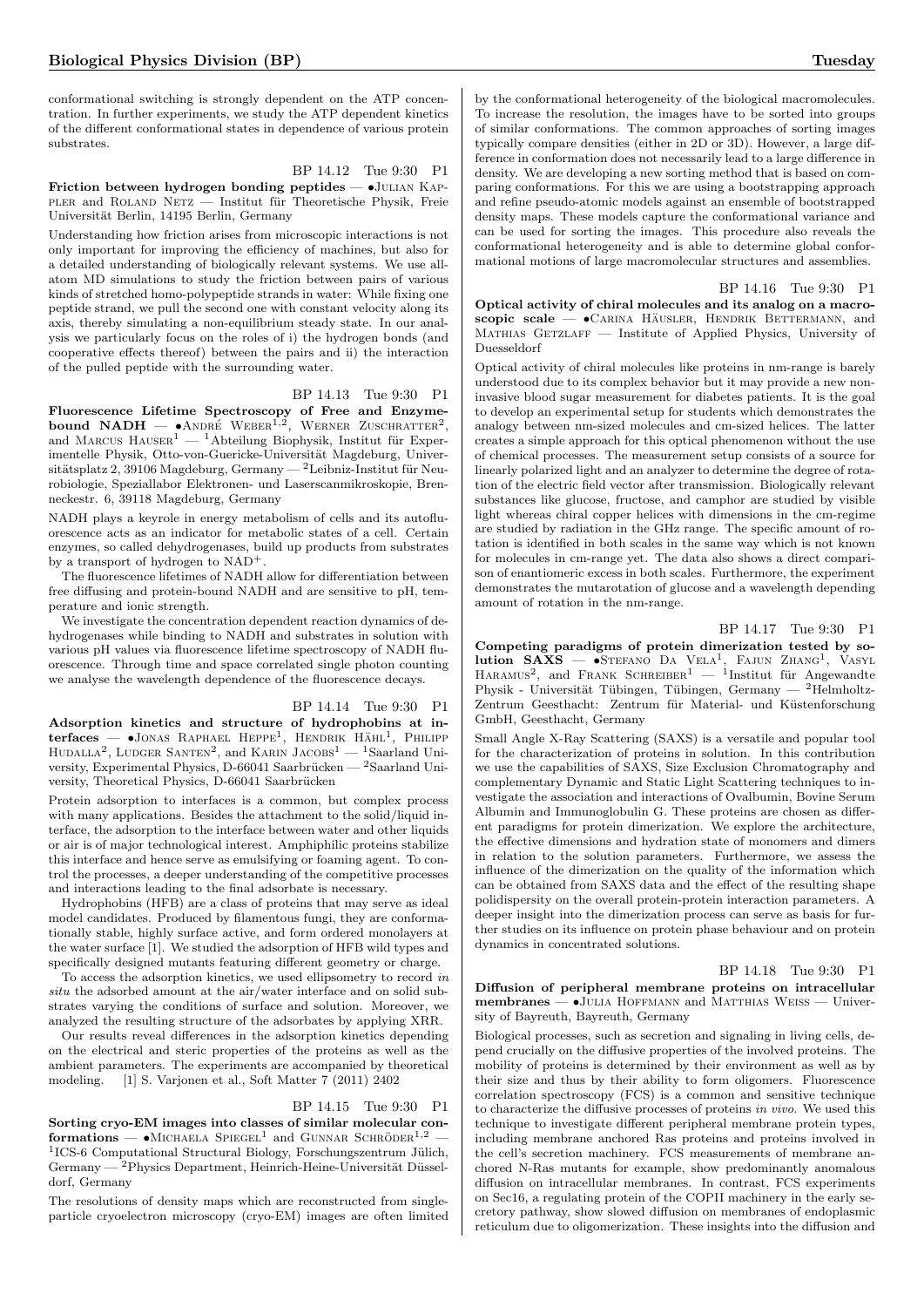conformational switching is strongly dependent on the ATP concentration. In further experiments, we study the ATP dependent kinetics of the different conformational states in dependence of various protein substrates.

BP 14.12 Tue 9:30 P1

**Friction between hydrogen bonding peptides** — •Julian Kappler and Roland Netz — Institut für Theoretische Physik, Freie Universität Berlin, 14195 Berlin, Germany

Understanding how friction arises from microscopic interactions is not only important for improving the efficiency of machines, but also for a detailed understanding of biologically relevant systems. We use all-atom MD simulations to study the friction between pairs of various kinds of stretched homo-polypeptide strands in water: While fixing one peptide strand, we pull the second one with constant velocity along its axis, thereby simulating a non-equilibrium steady state. In our analysis we particularly focus on the roles of i) the hydrogen bonds (and cooperative effects thereof) between the pairs and ii) the interaction of the pulled peptide with the surrounding water.

BP 14.13 Tue 9:30 P1

**Fluorescence Lifetime Spectroscopy of Free and Enzyme-bound NADH** — •André Weber[1,2], Werner Zuschratter[2], and Marcus Hauser[1] — [1]Abteilung Biophysik, Institut für Experimentelle Physik, Otto-von-Guericke-Universität Magdeburg, Universitätsplatz 2, 39106 Magdeburg, Germany — [2]Leibniz-Institut für Neurobiologie, Speziallabor Elektronen- und Laserscanmikroskopie, Brenneckestr. 6, 39118 Magdeburg, Germany

NADH plays a keyrole in energy metabolism of cells and its autofluorescence acts as an indicator for metabolic states of a cell. Certain enzymes, so called dehydrogenases, build up products from substrates by a transport of hydrogen to $NAD^+$.

The fluorescence lifetimes of NADH allow for differentiation between free diffusing and protein-bound NADH and are sensitive to pH, temperature and ionic strength.

We investigate the concentration dependent reaction dynamics of dehydrogenases while binding to NADH and substrates in solution with various pH values via fluorescence lifetime spectroscopy of NADH fluorescence. Through time and space correlated single photon counting we analyse the wavelength dependence of the fluorescence decays.

BP 14.14 Tue 9:30 P1

**Adsorption kinetics and structure of hydrophobins at interfaces** — •Jonas Raphael Heppe[1], Hendrik Hähl[1], Philipp Hudalla[2], Ludger Santen[2], and Karin Jacobs[1] — [1]Saarland University, Experimental Physics, D-66041 Saarbrücken — [2]Saarland University, Theoretical Physics, D-66041 Saarbrücken

Protein adsorption to interfaces is a common, but complex process with many applications. Besides the attachment to the solid/liquid interface, the adsorption to the interface between water and other liquids or air is of major technological interest. Amphiphilic proteins stabilize this interface and hence serve as emulsifying or foaming agent. To control the processes, a deeper understanding of the competitive processes and interactions leading to the final adsorbate is necessary.

Hydrophobins (HFB) are a class of proteins that may serve as ideal model candidates. Produced by filamentous fungi, they are conformationally stable, highly surface active, and form ordered monolayers at the water surface [1]. We studied the adsorption of HFB wild types and specifically designed mutants featuring different geometry or charge.

To access the adsorption kinetics, we used ellipsometry to record *in situ* the adsorbed amount at the air/water interface and on solid substrates varying the conditions of surface and solution. Moreover, we analyzed the resulting structure of the adsorbates by applying XRR.

Our results reveal differences in the adsorption kinetics depending on the electrical and steric properties of the proteins as well as the ambient parameters. The experiments are accompanied by theoretical modeling. [1] S. Varjonen et al., Soft Matter 7 (2011) 2402

BP 14.15 Tue 9:30 P1

**Sorting cryo-EM images into classes of similar molecular conformations** — •Michaela Spiegel[1] and Gunnar Schröder[1,2] — [1]ICS-6 Computational Structural Biology, Forschungszentrum Jülich, Germany — [2]Physics Department, Heinrich-Heine-Universität Düsseldorf, Germany

The resolutions of density maps which are reconstructed from single-particle cryoelectron microscopy (cryo-EM) images are often limited by the conformational heterogeneity of the biological macromolecules. To increase the resolution, the images have to be sorted into groups of similar conformations. The common approaches of sorting images typically compare densities (either in 2D or 3D). However, a large difference in conformation does not necessarily lead to a large difference in density. We are developing a new sorting method that is based on comparing conformations. For this we are using a bootstrapping approach and refine pseudo-atomic models against an ensemble of bootstrapped density maps. These models capture the conformational variance and can be used for sorting the images. This procedure also reveals the conformational heterogeneity and is able to determine global conformational motions of large macromolecular structures and assemblies.

BP 14.16 Tue 9:30 P1

**Optical activity of chiral molecules and its analog on a macroscopic scale** — •Carina Häusler, Hendrik Bettermann, and Mathias Getzlaff — Institute of Applied Physics, University of Duesseldorf

Optical activity of chiral molecules like proteins in nm-range is barely understood due to its complex behavior but it may provide a new non-invasive blood sugar measurement for diabetes patients. It is the goal to develop an experimental setup for students which demonstrates the analogy between nm-sized molecules and cm-sized helices. The latter creates a simple approach for this optical phenomenon without the use of chemical processes. The measurement setup consists of a source for linearly polarized light and an analyzer to determine the degree of rotation of the electric field vector after transmission. Biologically relevant substances like glucose, fructose, and camphor are studied by visible light whereas chiral copper helices with dimensions in the cm-regime are studied by radiation in the GHz range. The specific amount of rotation is identified in both scales in the same way which is not known for molecules in cm-range yet. The data also shows a direct comparison of enantiomeric excess in both scales. Furthermore, the experiment demonstrates the mutarotation of glucose and a wavelength depending amount of rotation in the nm-range.

BP 14.17 Tue 9:30 P1

**Competing paradigms of protein dimerization tested by solution SAXS** — •Stefano Da Vela[1], Fajun Zhang[1], Vasyl Haramus[2], and Frank Schreiber[1] — [1]Institut für Angewandte Physik - Universität Tübingen, Tübingen, Germany — [2]Helmholtz-Zentrum Geesthacht: Zentrum für Material- und Küstenforschung GmbH, Geesthacht, Germany

Small Angle X-Ray Scattering (SAXS) is a versatile and popular tool for the characterization of proteins in solution. In this contribution we use the capabilities of SAXS, Size Exclusion Chromatography and complementary Dynamic and Static Light Scattering techniques to investigate the association and interactions of Ovalbumin, Bovine Serum Albumin and Immunoglobulin G. These proteins are chosen as different paradigms for protein dimerization. We explore the architecture, the effective dimensions and hydration state of monomers and dimers in relation to the solution parameters. Furthermore, we assess the influence of the dimerization on the quality of the information which can be obtained from SAXS data and the effect of the resulting shape polidispersity on the overall protein-protein interaction parameters. A deeper insight into the dimerization process can serve as basis for further studies on its influence on protein phase behaviour and on protein dynamics in concentrated solutions.

BP 14.18 Tue 9:30 P1

**Diffusion of peripheral membrane proteins on intracellular membranes** — •Julia Hoffmann and Matthias Weiss — University of Bayreuth, Bayreuth, Germany

Biological processes, such as secretion and signaling in living cells, depend crucially on the diffusive properties of the involved proteins. The mobility of proteins is determined by their environment as well as by their size and thus by their ability to form oligomers. Fluorescence correlation spectroscopy (FCS) is a common and sensitive technique to characterize the diffusive processes of proteins *in vivo*. We used this technique to investigate different peripheral membrane protein types, including membrane anchored Ras proteins and proteins involved in the cell's secretion machinery. FCS measurements of membrane anchored N-Ras mutants for example, show predominantly anomalous diffusion on intracellular membranes. In contrast, FCS experiments on Sec16, a regulating protein of the COPII machinery in the early secretory pathway, show slowed diffusion on membranes of endoplasmic reticulum due to oligomerization. These insights into the diffusion and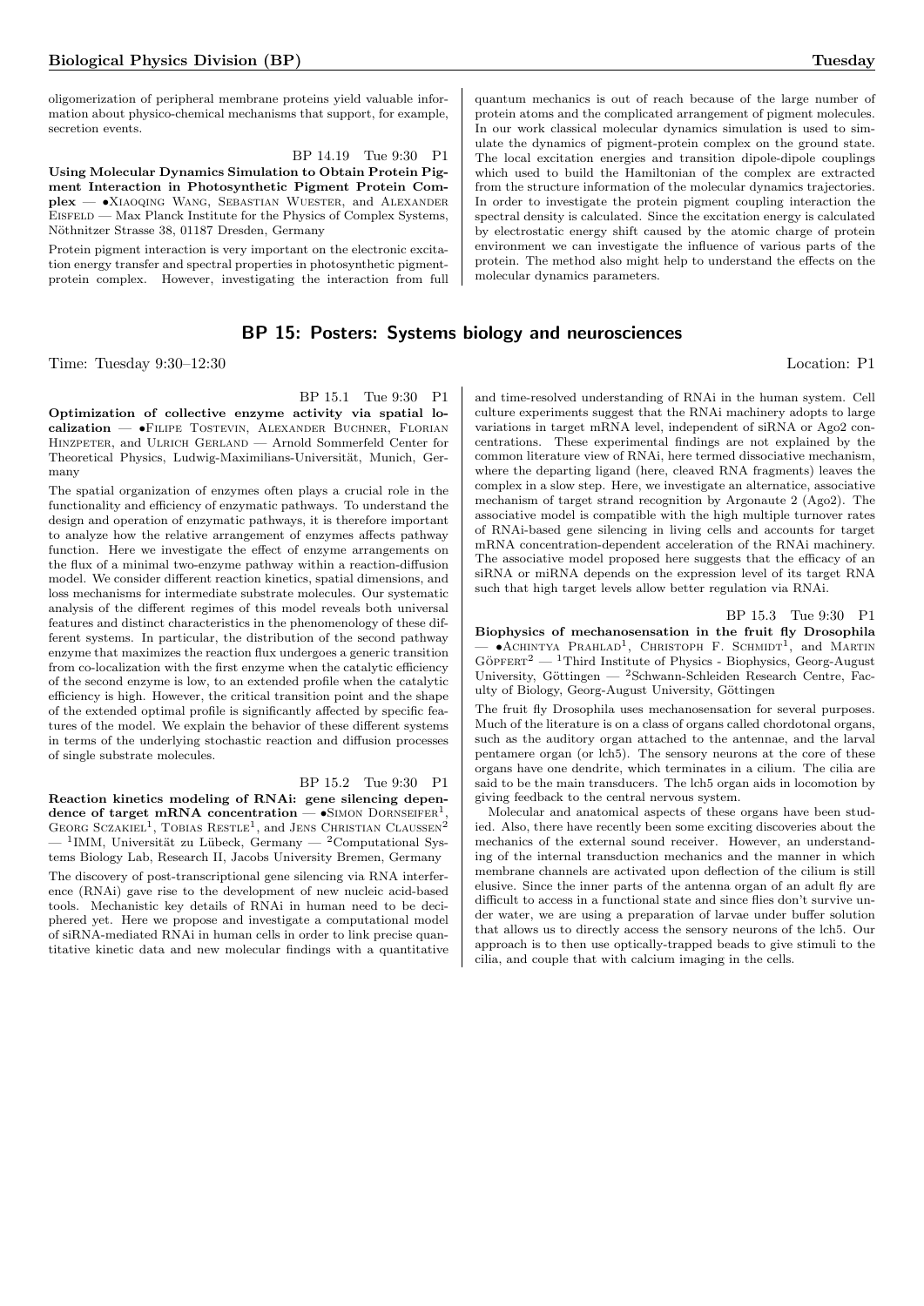oligomerization of peripheral membrane proteins yield valuable information about physico-chemical mechanisms that support, for example, secretion events.

BP 14.19 Tue 9:30 P1

**Using Molecular Dynamics Simulation to Obtain Protein Pigment Interaction in Photosynthetic Pigment Protein Complex** — •Xiaoqing Wang, Sebastian Wuester, and Alexander Eisfeld — Max Planck Institute for the Physics of Complex Systems, Nöthnitzer Strasse 38, 01187 Dresden, Germany

Protein pigment interaction is very important on the electronic excitation energy transfer and spectral properties in photosynthetic pigment-protein complex. However, investigating the interaction from full quantum mechanics is out of reach because of the large number of protein atoms and the complicated arrangement of pigment molecules. In our work classical molecular dynamics simulation is used to simulate the dynamics of pigment-protein complex on the ground state. The local excitation energies and transition dipole-dipole couplings which used to build the Hamiltonian of the complex are extracted from the structure information of the molecular dynamics trajectories. In order to investigate the protein pigment coupling interaction the spectral density is calculated. Since the excitation energy is calculated by electrostatic energy shift caused by the atomic charge of protein environment we can investigate the influence of various parts of the protein. The method also might help to understand the effects on the molecular dynamics parameters.

## BP 15: Posters: Systems biology and neurosciences

Time: Tuesday 9:30–12:30 Location: P1

BP 15.1 Tue 9:30 P1

**Optimization of collective enzyme activity via spatial localization** — •Filipe Tostevin, Alexander Buchner, Florian Hinzpeter, and Ulrich Gerland — Arnold Sommerfeld Center for Theoretical Physics, Ludwig-Maximilians-Universität, Munich, Germany

The spatial organization of enzymes often plays a crucial role in the functionality and efficiency of enzymatic pathways. To understand the design and operation of enzymatic pathways, it is therefore important to analyze how the relative arrangement of enzymes affects pathway function. Here we investigate the effect of enzyme arrangements on the flux of a minimal two-enzyme pathway within a reaction-diffusion model. We consider different reaction kinetics, spatial dimensions, and loss mechanisms for intermediate substrate molecules. Our systematic analysis of the different regimes of this model reveals both universal features and distinct characteristics in the phenomenology of these different systems. In particular, the distribution of the second pathway enzyme that maximizes the reaction flux undergoes a generic transition from co-localization with the first enzyme when the catalytic efficiency of the second enzyme is low, to an extended profile when the catalytic efficiency is high. However, the critical transition point and the shape of the extended optimal profile is significantly affected by specific features of the model. We explain the behavior of these different systems in terms of the underlying stochastic reaction and diffusion processes of single substrate molecules.

BP 15.2 Tue 9:30 P1

**Reaction kinetics modeling of RNAi: gene silencing dependence of target mRNA concentration** — •Simon Dornseifer[1], Georg Sczakiel[1], Tobias Restle[1], and Jens Christian Claussen[2] — [1]IMM, Universität zu Lübeck, Germany — [2]Computational Systems Biology Lab, Research II, Jacobs University Bremen, Germany

The discovery of post-transcriptional gene silencing via RNA interference (RNAi) gave rise to the development of new nucleic acid-based tools. Mechanistic key details of RNAi in human need to be deciphered yet. Here we propose and investigate a computational model of siRNA-mediated RNAi in human cells in order to link precise quantitative kinetic data and new molecular findings with a quantitative and time-resolved understanding of RNAi in the human system. Cell culture experiments suggest that the RNAi machinery adopts to large variations in target mRNA level, independent of siRNA or Ago2 concentrations. These experimental findings are not explained by the common literature view of RNAi, here termed dissociative mechanism, where the departing ligand (here, cleaved RNA fragments) leaves the complex in a slow step. Here, we investigate an alternatice, associative mechanism of target strand recognition by Argonaute 2 (Ago2). The associative model is compatible with the high multiple turnover rates of RNAi-based gene silencing in living cells and accounts for target mRNA concentration-dependent acceleration of the RNAi machinery. The associative model proposed here suggests that the efficacy of an siRNA or miRNA depends on the expression level of its target RNA such that high target levels allow better regulation via RNAi.

BP 15.3 Tue 9:30 P1

**Biophysics of mechanosensation in the fruit fly Drosophila** — •Achintya Prahlad[1], Christoph F. Schmidt[1], and Martin Göpfert[2] — [1]Third Institute of Physics - Biophysics, Georg-August University, Göttingen — [2]Schwann-Schleiden Research Centre, Faculty of Biology, Georg-August University, Göttingen

The fruit fly Drosophila uses mechanosensation for several purposes. Much of the literature is on a class of organs called chordotonal organs, such as the auditory organ attached to the antennae, and the larval pentamere organ (or lch5). The sensory neurons at the core of these organs have one dendrite, which terminates in a cilium. The cilia are said to be the main transducers. The lch5 organ aids in locomotion by giving feedback to the central nervous system.

Molecular and anatomical aspects of these organs have been studied. Also, there have recently been some exciting discoveries about the mechanics of the external sound receiver. However, an understanding of the internal transduction mechanics and the manner in which membrane channels are activated upon deflection of the cilium is still elusive. Since the inner parts of the antenna organ of an adult fly are difficult to access in a functional state and since flies don't survive under water, we are using a preparation of larvae under buffer solution that allows us to directly access the sensory neurons of the lch5. Our approach is to then use optically-trapped beads to give stimuli to the cilia, and couple that with calcium imaging in the cells.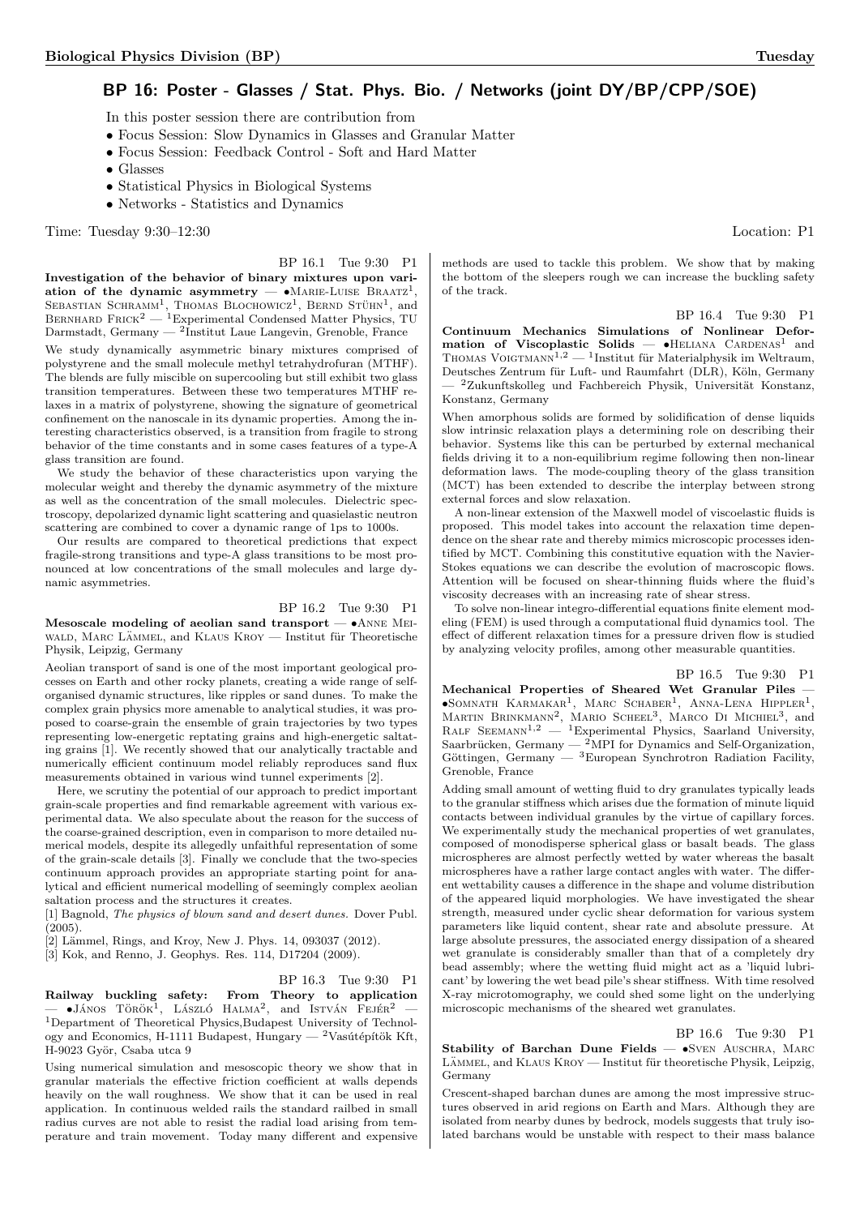## BP 16: Poster - Glasses / Stat. Phys. Bio. / Networks (joint DY/BP/CPP/SOE)

In this poster session there are contribution from

- Focus Session: Slow Dynamics in Glasses and Granular Matter
- Focus Session: Feedback Control - Soft and Hard Matter
- Glasses
- Statistical Physics in Biological Systems
- Networks - Statistics and Dynamics

Time: Tuesday 9:30–12:30 Location: P1

BP 16.1 Tue 9:30 P1

**Investigation of the behavior of binary mixtures upon variation of the dynamic asymmetry** — •Marie-Luise Braatz[1], Sebastian Schramm[1], Thomas Blochowicz[1], Bernd Stühn[1], and Bernhard Frick[2] — [1]Experimental Condensed Matter Physics, TU Darmstadt, Germany — [2]Institut Laue Langevin, Grenoble, France

We study dynamically asymmetric binary mixtures comprised of polystyrene and the small molecule methyl tetrahydrofuran (MTHF). The blends are fully miscible on supercooling but still exhibit two glass transition temperatures. Between these two temperatures MTHF relaxes in a matrix of polystyrene, showing the signature of geometrical confinement on the nanoscale in its dynamic properties. Among the interesting characteristics observed, is a transition from fragile to strong behavior of the time constants and in some cases features of a type-A glass transition are found.

We study the behavior of these characteristics upon varying the molecular weight and thereby the dynamic asymmetry of the mixture as well as the concentration of the small molecules. Dielectric spectroscopy, depolarized dynamic light scattering and quasielastic neutron scattering are combined to cover a dynamic range of 1ps to 1000s.

Our results are compared to theoretical predictions that expect fragile-strong transitions and type-A glass transitions to be most pronounced at low concentrations of the small molecules and large dynamic asymmetries.

BP 16.2 Tue 9:30 P1

**Mesoscale modeling of aeolian sand transport** — •Anne Meiwald, Marc Lämmel, and Klaus Kroy — Institut für Theoretische Physik, Leipzig, Germany

Aeolian transport of sand is one of the most important geological processes on Earth and other rocky planets, creating a wide range of self-organised dynamic structures, like ripples or sand dunes. To make the complex grain physics more amenable to analytical studies, it was proposed to coarse-grain the ensemble of grain trajectories by two types representing low-energetic reptating grains and high-energetic saltating grains [1]. We recently showed that our analytically tractable and numerically efficient continuum model reliably reproduces sand flux measurements obtained in various wind tunnel experiments [2].

Here, we scrutiny the potential of our approach to predict important grain-scale properties and find remarkable agreement with various experimental data. We also speculate about the reason for the success of the coarse-grained description, even in comparison to more detailed numerical models, despite its allegedly unfaithful representation of some of the grain-scale details [3]. Finally we conclude that the two-species continuum approach provides an appropriate starting point for analytical and efficient numerical modelling of seemingly complex aeolian saltation process and the structures it creates.

[1] Bagnold, *The physics of blown sand and desert dunes.* Dover Publ. (2005).
[2] Lämmel, Rings, and Kroy, New J. Phys. 14, 093037 (2012).
[3] Kok, and Renno, J. Geophys. Res. 114, D17204 (2009).

BP 16.3 Tue 9:30 P1

**Railway buckling safety: From Theory to application** — •János Török[1], László Halma[2], and István Fejér[2] — [1]Department of Theoretical Physics,Budapest University of Technology and Economics, H-1111 Budapest, Hungary — [2]Vasútépítök Kft, H-9023 Györ, Csaba utca 9

Using numerical simulation and mesoscopic theory we show that in granular materials the effective friction coefficient at walls depends heavily on the wall roughness. We show that it can be used in real application. In continuous welded rails the standard railbed in small radius curves are not able to resist the radial load arising from temperature and train movement. Today many different and expensive methods are used to tackle this problem. We show that by making the bottom of the sleepers rough we can increase the buckling safety of the track.

BP 16.4 Tue 9:30 P1

**Continuum Mechanics Simulations of Nonlinear Deformation of Viscoplastic Solids** — •Heliana Cardenas[1] and Thomas Voigtmann[1,2] — [1]Institut für Materialphysik im Weltraum, Deutsches Zentrum für Luft- und Raumfahrt (DLR), Köln, Germany — [2]Zukunftskolleg und Fachbereich Physik, Universität Konstanz, Konstanz, Germany

When amorphous solids are formed by solidification of dense liquids slow intrinsic relaxation plays a determining role on describing their behavior. Systems like this can be perturbed by external mechanical fields driving it to a non-equilibrium regime following then non-linear deformation laws. The mode-coupling theory of the glass transition (MCT) has been extended to describe the interplay between strong external forces and slow relaxation.

A non-linear extension of the Maxwell model of viscoelastic fluids is proposed. This model takes into account the relaxation time dependence on the shear rate and thereby mimics microscopic processes identified by MCT. Combining this constitutive equation with the Navier-Stokes equations we can describe the evolution of macroscopic flows. Attention will be focused on shear-thinning fluids where the fluid's viscosity decreases with an increasing rate of shear stress.

To solve non-linear integro-differential equations finite element modeling (FEM) is used through a computational fluid dynamics tool. The effect of different relaxation times for a pressure driven flow is studied by analyzing velocity profiles, among other measurable quantities.

BP 16.5 Tue 9:30 P1

**Mechanical Properties of Sheared Wet Granular Piles** — •Somnath Karmakar[1], Marc Schaber[1], Anna-Lena Hippler[1], Martin Brinkmann[2], Mario Scheel[3], Marco Di Michiel[3], and Ralf Seemann[1,2] — [1]Experimental Physics, Saarland University, Saarbrücken, Germany — [2]MPI for Dynamics and Self-Organization, Göttingen, Germany — [3]European Synchrotron Radiation Facility, Grenoble, France

Adding small amount of wetting fluid to dry granulates typically leads to the granular stiffness which arises due the formation of minute liquid contacts between individual granules by the virtue of capillary forces. We experimentally study the mechanical properties of wet granulates, composed of monodisperse spherical glass or basalt beads. The glass microspheres are almost perfectly wetted by water whereas the basalt microspheres have a rather large contact angles with water. The different wettability causes a difference in the shape and volume distribution of the appeared liquid morphologies. We have investigated the shear strength, measured under cyclic shear deformation for various system parameters like liquid content, shear rate and absolute pressure. At large absolute pressures, the associated energy dissipation of a sheared wet granulate is considerably smaller than that of a completely dry bead assembly; where the wetting fluid might act as a 'liquid lubricant' by lowering the wet bead pile's shear stiffness. With time resolved X-ray microtomography, we could shed some light on the underlying microscopic mechanisms of the sheared wet granulates.

BP 16.6 Tue 9:30 P1

**Stability of Barchan Dune Fields** — •Sven Auschra, Marc Lämmel, and Klaus Kroy — Institut für theoretische Physik, Leipzig, Germany

Crescent-shaped barchan dunes are among the most impressive structures observed in arid regions on Earth and Mars. Although they are isolated from nearby dunes by bedrock, models suggests that truly isolated barchans would be unstable with respect to their mass balance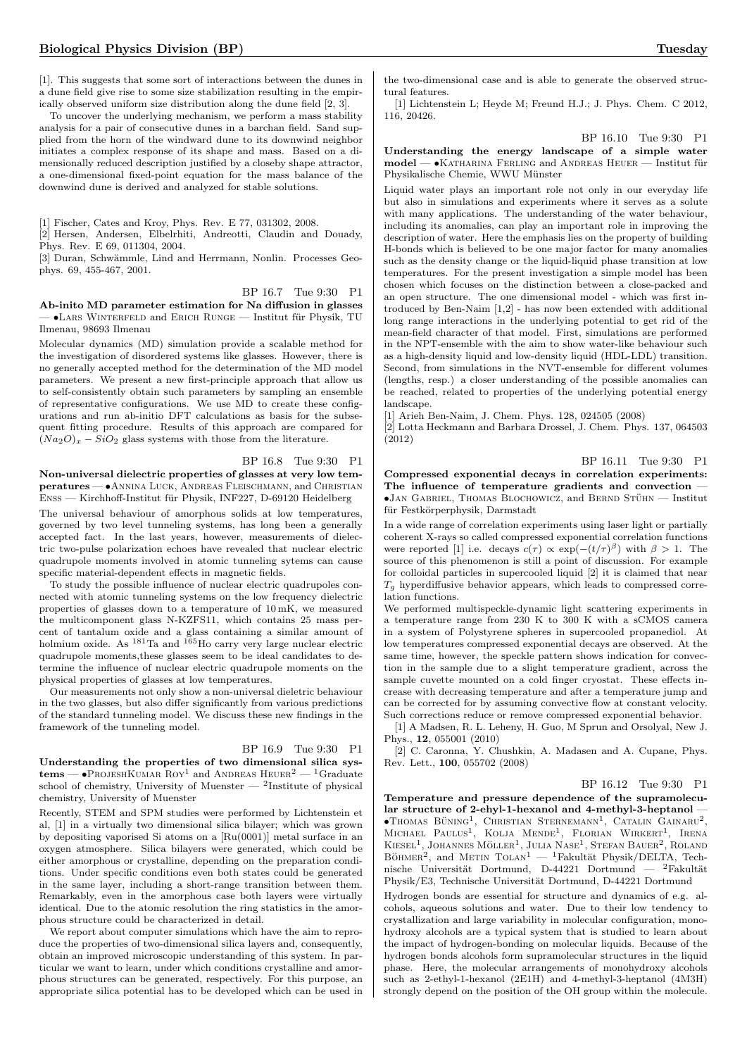[1]. This suggests that some sort of interactions between the dunes in a dune field give rise to some size stabilization resulting in the empirically observed uniform size distribution along the dune field [2, 3].

To uncover the underlying mechanism, we perform a mass stability analysis for a pair of consecutive dunes in a barchan field. Sand supplied from the horn of the windward dune to its downwind neighbor initiates a complex response of its shape and mass. Based on a dimensionally reduced description justified by a closeby shape attractor, a one-dimensional fixed-point equation for the mass balance of the downwind dune is derived and analyzed for stable solutions.

[1] Fischer, Cates and Kroy, Phys. Rev. E 77, 031302, 2008.
[2] Hersen, Andersen, Elbelrhiti, Andreotti, Claudin and Douady, Phys. Rev. E 69, 011304, 2004.
[3] Duran, Schwämmle, Lind and Herrmann, Nonlin. Processes Geophys. 69, 455-467, 2001.

BP 16.7 Tue 9:30 P1

**Ab-inito MD parameter estimation for Na diffusion in glasses** — •Lars Winterfeld and Erich Runge — Institut für Physik, TU Ilmenau, 98693 Ilmenau

Molecular dynamics (MD) simulation provide a scalable method for the investigation of disordered systems like glasses. However, there is no generally accepted method for the determination of the MD model parameters. We present a new first-principle approach that allow us to self-consistently obtain such parameters by sampling an ensemble of representative configurations. We use MD to create these configurations and run ab-initio DFT calculations as basis for the subsequent fitting procedure. Results of this approach are compared for $(Na_2O)_x - SiO_2$ glass systems with those from the literature.

BP 16.8 Tue 9:30 P1

**Non-universal dielectric properties of glasses at very low temperatures** — •Annina Luck, Andreas Fleischmann, and Christian Enss — Kirchhoff-Institut für Physik, INF227, D-69120 Heidelberg

The universal behaviour of amorphous solids at low temperatures, governed by two level tunneling systems, has long been a generally accepted fact. In the last years, however, measurements of dielectric two-pulse polarization echoes have revealed that nuclear electric quadrupole moments involved in atomic tunneling sytems can cause specific material-dependent effects in magnetic fields.

To study the possible influence of nuclear electric quadrupoles connected with atomic tunneling systems on the low frequency dielectric properties of glasses down to a temperature of 10 mK, we measured the multicomponent glass N-KZFS11, which contains 25 mass percent of tantalum oxide and a glass containing a similar amount of holmium oxide. As $^{181}$Ta and $^{165}$Ho carry very large nuclear electric quadrupole moments,these glasses seem to be ideal candidates to determine the influence of nuclear electric quadrupole moments on the physical properties of glasses at low temperatures.

Our measurements not only show a non-universal dieletric behaviour in the two glasses, but also differ significantly from various predictions of the standard tunneling model. We discuss these new findings in the framework of the tunneling model.

BP 16.9 Tue 9:30 P1

**Understanding the properties of two dimensional silica systems** — •ProjeshKumar Roy[1] and Andreas Heuer[2] — [1]Graduate school of chemistry, University of Muenster — [2]Institute of physical chemistry, University of Muenster

Recently, STEM and SPM studies were performed by Lichtenstein et al, [1] in a virtually two dimensional silica bilayer; which was grown by depositing vaporised Si atoms on a [Ru(0001)] metal surface in an oxygen atmosphere. Silica bilayers were generated, which could be either amorphous or crystalline, depending on the preparation conditions. Under specific conditions even both states could be generated in the same layer, including a short-range transition between them. Remarkably, even in the amorphous case both layers were virtually identical. Due to the atomic resolution the ring statistics in the amorphous structure could be characterized in detail.

We report about computer simulations which have the aim to reproduce the properties of two-dimensional silica layers and, consequently, obtain an improved microscopic understanding of this system. In particular we want to learn, under which conditions crystalline and amorphous structures can be generated, respectively. For this purpose, an appropriate silica potential has to be developed which can be used in the two-dimensional case and is able to generate the observed structural features.

[1] Lichtenstein L; Heyde M; Freund H.J.; J. Phys. Chem. C 2012, 116, 20426.

BP 16.10 Tue 9:30 P1

**Understanding the energy landscape of a simple water model** — •Katharina Ferling and Andreas Heuer — Institut für Physikalische Chemie, WWU Münster

Liquid water plays an important role not only in our everyday life but also in simulations and experiments where it serves as a solute with many applications. The understanding of the water behaviour, including its anomalies, can play an important role in improving the description of water. Here the emphasis lies on the property of building H-bonds which is believed to be one major factor for many anomalies such as the density change or the liquid-liquid phase transition at low temperatures. For the present investigation a simple model has been chosen which focuses on the distinction between a close-packed and an open structure. The one dimensional model - which was first introduced by Ben-Naim [1,2] - has now been extended with additional long range interactions in the underlying potential to get rid of the mean-field character of that model. First, simulations are performed in the NPT-ensemble with the aim to show water-like behaviour such as a high-density liquid and low-density liquid (HDL-LDL) transition. Second, from simulations in the NVT-ensemble for different volumes (lengths, resp.) a closer understanding of the possible anomalies can be reached, related to properties of the underlying potential energy landscape.

[1] Arieh Ben-Naim, J. Chem. Phys. 128, 024505 (2008)
[2] Lotta Heckmann and Barbara Drossel, J. Chem. Phys. 137, 064503 (2012)

BP 16.11 Tue 9:30 P1

**Compressed exponential decays in correlation experiments: The influence of temperature gradients and convection** — •Jan Gabriel, Thomas Blochowicz, and Bernd Stühn — Institut für Festkörperphysik, Darmstadt

In a wide range of correlation experiments using laser light or partially coherent X-rays so called compressed exponential correlation functions were reported [1] i.e. decays $c(\tau) \propto \exp(-(t/\tau)^\beta)$ with $\beta > 1$. The source of this phenomenon is still a point of discussion. For example for colloidal particles in supercooled liquid [2] it is claimed that near $T_g$ hyperdiffusive behavior appears, which leads to compressed correlation functions.

We performed multispeckle-dynamic light scattering experiments in a temperature range from 230 K to 300 K with a sCMOS camera in a system of Polystyrene spheres in supercooled propanediol. At low temperatures compressed exponential decays are observed. At the same time, however, the speckle pattern shows indication for convection in the sample due to a slight temperature gradient, across the sample cuvette mounted on a cold finger cryostat. These effects increase with decreasing temperature and after a temperature jump and can be corrected for by assuming convective flow at constant velocity. Such corrections reduce or remove compressed exponential behavior.

[1] A Madsen, R. L. Leheny, H. Guo, M Sprun and Orsolyal, New J. Phys., **12**, 055001 (2010)
[2] C. Caronna, Y. Chushkin, A. Madasen and A. Cupane, Phys. Rev. Lett., **100**, 055702 (2008)

BP 16.12 Tue 9:30 P1

**Temperature and pressure dependence of the supramolecular structure of 2-ehyl-1-hexanol and 4-methyl-3-heptanol** — •Thomas Büning[1], Christian Sternemann[1], Catalin Gainaru[2], Michael Paulus[1], Kolja Mende[1], Florian Wirkert[1], Irena Kiesel[1], Johannes Möller[1], Julia Nase[1], Stefan Bauer[2], Roland Böhmer[2], and Metin Tolan[1] — [1]Fakultät Physik/DELTA, Technische Universität Dortmund, D-44221 Dortmund — [2]Fakultät Physik/E3, Technische Universität Dortmund, D-44221 Dortmund

Hydrogen bonds are essential for structure and dynamics of e.g. alcohols, aqueous solutions and water. Due to their low tendency to crystallization and large variability in molecular configuration, monohydroxy alcohols are a typical system that is studied to learn about the impact of hydrogen-bonding on molecular liquids. Because of the hydrogen bonds alcohols form supramolecular structures in the liquid phase. Here, the molecular arrangements of monohydroxy alcohols such as 2-ethyl-1-hexanol (2E1H) and 4-methyl-3-heptanol (4M3H) strongly depend on the position of the OH group within the molecule.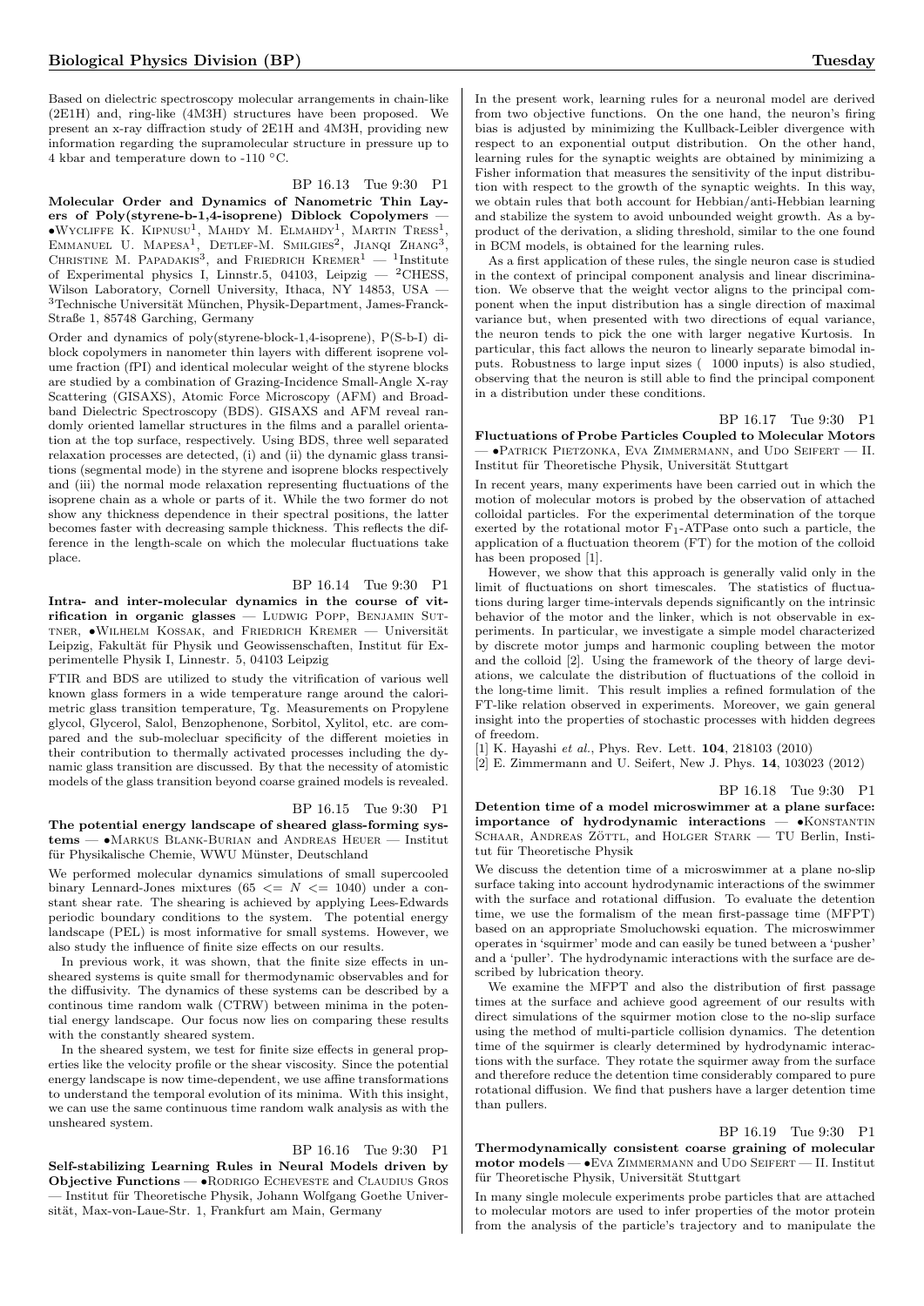Based on dielectric spectroscopy molecular arrangements in chain-like (2E1H) and, ring-like (4M3H) structures have been proposed. We present an x-ray diffraction study of 2E1H and 4M3H, providing new information regarding the supramolecular structure in pressure up to 4 kbar and temperature down to -110 °C.

BP 16.13 Tue 9:30 P1

**Molecular Order and Dynamics of Nanometric Thin Layers of Poly(styrene-b-1,4-isoprene) Diblock Copolymers** — •Wycliffe K. Kipnusu[1], Mahdy M. Elmahdy[1], Martin Tress[1], Emmanuel U. Mapesa[1], Detlef-M. Smilgies[2], Jianqi Zhang[3], Christine M. Papadakis[3], and Friedrich Kremer[1] — [1]Institute of Experimental physics I, Linnstr.5, 04103, Leipzig — [2]CHESS, Wilson Laboratory, Cornell University, Ithaca, NY 14853, USA — [3]Technische Universität München, Physik-Department, James-Franck-Straße 1, 85748 Garching, Germany

Order and dynamics of poly(styrene-block-1,4-isoprene), P(S-b-I) diblock copolymers in nanometer thin layers with different isoprene volume fraction (fPI) and identical molecular weight of the styrene blocks are studied by a combination of Grazing-Incidence Small-Angle X-ray Scattering (GISAXS), Atomic Force Microscopy (AFM) and Broadband Dielectric Spectroscopy (BDS). GISAXS and AFM reveal randomly oriented lamellar structures in the films and a parallel orientation at the top surface, respectively. Using BDS, three well separated relaxation processes are detected, (i) and (ii) the dynamic glass transitions (segmental mode) in the styrene and isoprene blocks respectively and (iii) the normal mode relaxation representing fluctuations of the isoprene chain as a whole or parts of it. While the two former do not show any thickness dependence in their spectral positions, the latter becomes faster with decreasing sample thickness. This reflects the difference in the length-scale on which the molecular fluctuations take place.

BP 16.14 Tue 9:30 P1

**Intra- and inter-molecular dynamics in the course of vitrification in organic glasses** — Ludwig Popp, Benjamin Suttner, •Wilhelm Kossak, and Friedrich Kremer — Universität Leipzig, Fakultät für Physik und Geowissenschaften, Institut für Experimentelle Physik I, Linnestr. 5, 04103 Leipzig

FTIR and BDS are utilized to study the vitrification of various well known glass formers in a wide temperature range around the calorimetric glass transition temperature, Tg. Measurements on Propylene glycol, Glycerol, Salol, Benzophenone, Sorbitol, Xylitol, etc. are compared and the sub-molecluar specificity of the different moieties in their contribution to thermally activated processes including the dynamic glass transition are discussed. By that the necessity of atomistic models of the glass transition beyond coarse grained models is revealed.

BP 16.15 Tue 9:30 P1

**The potential energy landscape of sheared glass-forming systems** — •Markus Blank-Burian and Andreas Heuer — Institut für Physikalische Chemie, WWU Münster, Deutschland

We performed molecular dynamics simulations of small supercooled binary Lennard-Jones mixtures (65 <= N <= 1040) under a constant shear rate. The shearing is achieved by applying Lees-Edwards periodic boundary conditions to the system. The potential energy landscape (PEL) is most informative for small systems. However, we also study the influence of finite size effects on our results.

In previous work, it was shown, that the finite size effects in unsheared systems is quite small for thermodynamic observables and for the diffusivity. The dynamics of these systems can be described by a continous time random walk (CTRW) between minima in the potential energy landscape. Our focus now lies on comparing these results with the constantly sheared system.

In the sheared system, we test for finite size effects in general properties like the velocity profile or the shear viscosity. Since the potential energy landscape is now time-dependent, we use affine transformations to understand the temporal evolution of its minima. With this insight, we can use the same continuous time random walk analysis as with the unsheared system.

BP 16.16 Tue 9:30 P1

**Self-stabilizing Learning Rules in Neural Models driven by Objective Functions** — •Rodrigo Echeveste and Claudius Gros — Institut für Theoretische Physik, Johann Wolfgang Goethe Universität, Max-von-Laue-Str. 1, Frankfurt am Main, Germany

In the present work, learning rules for a neuronal model are derived from two objective functions. On the one hand, the neuron's firing bias is adjusted by minimizing the Kullback-Leibler divergence with respect to an exponential output distribution. On the other hand, learning rules for the synaptic weights are obtained by minimizing a Fisher information that measures the sensitivity of the input distribution with respect to the growth of the synaptic weights. In this way, we obtain rules that both account for Hebbian/anti-Hebbian learning and stabilize the system to avoid unbounded weight growth. As a byproduct of the derivation, a sliding threshold, similar to the one found in BCM models, is obtained for the learning rules.

As a first application of these rules, the single neuron case is studied in the context of principal component analysis and linear discrimination. We observe that the weight vector aligns to the principal component when the input distribution has a single direction of maximal variance but, when presented with two directions of equal variance, the neuron tends to pick the one with larger negative Kurtosis. In particular, this fact allows the neuron to linearly separate bimodal inputs. Robustness to large input sizes ( 1000 inputs) is also studied, observing that the neuron is still able to find the principal component in a distribution under these conditions.

BP 16.17 Tue 9:30 P1

**Fluctuations of Probe Particles Coupled to Molecular Motors** — •Patrick Pietzonka, Eva Zimmermann, and Udo Seifert — II. Institut für Theoretische Physik, Universität Stuttgart

In recent years, many experiments have been carried out in which the motion of molecular motors is probed by the observation of attached colloidal particles. For the experimental determination of the torque exerted by the rotational motor $F_1$-ATPase onto such a particle, the application of a fluctuation theorem (FT) for the motion of the colloid has been proposed [1].

However, we show that this approach is generally valid only in the limit of fluctuations on short timescales. The statistics of fluctuations during larger time-intervals depends significantly on the intrinsic behavior of the motor and the linker, which is not observable in experiments. In particular, we investigate a simple model characterized by discrete motor jumps and harmonic coupling between the motor and the colloid [2]. Using the framework of the theory of large deviations, we calculate the distribution of fluctuations of the colloid in the long-time limit. This result implies a refined formulation of the FT-like relation observed in experiments. Moreover, we gain general insight into the properties of stochastic processes with hidden degrees of freedom.

[1] K. Hayashi *et al.*, Phys. Rev. Lett. **104**, 218103 (2010)

[2] E. Zimmermann and U. Seifert, New J. Phys. **14**, 103023 (2012)

BP 16.18 Tue 9:30 P1

**Detention time of a model microswimmer at a plane surface: importance of hydrodynamic interactions** — •Konstantin Schaar, Andreas Zöttl, and Holger Stark — TU Berlin, Institut für Theoretische Physik

We discuss the detention time of a microswimmer at a plane no-slip surface taking into account hydrodynamic interactions of the swimmer with the surface and rotational diffusion. To evaluate the detention time, we use the formalism of the mean first-passage time (MFPT) based on an appropriate Smoluchowski equation. The microswimmer operates in 'squirmer' mode and can easily be tuned between a 'pusher' and a 'puller'. The hydrodynamic interactions with the surface are described by lubrication theory.

We examine the MFPT and also the distribution of first passage times at the surface and achieve good agreement of our results with direct simulations of the squirmer motion close to the no-slip surface using the method of multi-particle collision dynamics. The detention time of the squirmer is clearly determined by hydrodynamic interactions with the surface. They rotate the squirmer away from the surface and therefore reduce the detention time considerably compared to pure rotational diffusion. We find that pushers have a larger detention time than pullers.

BP 16.19 Tue 9:30 P1

**Thermodynamically consistent coarse graining of molecular motor models** — •Eva Zimmermann and Udo Seifert — II. Institut für Theoretische Physik, Universität Stuttgart

In many single molecule experiments probe particles that are attached to molecular motors are used to infer properties of the motor protein from the analysis of the particle's trajectory and to manipulate the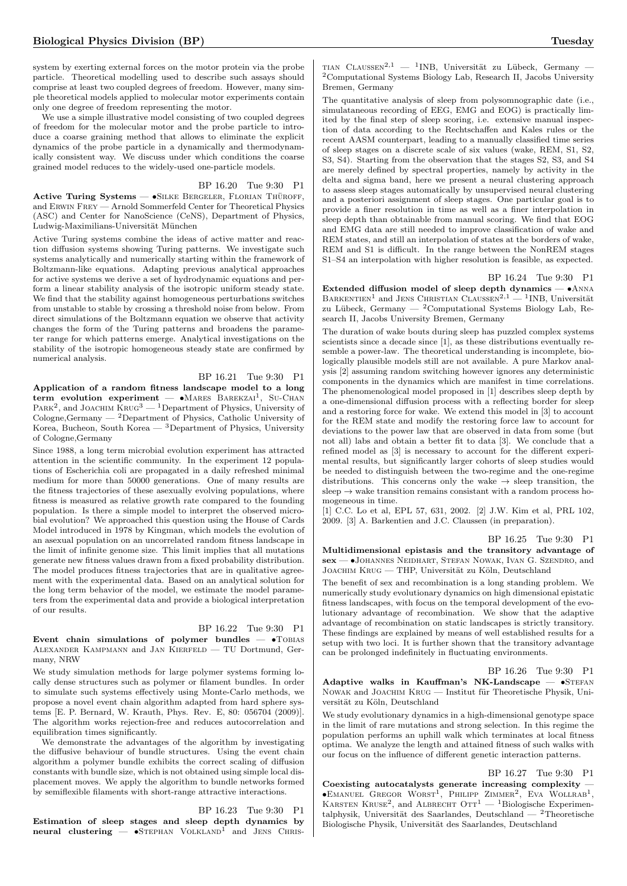system by exerting external forces on the motor protein via the probe particle. Theoretical modelling used to describe such assays should comprise at least two coupled degrees of freedom. However, many simple theoretical models applied to molecular motor experiments contain only one degree of freedom representing the motor.

We use a simple illustrative model consisting of two coupled degrees of freedom for the molecular motor and the probe particle to introduce a coarse graining method that allows to eliminate the explicit dynamics of the probe particle in a dynamically and thermodynamically consistent way. We discuss under which conditions the coarse grained model reduces to the widely-used one-particle models.

BP 16.20 Tue 9:30 P1

**Active Turing Systems** — •Silke Bergeler, Florian Thüroff, and Erwin Frey — Arnold Sommerfeld Center for Theoretical Physics (ASC) and Center for NanoScience (CeNS), Department of Physics, Ludwig-Maximilians-Universität München

Active Turing systems combine the ideas of active matter and reaction diffusion systems showing Turing patterns. We investigate such systems analytically and numerically starting within the framework of Boltzmann-like equations. Adapting previous analytical approaches for active systems we derive a set of hydrodynamic equations and perform a linear stability analysis of the isotropic uniform steady state. We find that the stability against homogeneous perturbations switches from unstable to stable by crossing a threshold noise from below. From direct simulations of the Boltzmann equation we observe that activity changes the form of the Turing patterns and broadens the parameter range for which patterns emerge. Analytical investigations on the stability of the isotropic homogeneous steady state are confirmed by numerical analysis.

BP 16.21 Tue 9:30 P1

**Application of a random fitness landscape model to a long term evolution experiment** — •Mares Barekzai[1], Su-Chan Park[2], and Joachim Krug[3] — [1]Department of Physics, University of Cologne,Germany — [2]Department of Physics, Catholic University of Korea, Bucheon, South Korea — [3]Department of Physics, University of Cologne,Germany

Since 1988, a long term microbial evolution experiment has attracted attention in the scientific community. In the experiment 12 populations of Escherichia coli are propagated in a daily refreshed minimal medium for more than 50000 generations. One of many results are the fitness trajectories of these asexually evolving populations, where fitness is measured as relative growth rate compared to the founding population. Is there a simple model to interpret the observed microbial evolution? We approached this question using the House of Cards Model introduced in 1978 by Kingman, which models the evolution of an asexual population on an uncorrelated random fitness landscape in the limit of infinite genome size. This limit implies that all mutations generate new fitness values drawn from a fixed probability distribution. The model produces fitness trajectories that are in qualitative agreement with the experimental data. Based on an analytical solution for the long term behavior of the model, we estimate the model parameters from the experimental data and provide a biological interpretation of our results.

BP 16.22 Tue 9:30 P1

**Event chain simulations of polymer bundles** — •Tobias Alexander Kampmann and Jan Kierfeld — TU Dortmund, Germany, NRW

We study simulation methods for large polymer systems forming locally dense structures such as polymer or filament bundles. In order to simulate such systems effectively using Monte-Carlo methods, we propose a novel event chain algorithm adapted from hard sphere systems [E. P. Bernard, W. Krauth, Phys. Rev. E, 80: 056704 (2009)]. The algorithm works rejection-free and reduces autocorrelation and equilibration times significantly.

We demonstrate the advantages of the algorithm by investigating the diffusive behaviour of bundle structures. Using the event chain algorithm a polymer bundle exhibits the correct scaling of diffusion constants with bundle size, which is not obtained using simple local displacement moves. We apply the algorithm to bundle networks formed by semiflexible filaments with short-range attractive interactions.

BP 16.23 Tue 9:30 P1

**Estimation of sleep stages and sleep depth dynamics by neural clustering** — •Stephan Volkland[1] and Jens Christian Claussen[2,1] — [1]INB, Universität zu Lübeck, Germany — [2]Computational Systems Biology Lab, Research II, Jacobs University Bremen, Germany

The quantitative analysis of sleep from polysomnographic date (i.e., simulataneous recording of EEG, EMG and EOG) is practically limited by the final step of sleep scoring, i.e. extensive manual inspection of data according to the Rechtschaffen and Kales rules or the recent AASM counterpart, leading to a manually classified time series of sleep stages on a discrete scale of six values (wake, REM, S1, S2, S3, S4). Starting from the observation that the stages S2, S3, and S4 are merely defined by spectral properties, namely by activity in the delta and sigma band, here we present a neural clustering approach to assess sleep stages automatically by unsupervised neural clustering and a posteriori assignment of sleep stages. One particular goal is to provide a finer resolution in time as well as a finer interpolation in sleep depth than obtainable from manual scoring. We find that EOG and EMG data are still needed to improve classification of wake and REM states, and still an interpolation of states at the borders of wake, REM and S1 is difficult. In the range between the NonREM stages S1–S4 an interpolation with higher resolution is feasible, as expected.

BP 16.24 Tue 9:30 P1

**Extended diffusion model of sleep depth dynamics** — •Anna Barkentien[1] and Jens Christian Claussen[2,1] — [1]INB, Universität zu Lübeck, Germany — [2]Computational Systems Biology Lab, Research II, Jacobs University Bremen, Germany

The duration of wake bouts during sleep has puzzled complex systems scientists since a decade since [1], as these distributions eventually resemble a power-law. The theoretical understanding is incomplete, biologically plausible models still are not available. A pure Markov analysis [2] assuming random switching however ignores any deterministic components in the dynamics which are manifest in time correlations. The phenomenological model proposed in [1] describes sleep depth by a one-dimensional diffusion process with a reflecting border for sleep and a restoring force for wake. We extend this model in [3] to account for the REM state and modify the restoring force law to account for deviations to the power law that are observed in data from some (but not all) labs and obtain a better fit to data [3]. We conclude that a refined model as [3] is necessary to account for the different experimental results, but significantly larger cohorts of sleep studies would be needed to distinguish between the two-regime and the one-regime distributions. This concerns only the wake → sleep transition, the sleep → wake transition remains consistant with a random process homogeneous in time.

[1] C.C. Lo et al, EPL 57, 631, 2002. [2] J.W. Kim et al, PRL 102, 2009. [3] A. Barkentien and J.C. Claussen (in preparation).

BP 16.25 Tue 9:30 P1

**Multidimensional epistasis and the transitory advantage of sex** — •Johannes Neidhart, Stefan Nowak, Ivan G. Szendro, and Joachim Krug — THP, Universität zu Köln, Deutschland

The benefit of sex and recombination is a long standing problem. We numerically study evolutionary dynamics on high dimensional epistatic fitness landscapes, with focus on the temporal development of the evolutionary advantage of recombination. We show that the adaptive advantage of recombination on static landscapes is strictly transitory. These findings are explained by means of well established results for a setup with two loci. It is further shown that the transitory advantage can be prolonged indefinitely in fluctuating environments.

BP 16.26 Tue 9:30 P1

**Adaptive walks in Kauffman's NK-Landscape** — •Stefan Nowak and Joachim Krug — Institut für Theoretische Physik, Universität zu Köln, Deutschland

We study evolutionary dynamics in a high-dimensional genotype space in the limit of rare mutations and strong selection. In this regime the population performs an uphill walk which terminates at local fitness optima. We analyze the length and attained fitness of such walks with our focus on the influence of different genetic interaction patterns.

BP 16.27 Tue 9:30 P1

**Coexisting autocatalysts generate increasing complexity** — •Emanuel Gregor Worst[1], Philipp Zimmer[2], Eva Wollrab[1], Karsten Kruse[2], and Albrecht Ott[1] — [1]Biologische Experimentalphysik, Universität des Saarlandes, Deutschland — [2]Theoretische Biologische Physik, Universität des Saarlandes, Deutschland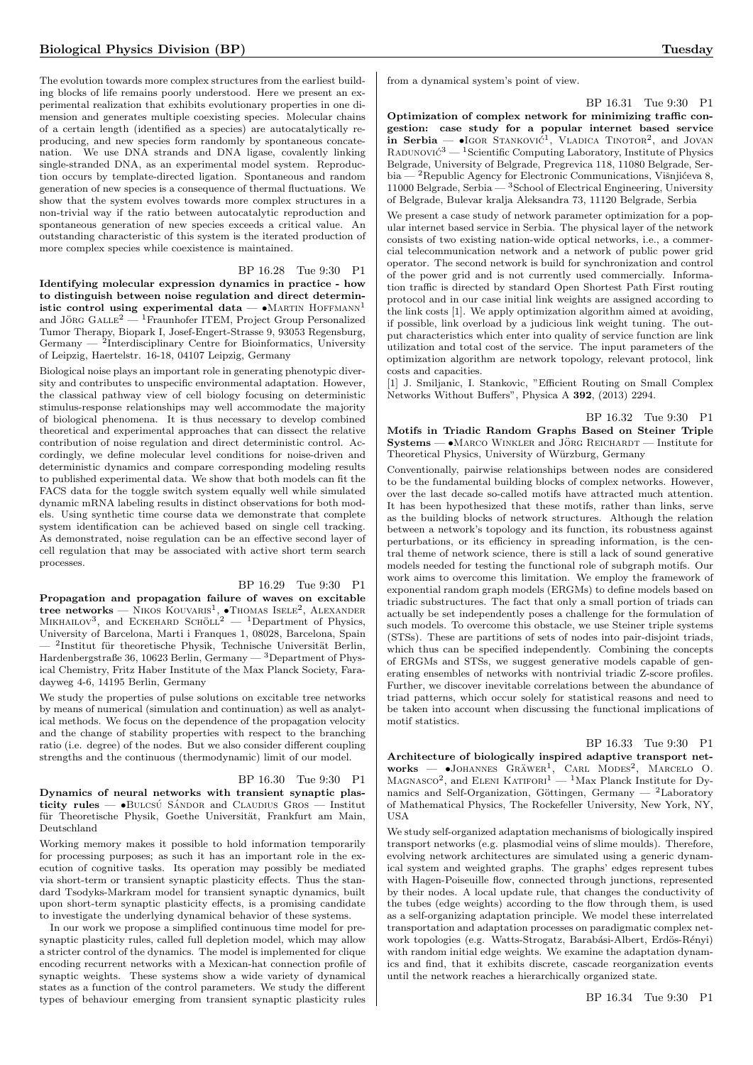The evolution towards more complex structures from the earliest building blocks of life remains poorly understood. Here we present an experimental realization that exhibits evolutionary properties in one dimension and generates multiple coexisting species. Molecular chains of a certain length (identified as a species) are autocatalytically reproducing, and new species form randomly by spontaneous concatenation. We use DNA strands and DNA ligase, covalently linking single-stranded DNA, as an experimental model system. Reproduction occurs by template-directed ligation. Spontaneous and random generation of new species is a consequence of thermal fluctuations. We show that the system evolves towards more complex structures in a non-trivial way if the ratio between autocatalytic reproduction and spontaneous generation of new species exceeds a critical value. An outstanding characteristic of this system is the iterated production of more complex species while coexistence is maintained.

BP 16.28 Tue 9:30 P1

**Identifying molecular expression dynamics in practice - how to distinguish between noise regulation and direct deterministic control using experimental data** — •Martin Hoffmann[1] and Jörg Galle[2] — [1]Fraunhofer ITEM, Project Group Personalized Tumor Therapy, Biopark I, Josef-Engert-Strasse 9, 93053 Regensburg, Germany — [2]Interdisciplinary Centre for Bioinformatics, University of Leipzig, Haertelstr. 16-18, 04107 Leipzig, Germany

Biological noise plays an important role in generating phenotypic diversity and contributes to unspecific environmental adaptation. However, the classical pathway view of cell biology focusing on deterministic stimulus-response relationships may well accommodate the majority of biological phenomena. It is thus necessary to develop combined theoretical and experimental approaches that can dissect the relative contribution of noise regulation and direct deterministic control. Accordingly, we define molecular level conditions for noise-driven and deterministic dynamics and compare corresponding modeling results to published experimental data. We show that both models can fit the FACS data for the toggle switch system equally well while simulated dynamic mRNA labeling results in distinct observations for both models. Using synthetic time course data we demonstrate that complete system identification can be achieved based on single cell tracking. As demonstrated, noise regulation can be an effective second layer of cell regulation that may be associated with active short term search processes.

BP 16.29 Tue 9:30 P1

**Propagation and propagation failure of waves on excitable tree networks** — Nikos Kouvaris[1], •Thomas Isele[2], Alexander Mikhailov[3], and Eckehard Schöll[2] — [1]Department of Physics, University of Barcelona, Marti i Franques 1, 08028, Barcelona, Spain — [2]Institut für theoretische Physik, Technische Universität Berlin, Hardenbergstraße 36, 10623 Berlin, Germany — [3]Department of Physical Chemistry, Fritz Haber Institute of the Max Planck Society, Faradayweg 4-6, 14195 Berlin, Germany

We study the properties of pulse solutions on excitable tree networks by means of numerical (simulation and continuation) as well as analytical methods. We focus on the dependence of the propagation velocity and the change of stability properties with respect to the branching ratio (i.e. degree) of the nodes. But we also consider different coupling strengths and the continuous (thermodynamic) limit of our model.

BP 16.30 Tue 9:30 P1

**Dynamics of neural networks with transient synaptic plasticity rules** — •Bulcsú Sándor and Claudius Gros — Institut für Theoretische Physik, Goethe Universität, Frankfurt am Main, Deutschland

Working memory makes it possible to hold information temporarily for processing purposes; as such it has an important role in the execution of cognitive tasks. Its operation may possibly be mediated via short-term or transient synaptic plasticity effects. Thus the standard Tsodyks-Markram model for transient synaptic dynamics, built upon short-term synaptic plasticity effects, is a promising candidate to investigate the underlying dynamical behavior of these systems.

In our work we propose a simplified continuous time model for presynaptic plasticity rules, called full depletion model, which may allow a stricter control of the dynamics. The model is implemented for clique encoding recurrent networks with a Mexican-hat connection profile of synaptic weights. These systems show a wide variety of dynamical states as a function of the control parameters. We study the different types of behaviour emerging from transient synaptic plasticity rules from a dynamical system's point of view.

BP 16.31 Tue 9:30 P1

**Optimization of complex network for minimizing traffic congestion: case study for a popular internet based service in Serbia** — •Igor Stanković[1], Vladica Tinotor[2], and Jovan Radunović[3] — [1]Scientific Computing Laboratory, Institute of Physics Belgrade, University of Belgrade, Pregrevica 118, 11080 Belgrade, Serbia — [2]Republic Agency for Electronic Communications, Višnjićeva 8, 11000 Belgrade, Serbia — [3]School of Electrical Engineering, University of Belgrade, Bulevar kralja Aleksandra 73, 11120 Belgrade, Serbia

We present a case study of network parameter optimization for a popular internet based service in Serbia. The physical layer of the network consists of two existing nation-wide optical networks, i.e., a commercial telecommunication network and a network of public power grid operator. The second network is build for synchronization and control of the power grid and is not currently used commercially. Information traffic is directed by standard Open Shortest Path First routing protocol and in our case initial link weights are assigned according to the link costs [1]. We apply optimization algorithm aimed at avoiding, if possible, link overload by a judicious link weight tuning. The output characteristics which enter into quality of service function are link utilization and total cost of the service. The input parameters of the optimization algorithm are network topology, relevant protocol, link costs and capacities.

[1] J. Smiljanic, I. Stankovic, "Efficient Routing on Small Complex Networks Without Buffers", Physica A **392**, (2013) 2294.

BP 16.32 Tue 9:30 P1

**Motifs in Triadic Random Graphs Based on Steiner Triple Systems** — •Marco Winkler and Jörg Reichardt — Institute for Theoretical Physics, University of Würzburg, Germany

Conventionally, pairwise relationships between nodes are considered to be the fundamental building blocks of complex networks. However, over the last decade so-called motifs have attracted much attention. It has been hypothesized that these motifs, rather than links, serve as the building blocks of network structures. Although the relation between a network's topology and its function, its robustness against perturbations, or its efficiency in spreading information, is the central theme of network science, there is still a lack of sound generative models needed for testing the functional role of subgraph motifs. Our work aims to overcome this limitation. We employ the framework of exponential random graph models (ERGMs) to define models based on triadic substructures. The fact that only a small portion of triads can actually be set independently poses a challenge for the formulation of such models. To overcome this obstacle, we use Steiner triple systems (STSs). These are partitions of sets of nodes into pair-disjoint triads, which thus can be specified independently. Combining the concepts of ERGMs and STSs, we suggest generative models capable of generating ensembles of networks with nontrivial triadic Z-score profiles. Further, we discover inevitable correlations between the abundance of triad patterns, which occur solely for statistical reasons and need to be taken into account when discussing the functional implications of motif statistics.

BP 16.33 Tue 9:30 P1

**Architecture of biologically inspired adaptive transport networks** — •Johannes Gräwer[1], Carl Modes[2], Marcelo O. Magnasco[2], and Eleni Katifori[1] — [1]Max Planck Institute for Dynamics and Self-Organization, Göttingen, Germany — [2]Laboratory of Mathematical Physics, The Rockefeller University, New York, NY, USA

We study self-organized adaptation mechanisms of biologically inspired transport networks (e.g. plasmodial veins of slime moulds). Therefore, evolving network architectures are simulated using a generic dynamical system and weighted graphs. The graphs' edges represent tubes with Hagen-Poiseuille flow, connected through junctions, represented by their nodes. A local update rule, that changes the conductivity of the tubes (edge weights) according to the flow through them, is used as a self-organizing adaptation principle. We model these interrelated transportation and adaptation processes on paradigmatic complex network topologies (e.g. Watts-Strogatz, Barabási-Albert, Erdös-Rényi) with random initial edge weights. We examine the adaptation dynamics and find, that it exhibits discrete, cascade reorganization events until the network reaches a hierarchically organized state.

BP 16.34 Tue 9:30 P1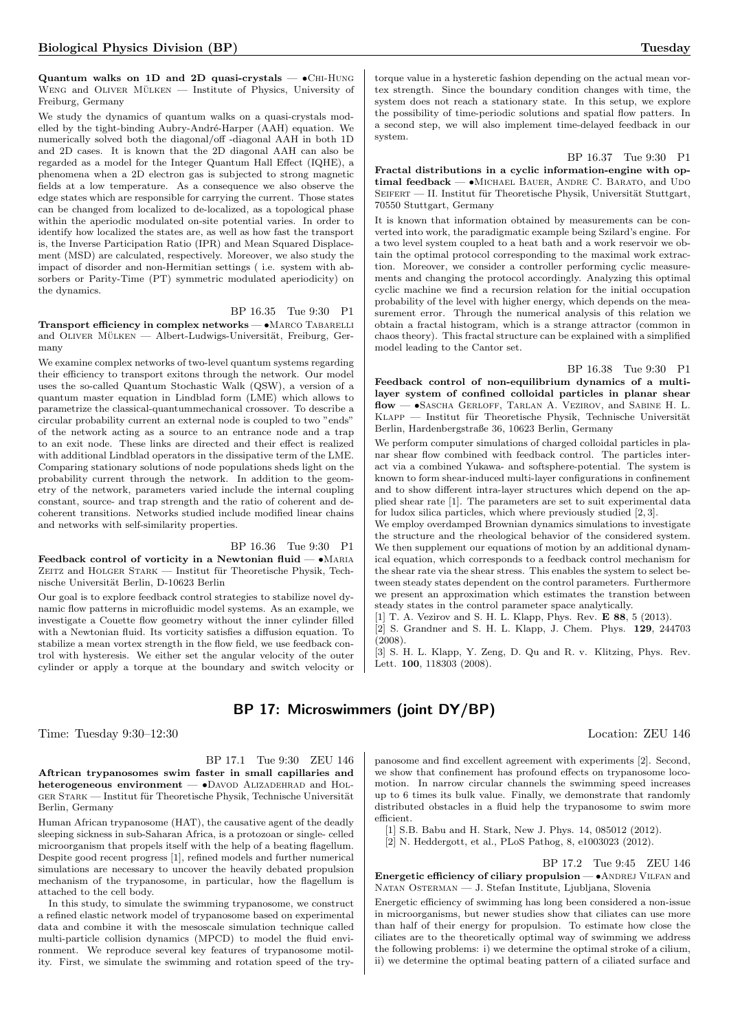**Quantum walks on 1D and 2D quasi-crystals** — •Chi-Hung Weng and Oliver Mülken — Institute of Physics, University of Freiburg, Germany

We study the dynamics of quantum walks on a quasi-crystals modelled by the tight-binding Aubry-André-Harper (AAH) equation. We numerically solved both the diagonal/off -diagonal AAH in both 1D and 2D cases. It is known that the 2D diagonal AAH can also be regarded as a model for the Integer Quantum Hall Effect (IQHE), a phenomena when a 2D electron gas is subjected to strong magnetic fields at a low temperature. As a consequence we also observe the edge states which are responsible for carrying the current. Those states can be changed from localized to de-localized, as a topological phase within the aperiodic modulated on-site potential varies. In order to identify how localized the states are, as well as how fast the transport is, the Inverse Participation Ratio (IPR) and Mean Squared Displacement (MSD) are calculated, respectively. Moreover, we also study the impact of disorder and non-Hermitian settings ( i.e. system with absorbers or Parity-Time (PT) symmetric modulated aperiodicity) on the dynamics.

BP 16.35 Tue 9:30 P1

**Transport efficiency in complex networks** — •Marco Tabarelli and Oliver Mülken — Albert-Ludwigs-Universität, Freiburg, Germany

We examine complex networks of two-level quantum systems regarding their efficiency to transport exitons through the network. Our model uses the so-called Quantum Stochastic Walk (QSW), a version of a quantum master equation in Lindblad form (LME) which allows to parametrize the classical-quantummechanical crossover. To describe a circular probability current an external node is coupled to two "ends" of the network acting as a source to an entrance node and a trap to an exit node. These links are directed and their effect is realized with additional Lindblad operators in the dissipative term of the LME. Comparing stationary solutions of node populations sheds light on the probability current through the network. In addition to the geometry of the network, parameters varied include the internal coupling constant, source- and trap strength and the ratio of coherent and decoherent transitions. Networks studied include modified linear chains and networks with self-similarity properties.

BP 16.36 Tue 9:30 P1

**Feedback control of vorticity in a Newtonian fluid** — •Maria Zeitz and Holger Stark — Institut für Theoretische Physik, Technische Universität Berlin, D-10623 Berlin

Our goal is to explore feedback control strategies to stabilize novel dynamic flow patterns in microfluidic model systems. As an example, we investigate a Couette flow geometry without the inner cylinder filled with a Newtonian fluid. Its vorticity satisfies a diffusion equation. To stabilize a mean vortex strength in the flow field, we use feedback control with hysteresis. We either set the angular velocity of the outer cylinder or apply a torque at the boundary and switch velocity or torque value in a hysteretic fashion depending on the actual mean vortex strength. Since the boundary condition changes with time, the system does not reach a stationary state. In this setup, we explore the possibility of time-periodic solutions and spatial flow patterns. In a second step, we will also implement time-delayed feedback in our system.

BP 16.37 Tue 9:30 P1

**Fractal distributions in a cyclic information-engine with optimal feedback** — •Michael Bauer, Andre C. Barato, and Udo Seifert — II. Institut für Theoretische Physik, Universität Stuttgart, 70550 Stuttgart, Germany

It is known that information obtained by measurements can be converted into work, the paradigmatic example being Szilard's engine. For a two level system coupled to a heat bath and a work reservoir we obtain the optimal protocol corresponding to the maximal work extraction. Moreover, we consider a controller performing cyclic measurements and changing the protocol accordingly. Analyzing this optimal cyclic machine we find a recursion relation for the initial occupation probability of the level with higher energy, which depends on the measurement error. Through the numerical analysis of this relation we obtain a fractal histogram, which is a strange attractor (common in chaos theory). This fractal structure can be explained with a simplified model leading to the Cantor set.

BP 16.38 Tue 9:30 P1

**Feedback control of non-equilibrium dynamics of a multi-layer system of confined colloidal particles in planar shear flow** — •Sascha Gerloff, Tarlan A. Vezirov, and Sabine H. L. Klapp — Institut für Theoretische Physik, Technische Universität Berlin, Hardenbergstraße 36, 10623 Berlin, Germany

We perform computer simulations of charged colloidal particles in planar shear flow combined with feedback control. The particles interact via a combined Yukawa- and softsphere-potential. The system is known to form shear-induced multi-layer configurations in confinement and to show different intra-layer structures which depend on the applied shear rate [1]. The parameters are set to suit experimental data for ludox silica particles, which where previously studied [2, 3].
We employ overdamped Brownian dynamics simulations to investigate the structure and the rheological behavior of the considered system. We then supplement our equations of motion by an additional dynamical equation, which corresponds to a feedback control mechanism for the shear rate via the shear stress. This enables the system to select between steady states dependent on the control parameters. Furthermore we present an approximation which estimates the transtion between steady states in the control parameter space analytically.

[1] T. A. Vezirov and S. H. L. Klapp, Phys. Rev. **E 88**, 5 (2013).
[2] S. Grandner and S. H. L. Klapp, J. Chem. Phys. **129**, 244703 (2008).
[3] S. H. L. Klapp, Y. Zeng, D. Qu and R. v. Klitzing, Phys. Rev. Lett. **100**, 118303 (2008).

## BP 17: Microswimmers (joint DY/BP)

Time: Tuesday 9:30–12:30 Location: ZEU 146

BP 17.1 Tue 9:30 ZEU 146

**Aftrican trypanosomes swim faster in small capillaries and heterogeneous environment** — •Davod Alizadehrad and Holger Stark — Institut für Theoretische Physik, Technische Universität Berlin, Germany

Human African trypanosome (HAT), the causative agent of the deadly sleeping sickness in sub-Saharan Africa, is a protozoan or single- celled microorganism that propels itself with the help of a beating flagellum. Despite good recent progress [1], refined models and further numerical simulations are necessary to uncover the heavily debated propulsion mechanism of the trypanosome, in particular, how the flagellum is attached to the cell body.

In this study, to simulate the swimming trypanosome, we construct a refined elastic network model of trypanosome based on experimental data and combine it with the mesoscale simulation technique called multi-particle collision dynamics (MPCD) to model the fluid environment. We reproduce several key features of trypanosome motility. First, we simulate the swimming and rotation speed of the trypanosome and find excellent agreement with experiments [2]. Second, we show that confinement has profound effects on trypanosome locomotion. In narrow circular channels the swimming speed increases up to 6 times its bulk value. Finally, we demonstrate that randomly distributed obstacles in a fluid help the trypanosome to swim more efficient.

[1] S.B. Babu and H. Stark, New J. Phys. 14, 085012 (2012).
[2] N. Heddergott, et al., PLoS Pathog, 8, e1003023 (2012).

BP 17.2 Tue 9:45 ZEU 146

**Energetic efficiency of ciliary propulsion** — •Andrej Vilfan and Natan Osterman — J. Stefan Institute, Ljubljana, Slovenia

Energetic efficiency of swimming has long been considered a non-issue in microorganisms, but newer studies show that ciliates can use more than half of their energy for propulsion. To estimate how close the ciliates are to the theoretically optimal way of swimming we address the following problems: i) we determine the optimal stroke of a cilium, ii) we determine the optimal beating pattern of a ciliated surface and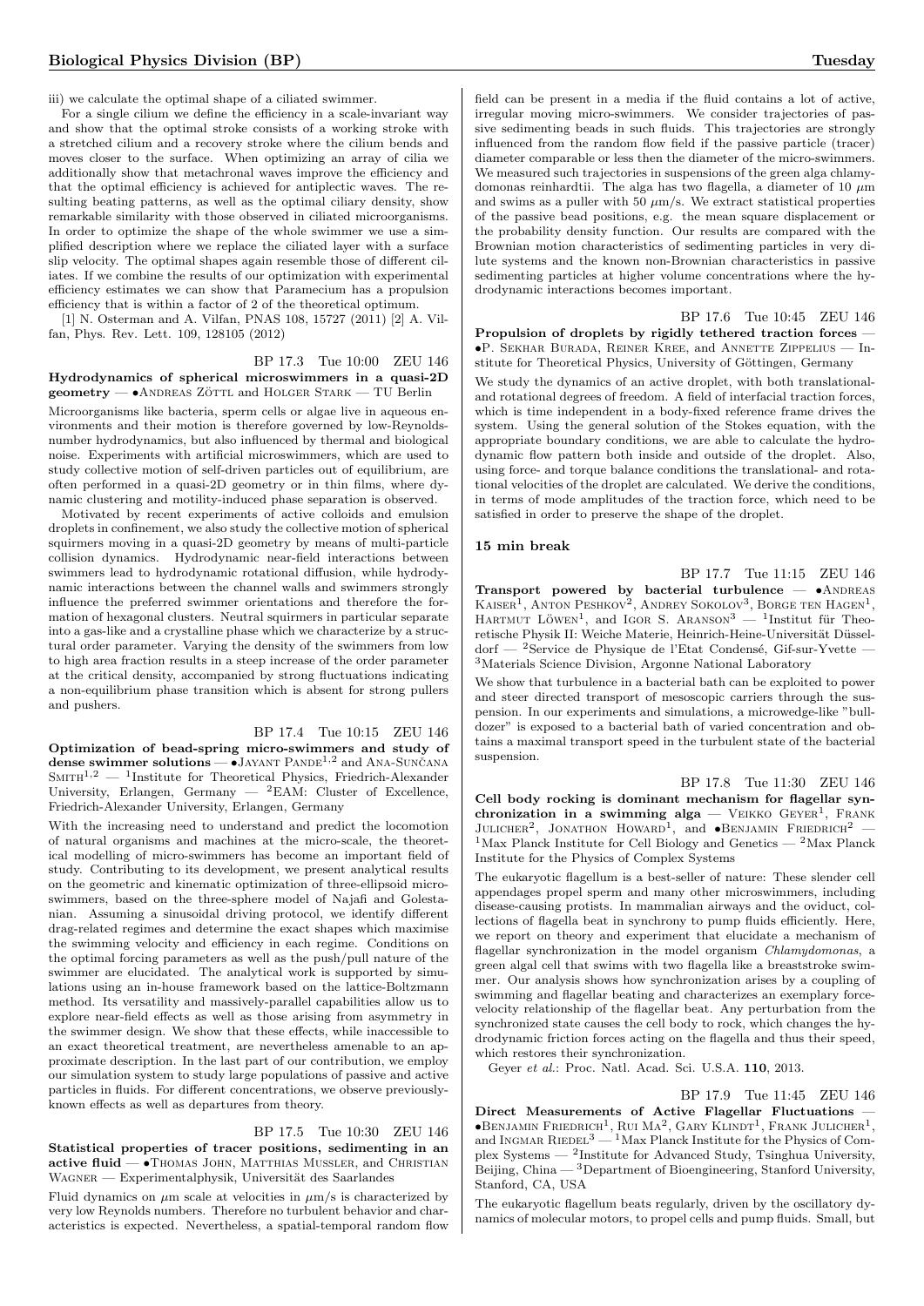iii) we calculate the optimal shape of a ciliated swimmer.

For a single cilium we define the efficiency in a scale-invariant way and show that the optimal stroke consists of a working stroke with a stretched cilium and a recovery stroke where the cilium bends and moves closer to the surface. When optimizing an array of cilia we additionally show that metachronal waves improve the efficiency and that the optimal efficiency is achieved for antiplectic waves. The resulting beating patterns, as well as the optimal ciliary density, show remarkable similarity with those observed in ciliated microorganisms. In order to optimize the shape of the whole swimmer we use a simplified description where we replace the ciliated layer with a surface slip velocity. The optimal shapes again resemble those of different ciliates. If we combine the results of our optimization with experimental efficiency estimates we can show that Paramecium has a propulsion efficiency that is within a factor of 2 of the theoretical optimum.

[1] N. Osterman and A. Vilfan, PNAS 108, 15727 (2011) [2] A. Vilfan, Phys. Rev. Lett. 109, 128105 (2012)

BP 17.3 Tue 10:00 ZEU 146

**Hydrodynamics of spherical microswimmers in a quasi-2D geometry** — •Andreas Zöttl and Holger Stark — TU Berlin

Microorganisms like bacteria, sperm cells or algae live in aqueous environments and their motion is therefore governed by low-Reynolds-number hydrodynamics, but also influenced by thermal and biological noise. Experiments with artificial microswimmers, which are used to study collective motion of self-driven particles out of equilibrium, are often performed in a quasi-2D geometry or in thin films, where dynamic clustering and motility-induced phase separation is observed.

Motivated by recent experiments of active colloids and emulsion droplets in confinement, we also study the collective motion of spherical squirmers moving in a quasi-2D geometry by means of multi-particle collision dynamics. Hydrodynamic near-field interactions between swimmers lead to hydrodynamic rotational diffusion, while hydrodynamic interactions between the channel walls and swimmers strongly influence the preferred swimmer orientations and therefore the formation of hexagonal clusters. Neutral squirmers in particular separate into a gas-like and a crystalline phase which we characterize by a structural order parameter. Varying the density of the swimmers from low to high area fraction results in a steep increase of the order parameter at the critical density, accompanied by strong fluctuations indicating a non-equilibrium phase transition which is absent for strong pullers and pushers.

BP 17.4 Tue 10:15 ZEU 146

**Optimization of bead-spring micro-swimmers and study of dense swimmer solutions** — •Jayant Pande[1,2] and Ana-Sunčana Smith[1,2] — [1]Institute for Theoretical Physics, Friedrich-Alexander University, Erlangen, Germany — [2]EAM: Cluster of Excellence, Friedrich-Alexander University, Erlangen, Germany

With the increasing need to understand and predict the locomotion of natural organisms and machines at the micro-scale, the theoretical modelling of micro-swimmers has become an important field of study. Contributing to its development, we present analytical results on the geometric and kinematic optimization of three-ellipsoid micro-swimmers, based on the three-sphere model of Najafi and Golestanian. Assuming a sinusoidal driving protocol, we identify different drag-related regimes and determine the exact shapes which maximise the swimming velocity and efficiency in each regime. Conditions on the optimal forcing parameters as well as the push/pull nature of the swimmer are elucidated. The analytical work is supported by simulations using an in-house framework based on the lattice-Boltzmann method. Its versatility and massively-parallel capabilities allow us to explore near-field effects as well as those arising from asymmetry in the swimmer design. We show that these effects, while inaccessible to an exact theoretical treatment, are nevertheless amenable to an approximate description. In the last part of our contribution, we employ our simulation system to study large populations of passive and active particles in fluids. For different concentrations, we observe previously-known effects as well as departures from theory.

BP 17.5 Tue 10:30 ZEU 146

**Statistical properties of tracer positions, sedimenting in an active fluid** — •Thomas John, Matthias Mussler, and Christian Wagner — Experimentalphysik, Universität des Saarlandes

Fluid dynamics on $\mu$m scale at velocities in $\mu$m/s is characterized by very low Reynolds numbers. Therefore no turbulent behavior and characteristics is expected. Nevertheless, a spatial-temporal random flow field can be present in a media if the fluid contains a lot of active, irregular moving micro-swimmers. We consider trajectories of passive sedimenting beads in such fluids. This trajectories are strongly influenced from the random flow field if the passive particle (tracer) diameter comparable or less then the diameter of the micro-swimmers. We measured such trajectories in suspensions of the green alga chlamydomonas reinhardtii. The alga has two flagella, a diameter of 10 $\mu$m and swims as a puller with 50 $\mu$m/s. We extract statistical properties of the passive bead positions, e.g. the mean square displacement or the probability density function. Our results are compared with the Brownian motion characteristics of sedimenting particles in very dilute systems and the known non-Brownian characteristics in passive sedimenting particles at higher volume concentrations where the hydrodynamic interactions becomes important.

BP 17.6 Tue 10:45 ZEU 146

**Propulsion of droplets by rigidly tethered traction forces** — •P. Sekhar Burada, Reiner Kree, and Annette Zippelius — Institute for Theoretical Physics, University of Göttingen, Germany

We study the dynamics of an active droplet, with both translational- and rotational degrees of freedom. A field of interfacial traction forces, which is time independent in a body-fixed reference frame drives the system. Using the general solution of the Stokes equation, with the appropriate boundary conditions, we are able to calculate the hydrodynamic flow pattern both inside and outside of the droplet. Also, using force- and torque balance conditions the translational- and rotational velocities of the droplet are calculated. We derive the conditions, in terms of mode amplitudes of the traction force, which need to be satisfied in order to preserve the shape of the droplet.

**15 min break**

BP 17.7 Tue 11:15 ZEU 146

**Transport powered by bacterial turbulence** — •Andreas Kaiser[1], Anton Peshkov[2], Andrey Sokolov[3], Borge ten Hagen[1], Hartmut Löwen[1], and Igor S. Aranson[3] — [1]Institut für Theoretische Physik II: Weiche Materie, Heinrich-Heine-Universität Düsseldorf — [2]Service de Physique de l'Etat Condensé, Gif-sur-Yvette — [3]Materials Science Division, Argonne National Laboratory

We show that turbulence in a bacterial bath can be exploited to power and steer directed transport of mesoscopic carriers through the suspension. In our experiments and simulations, a microwedge-like "bulldozer" is exposed to a bacterial bath of varied concentration and obtains a maximal transport speed in the turbulent state of the bacterial suspension.

BP 17.8 Tue 11:30 ZEU 146

**Cell body rocking is dominant mechanism for flagellar synchronization in a swimming alga** — Veikko Geyer[1], Frank Julicher[2], Jonathon Howard[1], and •Benjamin Friedrich[2] — [1]Max Planck Institute for Cell Biology and Genetics — [2]Max Planck Institute for the Physics of Complex Systems

The eukaryotic flagellum is a best-seller of nature: These slender cell appendages propel sperm and many other microswimmers, including disease-causing protists. In mammalian airways and the oviduct, collections of flagella beat in synchrony to pump fluids efficiently. Here, we report on theory and experiment that elucidate a mechanism of flagellar synchronization in the model organism *Chlamydomonas*, a green algal cell that swims with two flagella like a breaststroke swimmer. Our analysis shows how synchronization arises by a coupling of swimming and flagellar beating and characterizes an exemplary force-velocity relationship of the flagellar beat. Any perturbation from the synchronized state causes the cell body to rock, which changes the hydrodynamic friction forces acting on the flagella and thus their speed, which restores their synchronization.

Geyer *et al.*: Proc. Natl. Acad. Sci. U.S.A. **110**, 2013.

BP 17.9 Tue 11:45 ZEU 146

**Direct Measurements of Active Flagellar Fluctuations** — •Benjamin Friedrich[1], Rui Ma[2], Gary Klindt[1], Frank Julicher[1], and Ingmar Riedel[3] — [1]Max Planck Institute for the Physics of Complex Systems — [2]Institute for Advanced Study, Tsinghua University, Beijing, China — [3]Department of Bioengineering, Stanford University, Stanford, CA, USA

The eukaryotic flagellum beats regularly, driven by the oscillatory dynamics of molecular motors, to propel cells and pump fluids. Small, but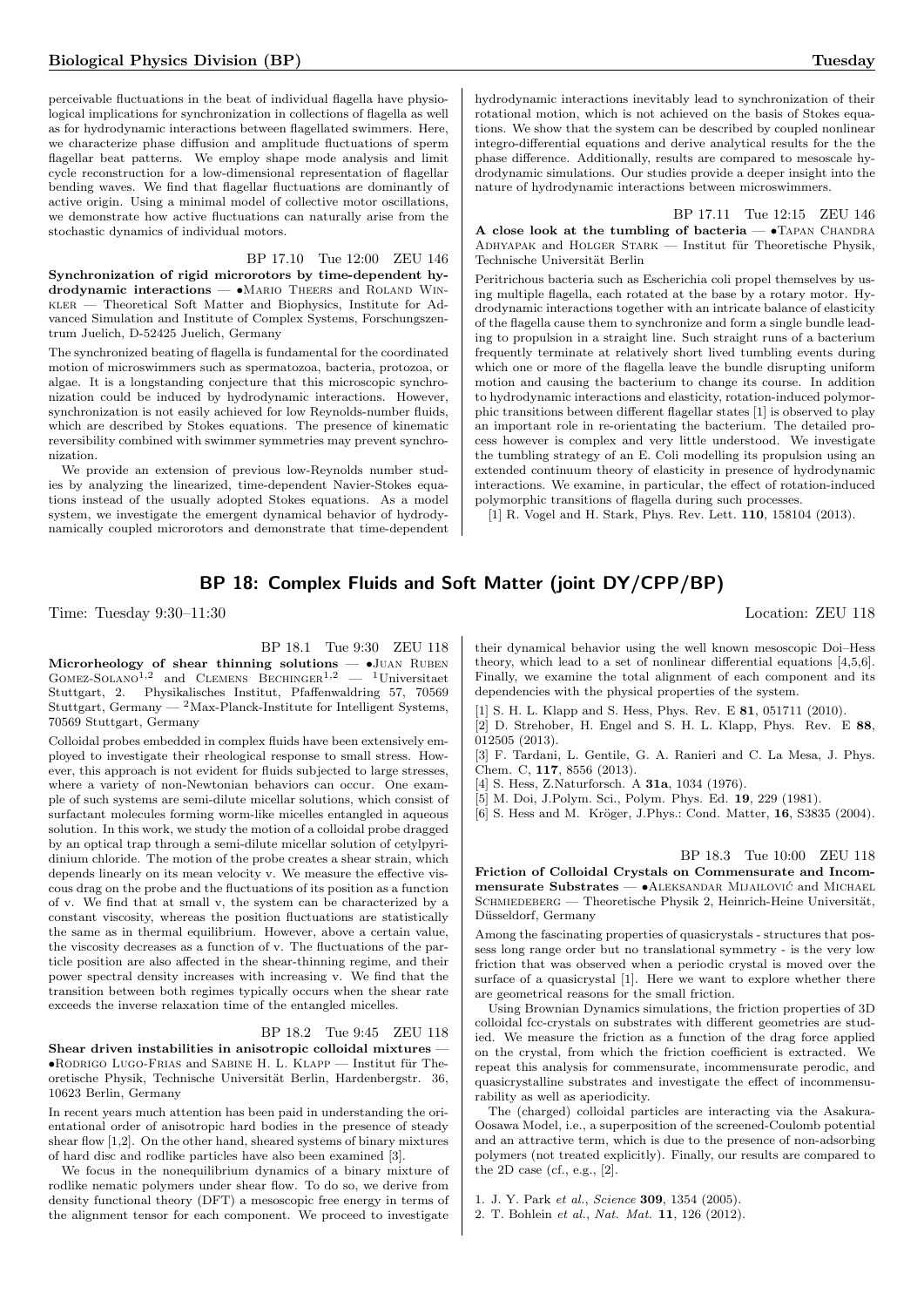perceivable fluctuations in the beat of individual flagella have physiological implications for synchronization in collections of flagella as well as for hydrodynamic interactions between flagellated swimmers. Here, we characterize phase diffusion and amplitude fluctuations of sperm flagellar beat patterns. We employ shape mode analysis and limit cycle reconstruction for a low-dimensional representation of flagellar bending waves. We find that flagellar fluctuations are dominantly of active origin. Using a minimal model of collective motor oscillations, we demonstrate how active fluctuations can naturally arise from the stochastic dynamics of individual motors.

BP 17.10 Tue 12:00 ZEU 146

**Synchronization of rigid microrotors by time-dependent hydrodynamic interactions** — •Mario Theers and Roland Winkler — Theoretical Soft Matter and Biophysics, Institute for Advanced Simulation and Institute of Complex Systems, Forschungszentrum Juelich, D-52425 Juelich, Germany

The synchronized beating of flagella is fundamental for the coordinated motion of microswimmers such as spermatozoa, bacteria, protozoa, or algae. It is a longstanding conjecture that this microscopic synchronization could be induced by hydrodynamic interactions. However, synchronization is not easily achieved for low Reynolds-number fluids, which are described by Stokes equations. The presence of kinematic reversibility combined with swimmer symmetries may prevent synchronization.

We provide an extension of previous low-Reynolds number studies by analyzing the linearized, time-dependent Navier-Stokes equations instead of the usually adopted Stokes equations. As a model system, we investigate the emergent dynamical behavior of hydrodynamically coupled microrotors and demonstrate that time-dependent hydrodynamic interactions inevitably lead to synchronization of their rotational motion, which is not achieved on the basis of Stokes equations. We show that the system can be described by coupled nonlinear integro-differential equations and derive analytical results for the the phase difference. Additionally, results are compared to mesoscale hydrodynamic simulations. Our studies provide a deeper insight into the nature of hydrodynamic interactions between microswimmers.

BP 17.11 Tue 12:15 ZEU 146

**A close look at the tumbling of bacteria** — •Tapan Chandra Adhyapak and Holger Stark — Institut für Theoretische Physik, Technische Universität Berlin

Peritrichous bacteria such as Escherichia coli propel themselves by using multiple flagella, each rotated at the base by a rotary motor. Hydrodynamic interactions together with an intricate balance of elasticity of the flagella cause them to synchronize and form a single bundle leading to propulsion in a straight line. Such straight runs of a bacterium frequently terminate at relatively short lived tumbling events during which one or more of the flagella leave the bundle disrupting uniform motion and causing the bacterium to change its course. In addition to hydrodynamic interactions and elasticity, rotation-induced polymorphic transitions between different flagellar states [1] is observed to play an important role in re-orientating the bacterium. The detailed process however is complex and very little understood. We investigate the tumbling strategy of an E. Coli modelling its propulsion using an extended continuum theory of elasticity in presence of hydrodynamic interactions. We examine, in particular, the effect of rotation-induced polymorphic transitions of flagella during such processes.

[1] R. Vogel and H. Stark, Phys. Rev. Lett. **110**, 158104 (2013).

## BP 18: Complex Fluids and Soft Matter (joint DY/CPP/BP)

Time: Tuesday 9:30–11:30 Location: ZEU 118

BP 18.1 Tue 9:30 ZEU 118

**Microrheology of shear thinning solutions** — •Juan Ruben Gomez-Solano[1,2] and Clemens Bechinger[1,2] — [1]Universitaet Stuttgart, 2. Physikalisches Institut, Pfaffenwaldring 57, 70569 Stuttgart, Germany — [2]Max-Planck-Institute for Intelligent Systems, 70569 Stuttgart, Germany

Colloidal probes embedded in complex fluids have been extensively employed to investigate their rheological response to small stress. However, this approach is not evident for fluids subjected to large stresses, where a variety of non-Newtonian behaviors can occur. One example of such systems are semi-dilute micellar solutions, which consist of surfactant molecules forming worm-like micelles entangled in aqueous solution. In this work, we study the motion of a colloidal probe dragged by an optical trap through a semi-dilute micellar solution of cetylpyridinium chloride. The motion of the probe creates a shear strain, which depends linearly on its mean velocity v. We measure the effective viscous drag on the probe and the fluctuations of its position as a function of v. We find that at small v, the system can be characterized by a constant viscosity, whereas the position fluctuations are statistically the same as in thermal equilibrium. However, above a certain value, the viscosity decreases as a function of v. The fluctuations of the particle position are also affected in the shear-thinning regime, and their power spectral density increases with increasing v. We find that the transition between both regimes typically occurs when the shear rate exceeds the inverse relaxation time of the entangled micelles.

BP 18.2 Tue 9:45 ZEU 118

**Shear driven instabilities in anisotropic colloidal mixtures** — •Rodrigo Lugo-Frias and Sabine H. L. Klapp — Institut für Theoretische Physik, Technische Universität Berlin, Hardenbergstr. 36, 10623 Berlin, Germany

In recent years much attention has been paid in understanding the orientational order of anisotropic hard bodies in the presence of steady shear flow [1,2]. On the other hand, sheared systems of binary mixtures of hard disc and rodlike particles have also been examined [3].

We focus in the nonequilibrium dynamics of a binary mixture of rodlike nematic polymers under shear flow. To do so, we derive from density functional theory (DFT) a mesoscopic free energy in terms of the alignment tensor for each component. We proceed to investigate their dynamical behavior using the well known mesoscopic Doi–Hess theory, which lead to a set of nonlinear differential equations [4,5,6]. Finally, we examine the total alignment of each component and its dependencies with the physical properties of the system.

[1] S. H. L. Klapp and S. Hess, Phys. Rev. E **81**, 051711 (2010).

[2] D. Strehober, H. Engel and S. H. L. Klapp, Phys. Rev. E **88**, 012505 (2013).

[3] F. Tardani, L. Gentile, G. A. Ranieri and C. La Mesa, J. Phys. Chem. C, **117**, 8556 (2013).

[4] S. Hess, Z.Naturforsch. A **31a**, 1034 (1976).

[5] M. Doi, J.Polym. Sci., Polym. Phys. Ed. **19**, 229 (1981).

[6] S. Hess and M. Kröger, J.Phys.: Cond. Matter, **16**, S3835 (2004).

BP 18.3 Tue 10:00 ZEU 118

**Friction of Colloidal Crystals on Commensurate and Incommensurate Substrates** — •Aleksandar Mijailović and Michael Schmiedeberg — Theoretische Physik 2, Heinrich-Heine Universität, Düsseldorf, Germany

Among the fascinating properties of quasicrystals - structures that possess long range order but no translational symmetry - is the very low friction that was observed when a periodic crystal is moved over the surface of a quasicrystal [1]. Here we want to explore whether there are geometrical reasons for the small friction.

Using Brownian Dynamics simulations, the friction properties of 3D colloidal fcc-crystals on substrates with different geometries are studied. We measure the friction as a function of the drag force applied on the crystal, from which the friction coefficient is extracted. We repeat this analysis for commensurate, incommensurate perodic, and quasicrystalline substrates and investigate the effect of incommensurability as well as aperiodicity.

The (charged) colloidal particles are interacting via the Asakura-Oosawa Model, i.e., a superposition of the screened-Coulomb potential and an attractive term, which is due to the presence of non-adsorbing polymers (not treated explicitly). Finally, our results are compared to the 2D case (cf., e.g., [2].

1. J. Y. Park *et al.*, *Science* **309**, 1354 (2005).
2. T. Bohlein *et al.*, *Nat. Mat.* **11**, 126 (2012).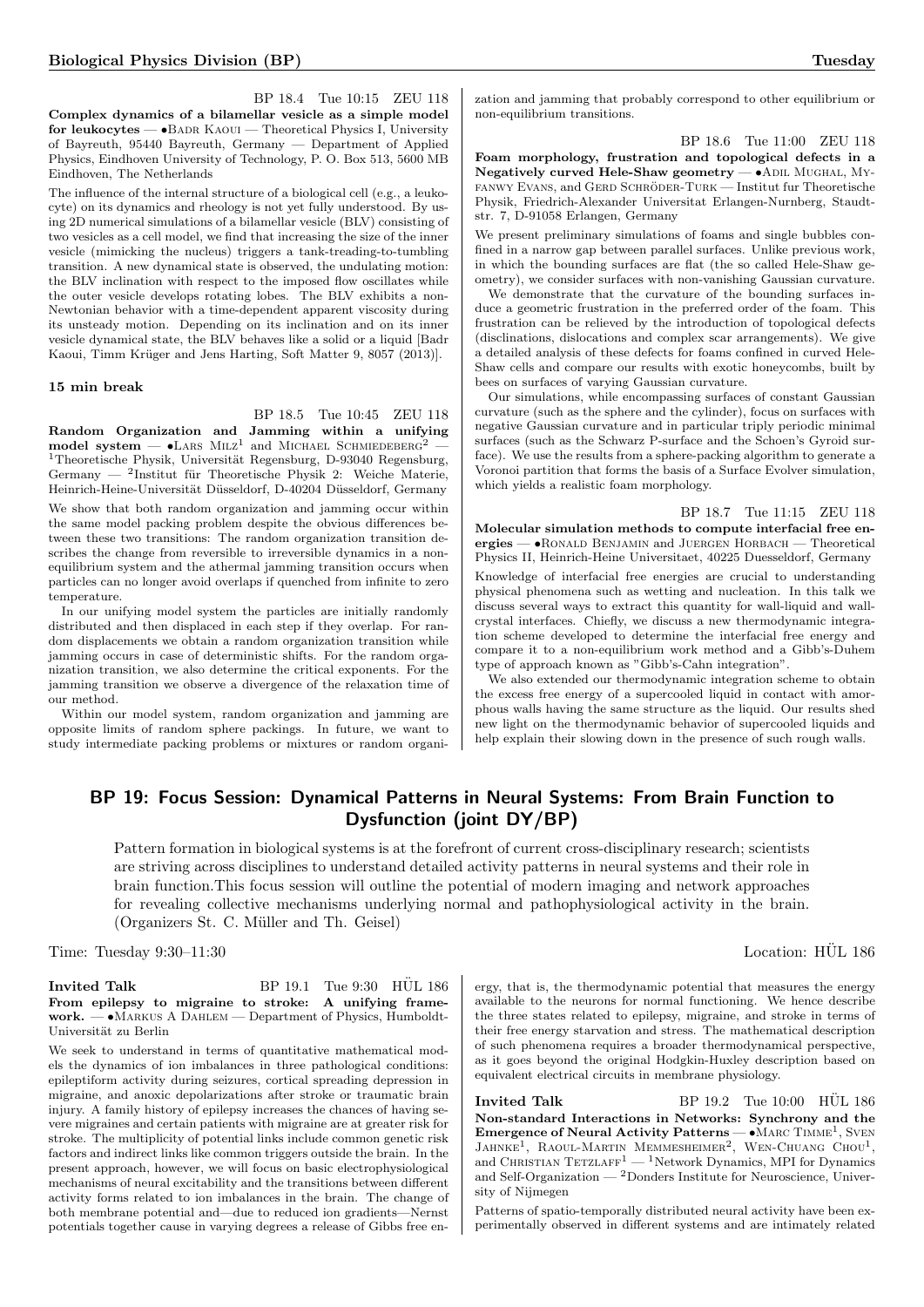BP 18.4 Tue 10:15 ZEU 118

**Complex dynamics of a bilamellar vesicle as a simple model for leukocytes** — •Badr Kaoui — Theoretical Physics I, University of Bayreuth, 95440 Bayreuth, Germany — Department of Applied Physics, Eindhoven University of Technology, P. O. Box 513, 5600 MB Eindhoven, The Netherlands

The influence of the internal structure of a biological cell (e.g., a leukocyte) on its dynamics and rheology is not yet fully understood. By using 2D numerical simulations of a bilamellar vesicle (BLV) consisting of two vesicles as a cell model, we find that increasing the size of the inner vesicle (mimicking the nucleus) triggers a tank-treading-to-tumbling transition. A new dynamical state is observed, the undulating motion: the BLV inclination with respect to the imposed flow oscillates while the outer vesicle develops rotating lobes. The BLV exhibits a non-Newtonian behavior with a time-dependent apparent viscosity during its unsteady motion. Depending on its inclination and on its inner vesicle dynamical state, the BLV behaves like a solid or a liquid [Badr Kaoui, Timm Krüger and Jens Harting, Soft Matter 9, 8057 (2013)].

**15 min break**

BP 18.5 Tue 10:45 ZEU 118

**Random Organization and Jamming within a unifying model system** — •Lars Milz[1] and Michael Schmiedeberg[2] — [1]Theoretische Physik, Universität Regensburg, D-93040 Regensburg, Germany — [2]Institut für Theoretische Physik 2: Weiche Materie, Heinrich-Heine-Universität Düsseldorf, D-40204 Düsseldorf, Germany

We show that both random organization and jamming occur within the same model packing problem despite the obvious differences between these two transitions: The random organization transition describes the change from reversible to irreversible dynamics in a non-equilibrium system and the athermal jamming transition occurs when particles can no longer avoid overlaps if quenched from infinite to zero temperature.

In our unifying model system the particles are initially randomly distributed and then displaced in each step if they overlap. For random displacements we obtain a random organization transition while jamming occurs in case of deterministic shifts. For the random organization transition, we also determine the critical exponents. For the jamming transition we observe a divergence of the relaxation time of our method.

Within our model system, random organization and jamming are opposite limits of random sphere packings. In future, we want to study intermediate packing problems or mixtures or random organization and jamming that probably correspond to other equilibrium or non-equilibrium transitions.

BP 18.6 Tue 11:00 ZEU 118

**Foam morphology, frustration and topological defects in a Negatively curved Hele-Shaw geometry** — •Adil Mughal, Myfanwy Evans, and Gerd Schröder-Turk — Institut fur Theoretische Physik, Friedrich-Alexander Universitat Erlangen-Nurnberg, Staudtstr. 7, D-91058 Erlangen, Germany

We present preliminary simulations of foams and single bubbles confined in a narrow gap between parallel surfaces. Unlike previous work, in which the bounding surfaces are flat (the so called Hele-Shaw geometry), we consider surfaces with non-vanishing Gaussian curvature.

We demonstrate that the curvature of the bounding surfaces induce a geometric frustration in the preferred order of the foam. This frustration can be relieved by the introduction of topological defects (disclinations, dislocations and complex scar arrangements). We give a detailed analysis of these defects for foams confined in curved Hele-Shaw cells and compare our results with exotic honeycombs, built by bees on surfaces of varying Gaussian curvature.

Our simulations, while encompassing surfaces of constant Gaussian curvature (such as the sphere and the cylinder), focus on surfaces with negative Gaussian curvature and in particular triply periodic minimal surfaces (such as the Schwarz P-surface and the Schoen's Gyroid surface). We use the results from a sphere-packing algorithm to generate a Voronoi partition that forms the basis of a Surface Evolver simulation, which yields a realistic foam morphology.

BP 18.7 Tue 11:15 ZEU 118

**Molecular simulation methods to compute interfacial free energies** — •Ronald Benjamin and Juergen Horbach — Theoretical Physics II, Heinrich-Heine Universitaet, 40225 Duesseldorf, Germany

Knowledge of interfacial free energies are crucial to understanding physical phenomena such as wetting and nucleation. In this talk we discuss several ways to extract this quantity for wall-liquid and wall-crystal interfaces. Chiefly, we discuss a new thermodynamic integration scheme developed to determine the interfacial free energy and compare it to a non-equilibrium work method and a Gibb's-Duhem type of approach known as "Gibb's-Cahn integration".

We also extended our thermodynamic integration scheme to obtain the excess free energy of a supercooled liquid in contact with amorphous walls having the same structure as the liquid. Our results shed new light on the thermodynamic behavior of supercooled liquids and help explain their slowing down in the presence of such rough walls.

## BP 19: Focus Session: Dynamical Patterns in Neural Systems: From Brain Function to Dysfunction (joint DY/BP)

Pattern formation in biological systems is at the forefront of current cross-disciplinary research; scientists are striving across disciplines to understand detailed activity patterns in neural systems and their role in brain function.This focus session will outline the potential of modern imaging and network approaches for revealing collective mechanisms underlying normal and pathophysiological activity in the brain. (Organizers St. C. Müller and Th. Geisel)

Time: Tuesday 9:30–11:30 Location: HÜL 186

**Invited Talk** BP 19.1 Tue 9:30 HÜL 186

**From epilepsy to migraine to stroke: A unifying framework.** — •Markus A Dahlem — Department of Physics, Humboldt-Universität zu Berlin

We seek to understand in terms of quantitative mathematical models the dynamics of ion imbalances in three pathological conditions: epileptiform activity during seizures, cortical spreading depression in migraine, and anoxic depolarizations after stroke or traumatic brain injury. A family history of epilepsy increases the chances of having severe migraines and certain patients with migraine are at greater risk for stroke. The multiplicity of potential links include common genetic risk factors and indirect links like common triggers outside the brain. In the present approach, however, we will focus on basic electrophysiological mechanisms of neural excitability and the transitions between different activity forms related to ion imbalances in the brain. The change of both membrane potential and—due to reduced ion gradients—Nernst potentials together cause in varying degrees a release of Gibbs free energy, that is, the thermodynamic potential that measures the energy available to the neurons for normal functioning. We hence describe the three states related to epilepsy, migraine, and stroke in terms of their free energy starvation and stress. The mathematical description of such phenomena requires a broader thermodynamical perspective, as it goes beyond the original Hodgkin-Huxley description based on equivalent electrical circuits in membrane physiology.

**Invited Talk** BP 19.2 Tue 10:00 HÜL 186

**Non-standard Interactions in Networks: Synchrony and the Emergence of Neural Activity Patterns** — •Marc Timme[1], Sven Jahnke[1], Raoul-Martin Memmesheimer[2], Wen-Chuang Chou[1], and Christian Tetzlaff[1] — [1]Network Dynamics, MPI for Dynamics and Self-Organization — [2]Donders Institute for Neuroscience, University of Nijmegen

Patterns of spatio-temporally distributed neural activity have been experimentally observed in different systems and are intimately related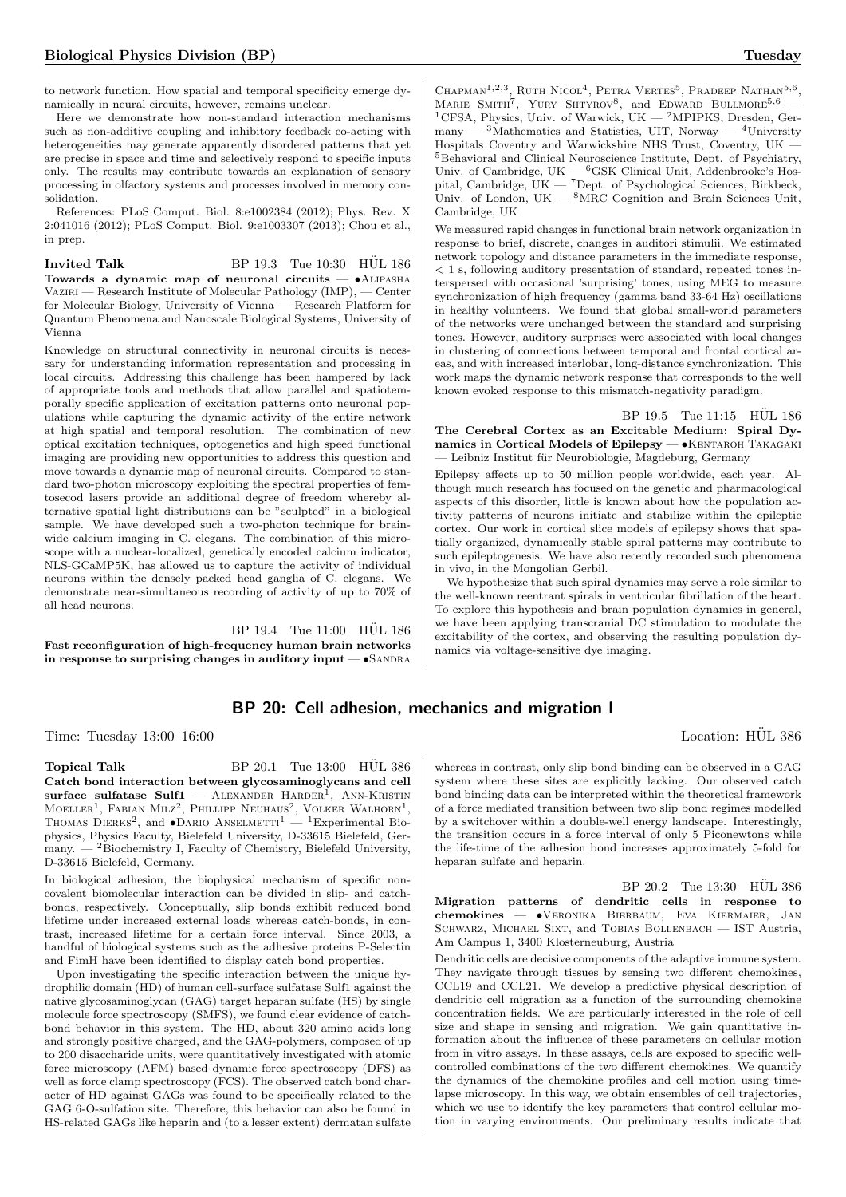to network function. How spatial and temporal specificity emerge dynamically in neural circuits, however, remains unclear.

Here we demonstrate how non-standard interaction mechanisms such as non-additive coupling and inhibitory feedback co-acting with heterogeneities may generate apparently disordered patterns that yet are precise in space and time and selectively respond to specific inputs only. The results may contribute towards an explanation of sensory processing in olfactory systems and processes involved in memory consolidation.

References: PLoS Comput. Biol. 8:e1002384 (2012); Phys. Rev. X 2:041016 (2012); PLoS Comput. Biol. 9:e1003307 (2013); Chou et al., in prep.

**Invited Talk** BP 19.3 Tue 10:30 HÜL 186

**Towards a dynamic map of neuronal circuits** — •Alipasha Vaziri — Research Institute of Molecular Pathology (IMP), — Center for Molecular Biology, University of Vienna — Research Platform for Quantum Phenomena and Nanoscale Biological Systems, University of Vienna

Knowledge on structural connectivity in neuronal circuits is necessary for understanding information representation and processing in local circuits. Addressing this challenge has been hampered by lack of appropriate tools and methods that allow parallel and spatiotemporally specific application of excitation patterns onto neuronal populations while capturing the dynamic activity of the entire network at high spatial and temporal resolution. The combination of new optical excitation techniques, optogenetics and high speed functional imaging are providing new opportunities to address this question and move towards a dynamic map of neuronal circuits. Compared to standard two-photon microscopy exploiting the spectral properties of femtosecond lasers provide an additional degree of freedom whereby alternative spatial light distributions can be "sculpted" in a biological sample. We have developed such a two-photon technique for brainwide calcium imaging in C. elegans. The combination of this microscope with a nuclear-localized, genetically encoded calcium indicator, NLS-GCaMP5K, has allowed us to capture the activity of individual neurons within the densely packed head ganglia of C. elegans. We demonstrate near-simultaneous recording of activity of up to 70% of all head neurons.

BP 19.4 Tue 11:00 HÜL 186

**Fast reconfiguration of high-frequency human brain networks in response to surprising changes in auditory input** — •Sandra Chapman[1,2,3], Ruth Nicol[4], Petra Vertes[5], Pradeep Nathan[5,6], Marie Smith[7], Yury Shtyrov[8], and Edward Bullmore[5,6] — [1]CFSA, Physics, Univ. of Warwick, UK — [2]MPIPKS, Dresden, Germany — [3]Mathematics and Statistics, UIT, Norway — [4]University Hospitals Coventry and Warwickshire NHS Trust, Coventry, UK — [5]Behavioral and Clinical Neuroscience Institute, Dept. of Psychiatry, Univ. of Cambridge, UK — [6]GSK Clinical Unit, Addenbrooke's Hospital, Cambridge, UK — [7]Dept. of Psychological Sciences, Birkbeck, Univ. of London, UK — [8]MRC Cognition and Brain Sciences Unit, Cambridge, UK

We measured rapid changes in functional brain network organization in response to brief, discrete, changes in auditori stimulii. We estimated network topology and distance parameters in the immediate response, $< 1$ s, following auditory presentation of standard, repeated tones interspersed with occasional 'surprising' tones, using MEG to measure synchronization of high frequency (gamma band 33-64 Hz) oscillations in healthy volunteers. We found that global small-world parameters of the networks were unchanged between the standard and surprising tones. However, auditory surprises were associated with local changes in clustering of connections between temporal and frontal cortical areas, and with increased interlobar, long-distance synchronization. This work maps the dynamic network response that corresponds to the well known evoked response to this mismatch-negativity paradigm.

BP 19.5 Tue 11:15 HÜL 186

**The Cerebral Cortex as an Excitable Medium: Spiral Dynamics in Cortical Models of Epilepsy** — •Kentaroh Takagaki — Leibniz Institut für Neurobiologie, Magdeburg, Germany

Epilepsy affects up to 50 million people worldwide, each year. Although much research has focused on the genetic and pharmacological aspects of this disorder, little is known about how the population activity patterns of neurons initiate and stabilize within the epileptic cortex. Our work in cortical slice models of epilepsy shows that spatially organized, dynamically stable spiral patterns may contribute to such epileptogenesis. We have also recently recorded such phenomena in vivo, in the Mongolian Gerbil.

We hypothesize that such spiral dynamics may serve a role similar to the well-known reentrant spirals in ventricular fibrillation of the heart. To explore this hypothesis and brain population dynamics in general, we have been applying transcranial DC stimulation to modulate the excitability of the cortex, and observing the resulting population dynamics via voltage-sensitive dye imaging.

## BP 20: Cell adhesion, mechanics and migration I

Time: Tuesday 13:00–16:00 Location: HÜL 386

**Topical Talk** BP 20.1 Tue 13:00 HÜL 386

**Catch bond interaction between glycosaminoglycans and cell surface sulfatase Sulf1** — Alexander Harder[1], Ann-Kristin Moeller[1], Fabian Milz[2], Phillipp Neuhaus[2], Volker Walhorn[1], Thomas Dierks[2], and •Dario Anselmetti[1] — [1]Experimental Biophysics, Physics Faculty, Bielefeld University, D-33615 Bielefeld, Germany. — [2]Biochemistry I, Faculty of Chemistry, Bielefeld University, D-33615 Bielefeld, Germany.

In biological adhesion, the biophysical mechanism of specific noncovalent biomolecular interaction can be divided in slip- and catchbonds, respectively. Conceptually, slip bonds exhibit reduced bond lifetime under increased external loads whereas catch-bonds, in contrast, increased lifetime for a certain force interval. Since 2003, a handful of biological systems such as the adhesive proteins P-Selectin and FimH have been identified to display catch bond properties.

Upon investigating the specific interaction between the unique hydrophilic domain (HD) of human cell-surface sulfatase Sulf1 against the native glycosaminoglycan (GAG) target heparan sulfate (HS) by single molecule force spectroscopy (SMFS), we found clear evidence of catchbond behavior in this system. The HD, about 320 amino acids long and strongly positive charged, and the GAG-polymers, composed of up to 200 disaccharide units, were quantitatively investigated with atomic force microscopy (AFM) based dynamic force spectroscopy (DFS) as well as force clamp spectroscopy (FCS). The observed catch bond character of HD against GAGs was found to be specifically related to the GAG 6-O-sulfation site. Therefore, this behavior can also be found in HS-related GAGs like heparin and (to a lesser extent) dermatan sulfate whereas in contrast, only slip bond binding can be observed in a GAG system where these sites are explicitly lacking. Our observed catch bond binding data can be interpreted within the theoretical framework of a force mediated transition between two slip bond regimes modelled by a switchover within a double-well energy landscape. Interestingly, the transition occurs in a force interval of only 5 Piconewtons while the life-time of the adhesion bond increases approximately 5-fold for heparan sulfate and heparin.

BP 20.2 Tue 13:30 HÜL 386

**Migration patterns of dendritic cells in response to chemokines** — •Veronika Bierbaum, Eva Kiermaier, Jan Schwarz, Michael Sixt, and Tobias Bollenbach — IST Austria, Am Campus 1, 3400 Klosterneuburg, Austria

Dendritic cells are decisive components of the adaptive immune system. They navigate through tissues by sensing two different chemokines, CCL19 and CCL21. We develop a predictive physical description of dendritic cell migration as a function of the surrounding chemokine concentration fields. We are particularly interested in the role of cell size and shape in sensing and migration. We gain quantitative information about the influence of these parameters on cellular motion from in vitro assays. In these assays, cells are exposed to specific well-controlled combinations of the two different chemokines. We quantify the dynamics of the chemokine profiles and cell motion using timelapse microscopy. In this way, we obtain ensembles of cell trajectories, which we use to identify the key parameters that control cellular motion in varying environments. Our preliminary results indicate that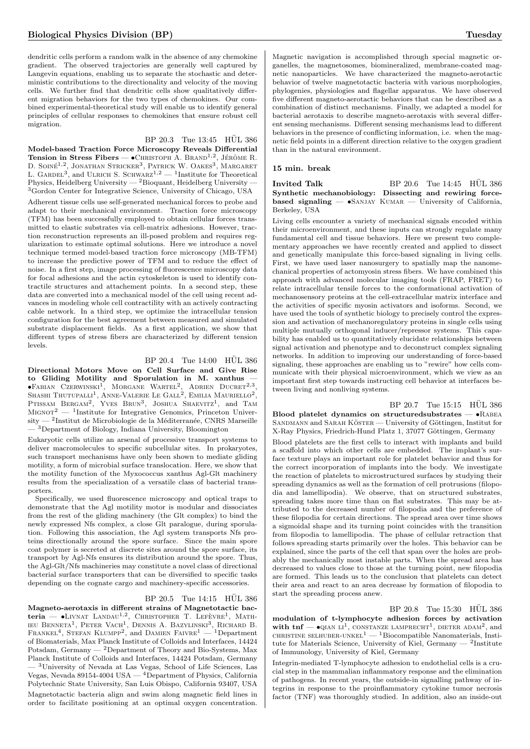dendritic cells perform a random walk in the absence of any chemokine gradient. The observed trajectories are generally well captured by Langevin equations, enabling us to separate the stochastic and deterministic contributions to the directionality and velocity of the moving cells. We further find that dendritic cells show qualitatively different migration behaviors for the two types of chemokines. Our combined experimental-theoretical study will enable us to identify general principles of cellular responses to chemokines that ensure robust cell migration.

BP 20.3 Tue 13:45 HÜL 386

**Model-based Traction Force Microscopy Reveals Differential Tension in Stress Fibers** — •Christoph A. Brand[1,2], Jérôme R. D. Soiné[1,2], Jonathan Stricker[3], Patrick W. Oakes[3], Margaret L. Gardel[3], and Ulrich S. Schwarz[1,2] — [1]Institute for Theoretical Physics, Heidelberg University — [2]Bioquant, Heidelberg University — [3]Gordon Center for Integrative Science, University of Chicago, USA

Adherent tissue cells use self-generated mechanical forces to probe and adapt to their mechanical environment. Traction force microscopy (TFM) has been successfully employed to obtain cellular forces transmitted to elastic substrates via cell-matrix adhesions. However, traction reconstruction represents an ill-posed problem and requires regularization to estimate optimal solutions. Here we introduce a novel technique termed model-based traction force microscopy (MB-TFM) to increase the predictive power of TFM and to reduce the effect of noise. In a first step, image processing of fluorescence microscopy data for focal adhesions and the actin cytoskeleton is used to identify contractile structures and attachement points. In a second step, these data are converted into a mechanical model of the cell using recent advances in modeling whole cell contractility with an actively contracting cable network. In a third step, we optimize the intracellular tension configuration for the best agreement between measured and simulated substrate displacement fields. As a first application, we show that different types of stress fibers are characterized by different tension levels.

BP 20.4 Tue 14:00 HÜL 386

**Directional Motors Move on Cell Surface and Give Rise to Gliding Motility and Sporulation in M. xanthus** — •Fabian Czerwinski[1], Morgane Wartel[2], Adrien Ducret[2,3], Shashi Thutupalli[1], Anne-Valerie Le Gall[2], Emilia Mauriello[2], Ptissam Bergam[2], Yves Brun[3], Joshua Shaevitz[1], and Tam Mignot[2] — [1]Institute for Integrative Genomics, Princeton University — [2]Institut de Microbiologie de la Méditerranée, CNRS Marseille — [3]Department of Biology, Indiana University, Bloomington

Eukaryotic cells utilize an arsenal of processive transport systems to deliver macromolecules to specific subcellular sites. In prokaryotes, such transport mechanisms have only been shown to mediate gliding motility, a form of microbial surface translocation. Here, we show that the motility function of the Myxococcus xanthus Agl-Glt machinery results from the specialization of a versatile class of bacterial transporters.

Specifically, we used fluorescence microscopy and optical traps to demonstrate that the Agl motility motor is modular and dissociates from the rest of the gliding machinery (the Glt complex) to bind the newly expressed Nfs complex, a close Glt paralogue, during sporulation. Following this association, the Agl system transports Nfs proteins directionally around the spore surface. Since the main spore coat polymer is secreted at discrete sites around the spore surface, its transport by Agl-Nfs ensures its distribution around the spore. Thus, the Agl-Glt/Nfs machineries may constitute a novel class of directional bacterial surface transporters that can be diversified to specific tasks depending on the cognate cargo and machinery-specific accessories.

BP 20.5 Tue 14:15 HÜL 386

**Magneto-aerotaxis in different strains of Magnetotactic bacteria** — •Livnat Landau[1,2], Christopher T. Lefèvre[1], Mathieu Bennetа[1], Peter Vach[1], Dennis A. Bazylinski[3], Richard B. Frankel[4], Stefan Klumpp[2], and Damien Faivre[1] — [1]Department of Biomaterials, Max Planck Institute of Colloids and Interfaces, 14424 Potsdam, Germany — [2]Department of Theory and Bio-Systems, Max Planck Institute of Colloids and Interfaces, 14424 Potsdam, Germany — [3]University of Nevada at Las Vegas, School of Life Sciences, Las Vegas, Nevada 89154-4004 USA — [4]Department of Physics, California Polytechnic State University, San Luis Obispo, California 93407, USA

Magnetotactic bacteria align and swim along magnetic field lines in order to facilitate positioning at an optimal oxygen concentration. Magnetic navigation is accomplished through special magnetic organelles, the magnetosomes, biomineralized, membrane-coated magnetic nanoparticles. We have characterized the magneto-aerotactic behavior of twelve magnetotactic bacteria with various morphologies, phylogenies, physiologies and flagellar apparatus. We have observed five different magneto-aerotactic behaviors that can be described as a combination of distinct mechanisms. Finally, we adapted a model for bacterial aerotaxis to describe magneto-aerotaxis with several different sensing mechanisms. Different sensing mechanisms lead to different behaviors in the presence of conflicting information, i.e. when the magnetic field points in a different direction relative to the oxygen gradient than in the natural environment.

### 15 min. break

**Invited Talk** BP 20.6 Tue 14:45 HÜL 386

**Synthetic mechanobiology: Dissecting and rewiring force-based signaling** — •Sanjay Kumar — University of California, Berkeley, USA

Living cells encounter a variety of mechanical signals encoded within their microenvironment, and these inputs can strongly regulate many fundamental cell and tissue behaviors. Here we present two complementary approaches we have recently created and applied to dissect and genetically manipulate this force-based signaling in living cells. First, we have used laser nanosurgery to spatially map the nanomechanical properties of actomyosin stress fibers. We have combined this approach with advanced molecular imaging tools (FRAP, FRET) to relate intracellular tensile forces to the conformational activation of mechanosensory proteins at the cell-extracellular matrix interface and the activities of specific myosin activators and isoforms. Second, we have used the tools of synthetic biology to precisely control the expression and activation of mechanoregulatory proteins in single cells using multiple mutually orthogonal inducer/repressor systems. This capability has enabled us to quantitatively elucidate relationships between signal activation and phenotype and to deconstruct complex signaling networks. In addition to improving our understanding of force-based signaling, these approaches are enabling us to "rewire" how cells communicate with their physical microenvironment, which we view as an important first step towards instructing cell behavior at interfaces between living and nonliving systems.

BP 20.7 Tue 15:15 HÜL 386

**Blood platelet dynamics on structuredsubstrates** — •Rabea Sandmann and Sarah Köster — University of Göttingen, Institut for X-Ray Physics, Friedrich-Hund Platz 1, 37077 Göttingen, Germany

Blood platelets are the first cells to interact with implants and build a scaffold into which other cells are embedded. The implant's surface texture plays an important role for platelet behavior and thus for the correct incorporation of implants into the body. We investigate the reaction of platelets to microstructured surfaces by studying their spreading dynamics as well as the formation of cell protrusions (filopodia and lamellipodia). We observe, that on structured substrates, spreading takes more time than on flat substrates. This may be attributed to the decreased number of filopodia and the preference of these filopodia for certain directions. The spread area over time shows a sigmoidal shape and its turning point coincides with the transition from filopodia to lamellipodia. The phase of cellular retraction that follows spreading starts primarily over the holes. This behavior can be explained, since the parts of the cell that span over the holes are probably the mechanically most instable parts. When the spread area has decreased to values close to those at the turning point, new filopodia are formed. This leads us to the conclusion that platelets can detect their area and react to an area decrease by formation of filopodia to start the spreading process anew.

BP 20.8 Tue 15:30 HÜL 386

**modulation of t-lymphocyte adhesion forces by activation with tnf** — •qian li[1], constanze lamprecht[1], dieter adam[2], and christine selhuber-unkel[1] — [1]Biocompatible Nanomaterials, Institute for Materials Science, University of Kiel, Germany — [2]Institute of Immunology, University of Kiel, Germany

Integrin-mediated T-lymphocyte adhesion to endothelial cells is a crucial step in the mammalian inflammatory response and the elimination of pathogens. In recent years, the outside-in signalling pathway of integrins in response to the proinflammatory cytokine tumor necrosis factor (TNF) was thoroughly studied. In addition, also an inside-out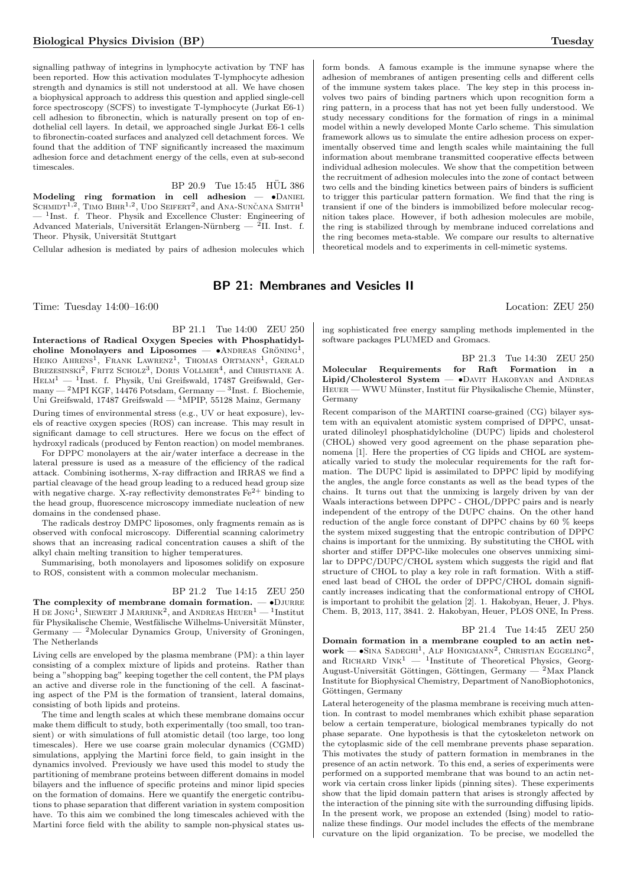signalling pathway of integrins in lymphocyte activation by TNF has been reported. How this activation modulates T-lymphocyte adhesion strength and dynamics is still not understood at all. We have chosen a biophysical approach to address this question and applied single-cell force spectroscopy (SCFS) to investigate T-lymphocyte (Jurkat E6-1) cell adhesion to fibronectin, which is naturally present on top of endothelial cell layers. In detail, we approached single Jurkat E6-1 cells to fibronectin-coated surfaces and analyzed cell detachment forces. We found that the addition of TNF significantly increased the maximum adhesion force and detachment energy of the cells, even at sub-second timescales.

BP 20.9 Tue 15:45 HÜL 386

**Modeling ring formation in cell adhesion** — •Daniel Schmidt[1,2], Timo Bihr[1,2], Udo Seifert[2], and Ana-Sunčana Smith[1] — [1]Inst. f. Theor. Physik and Excellence Cluster: Engineering of Advanced Materials, Universität Erlangen-Nürnberg — [2]II. Inst. f. Theor. Physik, Universität Stuttgart

Cellular adhesion is mediated by pairs of adhesion molecules which form bonds. A famous example is the immune synapse where the adhesion of membranes of antigen presenting cells and different cells of the immune system takes place. The key step in this process involves two pairs of binding partners which upon recognition form a ring pattern, in a process that has not yet been fully understood. We study necessary conditions for the formation of rings in a minimal model within a newly developed Monte Carlo scheme. This simulation framework allows us to simulate the entire adhesion process on experimentally observed time and length scales while maintaining the full information about membrane transmitted cooperative effects between individual adhesion molecules. We show that the competition between the recruitment of adhesion molecules into the zone of contact between two cells and the binding kinetics between pairs of binders is sufficient to trigger this particular pattern formation. We find that the ring is transient if one of the binders is immobilized before molecular recognition takes place. However, if both adhesion molecules are mobile, the ring is stabilized through by membrane induced correlations and the ring becomes meta-stable. We compare our results to alternative theoretical models and to experiments in cell-mimetic systems.

## BP 21: Membranes and Vesicles II

Time: Tuesday 14:00–16:00 Location: ZEU 250

BP 21.1 Tue 14:00 ZEU 250

**Interactions of Radical Oxygen Species with Phosphatidylcholine Monolayers and Liposomes** — •Andreas Gröning[1], Heiko Ahrens[1], Frank Lawrenz[1], Thomas Ortmann[1], Gerald Brezesinski[2], Fritz Scholz[3], Doris Vollmer[4], and Christiane A. Helm[1] — [1]Inst. f. Physik, Uni Greifswald, 17487 Greifswald, Germany — [2]MPI KGF, 14476 Potsdam, Germany — [3]Inst. f. Biochemie, Uni Greifswald, 17487 Greifswald — [4]MPIP, 55128 Mainz, Germany

During times of environmental stress (e.g., UV or heat exposure), levels of reactive oxygen species (ROS) can increase. This may result in significant damage to cell structures. Here we focus on the effect of hydroxyl radicals (produced by Fenton reaction) on model membranes.

For DPPC monolayers at the air/water interface a decrease in the lateral pressure is used as a measure of the efficiency of the radical attack. Combining isotherms, X-ray diffraction and IRRAS we find a partial cleavage of the head group leading to a reduced head group size with negative charge. X-ray reflectivity demonstrates $Fe^{2+}$ binding to the head group, fluorescence microscopy immediate nucleation of new domains in the condensed phase.

The radicals destroy DMPC liposomes, only fragments remain as is observed with confocal microscopy. Differential scanning calorimetry shows that an increasing radical concentration causes a shift of the alkyl chain melting transition to higher temperatures.

Summarising, both monolayers and liposomes solidify on exposure to ROS, consistent with a common molecular mechanism.

BP 21.2 Tue 14:15 ZEU 250

**The complexity of membrane domain formation.** — •Djurre H de Jong[1], Siewert J Marrink[2], and Andreas Heuer[1] — [1]Institut für Physikalische Chemie, Westfälische Wilhelms-Universität Münster, Germany — [2]Molecular Dynamics Group, University of Groningen, The Netherlands

Living cells are enveloped by the plasma membrane (PM): a thin layer consisting of a complex mixture of lipids and proteins. Rather than being a "shopping bag" keeping together the cell content, the PM plays an active and diverse role in the functioning of the cell. A fascinating aspect of the PM is the formation of transient, lateral domains, consisting of both lipids and proteins.

The time and length scales at which these membrane domains occur make them difficult to study, both experimentally (too small, too transient) or with simulations of full atomistic detail (too large, too long timescales). Here we use coarse grain molecular dynamics (CGMD) simulations, applying the Martini force field, to gain insight in the dynamics involved. Previously we have used this model to study the partitioning of membrane proteins between different domains in model bilayers and the influence of specific proteins and minor lipid species on the formation of domains. Here we quantify the energetic contributions to phase separation that different variation in system composition have. To this aim we combined the long timescales achieved with the Martini force field with the ability to sample non-physical states using sophisticated free energy sampling methods implemented in the software packages PLUMED and Gromacs.

BP 21.3 Tue 14:30 ZEU 250

**Molecular Requirements for Raft Formation in a Lipid/Cholesterol System** — •Davit Hakobyan and Andreas Heuer — WWU Münster, Institut für Physikalische Chemie, Münster, Germany

Recent comparison of the MARTINI coarse-grained (CG) bilayer system with an equivalent atomistic system comprised of DPPC, unsaturated dilinoleyl phosphatidylcholine (DUPC) lipids and cholesterol (CHOL) showed very good agreement on the phase separation phenomena [1]. Here the properties of CG lipids and CHOL are systematically varied to study the molecular requirements for the raft formation. The DUPC lipid is assimilated to DPPC lipid by modifying the angles, the angle force constants as well as the bead types of the chains. It turns out that the unmixing is largely driven by van der Waals interactions between DPPC - CHOL/DPPC pairs and is nearly independent of the entropy of the DUPC chains. On the other hand reduction of the angle force constant of DPPC chains by 60 % keeps the system mixed suggesting that the entropic contribution of DPPC chains is important for the unmixing. By substituting the CHOL with shorter and stiffer DPPC-like molecules one observes unmixing similar to DPPC/DUPC/CHOL system which suggests the rigid and flat structure of CHOL to play a key role in raft formation. With a stiffened last bead of CHOL the order of DPPC/CHOL domain significantly increases indicating that the conformational entropy of CHOL is important to prohibit the gelation [2]. 1. Hakobyan, Heuer, J. Phys. Chem. B, 2013, 117, 3841. 2. Hakobyan, Heuer, PLOS ONE, In Press.

BP 21.4 Tue 14:45 ZEU 250

**Domain formation in a membrane coupled to an actin network** — •Sina Sadeghi[1], Alf Honigmann[2], Christian Eggeling[2], and Richard Vink[1] — [1]Institute of Theoretical Physics, Georg-August-Universität Göttingen, Göttingen, Germany — [2]Max Planck Institute for Biophysical Chemistry, Department of NanoBiophotonics, Göttingen, Germany

Lateral heterogeneity of the plasma membrane is receiving much attention. In contrast to model membranes which exhibit phase separation below a certain temperature, biological membranes typically do not phase separate. One hypothesis is that the cytoskeleton network on the cytoplasmic side of the cell membrane prevents phase separation. This motivates the study of pattern formation in membranes in the presence of an actin network. To this end, a series of experiments were performed on a supported membrane that was bound to an actin network via certain cross linker lipids (pinning sites). These experiments show that the lipid domain pattern that arises is strongly affected by the interaction of the pinning site with the surrounding diffusing lipids. In the present work, we propose an extended (Ising) model to rationalize these findings. Our model includes the effects of the membrane curvature on the lipid organization. To be precise, we modelled the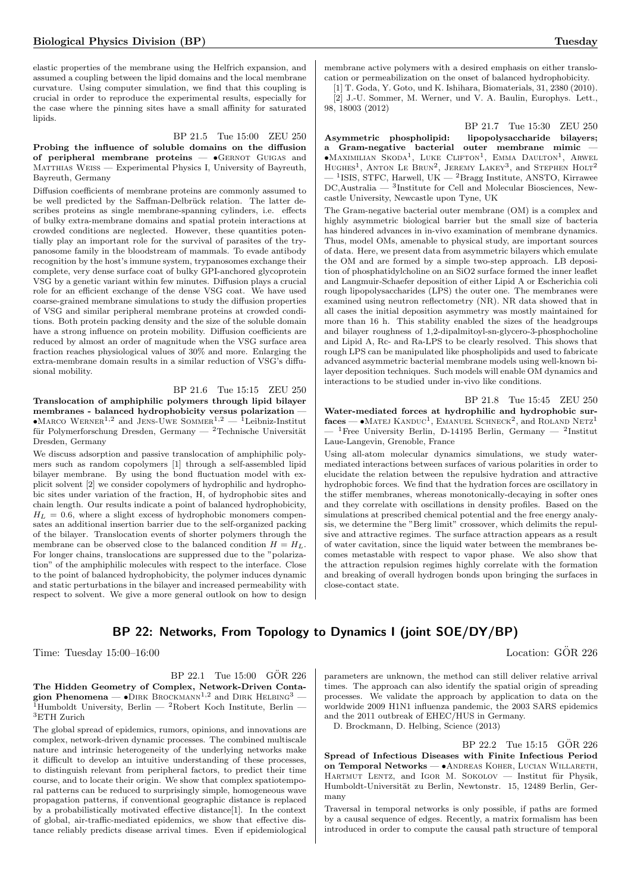elastic properties of the membrane using the Helfrich expansion, and assumed a coupling between the lipid domains and the local membrane curvature. Using computer simulation, we find that this coupling is crucial in order to reproduce the experimental results, especially for the case where the pinning sites have a small affinity for saturated lipids.

BP 21.5 Tue 15:00 ZEU 250

**Probing the influence of soluble domains on the diffusion of peripheral membrane proteins** — •Gernot Guigas and Matthias Weiss — Experimental Physics I, University of Bayreuth, Bayreuth, Germany

Diffusion coefficients of membrane proteins are commonly assumed to be well predicted by the Saffman-Delbrück relation. The latter describes proteins as single membrane-spanning cylinders, i.e. effects of bulky extra-membrane domains and spatial protein interactions at crowded conditions are neglected. However, these quantities potentially play an important role for the survival of parasites of the trypanosome family in the bloodstream of mammals. To evade antibody recognition by the host's immune system, trypanosomes exchange their complete, very dense surface coat of bulky GPI-anchored glycoprotein VSG by a genetic variant within few minutes. Diffusion plays a crucial role for an efficient exchange of the dense VSG coat. We have used coarse-grained membrane simulations to study the diffusion properties of VSG and similar peripheral membrane proteins at crowded conditions. Both protein packing density and the size of the soluble domain have a strong influence on protein mobility. Diffusion coefficients are reduced by almost an order of magnitude when the VSG surface area fraction reaches physiological values of 30% and more. Enlarging the extra-membrane domain results in a similar reduction of VSG's diffusional mobility.

BP 21.6 Tue 15:15 ZEU 250

**Translocation of amphiphilic polymers through lipid bilayer membranes - balanced hydrophobicity versus polarization** — •Marco Werner[1,2] and Jens-Uwe Sommer[1,2] — [1]Leibniz-Institut für Polymerforschung Dresden, Germany — [2]Technische Universität Dresden, Germany

We discuss adsorption and passive translocation of amphiphilic polymers such as random copolymers [1] through a self-assembled lipid bilayer membrane. By using the bond fluctuation model with explicit solvent [2] we consider copolymers of hydrophilic and hydrophobic sites under variation of the fraction, H, of hydrophobic sites and chain length. Our results indicate a point of balanced hydrophobicity, $H_L = 0.6$, where a slight excess of hydrophobic monomers compensates an additional insertion barrier due to the self-organized packing of the bilayer. Translocation events of shorter polymers through the membrane can be observed close to the balanced condition $H = H_L$. For longer chains, translocations are suppressed due to the "polarization" of the amphiphilic molecules with respect to the interface. Close to the point of balanced hydrophobicity, the polymer induces dynamic and static perturbations in the bilayer and increased permeability with respect to solvent. We give a more general outlook on how to design membrane active polymers with a desired emphasis on either translocation or permeabilization on the onset of balanced hydrophobicity.

[1] T. Goda, Y. Goto, und K. Ishihara, Biomaterials, 31, 2380 (2010).
[2] J.-U. Sommer, M. Werner, und V. A. Baulin, Europhys. Lett., 98, 18003 (2012)

BP 21.7 Tue 15:30 ZEU 250

**Asymmetric phospholipid: lipopolysaccharide bilayers; a Gram-negative bacterial outer membrane mimic** — •Maximilian Skoda[1], Luke Clifton[1], Emma Daulton[1], Arwel Hughes[1], Anton Le Brun[2], Jeremy Lakey[3], and Stephen Holt[2] — [1]ISIS, STFC, Harwell, UK — [2]Bragg Institute, ANSTO, Kirrawee DC,Australia — [3]Institute for Cell and Molecular Biosciences, Newcastle University, Newcastle upon Tyne, UK

The Gram-negative bacterial outer membrane (OM) is a complex and highly asymmetric biological barrier but the small size of bacteria has hindered advances in in-vivo examination of membrane dynamics. Thus, model OMs, amenable to physical study, are important sources of data. Here, we present data from asymmetric bilayers which emulate the OM and are formed by a simple two-step approach. LB deposition of phosphatidylcholine on an $SiO_2$ surface formed the inner leaflet and Langmuir-Schaefer deposition of either Lipid A or Escherichia coli rough lipopolysaccharides (LPS) the outer one. The membranes were examined using neutron reflectometry (NR). NR data showed that in all cases the initial deposition asymmetry was mostly maintained for more than 16 h. This stability enabled the sizes of the headgroups and bilayer roughness of 1,2-dipalmitoyl-sn-glycero-3-phosphocholine and Lipid A, Rc- and Ra-LPS to be clearly resolved. This shows that rough LPS can be manipulated like phospholipids and used to fabricate advanced asymmetric bacterial membrane models using well-known bilayer deposition techniques. Such models will enable OM dynamics and interactions to be studied under in-vivo like conditions.

BP 21.8 Tue 15:45 ZEU 250

**Water-mediated forces at hydrophilic and hydrophobic surfaces** — •Matej Kanduc[1], Emanuel Schneck[2], and Roland Netz[1] — [1]Free University Berlin, D-14195 Berlin, Germany — [2]Institut Laue-Langevin, Grenoble, France

Using all-atom molecular dynamics simulations, we study water-mediated interactions between surfaces of various polarities in order to elucidate the relation between the repulsive hydration and attractive hydrophobic forces. We find that the hydration forces are oscillatory in the stiffer membranes, whereas monotonically-decaying in softer ones and they correlate with oscillations in density profiles. Based on the simulations at prescribed chemical potential and the free energy analysis, we determine the "Berg limit" crossover, which delimits the repulsive and attractive regimes. The surface attraction appears as a result of water cavitation, since the liquid water between the membranes becomes metastable with respect to vapor phase. We also show that the attraction repulsion regimes highly correlate with the formation and breaking of overall hydrogen bonds upon bringing the surfaces in close-contact state.

## BP 22: Networks, From Topology to Dynamics I (joint SOE/DY/BP)

Time: Tuesday 15:00–16:00 Location: GÖR 226

BP 22.1 Tue 15:00 GÖR 226

**The Hidden Geometry of Complex, Network-Driven Contagion Phenomena** — •Dirk Brockmann[1,2] and Dirk Helbing[3] — [1]Humboldt University, Berlin — [2]Robert Koch Institute, Berlin — [3]ETH Zurich

The global spread of epidemics, rumors, opinions, and innovations are complex, network-driven dynamic processes. The combined multiscale nature and intrinsic heterogeneity of the underlying networks make it difficult to develop an intuitive understanding of these processes, to distinguish relevant from peripheral factors, to predict their time course, and to locate their origin. We show that complex spatiotemporal patterns can be reduced to surprisingly simple, homogeneous wave propagation patterns, if conventional geographic distance is replaced by a probabilistically motivated effective distance[1]. In the context of global, air-traffic-mediated epidemics, we show that effective distance reliably predicts disease arrival times. Even if epidemiological parameters are unknown, the method can still deliver relative arrival times. The approach can also identify the spatial origin of spreading processes. We validate the approach by application to data on the worldwide 2009 H1N1 influenza pandemic, the 2003 SARS epidemics and the 2011 outbreak of EHEC/HUS in Germany.

D. Brockmann, D. Helbing, Science (2013)

BP 22.2 Tue 15:15 GÖR 226

**Spread of Infectious Diseases with Finite Infectious Period on Temporal Networks** — •Andreas Koher, Lucian Willareth, Hartmut Lentz, and Igor M. Sokolov — Institut für Physik, Humboldt-Universität zu Berlin, Newtonstr. 15, 12489 Berlin, Germany

Traversal in temporal networks is only possible, if paths are formed by a causal sequence of edges. Recently, a matrix formalism has been introduced in order to compute the causal path structure of temporal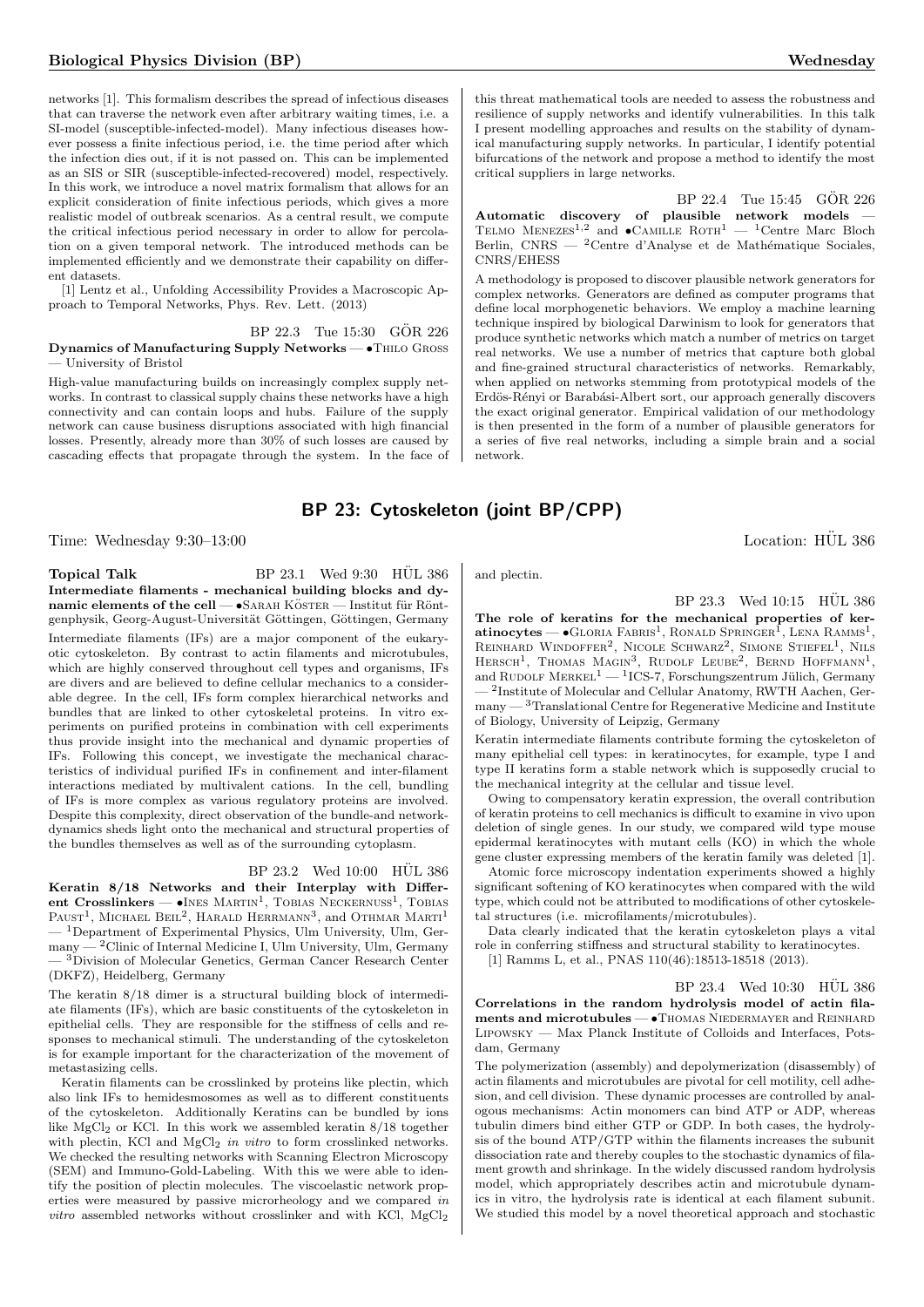networks [1]. This formalism describes the spread of infectious diseases that can traverse the network even after arbitrary waiting times, i.e. a SI-model (susceptible-infected-model). Many infectious diseases however possess a finite infectious period, i.e. the time period after which the infection dies out, if it is not passed on. This can be implemented as an SIS or SIR (susceptible-infected-recovered) model, respectively. In this work, we introduce a novel matrix formalism that allows for an explicit consideration of finite infectious periods, which gives a more realistic model of outbreak scenarios. As a central result, we compute the critical infectious period necessary in order to allow for percolation on a given temporal network. The introduced methods can be implemented efficiently and we demonstrate their capability on different datasets.

[1] Lentz et al., Unfolding Accessibility Provides a Macroscopic Approach to Temporal Networks, Phys. Rev. Lett. (2013)

BP 22.3 Tue 15:30 GÖR 226

**Dynamics of Manufacturing Supply Networks** — •Thilo Gross — University of Bristol

High-value manufacturing builds on increasingly complex supply networks. In contrast to classical supply chains these networks have a high connectivity and can contain loops and hubs. Failure of the supply network can cause business disruptions associated with high financial losses. Presently, already more than 30% of such losses are caused by cascading effects that propagate through the system. In the face of this threat mathematical tools are needed to assess the robustness and resilience of supply networks and identify vulnerabilities. In this talk I present modelling approaches and results on the stability of dynamical manufacturing supply networks. In particular, I identify potential bifurcations of the network and propose a method to identify the most critical suppliers in large networks.

BP 22.4 Tue 15:45 GÖR 226

**Automatic discovery of plausible network models** — Telmo Menezes[1,2] and •Camille Roth[1] — [1]Centre Marc Bloch Berlin, CNRS — [2]Centre d'Analyse et de Mathématique Sociales, CNRS/EHESS

A methodology is proposed to discover plausible network generators for complex networks. Generators are defined as computer programs that define local morphogenetic behaviors. We employ a machine learning technique inspired by biological Darwinism to look for generators that produce synthetic networks which match a number of metrics on target real networks. We use a number of metrics that capture both global and fine-grained structural characteristics of networks. Remarkably, when applied on networks stemming from prototypical models of the Erdös-Rényi or Barabási-Albert sort, our approach generally discovers the exact original generator. Empirical validation of our methodology is then presented in the form of a number of plausible generators for a series of five real networks, including a simple brain and a social network.

## BP 23: Cytoskeleton (joint BP/CPP)

Time: Wednesday 9:30–13:00 Location: HÜL 386

Topical Talk BP 23.1 Wed 9:30 HÜL 386

**Intermediate filaments - mechanical building blocks and dynamic elements of the cell** — •Sarah Köster — Institut für Röntgenphysik, Georg-August-Universität Göttingen, Göttingen, Germany

Intermediate filaments (IFs) are a major component of the eukaryotic cytoskeleton. By contrast to actin filaments and microtubules, which are highly conserved throughout cell types and organisms, IFs are divers and are believed to define cellular mechanics to a considerable degree. In the cell, IFs form complex hierarchical networks and bundles that are linked to other cytoskeletal proteins. In vitro experiments on purified proteins in combination with cell experiments thus provide insight into the mechanical and dynamic properties of IFs. Following this concept, we investigate the mechanical characteristics of individual purified IFs in confinement and inter-filament interactions mediated by multivalent cations. In the cell, bundling of IFs is more complex as various regulatory proteins are involved. Despite this complexity, direct observation of the bundle-and network-dynamics sheds light onto the mechanical and structural properties of the bundles themselves as well as of the surrounding cytoplasm.

BP 23.2 Wed 10:00 HÜL 386

**Keratin 8/18 Networks and their Interplay with Different Crosslinkers** — •Ines Martin[1], Tobias Neckernuss[1], Tobias Paust[1], Michael Beil[2], Harald Herrmann[3], and Othmar Marti[1] — [1]Department of Experimental Physics, Ulm University, Ulm, Germany — [2]Clinic of Internal Medicine I, Ulm University, Ulm, Germany — [3]Division of Molecular Genetics, German Cancer Research Center (DKFZ), Heidelberg, Germany

The keratin 8/18 dimer is a structural building block of intermediate filaments (IFs), which are basic constituents of the cytoskeleton in epithelial cells. They are responsible for the stiffness of cells and responses to mechanical stimuli. The understanding of the cytoskeleton is for example important for the characterization of the movement of metastasizing cells.

Keratin filaments can be crosslinked by proteins like plectin, which also link IFs to hemidesmosomes as well as to different constituents of the cytoskeleton. Additionally Keratins can be bundled by ions like $MgCl_2$ or KCl. In this work we assembled keratin 8/18 together with plectin, KCl and $MgCl_2$ *in vitro* to form crosslinked networks. We checked the resulting networks with Scanning Electron Microscopy (SEM) and Immuno-Gold-Labeling. With this we were able to identify the position of plectin molecules. The viscoelastic network properties were measured by passive microrheology and we compared *in vitro* assembled networks without crosslinker and with KCl, $MgCl_2$ and plectin.

BP 23.3 Wed 10:15 HÜL 386

**The role of keratins for the mechanical properties of keratinocytes** — •Gloria Fabris[1], Ronald Springer[1], Lena Ramms[1], Reinhard Windoffer[2], Nicole Schwarz[2], Simone Stiefel[1], Nils Hersch[1], Thomas Magin[3], Rudolf Leube[2], Bernd Hoffmann[1], and Rudolf Merkel[1] — [1]ICS-7, Forschungszentrum Jülich, Germany — [2]Institute of Molecular and Cellular Anatomy, RWTH Aachen, Germany — [3]Translational Centre for Regenerative Medicine and Institute of Biology, University of Leipzig, Germany

Keratin intermediate filaments contribute forming the cytoskeleton of many epithelial cell types: in keratinocytes, for example, type I and type II keratins form a stable network which is supposedly crucial to the mechanical integrity at the cellular and tissue level.

Owing to compensatory keratin expression, the overall contribution of keratin proteins to cell mechanics is difficult to examine in vivo upon deletion of single genes. In our study, we compared wild type mouse epidermal keratinocytes with mutant cells (KO) in which the whole gene cluster expressing members of the keratin family was deleted [1].

Atomic force microscopy indentation experiments showed a highly significant softening of KO keratinocytes when compared with the wild type, which could not be attributed to modifications of other cytoskeletal structures (i.e. microfilaments/microtubules).

Data clearly indicated that the keratin cytoskeleton plays a vital role in conferring stiffness and structural stability to keratinocytes.

[1] Ramms L, et al., PNAS 110(46):18513-18518 (2013).

BP 23.4 Wed 10:30 HÜL 386

**Correlations in the random hydrolysis model of actin filaments and microtubules** — •Thomas Niedermayer and Reinhard Lipowsky — Max Planck Institute of Colloids and Interfaces, Potsdam, Germany

The polymerization (assembly) and depolymerization (disassembly) of actin filaments and microtubules are pivotal for cell motility, cell adhesion, and cell division. These dynamic processes are controlled by analogous mechanisms: Actin monomers can bind ATP or ADP, whereas tubulin dimers bind either GTP or GDP. In both cases, the hydrolysis of the bound ATP/GTP within the filaments increases the subunit dissociation rate and thereby couples to the stochastic dynamics of filament growth and shrinkage. In the widely discussed random hydrolysis model, which appropriately describes actin and microtubule dynamics in vitro, the hydrolysis rate is identical at each filament subunit. We studied this model by a novel theoretical approach and stochastic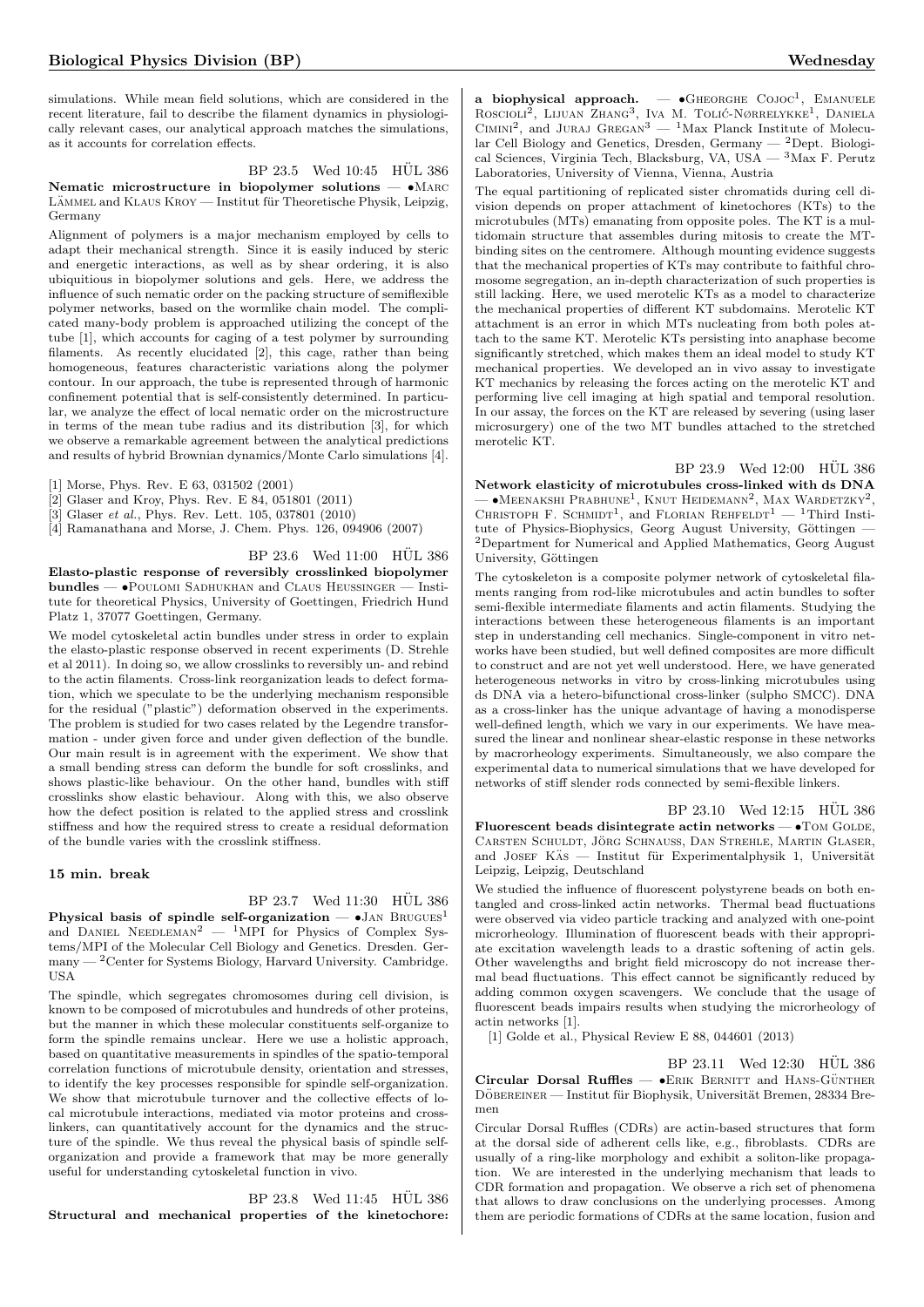simulations. While mean field solutions, which are considered in the recent literature, fail to describe the filament dynamics in physiologically relevant cases, our analytical approach matches the simulations, as it accounts for correlation effects.

BP 23.5 Wed 10:45 HÜL 386

**Nematic microstructure in biopolymer solutions** — •Marc Lämmel and Klaus Kroy — Institut für Theoretische Physik, Leipzig, Germany

Alignment of polymers is a major mechanism employed by cells to adapt their mechanical strength. Since it is easily induced by steric and energetic interactions, as well as by shear ordering, it is also ubiquitious in biopolymer solutions and gels. Here, we address the influence of such nematic order on the packing structure of semiflexible polymer networks, based on the wormlike chain model. The complicated many-body problem is approached utilizing the concept of the tube [1], which accounts for caging of a test polymer by surrounding filaments. As recently elucidated [2], this cage, rather than being homogeneous, features characteristic variations along the polymer contour. In our approach, the tube is represented through of harmonic confinement potential that is self-consistently determined. In particular, we analyze the effect of local nematic order on the microstructure in terms of the mean tube radius and its distribution [3], for which we observe a remarkable agreement between the analytical predictions and results of hybrid Brownian dynamics/Monte Carlo simulations [4].

[1] Morse, Phys. Rev. E 63, 031502 (2001)
[2] Glaser and Kroy, Phys. Rev. E 84, 051801 (2011)
[3] Glaser *et al.*, Phys. Rev. Lett. 105, 037801 (2010)
[4] Ramanathana and Morse, J. Chem. Phys. 126, 094906 (2007)

BP 23.6 Wed 11:00 HÜL 386

**Elasto-plastic response of reversibly crosslinked biopolymer bundles** — •Poulomi Sadhukhan and Claus Heussinger — Institute for theoretical Physics, University of Goettingen, Friedrich Hund Platz 1, 37077 Goettingen, Germany.

We model cytoskeletal actin bundles under stress in order to explain the elasto-plastic response observed in recent experiments (D. Strehle et al 2011). In doing so, we allow crosslinks to reversibly un- and rebind to the actin filaments. Cross-link reorganization leads to defect formation, which we speculate to be the underlying mechanism responsible for the residual ("plastic") deformation observed in the experiments. The problem is studied for two cases related by the Legendre transformation - under given force and under given deflection of the bundle. Our main result is in agreement with the experiment. We show that a small bending stress can deform the bundle for soft crosslinks, and shows plastic-like behaviour. On the other hand, bundles with stiff crosslinks show elastic behaviour. Along with this, we also observe how the defect position is related to the applied stress and crosslink stiffness and how the required stress to create a residual deformation of the bundle varies with the crosslink stiffness.

**15 min. break**

BP 23.7 Wed 11:30 HÜL 386

**Physical basis of spindle self-organization** — •Jan Brugues[1] and Daniel Needleman[2] — [1]MPI for Physics of Complex Systems/MPI of the Molecular Cell Biology and Genetics. Dresden. Germany — [2]Center for Systems Biology, Harvard University. Cambridge. USA

The spindle, which segregates chromosomes during cell division, is known to be composed of microtubules and hundreds of other proteins, but the manner in which these molecular constituents self-organize to form the spindle remains unclear. Here we use a holistic approach, based on quantitative measurements in spindles of the spatio-temporal correlation functions of microtubule density, orientation and stresses, to identify the key processes responsible for spindle self-organization. We show that microtubule turnover and the collective effects of local microtubule interactions, mediated via motor proteins and crosslinkers, can quantitatively account for the dynamics and the structure of the spindle. We thus reveal the physical basis of spindle self-organization and provide a framework that may be more generally useful for understanding cytoskeletal function in vivo.

BP 23.8 Wed 11:45 HÜL 386

**Structural and mechanical properties of the kinetochore: a biophysical approach.** — •Gheorghe Cojoc[1], Emanuele Roscioli[2], Lijuan Zhang[3], Iva M. Tolić-Nørrelykke[1], Daniela Cimini[2], and Juraj Gregan[3] — [1]Max Planck Institute of Molecular Cell Biology and Genetics, Dresden, Germany — [2]Dept. Biological Sciences, Virginia Tech, Blacksburg, VA, USA — [3]Max F. Perutz Laboratories, University of Vienna, Vienna, Austria

The equal partitioning of replicated sister chromatids during cell division depends on proper attachment of kinetochores (KTs) to the microtubules (MTs) emanating from opposite poles. The KT is a multidomain structure that assembles during mitosis to create the MT-binding sites on the centromere. Although mounting evidence suggests that the mechanical properties of KTs may contribute to faithful chromosome segregation, an in-depth characterization of such properties is still lacking. Here, we used merotelic KTs as a model to characterize the mechanical properties of different KT subdomains. Merotelic KT attachment is an error in which MTs nucleating from both poles attach to the same KT. Merotelic KTs persisting into anaphase become significantly stretched, which makes them an ideal model to study KT mechanical properties. We developed an in vivo assay to investigate KT mechanics by releasing the forces acting on the merotelic KT and performing live cell imaging at high spatial and temporal resolution. In our assay, the forces on the KT are released by severing (using laser microsurgery) one of the two MT bundles attached to the stretched merotelic KT.

BP 23.9 Wed 12:00 HÜL 386

**Network elasticity of microtubules cross-linked with ds DNA** — •Meenakshi Prabhune[1], Knut Heidemann[2], Max Wardetzky[2], Christoph F. Schmidt[1], and Florian Rehfeldt[1] — [1]Third Institute of Physics-Biophysics, Georg August University, Göttingen — [2]Department for Numerical and Applied Mathematics, Georg August University, Göttingen

The cytoskeleton is a composite polymer network of cytoskeletal filaments ranging from rod-like microtubules and actin bundles to softer semi-flexible intermediate filaments and actin filaments. Studying the interactions between these heterogeneous filaments is an important step in understanding cell mechanics. Single-component in vitro networks have been studied, but well defined composites are more difficult to construct and are not yet well understood. Here, we have generated heterogeneous networks in vitro by cross-linking microtubules using ds DNA via a hetero-bifunctional cross-linker (sulpho SMCC). DNA as a cross-linker has the unique advantage of having a monodisperse well-defined length, which we vary in our experiments. We have measured the linear and nonlinear shear-elastic response in these networks by macrorheology experiments. Simultaneously, we also compare the experimental data to numerical simulations that we have developed for networks of stiff slender rods connected by semi-flexible linkers.

BP 23.10 Wed 12:15 HÜL 386

**Fluorescent beads disintegrate actin networks** — •Tom Golde, Carsten Schuldt, Jörg Schnauss, Dan Strehle, Martin Glaser, and Josef Käs — Institut für Experimentalphysik 1, Universität Leipzig, Leipzig, Deutschland

We studied the influence of fluorescent polystyrene beads on both entangled and cross-linked actin networks. Thermal bead fluctuations were observed via video particle tracking and analyzed with one-point microrheology. Illumination of fluorescent beads with their appropriate excitation wavelength leads to a drastic softening of actin gels. Other wavelengths and bright field microscopy do not increase thermal bead fluctuations. This effect cannot be significantly reduced by adding common oxygen scavengers. We conclude that the usage of fluorescent beads impairs results when studying the microrheology of actin networks [1].

[1] Golde et al., Physical Review E 88, 044601 (2013)

BP 23.11 Wed 12:30 HÜL 386

**Circular Dorsal Ruffles** — •Erik Bernitt and Hans-Günther Döbereiner — Institut für Biophysik, Universität Bremen, 28334 Bremen

Circular Dorsal Ruffles (CDRs) are actin-based structures that form at the dorsal side of adherent cells like, e.g., fibroblasts. CDRs are usually of a ring-like morphology and exhibit a soliton-like propagation. We are interested in the underlying mechanism that leads to CDR formation and propagation. We observe a rich set of phenomena that allows to draw conclusions on the underlying processes. Among them are periodic formations of CDRs at the same location, fusion and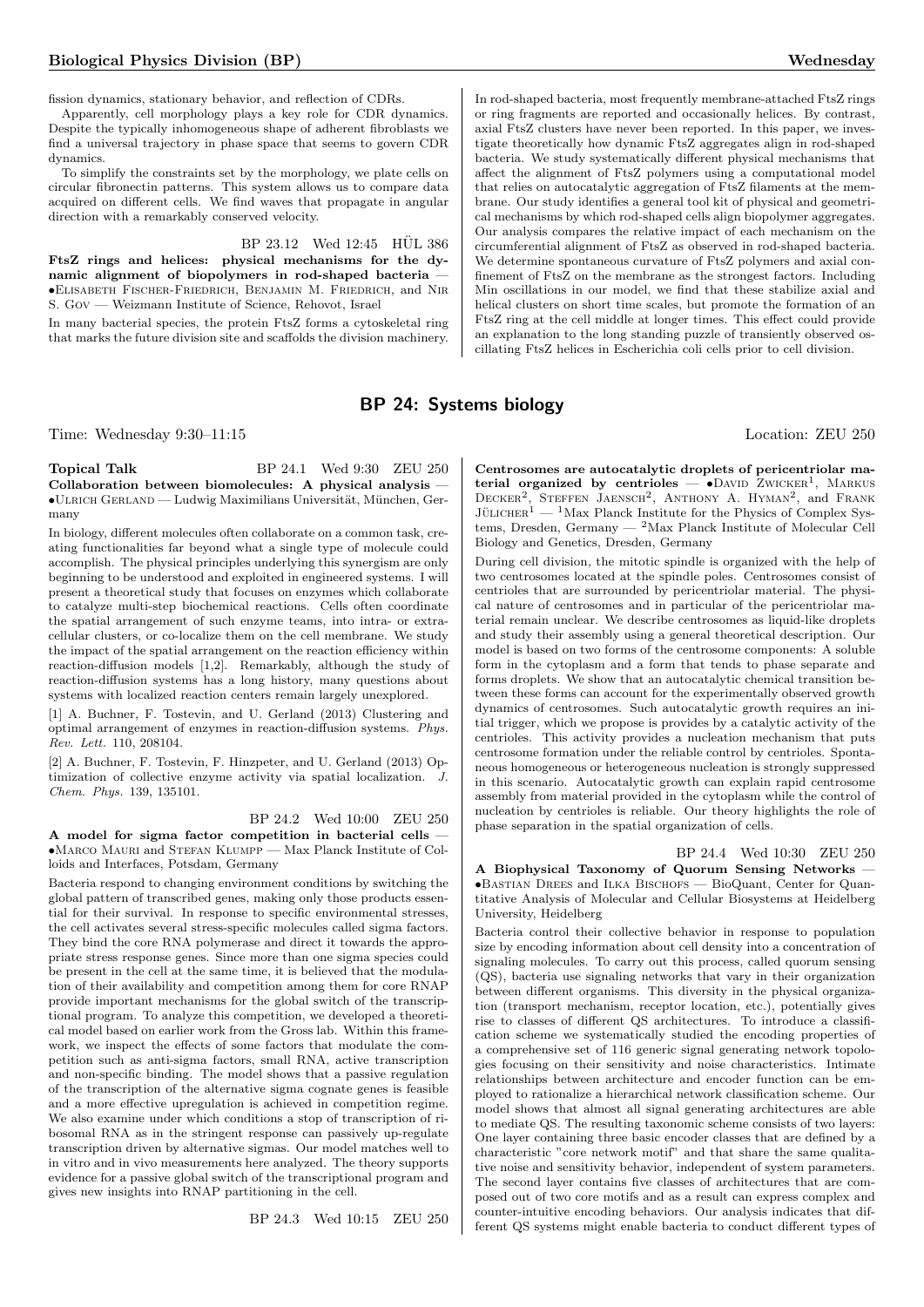fission dynamics, stationary behavior, and reflection of CDRs.

Apparently, cell morphology plays a key role for CDR dynamics. Despite the typically inhomogeneous shape of adherent fibroblasts we find a universal trajectory in phase space that seems to govern CDR dynamics.

To simplify the constraints set by the morphology, we plate cells on circular fibronectin patterns. This system allows us to compare data acquired on different cells. We find waves that propagate in angular direction with a remarkably conserved velocity.

BP 23.12 Wed 12:45 HÜL 386

**FtsZ rings and helices: physical mechanisms for the dynamic alignment of biopolymers in rod-shaped bacteria** — •Elisabeth Fischer-Friedrich, Benjamin M. Friedrich, and Nir S. Gov — Weizmann Institute of Science, Rehovot, Israel

In many bacterial species, the protein FtsZ forms a cytoskeletal ring that marks the future division site and scaffolds the division machinery. In rod-shaped bacteria, most frequently membrane-attached FtsZ rings or ring fragments are reported and occasionally helices. By contrast, axial FtsZ clusters have never been reported. In this paper, we investigate theoretically how dynamic FtsZ aggregates align in rod-shaped bacteria. We study systematically different physical mechanisms that affect the alignment of FtsZ polymers using a computational model that relies on autocatalytic aggregation of FtsZ filaments at the membrane. Our study identifies a general tool kit of physical and geometrical mechanisms by which rod-shaped cells align biopolymer aggregates. Our analysis compares the relative impact of each mechanism on the circumferential alignment of FtsZ as observed in rod-shaped bacteria. We determine spontaneous curvature of FtsZ polymers and axial confinement of FtsZ on the membrane as the strongest factors. Including Min oscillations in our model, we find that these stabilize axial and helical clusters on short time scales, but promote the formation of an FtsZ ring at the cell middle at longer times. This effect could provide an explanation to the long standing puzzle of transiently observed oscillating FtsZ helices in Escherichia coli cells prior to cell division.

## BP 24: Systems biology

Time: Wednesday 9:30–11:15 Location: ZEU 250

Topical Talk BP 24.1 Wed 9:30 ZEU 250

**Collaboration between biomolecules: A physical analysis** — •Ulrich Gerland — Ludwig Maximilians Universität, München, Germany

In biology, different molecules often collaborate on a common task, creating functionalities far beyond what a single type of molecule could accomplish. The physical principles underlying this synergism are only beginning to be understood and exploited in engineered systems. I will present a theoretical study that focuses on enzymes which collaborate to catalyze multi-step biochemical reactions. Cells often coordinate the spatial arrangement of such enzyme teams, into intra- or extracellular clusters, or co-localize them on the cell membrane. We study the impact of the spatial arrangement on the reaction efficiency within reaction-diffusion models [1,2]. Remarkably, although the study of reaction-diffusion systems has a long history, many questions about systems with localized reaction centers remain largely unexplored.

[1] A. Buchner, F. Tostevin, and U. Gerland (2013) Clustering and optimal arrangement of enzymes in reaction-diffusion systems. *Phys. Rev. Lett.* 110, 208104.

[2] A. Buchner, F. Tostevin, F. Hinzpeter, and U. Gerland (2013) Optimization of collective enzyme activity via spatial localization. *J. Chem. Phys.* 139, 135101.

BP 24.2 Wed 10:00 ZEU 250

**A model for sigma factor competition in bacterial cells** — •Marco Mauri and Stefan Klumpp — Max Planck Institute of Colloids and Interfaces, Potsdam, Germany

Bacteria respond to changing environment conditions by switching the global pattern of transcribed genes, making only those products essential for their survival. In response to specific environmental stresses, the cell activates several stress-specific molecules called sigma factors. They bind the core RNA polymerase and direct it towards the appropriate stress response genes. Since more than one sigma species could be present in the cell at the same time, it is believed that the modulation of their availability and competition among them for core RNAP provide important mechanisms for the global switch of the transcriptional program. To analyze this competition, we developed a theoretical model based on earlier work from the Gross lab. Within this framework, we inspect the effects of some factors that modulate the competition such as anti-sigma factors, small RNA, active transcription and non-specific binding. The model shows that a passive regulation of the transcription of the alternative sigma cognate genes is feasible and a more effective upregulation is achieved in competition regime. We also examine under which conditions a stop of transcription of ribosomal RNA as in the stringent response can passively up-regulate transcription driven by alternative sigmas. Our model matches well to in vitro and in vivo measurements here analyzed. The theory supports evidence for a passive global switch of the transcriptional program and gives new insights into RNAP partitioning in the cell.

BP 24.3 Wed 10:15 ZEU 250

**Centrosomes are autocatalytic droplets of pericentriolar material organized by centrioles** — •David Zwicker[1], Markus Decker[2], Steffen Jaensch[2], Anthony A. Hyman[2], and Frank Jülicher[1] — [1]Max Planck Institute for the Physics of Complex Systems, Dresden, Germany — [2]Max Planck Institute of Molecular Cell Biology and Genetics, Dresden, Germany

During cell division, the mitotic spindle is organized with the help of two centrosomes located at the spindle poles. Centrosomes consist of centrioles that are surrounded by pericentriolar material. The physical nature of centrosomes and in particular of the pericentriolar material remain unclear. We describe centrosomes as liquid-like droplets and study their assembly using a general theoretical description. Our model is based on two forms of the centrosome components: A soluble form in the cytoplasm and a form that tends to phase separate and forms droplets. We show that an autocatalytic chemical transition between these forms can account for the experimentally observed growth dynamics of centrosomes. Such autocatalytic growth requires an initial trigger, which we propose is provides by a catalytic activity of the centrioles. This activity provides a nucleation mechanism that puts centrosome formation under the reliable control by centrioles. Spontaneous homogeneous or heterogeneous nucleation is strongly suppressed in this scenario. Autocatalytic growth can explain rapid centrosome assembly from material provided in the cytoplasm while the control of nucleation by centrioles is reliable. Our theory highlights the role of phase separation in the spatial organization of cells.

BP 24.4 Wed 10:30 ZEU 250

**A Biophysical Taxonomy of Quorum Sensing Networks** — •Bastian Drees and Ilka Bischofs — BioQuant, Center for Quantitative Analysis of Molecular and Cellular Biosystems at Heidelberg University, Heidelberg

Bacteria control their collective behavior in response to population size by encoding information about cell density into a concentration of signaling molecules. To carry out this process, called quorum sensing (QS), bacteria use signaling networks that vary in their organization between different organisms. This diversity in the physical organization (transport mechanism, receptor location, etc.), potentially gives rise to classes of different QS architectures. To introduce a classification scheme we systematically studied the encoding properties of a comprehensive set of 116 generic signal generating network topologies focusing on their sensitivity and noise characteristics. Intimate relationships between architecture and encoder function can be employed to rationalize a hierarchical network classification scheme. Our model shows that almost all signal generating architectures are able to mediate QS. The resulting taxonomic scheme consists of two layers: One layer containing three basic encoder classes that are defined by a characteristic "core network motif" and that share the same qualitative noise and sensitivity behavior, independent of system parameters. The second layer contains five classes of architectures that are composed out of two core motifs and as a result can express complex and counter-intuitive encoding behaviors. Our analysis indicates that different QS systems might enable bacteria to conduct different types of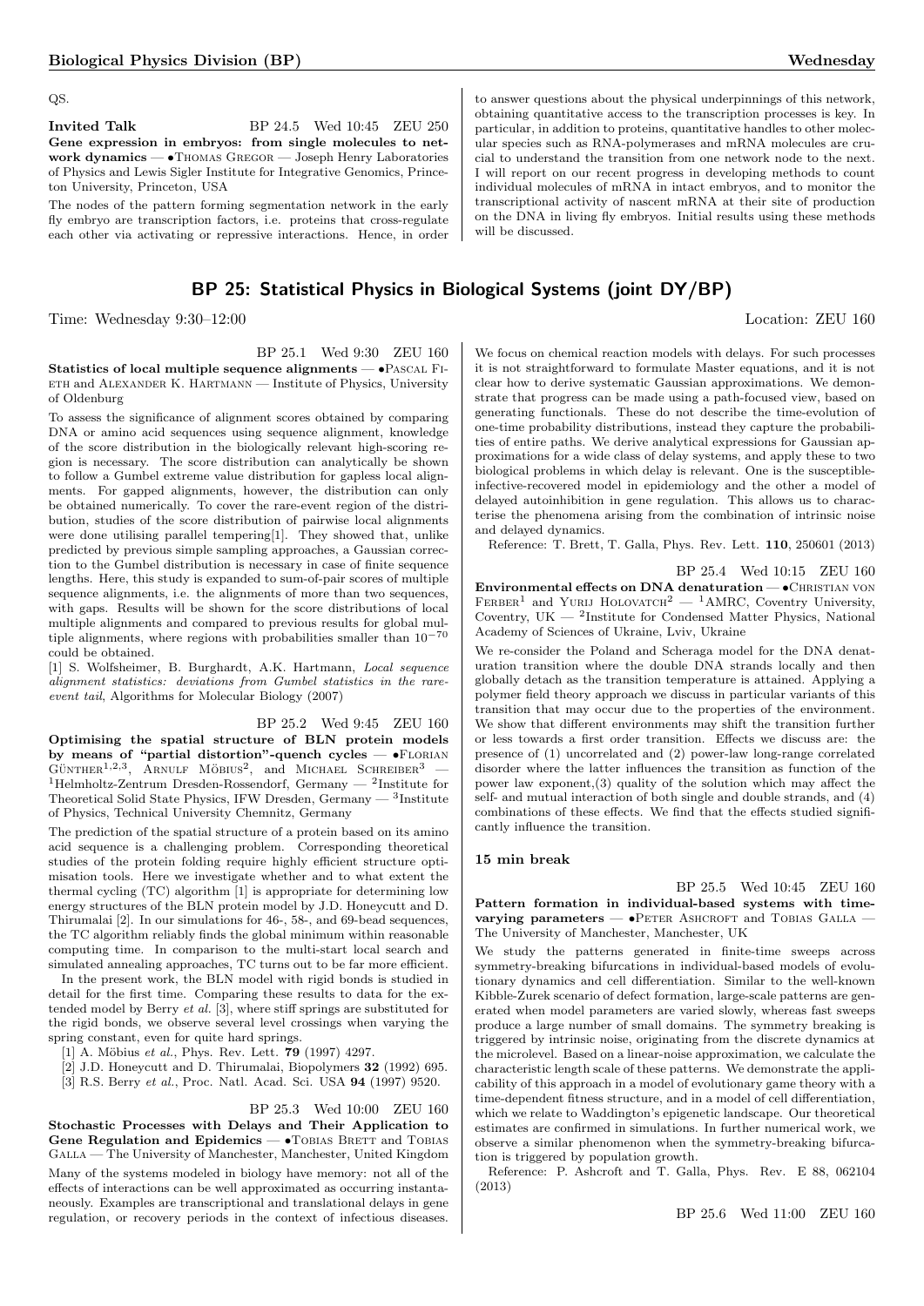QS.

**Invited Talk** BP 24.5 Wed 10:45 ZEU 250

**Gene expression in embryos: from single molecules to network dynamics** — •Thomas Gregor — Joseph Henry Laboratories of Physics and Lewis Sigler Institute for Integrative Genomics, Princeton University, Princeton, USA

The nodes of the pattern forming segmentation network in the early fly embryo are transcription factors, i.e. proteins that cross-regulate each other via activating or repressive interactions. Hence, in order to answer questions about the physical underpinnings of this network, obtaining quantitative access to the transcription processes is key. In particular, in addition to proteins, quantitative handles to other molecular species such as RNA-polymerases and mRNA molecules are crucial to understand the transition from one network node to the next. I will report on our recent progress in developing methods to count individual molecules of mRNA in intact embryos, and to monitor the transcriptional activity of nascent mRNA at their site of production on the DNA in living fly embryos. Initial results using these methods will be discussed.

## BP 25: Statistical Physics in Biological Systems (joint DY/BP)

Time: Wednesday 9:30–12:00 Location: ZEU 160

BP 25.1 Wed 9:30 ZEU 160

**Statistics of local multiple sequence alignments** — •Pascal Fieth and Alexander K. Hartmann — Institute of Physics, University of Oldenburg

To assess the significance of alignment scores obtained by comparing DNA or amino acid sequences using sequence alignment, knowledge of the score distribution in the biologically relevant high-scoring region is necessary. The score distribution can analytically be shown to follow a Gumbel extreme value distribution for gapless local alignments. For gapped alignments, however, the distribution can only be obtained numerically. To cover the rare-event region of the distribution, studies of the score distribution of pairwise local alignments were done utilising parallel tempering[1]. They showed that, unlike predicted by previous simple sampling approaches, a Gaussian correction to the Gumbel distribution is necessary in case of finite sequence lengths. Here, this study is expanded to sum-of-pair scores of multiple sequence alignments, i.e. the alignments of more than two sequences, with gaps. Results will be shown for the score distributions of local multiple alignments and compared to previous results for global multiple alignments, where regions with probabilities smaller than $10^{-70}$ could be obtained.

[1] S. Wolfsheimer, B. Burghardt, A.K. Hartmann, *Local sequence alignment statistics: deviations from Gumbel statistics in the rare-event tail*, Algorithms for Molecular Biology (2007)

BP 25.2 Wed 9:45 ZEU 160

**Optimising the spatial structure of BLN protein models by means of "partial distortion"-quench cycles** — •Florian Günther[1,2,3], Arnulf Möbius[2], and Michael Schreiber[3] — [1]Helmholtz-Zentrum Dresden-Rossendorf, Germany — [2]Institute for Theoretical Solid State Physics, IFW Dresden, Germany — [3]Institute of Physics, Technical University Chemnitz, Germany

The prediction of the spatial structure of a protein based on its amino acid sequence is a challenging problem. Corresponding theoretical studies of the protein folding require highly efficient structure optimisation tools. Here we investigate whether and to what extent the thermal cycling (TC) algorithm [1] is appropriate for determining low energy structures of the BLN protein model by J.D. Honeycutt and D. Thirumalai [2]. In our simulations for 46-, 58-, and 69-bead sequences, the TC algorithm reliably finds the global minimum within reasonable computing time. In comparison to the multi-start local search and simulated annealing approaches, TC turns out to be far more efficient.

In the present work, the BLN model with rigid bonds is studied in detail for the first time. Comparing these results to data for the extended model by Berry *et al.* [3], where stiff springs are substituted for the rigid bonds, we observe several level crossings when varying the spring constant, even for quite hard springs.

[1] A. Möbius *et al.*, Phys. Rev. Lett. **79** (1997) 4297.

[2] J.D. Honeycutt and D. Thirumalai, Biopolymers **32** (1992) 695.

[3] R.S. Berry *et al.*, Proc. Natl. Acad. Sci. USA **94** (1997) 9520.

BP 25.3 Wed 10:00 ZEU 160

**Stochastic Processes with Delays and Their Application to Gene Regulation and Epidemics** — •Tobias Brett and Tobias Galla — The University of Manchester, Manchester, United Kingdom

Many of the systems modeled in biology have memory: not all of the effects of interactions can be well approximated as occurring instantaneously. Examples are transcriptional and translational delays in gene regulation, or recovery periods in the context of infectious diseases. We focus on chemical reaction models with delays. For such processes it is not straightforward to formulate Master equations, and it is not clear how to derive systematic Gaussian approximations. We demonstrate that progress can be made using a path-focused view, based on generating functionals. These do not describe the time-evolution of one-time probability distributions, instead they capture the probabilities of entire paths. We derive analytical expressions for Gaussian approximations for a wide class of delay systems, and apply these to two biological problems in which delay is relevant. One is the susceptible-infective-recovered model in epidemiology and the other a model of delayed autoinhibition in gene regulation. This allows us to characterise the phenomena arising from the combination of intrinsic noise and delayed dynamics.

Reference: T. Brett, T. Galla, Phys. Rev. Lett. **110**, 250601 (2013)

BP 25.4 Wed 10:15 ZEU 160

**Environmental effects on DNA denaturation** — •Christian von Ferber[1] and Yurij Holovatch[2] — [1]AMRC, Coventry University, Coventry, UK — [2]Institute for Condensed Matter Physics, National Academy of Sciences of Ukraine, Lviv, Ukraine

We re-consider the Poland and Scheraga model for the DNA denaturation transition where the double DNA strands locally and then globally detach as the transition temperature is attained. Applying a polymer field theory approach we discuss in particular variants of this transition that may occur due to the properties of the environment. We show that different environments may shift the transition further or less towards a first order transition. Effects we discuss are: the presence of (1) uncorrelated and (2) power-law long-range correlated disorder where the latter influences the transition as function of the power law exponent,(3) quality of the solution which may affect the self- and mutual interaction of both single and double strands, and (4) combinations of these effects. We find that the effects studied significantly influence the transition.

**15 min break**

BP 25.5 Wed 10:45 ZEU 160

**Pattern formation in individual-based systems with time-varying parameters** — •Peter Ashcroft and Tobias Galla — The University of Manchester, Manchester, UK

We study the patterns generated in finite-time sweeps across symmetry-breaking bifurcations in individual-based models of evolutionary dynamics and cell differentiation. Similar to the well-known Kibble-Zurek scenario of defect formation, large-scale patterns are generated when model parameters are varied slowly, whereas fast sweeps produce a large number of small domains. The symmetry breaking is triggered by intrinsic noise, originating from the discrete dynamics at the microlevel. Based on a linear-noise approximation, we calculate the characteristic length scale of these patterns. We demonstrate the applicability of this approach in a model of evolutionary game theory with a time-dependent fitness structure, and in a model of cell differentiation, which we relate to Waddington's epigenetic landscape. Our theoretical estimates are confirmed in simulations. In further numerical work, we observe a similar phenomenon when the symmetry-breaking bifurcation is triggered by population growth.

Reference: P. Ashcroft and T. Galla, Phys. Rev. E 88, 062104 (2013)

BP 25.6 Wed 11:00 ZEU 160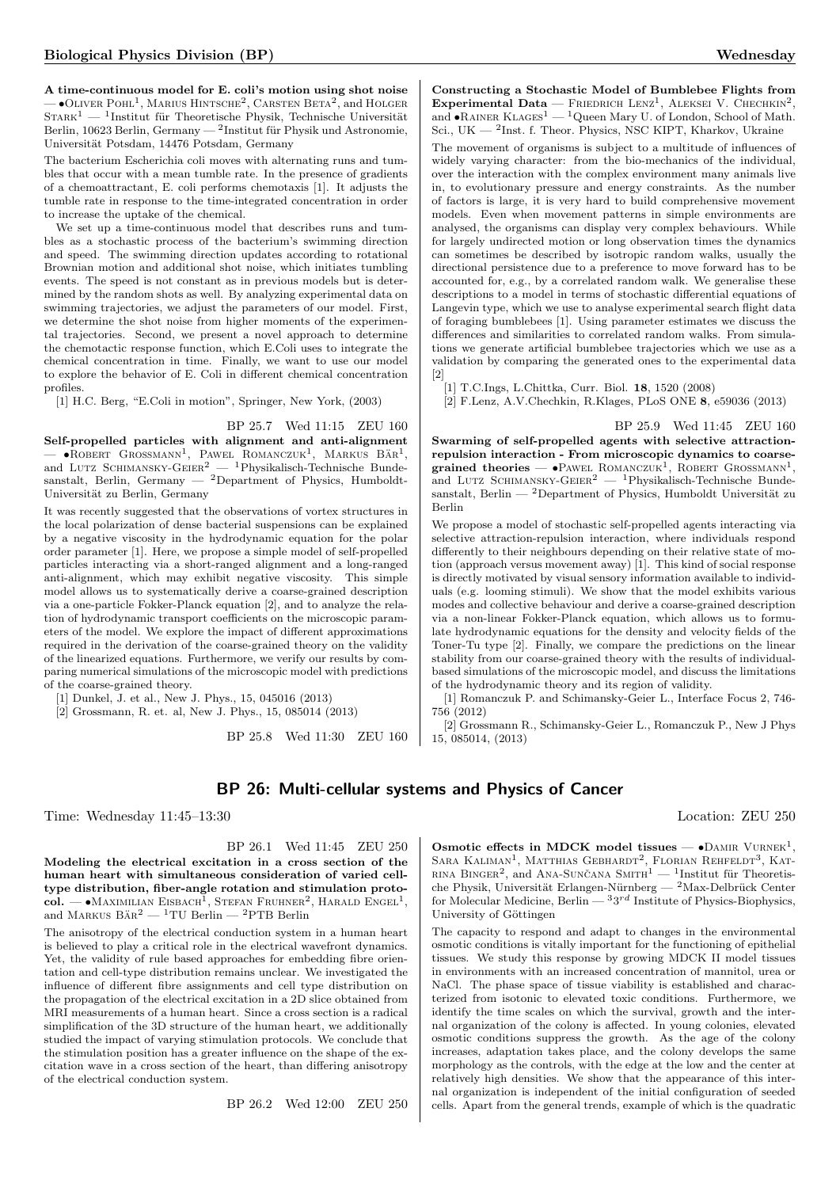**A time-continuous model for E. coli's motion using shot noise** — •Oliver Pohl[1], Marius Hintsche[2], Carsten Beta[2], and Holger Stark[1] — [1]Institut für Theoretische Physik, Technische Universität Berlin, 10623 Berlin, Germany — [2]Institut für Physik und Astronomie, Universität Potsdam, 14476 Potsdam, Germany

The bacterium Escherichia coli moves with alternating runs and tumbles that occur with a mean tumble rate. In the presence of gradients of a chemoattractant, E. coli performs chemotaxis [1]. It adjusts the tumble rate in response to the time-integrated concentration in order to increase the uptake of the chemical.

We set up a time-continuous model that describes runs and tumbles as a stochastic process of the bacterium's swimming direction and speed. The swimming direction updates according to rotational Brownian motion and additional shot noise, which initiates tumbling events. The speed is not constant as in previous models but is determined by the random shots as well. By analyzing experimental data on swimming trajectories, we adjust the parameters of our model. First, we determine the shot noise from higher moments of the experimental trajectories. Second, we present a novel approach to determine the chemotactic response function, which E.Coli uses to integrate the chemical concentration in time. Finally, we want to use our model to explore the behavior of E. Coli in different chemical concentration profiles.

[1] H.C. Berg, "E.Coli in motion", Springer, New York, (2003)

BP 25.7 Wed 11:15 ZEU 160

**Self-propelled particles with alignment and anti-alignment** — •Robert Grossmann[1], Pawel Romanczuk[1], Markus Bär[1], and Lutz Schimansky-Geier[2] — [1]Physikalisch-Technische Bundesanstalt, Berlin, Germany — [2]Department of Physics, Humboldt-Universität zu Berlin, Germany

It was recently suggested that the observations of vortex structures in the local polarization of dense bacterial suspensions can be explained by a negative viscosity in the hydrodynamic equation for the polar order parameter [1]. Here, we propose a simple model of self-propelled particles interacting via a short-ranged alignment and a long-ranged anti-alignment, which may exhibit negative viscosity. This simple model allows us to systematically derive a coarse-grained description via a one-particle Fokker-Planck equation [2], and to analyze the relation of hydrodynamic transport coefficients on the microscopic parameters of the model. We explore the impact of different approximations required in the derivation of the coarse-grained theory on the validity of the linearized equations. Furthermore, we verify our results by comparing numerical simulations of the microscopic model with predictions of the coarse-grained theory.

[1] Dunkel, J. et al., New J. Phys., 15, 045016 (2013)

[2] Grossmann, R. et. al, New J. Phys., 15, 085014 (2013)

BP 25.8 Wed 11:30 ZEU 160

**Constructing a Stochastic Model of Bumblebee Flights from Experimental Data** — Friedrich Lenz[1], Aleksei V. Chechkin[2], and •Rainer Klages[1] — [1]Queen Mary U. of London, School of Math. Sci., UK — [2]Inst. f. Theor. Physics, NSC KIPT, Kharkov, Ukraine

The movement of organisms is subject to a multitude of influences of widely varying character: from the bio-mechanics of the individual, over the interaction with the complex environment many animals live in, to evolutionary pressure and energy constraints. As the number of factors is large, it is very hard to build comprehensive movement models. Even when movement patterns in simple environments are analysed, the organisms can display very complex behaviours. While for largely undirected motion or long observation times the dynamics can sometimes be described by isotropic random walks, usually the directional persistence due to a preference to move forward has to be accounted for, e.g., by a correlated random walk. We generalise these descriptions to a model in terms of stochastic differential equations of Langevin type, which we use to analyse experimental search flight data of foraging bumblebees [1]. Using parameter estimates we discuss the differences and similarities to correlated random walks. From simulations we generate artificial bumblebee trajectories which we use as a validation by comparing the generated ones to the experimental data [2]

[1] T.C.Ings, L.Chittka, Curr. Biol. **18**, 1520 (2008)

[2] F.Lenz, A.V.Chechkin, R.Klages, PLoS ONE **8**, e59036 (2013)

BP 25.9 Wed 11:45 ZEU 160

**Swarming of self-propelled agents with selective attraction-repulsion interaction - From microscopic dynamics to coarse-grained theories** — •Pawel Romanczuk[1], Robert Grossmann[1], and Lutz Schimansky-Geier[2] — [1]Physikalisch-Technische Bundesanstalt, Berlin — [2]Department of Physics, Humboldt Universität zu Berlin

We propose a model of stochastic self-propelled agents interacting via selective attraction-repulsion interaction, where individuals respond differently to their neighbours depending on their relative state of motion (approach versus movement away) [1]. This kind of social response is directly motivated by visual sensory information available to individuals (e.g. looming stimuli). We show that the model exhibits various modes and collective behaviour and derive a coarse-grained description via a non-linear Fokker-Planck equation, which allows us to formulate hydrodynamic equations for the density and velocity fields of the Toner-Tu type [2]. Finally, we compare the predictions on the linear stability from our coarse-grained theory with the results of individual-based simulations of the microscopic model, and discuss the limitations of the hydrodynamic theory and its region of validity.

[1] Romanczuk P. and Schimansky-Geier L., Interface Focus 2, 746-756 (2012)

[2] Grossmann R., Schimansky-Geier L., Romanczuk P., New J Phys 15, 085014, (2013)

## BP 26: Multi-cellular systems and Physics of Cancer

Time: Wednesday 11:45–13:30 Location: ZEU 250

BP 26.1 Wed 11:45 ZEU 250

**Modeling the electrical excitation in a cross section of the human heart with simultaneous consideration of varied cell-type distribution, fiber-angle rotation and stimulation protocol.** — •Maximilian Eisbach[1], Stefan Fruhner[2], Harald Engel[1], and Markus Bär[2] — [1]TU Berlin — [2]PTB Berlin

The anisotropy of the electrical conduction system in a human heart is believed to play a critical role in the electrical wavefront dynamics. Yet, the validity of rule based approaches for embedding fibre orientation and cell-type distribution remains unclear. We investigated the influence of different fibre assignments and cell type distribution on the propagation of the electrical excitation in a 2D slice obtained from MRI measurements of a human heart. Since a cross section is a radical simplification of the 3D structure of the human heart, we additionally studied the impact of varying stimulation protocols. We conclude that the stimulation position has a greater influence on the shape of the excitation wave in a cross section of the heart, than differing anisotropy of the electrical conduction system.

BP 26.2 Wed 12:00 ZEU 250

**Osmotic effects in MDCK model tissues** — •Damir Vurnek[1], Sara Kaliman[1], Matthias Gebhardt[2], Florian Rehfeldt[3], Katrina Binger[2], and Ana-Sunčana Smith[1] — [1]Institut für Theoretische Physik, Universität Erlangen-Nürnberg — [2]Max-Delbrück Center for Molecular Medicine, Berlin — [3]3rd Institute of Physics-Biophysics, University of Göttingen

The capacity to respond and adapt to changes in the environmental osmotic conditions is vitally important for the functioning of epithelial tissues. We study this response by growing MDCK II model tissues in environments with an increased concentration of mannitol, urea or NaCl. The phase space of tissue viability is established and characterized from isotonic to elevated toxic conditions. Furthermore, we identify the time scales on which the survival, growth and the internal organization of the colony is affected. In young colonies, elevated osmotic conditions suppress the growth. As the age of the colony increases, adaptation takes place, and the colony develops the same morphology as the controls, with the edge at the low and the center at relatively high densities. We show that the appearance of this internal organization is independent of the initial configuration of seeded cells. Apart from the general trends, example of which is the quadratic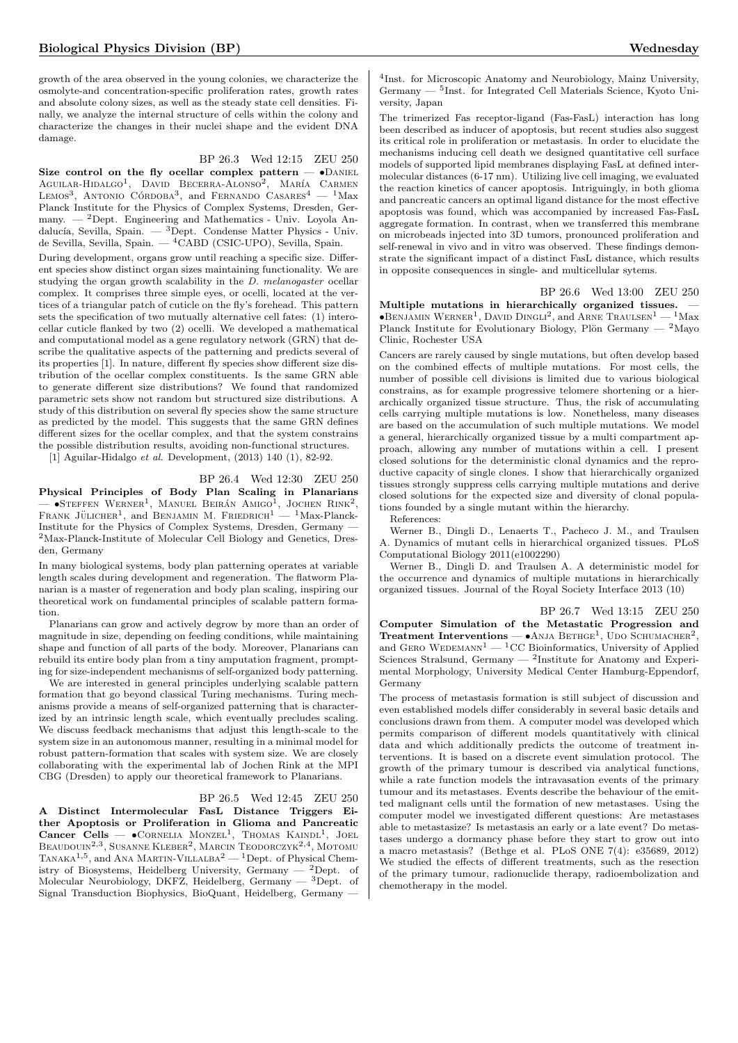growth of the area observed in the young colonies, we characterize the osmolyte-and concentration-specific proliferation rates, growth rates and absolute colony sizes, as well as the steady state cell densities. Finally, we analyze the internal structure of cells within the colony and characterize the changes in their nuclei shape and the evident DNA damage.

BP 26.3 Wed 12:15 ZEU 250

**Size control on the fly ocellar complex pattern** — •Daniel Aguilar-Hidalgo[1], David Becerra-Alonso[2], María Carmen Lemos[3], Antonio Córdoba[3], and Fernando Casares[4] — [1]Max Planck Institute for the Physics of Complex Systems, Dresden, Germany. — [2]Dept. Engineering and Mathematics - Univ. Loyola Andalucía, Sevilla, Spain. — [3]Dept. Condense Matter Physics - Univ. de Sevilla, Sevilla, Spain. — [4]CABD (CSIC-UPO), Sevilla, Spain.

During development, organs grow until reaching a specific size. Different species show distinct organ sizes maintaining functionality. We are studying the organ growth scalability in the *D. melanogaster* ocellar complex. It comprises three simple eyes, or ocelli, located at the vertices of a triangular patch of cuticle on the fly's forehead. This pattern sets the specification of two mutually alternative cell fates: (1) interocellar cuticle flanked by two (2) ocelli. We developed a mathematical and computational model as a gene regulatory network (GRN) that describe the qualitative aspects of the patterning and predicts several of its properties [1]. In nature, different fly species show different size distribution of the ocellar complex constituents. Is the same GRN able to generate different size distributions? We found that randomized parametric sets show not random but structured size distributions. A study of this distribution on several fly species show the same structure as predicted by the model. This suggests that the same GRN defines different sizes for the ocellar complex, and that the system constrains the possible distribution results, avoiding non-functional structures.

[1] Aguilar-Hidalgo *et al.* Development, (2013) 140 (1), 82-92.

BP 26.4 Wed 12:30 ZEU 250

**Physical Principles of Body Plan Scaling in Planarians** — •Steffen Werner[1], Manuel Beirán Amigo[1], Jochen Rink[2], Frank Jülicher[1], and Benjamin M. Friedrich[1] — [1]Max-Planck-Institute for the Physics of Complex Systems, Dresden, Germany — [2]Max-Planck-Institute of Molecular Cell Biology and Genetics, Dresden, Germany

In many biological systems, body plan patterning operates at variable length scales during development and regeneration. The flatworm Planarian is a master of regeneration and body plan scaling, inspiring our theoretical work on fundamental principles of scalable pattern formation.

Planarians can grow and actively degrow by more than an order of magnitude in size, depending on feeding conditions, while maintaining shape and function of all parts of the body. Moreover, Planarians can rebuild its entire body plan from a tiny amputation fragment, prompting for size-independent mechanisms of self-organized body patterning.

We are interested in general principles underlying scalable pattern formation that go beyond classical Turing mechanisms. Turing mechanisms provide a means of self-organized patterning that is characterized by an intrinsic length scale, which eventually precludes scaling. We discuss feedback mechanisms that adjust this length-scale to the system size in an autonomous manner, resulting in a minimal model for robust pattern-formation that scales with system size. We are closely collaborating with the experimental lab of Jochen Rink at the MPI CBG (Dresden) to apply our theoretical framework to Planarians.

BP 26.5 Wed 12:45 ZEU 250

**A Distinct Intermolecular FasL Distance Triggers Either Apoptosis or Proliferation in Glioma and Pancreatic Cancer Cells** — •Cornelia Monzel[1], Thomas Kaindl[1], Joel Beaudouin[2,3], Susanne Kleber[2], Marcin Teodorczyk[2,4], Motomu Tanaka[1,5], and Ana Martin-Villalba[2] — [1]Dept. of Physical Chemistry of Biosystems, Heidelberg University, Germany — [2]Dept. of Molecular Neurobiology, DKFZ, Heidelberg, Germany — [3]Dept. of Signal Transduction Biophysics, BioQuant, Heidelberg, Germany — [4]Inst. for Microscopic Anatomy and Neurobiology, Mainz University, Germany — [5]Inst. for Integrated Cell Materials Science, Kyoto University, Japan

The trimerized Fas receptor-ligand (Fas-FasL) interaction has long been described as inducer of apoptosis, but recent studies also suggest its critical role in proliferation or metastasis. In order to elucidate the mechanisms inducing cell death we designed quantitative cell surface models of supported lipid membranes displaying FasL at defined intermolecular distances (6-17 nm). Utilizing live cell imaging, we evaluated the reaction kinetics of cancer apoptosis. Intriguingly, in both glioma and pancreatic cancers an optimal ligand distance for the most effective apoptosis was found, which was accompanied by increased Fas-FasL aggregate formation. In contrast, when we transferred this membrane on microbeads injected into 3D tumors, pronounced proliferation and self-renewal in vivo and in vitro was observed. These findings demonstrate the significant impact of a distinct FasL distance, which results in opposite consequences in single- and multicellular sytems.

BP 26.6 Wed 13:00 ZEU 250

**Multiple mutations in hierarchically organized tissues.** — •Benjamin Werner[1], David Dingli[2], and Arne Traulsen[1] — [1]Max Planck Institute for Evolutionary Biology, Plön Germany — [2]Mayo Clinic, Rochester USA

Cancers are rarely caused by single mutations, but often develop based on the combined effects of multiple mutations. For most cells, the number of possible cell divisions is limited due to various biological constrains, as for example progressive telomere shortening or a hierarchically organized tissue structure. Thus, the risk of accumulating cells carrying multiple mutations is low. Nonetheless, many diseases are based on the accumulation of such multiple mutations. We model a general, hierarchically organized tissue by a multi compartment approach, allowing any number of mutations within a cell. I present closed solutions for the deterministic clonal dynamics and the reproductive capacity of single clones. I show that hierarchically organized tissues strongly suppress cells carrying multiple mutations and derive closed solutions for the expected size and diversity of clonal populations founded by a single mutant within the hierarchy.

References:

Werner B., Dingli D., Lenaerts T., Pacheco J. M., and Traulsen A. Dynamics of mutant cells in hierarchical organized tissues. PLoS Computational Biology 2011(e1002290)

Werner B., Dingli D. and Traulsen A. A deterministic model for the occurrence and dynamics of multiple mutations in hierarchically organized tissues. Journal of the Royal Society Interface 2013 (10)

BP 26.7 Wed 13:15 ZEU 250

**Computer Simulation of the Metastatic Progression and Treatment Interventions** — •Anja Bethge[1], Udo Schumacher[2], and Gero Wedemann[1] — [1]CC Bioinformatics, University of Applied Sciences Stralsund, Germany — [2]Institute for Anatomy and Experimental Morphology, University Medical Center Hamburg-Eppendorf, Germany

The process of metastasis formation is still subject of discussion and even established models differ considerably in several basic details and conclusions drawn from them. A computer model was developed which permits comparison of different models quantitatively with clinical data and which additionally predicts the outcome of treatment interventions. It is based on a discrete event simulation protocol. The growth of the primary tumour is described via analytical functions, while a rate function models the intravasation events of the primary tumour and its metastases. Events describe the behaviour of the emitted malignant cells until the formation of new metastases. Using the computer model we investigated different questions: Are metastases able to metastasize? Is metastasis an early or a late event? Do metastases undergo a dormancy phase before they start to grow out into a macro metastasis? (Bethge et al. PLoS ONE 7(4): e35689, 2012) We studied the effects of different treatments, such as the resection of the primary tumour, radionuclide therapy, radioembolization and chemotherapy in the model.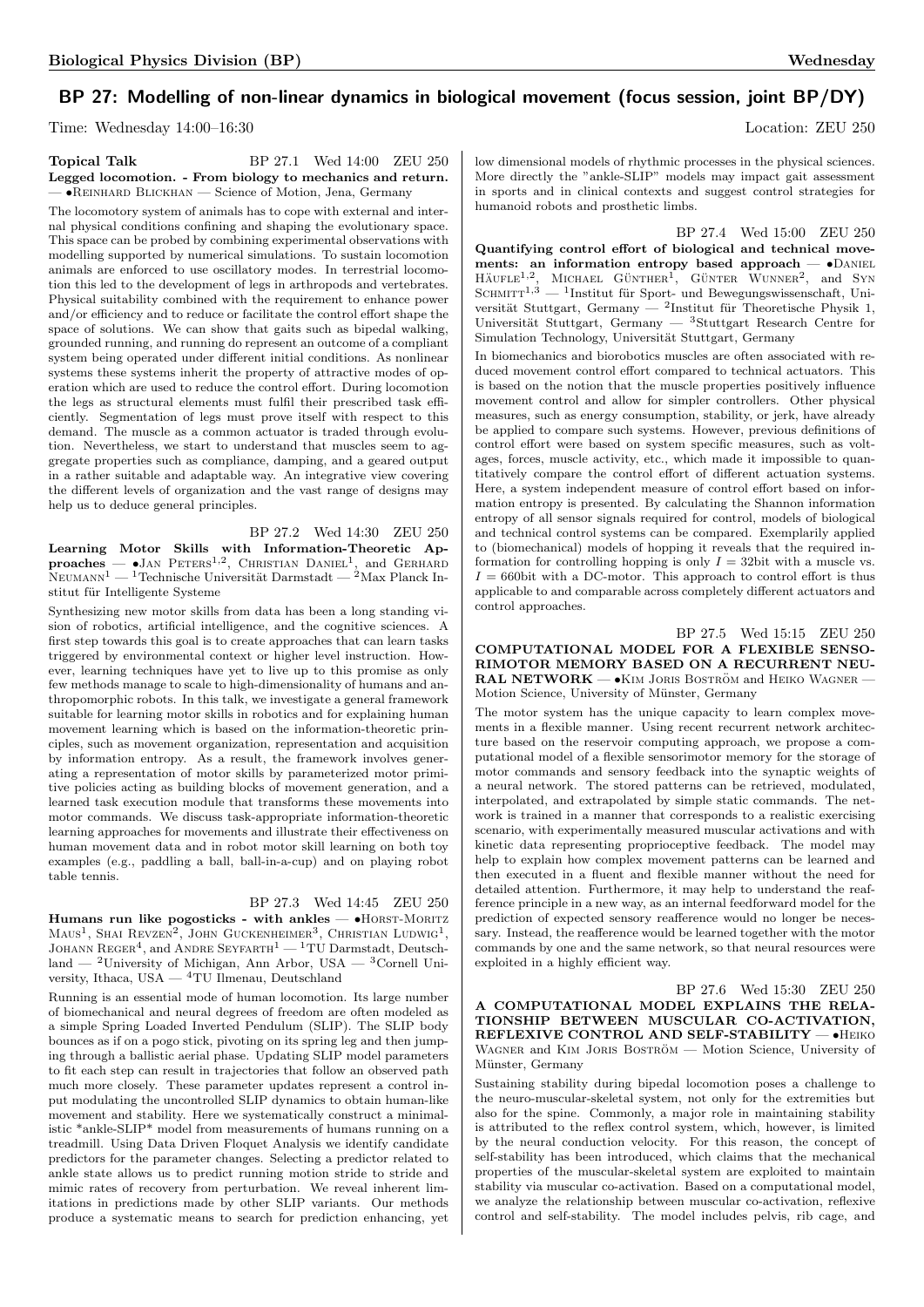## BP 27: Modelling of non-linear dynamics in biological movement (focus session, joint BP/DY)

Time: Wednesday 14:00–16:30 Location: ZEU 250

**Topical Talk** BP 27.1 Wed 14:00 ZEU 250

**Legged locomotion. - From biology to mechanics and return.** — •Reinhard Blickhan — Science of Motion, Jena, Germany

The locomotory system of animals has to cope with external and internal physical conditions confining and shaping the evolutionary space. This space can be probed by combining experimental observations with modelling supported by numerical simulations. To sustain locomotion animals are enforced to use oscillatory modes. In terrestrial locomotion this led to the development of legs in arthropods and vertebrates. Physical suitability combined with the requirement to enhance power and/or efficiency and to reduce or facilitate the control effort shape the space of solutions. We can show that gaits such as bipedal walking, grounded running, and running do represent an outcome of a compliant system being operated under different initial conditions. As nonlinear systems these systems inherit the property of attractive modes of operation which are used to reduce the control effort. During locomotion the legs as structural elements must fulfil their prescribed task efficiently. Segmentation of legs must prove itself with respect to this demand. The muscle as a common actuator is traded through evolution. Nevertheless, we start to understand that muscles seem to aggregate properties such as compliance, damping, and a geared output in a rather suitable and adaptable way. An integrative view covering the different levels of organization and the vast range of designs may help us to deduce general principles.

BP 27.2 Wed 14:30 ZEU 250

**Learning Motor Skills with Information-Theoretic Approaches** — •Jan Peters[1,2], Christian Daniel[1], and Gerhard Neumann[1] — [1]Technische Universität Darmstadt — [2]Max Planck Institut für Intelligente Systeme

Synthesizing new motor skills from data has been a long standing vision of robotics, artificial intelligence, and the cognitive sciences. A first step towards this goal is to create approaches that can learn tasks triggered by environmental context or higher level instruction. However, learning techniques have yet to live up to this promise as only few methods manage to scale to high-dimensionality of humans and anthropomorphic robots. In this talk, we investigate a general framework suitable for learning motor skills in robotics and for explaining human movement learning which is based on the information-theoretic principles, such as movement organization, representation and acquisition by information entropy. As a result, the framework involves generating a representation of motor skills by parameterized motor primitive policies acting as building blocks of movement generation, and a learned task execution module that transforms these movements into motor commands. We discuss task-appropriate information-theoretic learning approaches for movements and illustrate their effectiveness on human movement data and in robot motor skill learning on both toy examples (e.g., paddling a ball, ball-in-a-cup) and on playing robot table tennis.

BP 27.3 Wed 14:45 ZEU 250

**Humans run like pogosticks - with ankles** — •Horst-Moritz Maus[1], Shai Revzen[2], John Guckenheimer[3], Christian Ludwig[1], Johann Reger[4], and Andre Seyfarth[1] — [1]TU Darmstadt, Deutschland — [2]University of Michigan, Ann Arbor, USA — [3]Cornell University, Ithaca, USA — [4]TU Ilmenau, Deutschland

Running is an essential mode of human locomotion. Its large number of biomechanical and neural degrees of freedom are often modeled as a simple Spring Loaded Inverted Pendulum (SLIP). The SLIP body bounces as if on a pogo stick, pivoting on its spring leg and then jumping through a ballistic aerial phase. Updating SLIP model parameters to fit each step can result in trajectories that follow an observed path much more closely. These parameter updates represent a control input modulating the uncontrolled SLIP dynamics to obtain human-like movement and stability. Here we systematically construct a minimalistic *ankle-SLIP* model from measurements of humans running on a treadmill. Using Data Driven Floquet Analysis we identify candidate predictors for the parameter changes. Selecting a predictor related to ankle state allows us to predict running motion stride to stride and mimic rates of recovery from perturbation. We reveal inherent limitations in predictions made by other SLIP variants. Our methods produce a systematic means to search for prediction enhancing, yet low dimensional models of rhythmic processes in the physical sciences. More directly the "ankle-SLIP" models may impact gait assessment in sports and in clinical contexts and suggest control strategies for humanoid robots and prosthetic limbs.

BP 27.4 Wed 15:00 ZEU 250

**Quantifying control effort of biological and technical movements: an information entropy based approach** — •Daniel Häufle[1,2], Michael Günther[1], Günter Wunner[2], and Syn Schmitt[1,3] — [1]Institut für Sport- und Bewegungswissenschaft, Universität Stuttgart, Germany — [2]Institut für Theoretische Physik 1, Universität Stuttgart, Germany — [3]Stuttgart Research Centre for Simulation Technology, Universität Stuttgart, Germany

In biomechanics and biorobotics muscles are often associated with reduced movement control effort compared to technical actuators. This is based on the notion that the muscle properties positively influence movement control and allow for simpler controllers. Other physical measures, such as energy consumption, stability, or jerk, have already be applied to compare such systems. However, previous definitions of control effort were based on system specific measures, such as voltages, forces, muscle activity, etc., which made it impossible to quantitatively compare the control effort of different actuation systems. Here, a system independent measure of control effort based on information entropy is presented. By calculating the Shannon information entropy of all sensor signals required for control, models of biological and technical control systems can be compared. Exemplarily applied to (biomechanical) models of hopping it reveals that the required information for controlling hopping is only $I = 32$bit with a muscle vs. $I = 660$bit with a DC-motor. This approach to control effort is thus applicable to and comparable across completely different actuators and control approaches.

BP 27.5 Wed 15:15 ZEU 250

**COMPUTATIONAL MODEL FOR A FLEXIBLE SENSORIMOTOR MEMORY BASED ON A RECURRENT NEURAL NETWORK** — •Kim Joris Boström and Heiko Wagner — Motion Science, University of Münster, Germany

The motor system has the unique capacity to learn complex movements in a flexible manner. Using recent recurrent network architecture based on the reservoir computing approach, we propose a computational model of a flexible sensorimotor memory for the storage of motor commands and sensory feedback into the synaptic weights of a neural network. The stored patterns can be retrieved, modulated, interpolated, and extrapolated by simple static commands. The network is trained in a manner that corresponds to a realistic exercising scenario, with experimentally measured muscular activations and with kinetic data representing proprioceptive feedback. The model may help to explain how complex movement patterns can be learned and then executed in a fluent and flexible manner without the need for detailed attention. Furthermore, it may help to understand the reafference principle in a new way, as an internal feedforward model for the prediction of expected sensory reafference would no longer be necessary. Instead, the reafference would be learned together with the motor commands by one and the same network, so that neural resources were exploited in a highly efficient way.

BP 27.6 Wed 15:30 ZEU 250

**A COMPUTATIONAL MODEL EXPLAINS THE RELATIONSHIP BETWEEN MUSCULAR CO-ACTIVATION, REFLEXIVE CONTROL AND SELF-STABILITY** — •Heiko Wagner and Kim Joris Boström — Motion Science, University of Münster, Germany

Sustaining stability during bipedal locomotion poses a challenge to the neuro-muscular-skeletal system, not only for the extremities but also for the spine. Commonly, a major role in maintaining stability is attributed to the reflex control system, which, however, is limited by the neural conduction velocity. For this reason, the concept of self-stability has been introduced, which claims that the mechanical properties of the muscular-skeletal system are exploited to maintain stability via muscular co-activation. Based on a computational model, we analyze the relationship between muscular co-activation, reflexive control and self-stability. The model includes pelvis, rib cage, and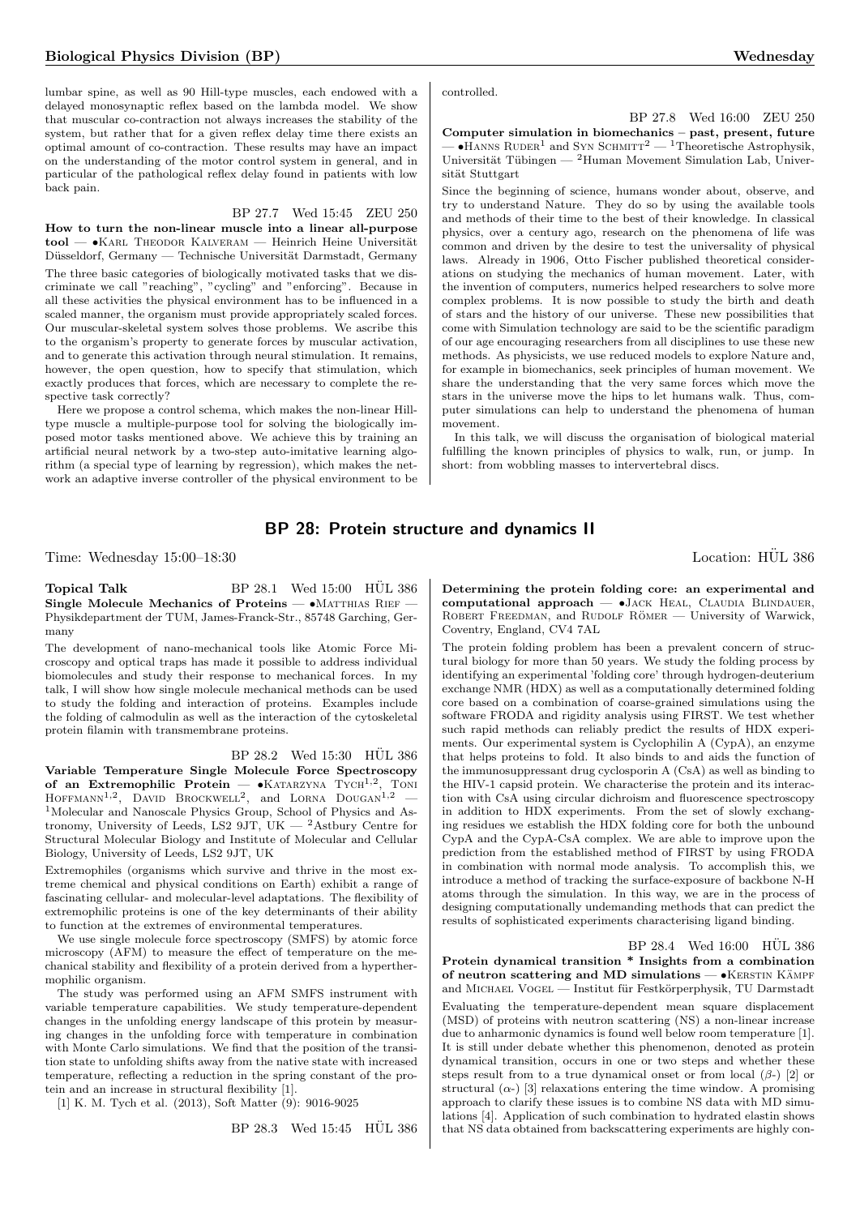lumbar spine, as well as 90 Hill-type muscles, each endowed with a delayed monosynaptic reflex based on the lambda model. We show that muscular co-contraction not always increases the stability of the system, but rather that for a given reflex delay time there exists an optimal amount of co-contraction. These results may have an impact on the understanding of the motor control system in general, and in particular of the pathological reflex delay found in patients with low back pain.

BP 27.7 Wed 15:45 ZEU 250

**How to turn the non-linear muscle into a linear all-purpose tool** — •Karl Theodor Kalveram — Heinrich Heine Universität Düsseldorf, Germany — Technische Universität Darmstadt, Germany

The three basic categories of biologically motivated tasks that we discriminate we call "reaching", "cycling" and "enforcing". Because in all these activities the physical environment has to be influenced in a scaled manner, the organism must provide appropriately scaled forces. Our muscular-skeletal system solves those problems. We ascribe this to the organism's property to generate forces by muscular activation, and to generate this activation through neural stimulation. It remains, however, the open question, how to specify that stimulation, which exactly produces that forces, which are necessary to complete the respective task correctly?

Here we propose a control schema, which makes the non-linear Hill-type muscle a multiple-purpose tool for solving the biologically imposed motor tasks mentioned above. We achieve this by training an artificial neural network by a two-step auto-imitative learning algorithm (a special type of learning by regression), which makes the network an adaptive inverse controller of the physical environment to be controlled.

BP 27.8 Wed 16:00 ZEU 250

**Computer simulation in biomechanics – past, present, future** — •Hanns Ruder[1] and Syn Schmitt[2] — [1]Theoretische Astrophysik, Universität Tübingen — [2]Human Movement Simulation Lab, Universität Stuttgart

Since the beginning of science, humans wonder about, observe, and try to understand Nature. They do so by using the available tools and methods of their time to the best of their knowledge. In classical physics, over a century ago, research on the phenomena of life was common and driven by the desire to test the universality of physical laws. Already in 1906, Otto Fischer published theoretical considerations on studying the mechanics of human movement. Later, with the invention of computers, numerics helped researchers to solve more complex problems. It is now possible to study the birth and death of stars and the history of our universe. These new possibilities that come with Simulation technology are said to be the scientific paradigm of our age encouraging researchers from all disciplines to use these new methods. As physicists, we use reduced models to explore Nature and, for example in biomechanics, seek principles of human movement. We share the understanding that the very same forces which move the stars in the universe move the hips to let humans walk. Thus, computer simulations can help to understand the phenomena of human movement.

In this talk, we will discuss the organisation of biological material fulfilling the known principles of physics to walk, run, or jump. In short: from wobbling masses to intervertebral discs.

## BP 28: Protein structure and dynamics II

Time: Wednesday 15:00–18:30 Location: HÜL 386

Topical Talk BP 28.1 Wed 15:00 HÜL 386

**Single Molecule Mechanics of Proteins** — •Matthias Rief — Physikdepartment der TUM, James-Franck-Str., 85748 Garching, Germany

The development of nano-mechanical tools like Atomic Force Microscopy and optical traps has made it possible to address individual biomolecules and study their response to mechanical forces. In my talk, I will show how single molecule mechanical methods can be used to study the folding and interaction of proteins. Examples include the folding of calmodulin as well as the interaction of the cytoskeletal protein filamin with transmembrane proteins.

BP 28.2 Wed 15:30 HÜL 386

**Variable Temperature Single Molecule Force Spectroscopy of an Extremophilic Protein** — •Katarzyna Tych[1,2], Toni Hoffmann[1,2], David Brockwell[2], and Lorna Dougan[1,2] — [1]Molecular and Nanoscale Physics Group, School of Physics and Astronomy, University of Leeds, LS2 9JT, UK — [2]Astbury Centre for Structural Molecular Biology and Institute of Molecular and Cellular Biology, University of Leeds, LS2 9JT, UK

Extremophiles (organisms which survive and thrive in the most extreme chemical and physical conditions on Earth) exhibit a range of fascinating cellular- and molecular-level adaptations. The flexibility of extremophilic proteins is one of the key determinants of their ability to function at the extremes of environmental temperatures.

We use single molecule force spectroscopy (SMFS) by atomic force microscopy (AFM) to measure the effect of temperature on the mechanical stability and flexibility of a protein derived from a hyperthermophilic organism.

The study was performed using an AFM SMFS instrument with variable temperature capabilities. We study temperature-dependent changes in the unfolding energy landscape of this protein by measuring changes in the unfolding force with temperature in combination with Monte Carlo simulations. We find that the position of the transition state to unfolding shifts away from the native state with increased temperature, reflecting a reduction in the spring constant of the protein and an increase in structural flexibility [1].

[1] K. M. Tych et al. (2013), Soft Matter (9): 9016-9025

BP 28.3 Wed 15:45 HÜL 386

**Determining the protein folding core: an experimental and computational approach** — •Jack Heal, Claudia Blindauer, Robert Freedman, and Rudolf Römer — University of Warwick, Coventry, England, CV4 7AL

The protein folding problem has been a prevalent concern of structural biology for more than 50 years. We study the folding process by identifying an experimental 'folding core' through hydrogen-deuterium exchange NMR (HDX) as well as a computationally determined folding core based on a combination of coarse-grained simulations using the software FRODA and rigidity analysis using FIRST. We test whether such rapid methods can reliably predict the results of HDX experiments. Our experimental system is Cyclophilin A (CypA), an enzyme that helps proteins to fold. It also binds to and aids the function of the immunosuppressant drug cyclosporin A (CsA) as well as binding to the HIV-1 capsid protein. We characterise the protein and its interaction with CsA using circular dichroism and fluorescence spectroscopy in addition to HDX experiments. From the set of slowly exchanging residues we establish the HDX folding core for both the unbound CypA and the CypA-CsA complex. We are able to improve upon the prediction from the established method of FIRST by using FRODA in combination with normal mode analysis. To accomplish this, we introduce a method of tracking the surface-exposure of backbone N-H atoms through the simulation. In this way, we are in the process of designing computationally undemanding methods that can predict the results of sophisticated experiments characterising ligand binding.

BP 28.4 Wed 16:00 HÜL 386

**Protein dynamical transition * Insights from a combination of neutron scattering and MD simulations** — •Kerstin Kämpf and Michael Vogel — Institut für Festkörperphysik, TU Darmstadt

Evaluating the temperature-dependent mean square displacement (MSD) of proteins with neutron scattering (NS) a non-linear increase due to anharmonic dynamics is found well below room temperature [1]. It is still under debate whether this phenomenon, denoted as protein dynamical transition, occurs in one or two steps and whether these steps result from a true dynamical onset or from local ($\beta$-) [2] or structural ($\alpha$-) [3] relaxations entering the time window. A promising approach to clarify these issues is to combine NS data with MD simulations [4]. Application of such combination to hydrated elastin shows that NS data obtained from backscattering experiments are highly con-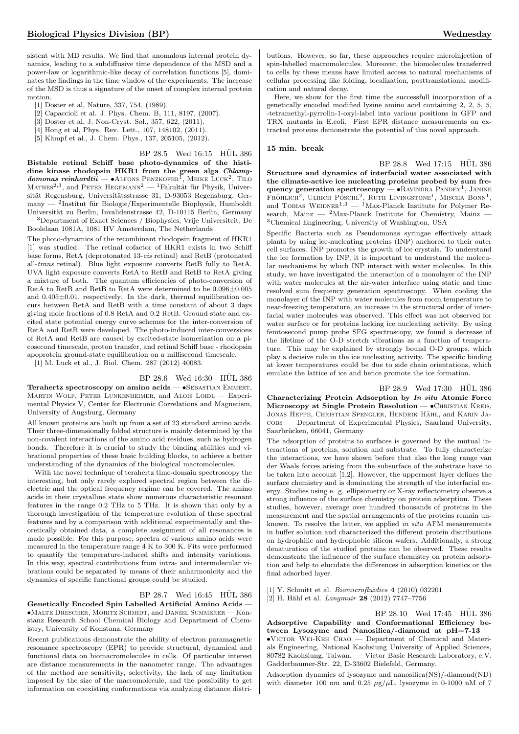sistent with MD results. We find that anomalous internal protein dynamics, leading to a subdiffusive time dependence of the MSD and a power-law or logarithmic-like decay of correlation functions [5], dominates the findings in the time window of the experiments. The increase of the MSD is thus a signature of the onset of complex internal protein motion.

[1] Doster et al, Nature, 337, 754, (1989).
[2] Capaccioli et al. J. Phys. Chem. B, 111, 8197, (2007).
[3] Doster et al, J. Non-Cryst. Sol., 357, 622, (2011).
[4] Hong et al, Phys. Rev. Lett., 107, 148102, (2011).
[5] Kämpf et al., J. Chem. Phys., 137, 205105, (2012).

BP 28.5 Wed 16:15 HÜL 386

**Bistable retinal Schiff base photo-dynamics of the histidine kinase rhodopsin HKR1 from the green alga *Chlamydomonas reinhardtii*** — •Alfons Penzkofer[1], Meike Luck[2], Tilo Mathes[2,3], and Peter Hegemann[2] — [1]Fakultät für Physik, Universität Regensburg, Universitätsstrasse 31, D-93053 Regensburg, Germany — [2]Institut für Biologie/Experimentelle Biophysik, Humboldt Universität zu Berlin, Invalidenstrasse 42, D-10115 Berlin, Germany — [3]Department of Exact Sciences / Biophysics, Vrije Universiteit, De Boolelaan 1081A, 1081 HV Amsterdam, The Netherlands

The photo-dynamics of the recombinant rhodopsin fragment of HKR1 [1] was studied. The retinal cofactor of HKR1 exists in two Schiff base forms, RetA (deprotonated 13-*cis* retinal) and RetB (protonated all-*trans* retinal). Blue light exposure converts RetB fully to RetA. UVA light exposure converts RetA to RetB and RetB to RetA giving a mixture of both. The quantum efficiencies of photo-conversion of RetA to RetB and RetB to RetA were determined to be $0.096\pm0.005$ and $0.405\pm0.01$, respectively. In the dark, thermal equilibration occurs between RetA and RetB with a time constant of about 3 days giving mole fractions of 0.8 RetA and 0.2 RetB. Ground state and excited state potential energy curve schemes for the inter-conversion of RetA and RetB were developed. The photo-induced inter-conversions of RetA and RetB are caused by excited-state isomerization on a picosecond timescale, proton transfer, and retinal Schiff base - rhodopsin apoprotein ground-state equilibration on a millisecond timescale.

[1] M. Luck et al., J. Biol. Chem. 287 (2012) 40083.

BP 28.6 Wed 16:30 HÜL 386

**Terahertz spectroscopy on amino acids** — •Sebastian Emmert, Martin Wolf, Peter Lunkenheimer, and Alois Loidl — Experimental Physics V, Center for Electronic Correlations and Magnetism, University of Augsburg, Germany

All known proteins are built up from a set of 23 standard amino acids. Their three-dimensionally folded structure is mainly determined by the non-covalent interactions of the amino acid residues, such as hydrogen bonds. Therefore it is crucial to study the binding abilities and vibrational properties of these basic building blocks, to achieve a better understanding of the dynamics of the biological macromolecules.

With the novel technique of terahertz time-domain spectroscopy the interesting, but only rarely explored spectral region between the dielectric and the optical frequency regime can be covered. The amino acids in their crystalline state show numerous characteristic resonant features in the range 0.2 THz to 5 THz. It is shown that only by a thorough investigation of the temperature evolution of these spectral features and by a comparison with additional experimentally and theoretically obtained data, a complete assignment of all resonances is made possible. For this purpose, spectra of various amino acids were measured in the temperature range 4 K to 300 K. Fits were performed to quantify the temperature-induced shifts and intensity variations. In this way, spectral contributions from intra- and intermolecular vibrations could be separated by means of their anharmonicity and the dynamics of specific functional groups could be studied.

BP 28.7 Wed 16:45 HÜL 386

**Genetically Encoded Spin Labelled Artificial Amino Acids** — •Malte Drescher, Moritz Schmidt, and Daniel Summerer — Konstanz Research School Chemical Biology and Department of Chemistry, University of Konstanz, Germany

Recent publications demonstrate the ability of electron paramagnetic resonance spectroscopy (EPR) to provide structural, dynamical and functional data on biomacromolecules in cells. Of particular interest are distance measurements in the nanometer range. The advantages of the method are sensitivity, selectivity, the lack of any limitation imposed by the size of the macromolecule, and the possibility to get information on coexisting conformations via analyzing distance distributions. However, so far, these approaches require microinjection of spin-labelled macromolecules. Moreover, the biomolecules transferred to cells by these means have limited access to natural mechanisms of cellular processing like folding, localization, posttranslational modification and natural decay.

Here, we show for the first time the successfull incorporation of a genetically encoded modified lysine amino acid containing 2, 2, 5, 5, -tetramethyl-pyrrolin-1-oxyl-label into various positions in GFP and TRX mutants in E.coli. First EPR distance measurements on extracted proteins demonstrate the potential of this novel approach.

**15 min. break**

BP 28.8 Wed 17:15 HÜL 386

**Structure and dynamics of interfacial water associated with the climate-active ice nucleating proteins probed by sum frequency generation spectroscopy** — •Ravindra Pandey[1], Janine Fröhlich[2], Ulrich Pöschl[2], Ruth Livingstone[1], Mischa Bonn[1], and Tobias Weidner[1,3] — [1]Max-Planck Institute for Polymer Research, Mainz — [2]Max-Planck Institute for Chemistry, Mainz — [3]Chemical Engineering, University of Washington, USA

Specific Bacteria such as Pseudomonas syringae effectively attack plants by using ice-nucleating proteins (INP) anchored to their outer cell surfaces. INP promotes the growth of ice crystals. To understand the ice formation by INP, it is important to understand the molecular mechanisms by which INP interact with water molecules. In this study, we have investigated the interaction of a monolayer of the INP with water molecules at the air-water interface using static and time resolved sum frequency generation spectroscopy. When cooling the monolayer of the INP with water molecules from room temperature to near-freezing temperature, an increase in the structural order of interfacial water molecules was observed. This effect was not observed for water surface or for proteins lacking ice nucleating activity. By using femtosecond pump probe SFG spectroscopy, we found a decrease of the lifetime of the O-D stretch vibrations as a function of temperature. This may be explained by strongly bound O-D groups, which play a decisive role in the ice nucleating activity. The specific binding at lower temperatures could be due to side chain orientations, which emulate the lattice of ice and hence promote the ice formation.

BP 28.9 Wed 17:30 HÜL 386

**Characterizing Protein Adsorption by *In situ* Atomic Force Microscopy at Single Protein Resolution** — •Christian Kreis, Jonas Heppe, Christian Spengler, Hendrik Hähl, and Karin Jacobs — Department of Experimental Physics, Saarland University, Saarbrücken, 66041, Germany

The adsorption of proteins to surfaces is governed by the mutual interactions of proteins, solution and substrate. To fully characterize the interactions, we have shown before that also the long range van der Waals forces arising from the subsurface of the substrate have to be taken into account [1,2]. However, the uppermost layer defines the surface chemistry and is dominating the strength of the interfacial energy. Studies using e. g. ellipsometry or X-ray reflectometry observe a strong influence of the surface chemistry on protein adsorption. These studies, however, average over hundred thousands of proteins in the measurement and the spatial arrangements of the proteins remain unknown. To resolve the latter, we applied *in situ* AFM measurements in buffer solution and characterized the different protein distributions on hydrophilic and hydrophobic silicon wafers. Additionally, a strong denaturation of the studied proteins can be observed. These results demonstrate the influence of the surface chemistry on protein adsorption and help to elucidate the differences in adsorption kinetics or the final adsorbed layer.

[1] Y. Schmitt et al. *Biomicrofluidics* **4** (2010) 032201
[2] H. Hähl et al. *Langmuir* **28** (2012) 7747–7756

BP 28.10 Wed 17:45 HÜL 386

**Adsorptive Capability and Conformational Efficiency between Lysozyme and Nanosilica/-diamond at pH=7-13** — •Victor Wei-Keh Chao — Department of Chemical and Materials Engineering, National Kaohsiung University of Applied Sciences, 80782 Kaohsiung, Taiwan. — Victor Basic Research Laboratory, e.V. Gadderbaumer-Str. 22, D-33602 Bielefeld, Germany.

Adsorption dynamics of lysozyme and nanosilica(NS)/-diamond(ND) with diameter 100 nm and 0.25 $\mu g/\mu L$, lysozyme in 0-1000 nM of 7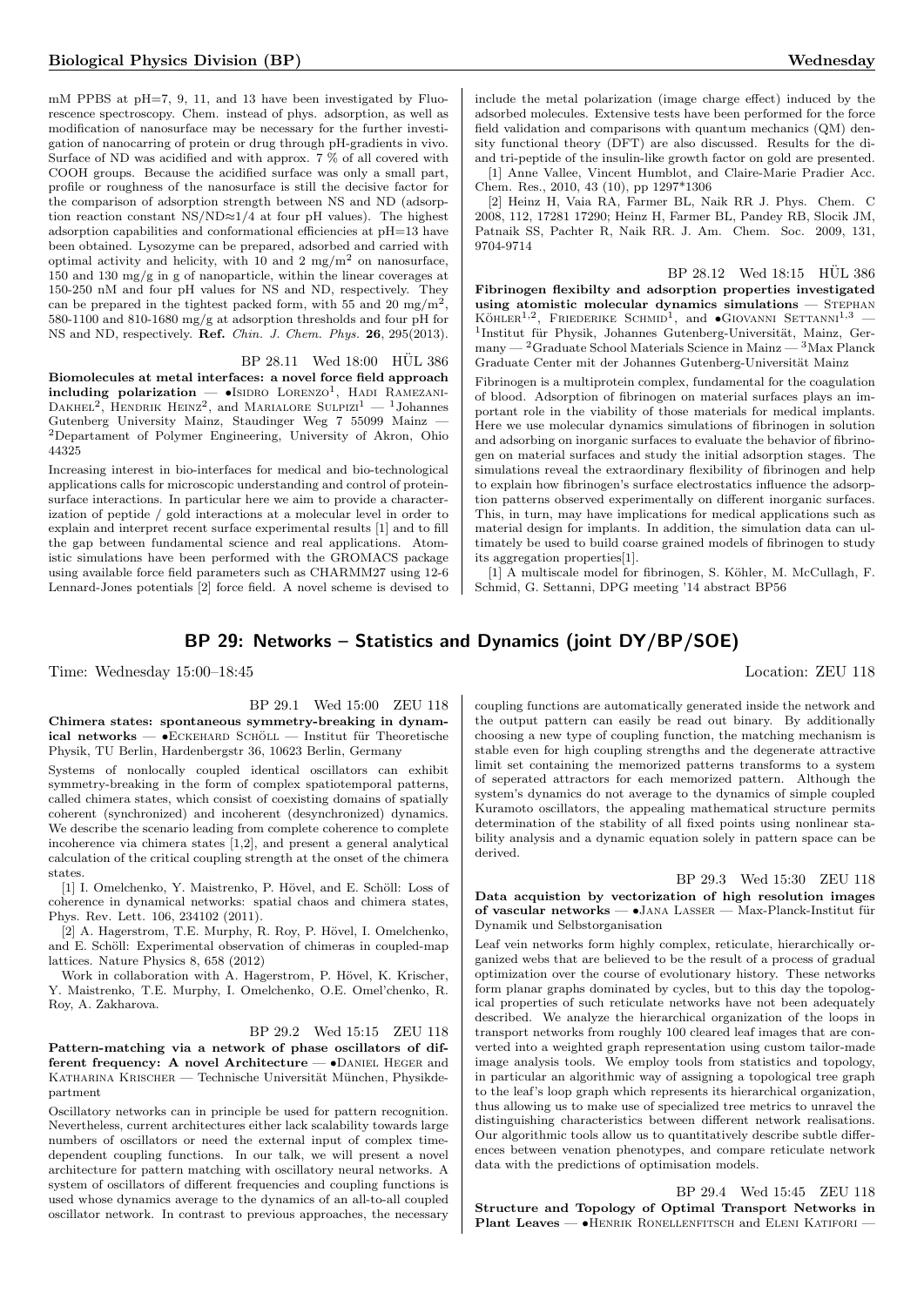mM PPBS at pH=7, 9, 11, and 13 have been investigated by Fluorescence Spectroscopy. Chem. instead of phys. adsorption, as well as modification of nanosurface may be necessary for the further investigation of nanocarring of protein or drug through pH-gradients in vivo. Surface of ND was acidified and with approx. 7 % of all covered with COOH groups. Because the acidified surface was only a small part, profile or roughness of the nanosurface is still the decisive factor for the comparison of adsorption strength between NS and ND (adsorption reaction constant NS/ND≈1/4 at four pH values). The highest adsorption capabilities and conformational efficiencies at pH=13 have been obtained. Lysozyme can be prepared, adsorbed and carried with optimal activity and helicity, with 10 and 2 mg/m$^2$ on nanosurface, 150 and 130 mg/g in g of nanoparticle, within the linear coverages at 150-250 nM and four pH values for NS and ND, respectively. They can be prepared in the tightest packed form, with 55 and 20 mg/m$^2$, 580-1100 and 810-1680 mg/g at adsorption thresholds and four pH for NS and ND, respectively. **Ref.** *Chin. J. Chem. Phys.* **26**, 295(2013).

BP 28.11 Wed 18:00 HÜL 386

**Biomolecules at metal interfaces: a novel force field approach including polarization** — •Isidro Lorenzo[1], Hadi Ramezani-Dakhel[2], Hendrik Heinz[2], and Marialore Sulpizi[1] — [1]Johannes Gutenberg University Mainz, Staudinger Weg 7 55099 Mainz — [2]Departament of Polymer Engineering, University of Akron, Ohio 44325

Increasing interest in bio-interfaces for medical and bio-technological applications calls for microscopic understanding and control of protein-surface interactions. In particular here we aim to provide a characterization of peptide / gold interactions at a molecular level in order to explain and interpret recent surface experimental results [1] and to fill the gap between fundamental science and real applications. Atomistic simulations have been performed with the GROMACS package using available force field parameters such as CHARMM27 using 12-6 Lennard-Jones potentials [2] force field. A novel scheme is devised to include the metal polarization (image charge effect) induced by the adsorbed molecules. Extensive tests have been performed for the force field validation and comparisons with quantum mechanics (QM) density functional theory (DFT) are also discussed. Results for the di- and tri-peptide of the insulin-like growth factor on gold are presented.

[1] Anne Vallee, Vincent Humblot, and Claire-Marie Pradier Acc. Chem. Res., 2010, 43 (10), pp 1297*1306

[2] Heinz H, Vaia RA, Farmer BL, Naik RR J. Phys. Chem. C 2008, 112, 17281 17290; Heinz H, Farmer BL, Pandey RB, Slocik JM, Patnaik SS, Pachter R, Naik RR. J. Am. Chem. Soc. 2009, 131, 9704-9714

BP 28.12 Wed 18:15 HÜL 386

**Fibrinogen flexibilty and adsorption properties investigated using atomistic molecular dynamics simulations** — Stephan Köhler[1,2], Friederike Schmid[1], and •Giovanni Settanni[1,3] — [1]Institut für Physik, Johannes Gutenberg-Universität, Mainz, Germany — [2]Graduate School Materials Science in Mainz — [3]Max Planck Graduate Center mit der Johannes Gutenberg-Universität Mainz

Fibrinogen is a multiprotein complex, fundamental for the coagulation of blood. Adsorption of fibrinogen on material surfaces plays an important role in the viability of those materials for medical implants. Here we use molecular dynamics simulations of fibrinogen in solution and adsorbing on inorganic surfaces to evaluate the behavior of fibrinogen on material surfaces and study the initial adsorption stages. The simulations reveal the extraordinary flexibility of fibrinogen and help to explain how fibrinogen's surface electrostatics influence the adsorption patterns observed experimentally on different inorganic surfaces. This, in turn, may have implications for medical applications such as material design for implants. In addition, the simulation data can ultimately be used to build coarse grained models of fibrinogen to study its aggregation properties[1].

[1] A multiscale model for fibrinogen, S. Köhler, M. McCullagh, F. Schmid, G. Settanni, DPG meeting '14 abstract BP56

## BP 29: Networks – Statistics and Dynamics (joint DY/BP/SOE)

Time: Wednesday 15:00–18:45 Location: ZEU 118

BP 29.1 Wed 15:00 ZEU 118

**Chimera states: spontaneous symmetry-breaking in dynamical networks** — •Eckehard Schöll — Institut für Theoretische Physik, TU Berlin, Hardenbergstr 36, 10623 Berlin, Germany

Systems of nonlocally coupled identical oscillators can exhibit symmetry-breaking in the form of complex spatiotemporal patterns, called chimera states, which consist of coexisting domains of spatially coherent (synchronized) and incoherent (desynchronized) dynamics. We describe the scenario leading from complete coherence to complete incoherence via chimera states [1,2], and present a general analytical calculation of the critical coupling strength at the onset of the chimera states.

[1] I. Omelchenko, Y. Maistrenko, P. Hövel, and E. Schöll: Loss of coherence in dynamical networks: spatial chaos and chimera states, Phys. Rev. Lett. 106, 234102 (2011).

[2] A. Hagerstrom, T.E. Murphy, R. Roy, P. Hövel, I. Omelchenko, and E. Schöll: Experimental observation of chimeras in coupled-map lattices. Nature Physics 8, 658 (2012)

Work in collaboration with A. Hagerstrom, P. Hövel, K. Krischer, Y. Maistrenko, T.E. Murphy, I. Omelchenko, O.E. Omel'chenko, R. Roy, A. Zakharova.

BP 29.2 Wed 15:15 ZEU 118

**Pattern-matching via a network of phase oscillators of different frequency: A novel Architecture** — •Daniel Heger and Katharina Krischer — Technische Universität München, Physikdepartment

Oscillatory networks can in principle be used for pattern recognition. Nevertheless, current architectures either lack scalability towards large numbers of oscillators or need the external input of complex time-dependent coupling functions. In our talk, we will present a novel architecture for pattern matching with oscillatory neural networks. A system of oscillators of different frequencies and coupling functions is used whose dynamics average to the dynamics of an all-to-all coupled oscillator network. In contrast to previous approaches, the necessary coupling functions are automatically generated inside the network and the output pattern can easily be read out binary. By additionally choosing a new type of coupling function, the matching mechanism is stable even for high coupling strengths and the degenerate attractive limit set containing the memorized patterns transforms to a system of seperated attractors for each memorized pattern. Although the system's dynamics do not average to the dynamics of simple coupled Kuramoto oscillators, the appealing mathematical structure permits determination of the stability of all fixed points using nonlinear stability analysis and a dynamic equation solely in pattern space can be derived.

BP 29.3 Wed 15:30 ZEU 118

**Data acquistion by vectorization of high resolution images of vascular networks** — •Jana Lasser — Max-Planck-Institut für Dynamik und Selbstorganisation

Leaf vein networks form highly complex, reticulate, hierarchically organized webs that are believed to be the result of a process of gradual optimization over the course of evolutionary history. These networks form planar graphs dominated by cycles, but to this day the topological properties of such reticulate networks have not been adequately described. We analyze the hierarchical organization of the loops in transport networks from roughly 100 cleared leaf images that are converted into a weighted graph representation using custom tailor-made image analysis tools. We employ tools from statistics and topology, in particular an algorithmic way of assigning a topological tree graph to the leaf's loop graph which represents its hierarchical organization, thus allowing us to make use of specialized tree metrics to unravel the distinguishing characteristics between different network realisations. Our algorithmic tools allow us to quantitatively describe subtle differences between venation phenotypes, and compare reticulate network data with the predictions of optimisation models.

BP 29.4 Wed 15:45 ZEU 118

**Structure and Topology of Optimal Transport Networks in Plant Leaves** — •Henrik Ronellenfitsch and Eleni Katifori —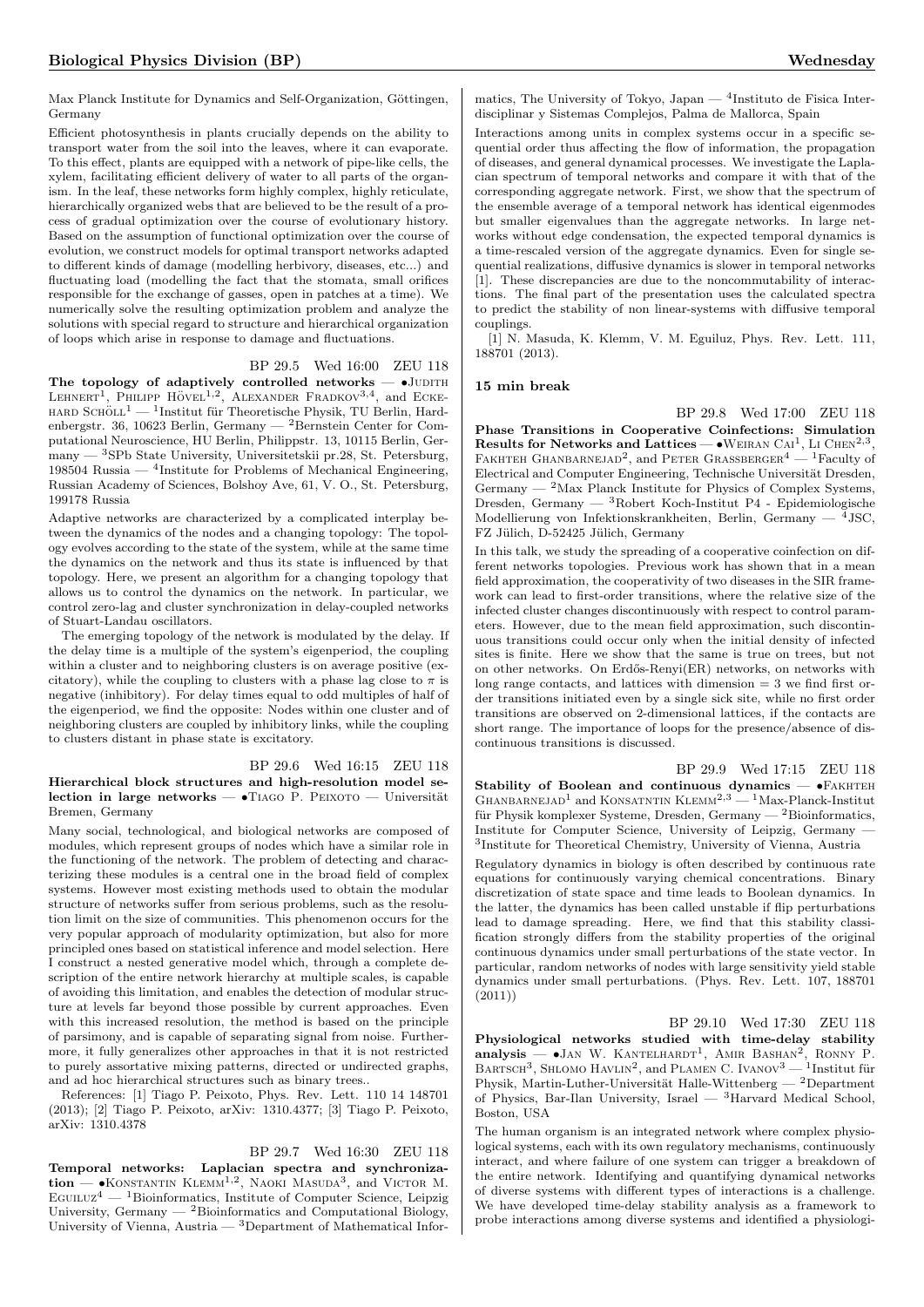Max Planck Institute for Dynamics and Self-Organization, Göttingen, Germany

Efficient photosynthesis in plants crucially depends on the ability to transport water from the soil into the leaves, where it can evaporate. To this effect, plants are equipped with a network of pipe-like cells, the xylem, facilitating efficient delivery of water to all parts of the organism. In the leaf, these networks form highly complex, highly reticulate, hierarchically organized webs that are believed to be the result of a process of gradual optimization over the course of evolutionary history. Based on the assumption of functional optimization over the course of evolution, we construct models for optimal transport networks adapted to different kinds of damage (modelling herbivory, diseases, etc...) and fluctuating load (modelling the fact that the stomata, small orifices responsible for the exchange of gasses, open in patches at a time). We numerically solve the resulting optimization problem and analyze the solutions with special regard to structure and hierarchical organization of loops which arise in response to damage and fluctuations.

BP 29.5 Wed 16:00 ZEU 118

**The topology of adaptively controlled networks** — •Judith Lehnert[1], Philipp Hövel[1,2], Alexander Fradkov[3,4], and Eckehard Schöll[1] — [1]Institut für Theoretische Physik, TU Berlin, Hardenbergstr. 36, 10623 Berlin, Germany — [2]Bernstein Center for Computational Neuroscience, HU Berlin, Philippstr. 13, 10115 Berlin, Germany — [3]SPb State University, Universitetskii pr.28, St. Petersburg, 198504 Russia — [4]Institute for Problems of Mechanical Engineering, Russian Academy of Sciences, Bolshoy Ave, 61, V. O., St. Petersburg, 199178 Russia

Adaptive networks are characterized by a complicated interplay between the dynamics of the nodes and a changing topology: The topology evolves according to the state of the system, while at the same time the dynamics on the network and thus its state is influenced by that topology. Here, we present an algorithm for a changing topology that allows us to control the dynamics on the network. In particular, we control zero-lag and cluster synchronization in delay-coupled networks of Stuart-Landau oscillators.

The emerging topology of the network is modulated by the delay. If the delay time is a multiple of the system's eigenperiod, the coupling within a cluster and to neighboring clusters is on average positive (excitatory), while the coupling to clusters with a phase lag close to $\pi$ is negative (inhibitory). For delay times equal to odd multiples of half of the eigenperiod, we find the opposite: Nodes within one cluster and of neighboring clusters are coupled by inhibitory links, while the coupling to clusters distant in phase state is excitatory.

BP 29.6 Wed 16:15 ZEU 118

**Hierarchical block structures and high-resolution model selection in large networks** — •Tiago P. Peixoto — Universität Bremen, Germany

Many social, technological, and biological networks are composed of modules, which represent groups of nodes which have a similar role in the functioning of the network. The problem of detecting and characterizing these modules is a central one in the broad field of complex systems. However most existing methods used to obtain the modular structure of networks suffer from serious problems, such as the resolution limit on the size of communities. This phenomenon occurs for the very popular approach of modularity optimization, but also for more principled ones based on statistical inference and model selection. Here I construct a nested generative model which, through a complete description of the entire network hierarchy at multiple scales, is capable of avoiding this limitation, and enables the detection of modular structure at levels far beyond those possible by current approaches. Even with this increased resolution, the method is based on the principle of parsimony, and is capable of separating signal from noise. Furthermore, it fully generalizes other approaches in that it is not restricted to purely assortative mixing patterns, directed or undirected graphs, and ad hoc hierarchical structures such as binary trees..

References: [1] Tiago P. Peixoto, Phys. Rev. Lett. 110 14 148701 (2013); [2] Tiago P. Peixoto, arXiv: 1310.4377; [3] Tiago P. Peixoto, arXiv: 1310.4378

BP 29.7 Wed 16:30 ZEU 118

**Temporal networks: Laplacian spectra and synchronization** — •Konstantin Klemm[1,2], Naoki Masuda[3], and Victor M. Eguiluz[4] — [1]Bioinformatics, Institute of Computer Science, Leipzig University, Germany — [2]Bioinformatics and Computational Biology, University of Vienna, Austria — [3]Department of Mathematical Informatics, The University of Tokyo, Japan — [4]Instituto de Fisica Interdisciplinar y Sistemas Complejos, Palma de Mallorca, Spain

Interactions among units in complex systems occur in a specific sequential order thus affecting the flow of information, the propagation of diseases, and general dynamical processes. We investigate the Laplacian spectrum of temporal networks and compare it with that of the corresponding aggregate network. First, we show that the spectrum of the ensemble average of a temporal network has identical eigenmodes but smaller eigenvalues than the aggregate networks. In large networks without edge condensation, the expected temporal dynamics is a time-rescaled version of the aggregate dynamics. Even for single sequential realizations, diffusive dynamics is slower in temporal networks [1]. These discrepancies are due to the noncommutability of interactions. The final part of the presentation uses the calculated spectra to predict the stability of non linear-systems with diffusive temporal couplings.

[1] N. Masuda, K. Klemm, V. M. Eguiluz, Phys. Rev. Lett. 111, 188701 (2013).

**15 min break**

BP 29.8 Wed 17:00 ZEU 118

**Phase Transitions in Cooperative Coinfections: Simulation Results for Networks and Lattices** — •Weiran Cai[1], Li Chen[2,3], Fakhteh Ghanbarnejad[2], and Peter Grassberger[4] — [1]Faculty of Electrical and Computer Engineering, Technische Universität Dresden, Germany — [2]Max Planck Institute for Physics of Complex Systems, Dresden, Germany — [3]Robert Koch-Institut P4 - Epidemiologische Modellierung von Infektionskrankheiten, Berlin, Germany — [4]JSC, FZ Jülich, D-52425 Jülich, Germany

In this talk, we study the spreading of a cooperative coinfection on different networks topologies. Previous work has shown that in a mean field approximation, the cooperativity of two diseases in the SIR framework can lead to first-order transitions, where the relative size of the infected cluster changes discontinuously with respect to control parameters. However, due to the mean field approximation, such discontinuous transitions could occur only when the initial density of infected sites is finite. Here we show that the same is true on trees, but not on other networks. On Erdős-Renyi(ER) networks, on networks with long range contacts, and lattices with dimension = 3 we find first order transitions initiated even by a single sick site, while no first order transitions are observed on 2-dimensional lattices, if the contacts are short range. The importance of loops for the presence/absence of discontinuous transitions is discussed.

BP 29.9 Wed 17:15 ZEU 118

**Stability of Boolean and continuous dynamics** — •Fakhteh Ghanbarnejad[1] and Konsatntin Klemm[2,3] — [1]Max-Planck-Institut für Physik komplexer Systeme, Dresden, Germany — [2]Bioinformatics, Institute for Computer Science, University of Leipzig, Germany — [3]Institute for Theoretical Chemistry, University of Vienna, Austria

Regulatory dynamics in biology is often described by continuous rate equations for continuously varying chemical concentrations. Binary discretization of state space and time leads to Boolean dynamics. In the latter, the dynamics has been called unstable if flip perturbations lead to damage spreading. Here, we find that this stability classification strongly differs from the stability properties of the original continuous dynamics under small perturbations of the state vector. In particular, random networks of nodes with large sensitivity yield stable dynamics under small perturbations. (Phys. Rev. Lett. 107, 188701 (2011))

BP 29.10 Wed 17:30 ZEU 118

**Physiological networks studied with time-delay stability analysis** — •Jan W. Kantelhardt[1], Amir Bashan[2], Ronny P. Bartsch[3], Shlomo Havlin[2], and Plamen C. Ivanov[3] — [1]Institut für Physik, Martin-Luther-Universität Halle-Wittenberg — [2]Department of Physics, Bar-Ilan University, Israel — [3]Harvard Medical School, Boston, USA

The human organism is an integrated network where complex physiological systems, each with its own regulatory mechanisms, continuously interact, and where failure of one system can trigger a breakdown of the entire network. Identifying and quantifying dynamical networks of diverse systems with different types of interactions is a challenge. We have developed time-delay stability analysis as a framework to probe interactions among diverse systems and identified a physiologi-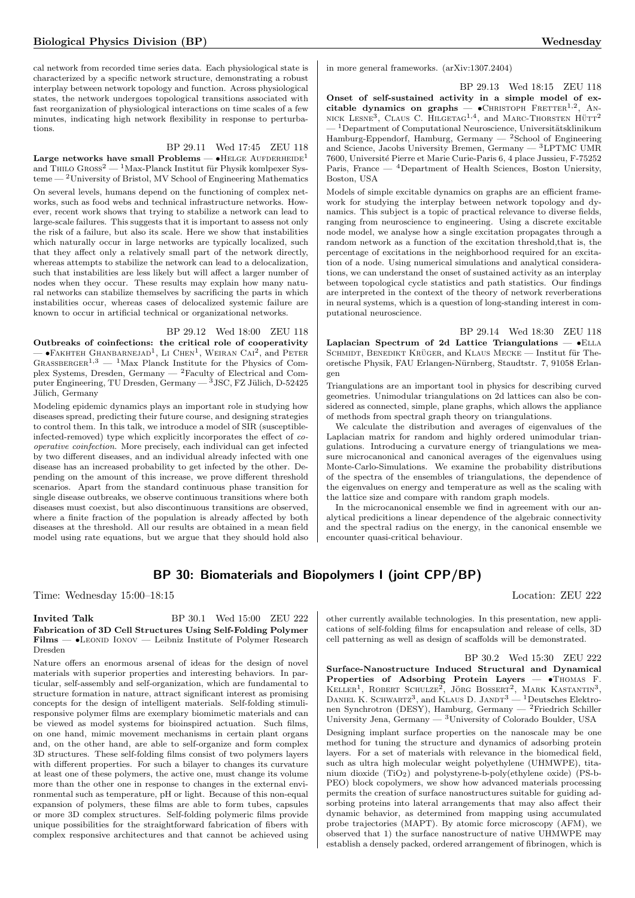cal network from recorded time series data. Each physiological state is characterized by a specific network structure, demonstrating a robust interplay between network topology and function. Across physiological states, the network undergoes topological transitions associated with fast reorganization of physiological interactions on time scales of a few minutes, indicating high network flexibility in response to perturbations.

BP 29.11 Wed 17:45 ZEU 118

**Large networks have small Problems** — •Helge Aufderheide[1] and Thilo Gross[2] — [1]Max-Planck Institut für Physik komlpexer Systeme — [2]University of Bristol, MV School of Engineering Mathematics

On several levels, humans depend on the functioning of complex networks, such as food webs and technical infrastructure networks. However, recent work shows that trying to stabilize a network can lead to large-scale failures. This suggests that it is important to assess not only the risk of a failure, but also its scale. Here we show that instabilities which naturally occur in large networks are typically localized, such that they affect only a relatively small part of the network directly, whereas attempts to stabilize the network can lead to a delocalization, such that instabilities are less likely but will affect a larger number of nodes when they occur. These results may explain how many natural networks can stabilize themselves by sacrificing the parts in which instabilities occur, whereas cases of delocalized systemic failure are known to occur in artificial technical or organizational networks.

BP 29.12 Wed 18:00 ZEU 118

**Outbreaks of coinfections: the critical role of cooperativity** — •Fakhteh Ghanbarnejad[1], Li Chen[1], Weiran Cai[2], and Peter Grassberger[1,3] — [1]Max Planck Institute for the Physics of Complex Systems, Dresden, Germany — [2]Faculty of Electrical and Computer Engineering, TU Dresden, Germany — [3]JSC, FZ Jülich, D-52425 Jülich, Germany

Modeling epidemic dynamics plays an important role in studying how diseases spread, predicting their future course, and designing strategies to control them. In this talk, we introduce a model of SIR (susceptible-infected-removed) type which explicitly incorporates the effect of *cooperative coinfection*. More precisely, each individual can get infected by two different diseases, and an individual already infected with one disease has an increased probability to get infected by the other. Depending on the amount of this increase, we prove different threshold scenarios. Apart from the standard continuous phase transition for single disease outbreaks, we observe continuous transitions where both diseases must coexist, but also discontinuous transitions are observed, where a finite fraction of the population is already affected by both diseases at the threshold. All our results are obtained in a mean field model using rate equations, but we argue that they should hold also in more general frameworks. (arXiv:1307.2404)

BP 29.13 Wed 18:15 ZEU 118

**Onset of self-sustained activity in a simple model of excitable dynamics on graphs** — •Christoph Fretter[1,2], Annick Lesne[3], Claus C. Hilgetag[1,4], and Marc-Thorsten Hütt[2] — [1]Department of Computational Neuroscience, Universitätsklinikum Hamburg-Eppendorf, Hamburg, Germany — [2]School of Engineering and Science, Jacobs University Bremen, Germany — [3]LPTMC UMR 7600, Université Pierre et Marie Curie-Paris 6, 4 place Jussieu, F-75252 Paris, France — [4]Department of Health Sciences, Boston Uniersity, Boston, USA

Models of simple excitable dynamics on graphs are an efficient framework for studying the interplay between network topology and dynamics. This subject is a topic of practical relevance to diverse fields, ranging from neuroscience to engineering. Using a discrete excitable node model, we analyse how a single excitation propagates through a random network as a function of the excitation threshold,that is, the percentage of excitations in the neighborhood required for an excitation of a node. Using numerical simulations and analytical considerations, we can understand the onset of sustained activity as an interplay between topological cycle statistics and path statistics. Our findings are interpreted in the context of the theory of network reverberations in neural systems, which is a question of long-standing interest in computational neuroscience.

BP 29.14 Wed 18:30 ZEU 118

**Laplacian Spectrum of 2d Lattice Triangulations** — •Ella Schmidt, Benedikt Krüger, and Klaus Mecke — Institut für Theoretische Physik, FAU Erlangen-Nürnberg, Staudtstr. 7, 91058 Erlangen

Triangulations are an important tool in physics for describing curved geometries. Unimodular triangulations on 2d lattices can also be considered as connected, simple, plane graphs, which allows the appliance of methods from spectral graph theory on triangulations.

We calculate the distribution and averages of eigenvalues of the Laplacian matrix for random and highly ordered unimodular triangulations. Introducing a curvature energy of triangulations we measure microcanonical and canonical averages of the eigenvalues using Monte-Carlo-Simulations. We examine the probability distributions of the spectra of the ensembles of triangulations, the dependence of the eigenvalues on energy and temperature as well as the scaling with the lattice size and compare with random graph models.

In the microcanonical ensemble we find in agreement with our analytical predicitions a linear dependence of the algebraic connectivity and the spectral radius on the energy, in the canonical ensemble we encounter quasi-critical behaviour.

## BP 30: Biomaterials and Biopolymers I (joint CPP/BP)

Time: Wednesday 15:00–18:15 Location: ZEU 222

**Invited Talk** BP 30.1 Wed 15:00 ZEU 222

**Fabrication of 3D Cell Structures Using Self-Folding Polymer Films** — •Leonid Ionov — Leibniz Institute of Polymer Research Dresden

Nature offers an enormous arsenal of ideas for the design of novel materials with superior properties and interesting behaviors. In particular, self-assembly and self-organization, which are fundamental to structure formation in nature, attract significant interest as promising concepts for the design of intelligent materials. Self-folding stimuli-responsive polymer films are exemplary biomimetic materials and can be viewed as model systems for bioinspired actuation. Such films, on one hand, mimic movement mechanisms in certain plant organs and, on the other hand, are able to self-organize and form complex 3D structures. These self-folding films consist of two polymers layers with different properties. For such a bilayer to changes its curvature at least one of these polymers, the active one, must change its volume more than the other one in response to changes in the external environmental such as temperature, pH or light. Because of this non-equal expansion of polymers, these films are able to form tubes, capsules or more 3D complex structures. Self-folding polymeric films provide unique possibilities for the straightforward fabrication of fibers with complex responsive architectures and that cannot be achieved using other currently available technologies. In this presentation, new applications of self-folding films for encapsulation and release of cells, 3D cell patterning as well as design of scaffolds will be demonstrated.

BP 30.2 Wed 15:30 ZEU 222

**Surface-Nanostructure Induced Structural and Dynamical Properties of Adsorbing Protein Layers** — •Thomas F. Keller[1], Robert Schulze[2], Jörg Bossert[2], Mark Kastantin[3], Daniel K. Schwartz[3], and Klaus D. Jandt[3] — [1]Deutsches Elektronen Synchrotron (DESY), Hamburg, Germany — [2]Friedrich Schiller University Jena, Germany — [3]University of Colorado Boulder, USA

Designing implant surface properties on the nanoscale may be one method for tuning the structure and dynamics of adsorbing protein layers. For a set of materials with relevance in the biomedical field, such as ultra high molecular weight polyethylene (UHMWPE), titanium dioxide ($TiO_2$) and polystyrene-b-poly(ethylene oxide) (PS-b-PEO) block copolymers, we show how advanced materials processing permits the creation of surface nanostructures suitable for guiding adsorbing proteins into lateral arrangements that may also affect their dynamic behavior, as determined from mapping using accumulated probe trajectories (MAPT). By atomic force microscopy (AFM), we observed that 1) the surface nanostructure of native UHMWPE may establish a densely packed, ordered arrangement of fibrinogen, which is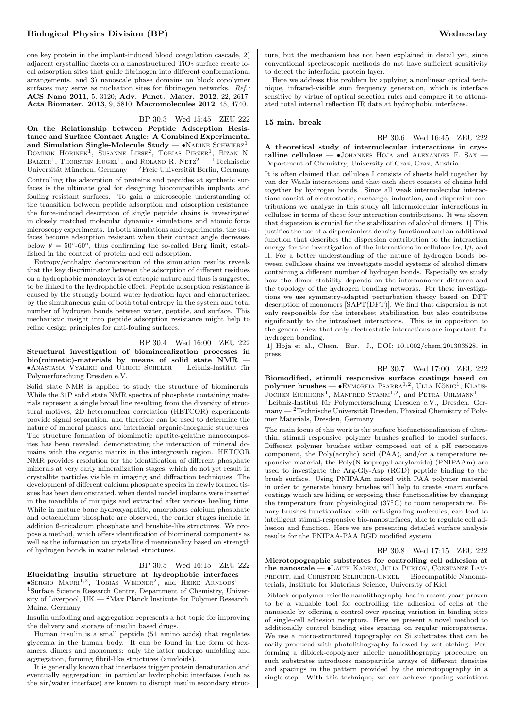one key protein in the implant-induced blood coagulation cascade, 2) adjacent crystalline facets on a nanostructured $TiO_2$ surface create local adsorption sites that guide fibrinogen into different conformational arrangements, and 3) nanoscale phase domains on block copolymer surfaces may serve as nucleation sites for fibrinogen networks. *Ref.:* **ACS Nano 2011**, 5, 3120; **Adv. Funct. Mater. 2012**, 22, 2617; **Acta Biomater. 2013**, 9, 5810; **Macromolecules 2012**, 45, 4740.

BP 30.3 Wed 15:45 ZEU 222

**On the Relationship between Peptide Adsorption Resistance and Surface Contact Angle: A Combined Experimental and Simulation Single-Molecule Study** — •Nadine Schwierz[1], Dominik Horinek[1], Susanne Liese[2], Tobias Pirzer[1], Bizan N. Balzer[1], Thorsten Hugel[1], and Roland R. Netz[2] — [1]Technische Universität München, Germany — [2]Freie Universität Berlin, Germany

Controlling the adsorption of proteins and peptides at synthetic surfaces is the ultimate goal for designing biocompatible implants and fouling resistant surfaces. To gain a microscopic understanding of the transition between peptide adsorption and adsorption resistance, the force-induced desorption of single peptide chains is investigated in closely matched molecular dynamics simulations and atomic force microscopy experiments. In both simulations and experiments, the surfaces become adsorption resistant when their contact angle decreases below $\theta = 50°$-$60°$, thus confirming the so-called Berg limit, established in the context of protein and cell adsorption.

Entropy/enthalpy decomposition of the simulation results reveals that the key discriminator between the adsorption of different residues on a hydrophobic monolayer is of entropic nature and thus is suggested to be linked to the hydrophobic effect. Peptide adsorption resistance is caused by the strongly bound water hydration layer and characterized by the simultaneous gain of both total entropy in the system and total number of hydrogen bonds between water, peptide, and surface. This mechanistic insight into peptide adsorption resistance might help to refine design principles for anti-fouling surfaces.

BP 30.4 Wed 16:00 ZEU 222

**Structural investigation of biomineralization processes in bio(mimetic)-materials by means of solid state NMR** — •Anastasia Vyalikh and Ulrich Scheler — Leibniz-Institut für Polymerforschung Dresden e.V.

Solid state NMR is applied to study the structure of biominerals. While the 31P solid state NMR spectra of phosphate containing materials represent a single broad line resulting from the diversity of structural motives, 2D heteronuclear correlation (HETCOR) experiments provide signal separation, and therefore can be used to determine the nature of mineral phases and interfacial organic-inorganic structures. The structure formation of biomimetic apatite-gelatine nanocomposites has been revealed, demonstrating the interaction of mineral domains with the organic matrix in the intergrowth region. HETCOR NMR provides resolution for the identification of different phosphate minerals at very early mineralization stages, which do not yet result in crystallite particles visible in imaging and diffraction techniques. The development of different calcium phosphate species in newly formed tissues has been demonstrated, when dental model implants were inserted in the mandible of minipigs and extracted after various healing time. While in mature bone hydroxyapatite, amorphous calcium phosphate and octacalcium phosphate are observed, the earlier stages include in addition ß-tricalcium phosphate and brushite-like structures. We propose a method, which offers identification of biomineral components as well as the information on crystallite dimensionality based on strength of hydrogen bonds in water related structures.

BP 30.5 Wed 16:15 ZEU 222

**Elucidating insulin structure at hydrophobic interfaces** — •Sergio Mauri[1,2], Tobias Weidner[2], and Heike Arnolds[1] — [1]Surface Science Research Centre, Department of Chemistry, University of Liverpool, UK — [2]Max Planck Institute for Polymer Research, Mainz, Germany

Insulin unfolding and aggregation represents a hot topic for improving the delivery and storage of insulin based drugs.

Human insulin is a small peptide (51 amino acids) that regulates glycemia in the human body. It can be found in the form of hexamers, dimers and monomers: only the latter undergo unfolding and aggregation, forming fibril-like structures (amyloids).

It is generally known that interfaces trigger protein denaturation and eventually aggregation: in particular hydrophobic interfaces (such as the air/water interface) are known to disrupt insulin secondary structure, but the mechanism has not been explained in detail yet, since conventional spectroscopic methods do not have sufficient sensitivity to detect the interfacial protein layer.

Here we address this problem by applying a nonlinear optical technique, infrared-visible sum frequency generation, which is interface sensitive by virtue of optical selection rules and compare it to attenuated total internal reflection IR data at hydrophobic interfaces.

**15 min. break**

BP 30.6 Wed 16:45 ZEU 222

**A theoretical study of intermolecular interactions in crystalline cellulose** — •Johannes Hoja and Alexander F. Sax — Department of Chemistry, University of Graz, Graz, Austria

It is often claimed that cellulose I consists of sheets held together by van der Waals interactions and that each sheet consists of chains held together by hydrogen bonds. Since all weak intermolecular interactions consist of electrostatic, exchange, induction, and dispersion contributions we analyze in this study all intermolecular interactions in cellulose in terms of these four interaction contributions. It was shown that dispersion is crucial for the stabilization of alcohol dimers.[1] This justifies the use of a dispersionless density functional and an additional function that describes the dispersion contribution to the interaction energy for the investigation of the interactions in cellulose Iα, Iβ, and II. For a better understanding of the nature of hydrogen bonds between cellulose chains we investigate model systems of alcohol dimers containing a different number of hydrogen bonds. Especially we study how the dimer stability depends on the intermonomer distance and the topology of the hydrogen bonding networks. For these investigations we use symmetry-adapted perturbation theory based on DFT description of monomers [SAPT(DFT)]. We find that dispersion is not only responsible for the intersheet stabilization but also contributes significantly to the intrasheet interactions. This is in opposition to the general view that only electrostatic interactions are important for hydrogen bonding.

[1] Hoja et al., Chem. Eur. J., DOI: 10.1002/chem.201303528, in press.

BP 30.7 Wed 17:00 ZEU 222

**Biomodified, stimuli responsive surface coatings based on polymer brushes** — •Evmorfia Psarra[1,2], Ulla König[1], Klaus-Jochen Eichhorn[1], Manfred Stamm[1,2], and Petra Uhlmann[1] — [1]Leibniz-Institut für Polymerforschung Dresden e.V., Dresden, Germany — [2]Technische Universität Dresden, Physical Chemistry of Polymer Materials, Dresden, Germany

The main focus of this work is the surface biofunctionalization of ultrathin, stimuli responsive polymer brushes grafted to model surfaces. Different polymer brushes either composed out of a pH responsive component, the Poly(acrylic) acid (PAA), and/or a temperature responsive material, the Poly(N-isopropyl acrylamide) (PNIPAAm) are used to investigate the Arg-Gly-Asp (RGD) peptide binding to the brush surface. Using PNIPAAm mixed with PAA polymer material in order to generate binary brushes will help to create smart surface coatings which are hiding or exposing their functionalities by changing the temperature from physiological (37°C) to room temperature. Binary brushes functionalized with cell-signaling molecules, can lead to intelligent stimuli-responsive bio-nanosurfaces, able to regulate cell adhesion and function. Here we are presenting detailed surface analysis results for the PNIPAA-PAA RGD modified system.

BP 30.8 Wed 17:15 ZEU 222

**Microtopographic substrates for controlling cell adhesion at the nanoscale** — •Laith Kadem, Julia Purtov, Constanze Lamprecht, and Christine Selhuber-Unkel — Biocompatible Nanomaterials, Institute for Materials Science, University of Kiel

Diblock-copolymer micelle nanolithography has in recent years proven to be a valuable tool for controlling the adhesion of cells at the nanoscale by offering a control over spacing variation in binding sites of single-cell adhesion receptors. Here we present a novel method to additionally control binding sites spacing on regular micropatterns. We use a micro-structured topography on Si substrates that can be easily produced with photolithography followed by wet etching. Performing a diblock-copolymer micelle nanolithography procedure on such substrates introduces nanoparticle arrays of different densities and spacings in the pattern provided by the microtopography in a single-step. With this technique, we can achieve spacing variations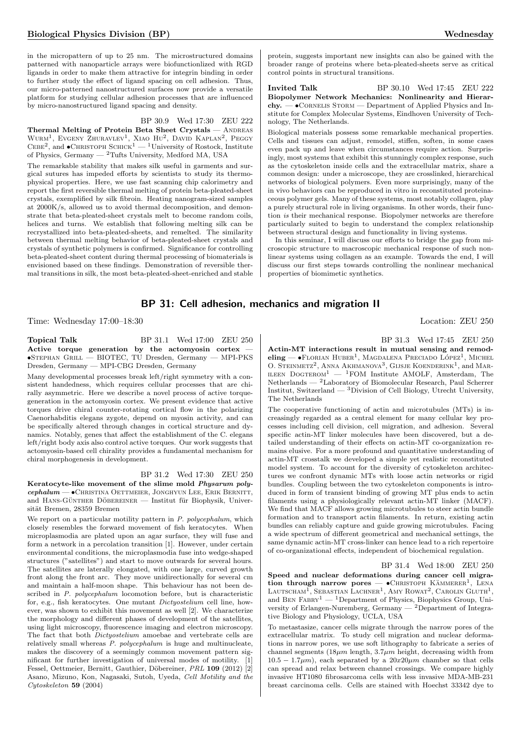in the micropattern of up to 25 nm. The microstructured domains patterned with nanoparticle arrays were biofunctionlized with RGD ligands in order to make them attractive for integrin binding in order to further study the effect of ligand spacing on cell adhesion. Thus, our micro-patterned nanostructured surfaces now provide a versatile platform for studying cellular adhesion processes that are influenced by micro-nanostructured ligand spacing and density.

BP 30.9 Wed 17:30 ZEU 222

**Thermal Melting of Protein Beta Sheet Crystals** — Andreas Wurm[1], Evgeny Zhuravlev[1], Xiao Hu[2], David Kaplan[2], Peggy Cebe[2], and •Christoph Schick[1] — [1]University of Rostock, Institute of Physics, Germany — [2]Tufts University, Medford MA, USA

The remarkable stability that makes silk useful in garments and surgical sutures has impeded efforts by scientists to study its thermophysical properties. Here, we use fast scanning chip calorimetry and report the first reversible thermal melting of protein beta-pleated-sheet crystals, exemplified by silk fibroin. Heating nanogram-sized samples at 2000K/s, allowed us to avoid thermal decomposition, and demonstrate that beta-pleated-sheet crystals melt to become random coils, helices and turns. We establish that following melting silk can be recrystallized into beta-pleated-sheets, and remelted. The similarity between thermal melting behavior of beta-pleated-sheet crystals and crystals of synthetic polymers is confirmed. Significance for controlling beta-pleated-sheet content during thermal processing of biomaterials is envisioned based on these findings. Demonstration of reversible thermal transitions in silk, the most beta-pleated-sheet-enriched and stable protein, suggests important new insights can also be gained with the broader range of proteins where beta-pleated-sheets serve as critical control points in structural transitions.

**Invited Talk** BP 30.10 Wed 17:45 ZEU 222

**Biopolymer Network Mechanics: Nonlinearity and Hierarchy.** — •Cornelis Storm — Department of Applied Physics and Institute for Complex Molecular Systems, Eindhoven University of Technology, The Netherlands.

Biological materials possess some remarkable mechanical properties. Cells and tissues can adjust, remodel, stiffen, soften, in some cases even pack up and leave when circumstances require action. Surprisingly, most systems that exhibit this stunningly complex response, such as the cytoskeleton inside cells and the extracellular matrix, share a common design: under a microscope, they are crosslinked, hierarchical networks of biological polymers. Even more surprisingly, many of the in vivo behaviors can be reproduced in vitro in reconstituted proteinaceous polymer gels. Many of these systems, most notably collagen, play a purely structural role in living organisms. In other words, their function *is* their mechanical response. Biopolymer networks are therefore particularly suited to begin to understand the complex relationship between structural design and functionality in living systems.

In this seminar, I will discuss our efforts to bridge the gap from microscopic structure to macroscopic mechanical response of such nonlinear systems using collagen as an example. Towards the end, I will discuss our first steps towards controlling the nonlinear mechanical properties of biomimetic synthetics.

## BP 31: Cell adhesion, mechanics and migration II

Time: Wednesday 17:00–18:30 Location: ZEU 250

**Topical Talk** BP 31.1 Wed 17:00 ZEU 250

**Active torque generation by the actomyosin cortex** — •Stephan Grill — BIOTEC, TU Dresden, Germany — MPI-PKS Dresden, Germany — MPI-CBG Dresden, Germany

Many developmental processes break left/right symmetry with a consistent handedness, which requires cellular processes that are chirally asymmetric. Here we describe a novel process of active torque-generation in the actomyosin cortex. We present evidence that active torques drive chiral counter-rotating cortical flow in the polarizing Caenorhabditis elegans zygote, depend on myosin activity, and can be specifically altered through changes in cortical structure and dynamics. Notably, genes that affect the establishment of the C. elegans left/right body axis also control active torques. Our work suggests that actomyosin-based cell chirality provides a fundamental mechanism for chiral morphogenesis in development.

BP 31.2 Wed 17:30 ZEU 250

**Keratocyte-like movement of the slime mold *Physarum polycephalum*** — •Christina Oettmeier, Jonghyun Lee, Erik Bernitt, and Hans-Günther Döbereiner — Institut für Biophysik, Universität Bremen, 28359 Bremen

We report on a particular motility pattern in *P. polycephalum*, which closely resembles the forward movement of fish keratocytes. When microplasmodia are plated upon an agar surface, they will fuse and form a network in a percolation transition [1]. However, under certain environmental conditions, the microplasmodia fuse into wedge-shaped structures ("satellites") and start to move outwards for several hours. The satellites are laterally elongated, with one large, curved growth front along the front arc. They move unidirectionally for several cm and maintain a half-moon shape. This behaviour has not been described in *P. polycephalum* locomotion before, but is characteristic for, e.g., fish keratocytes. One mutant *Dictyostelium* cell line, however, was shown to exhibit this movement as well [2]. We characterize the morphology and different phases of development of the satellites, using light microscopy, fluorescence imaging and electron microscopy. The fact that both *Dictyostelium* amoebae and vertebrate cells are relatively small whereas *P. polycephalum* is huge and multinucleate, makes the discovery of a seemingly common movement pattern significant for further investigation of universal modes of motility. [1] Fessel, Oettmeier, Bernitt, Gauthier, Döbereiner, *PRL* **109** (2012) [2] Asano, Mizuno, Kon, Nagasaki, Sutoh, Uyeda, *Cell Motility and the Cytoskeleton* **59** (2004)

BP 31.3 Wed 17:45 ZEU 250

**Actin-MT interactions result in mutual sensing and remodeling** — •Florian Huber[1], Magdalena Preciado López[1], Michel O. Steinmetz[2], Anna Akhmanova[3], Gijsje Koenderink[1], and Marileen Dogterom[1] — [1]FOM Institute AMOLF, Amsterdam, The Netherlands — [2]Laboratory of Biomolecular Research, Paul Scherrer Institut, Switzerland — [3]Division of Cell Biology, Utrecht University, The Netherlands

The cooperative functioning of actin and microtubules (MTs) is increasingly regarded as a central element for many cellular key processes including cell division, cell migration, and adhesion. Several specific actin-MT linker molecules have been discovered, but a detailed understanding of their effects on actin-MT co-organization remains elusive. For a more profound and quantitative understanding of actin-MT crosstalk we developed a simple yet realistic reconstituted model system. To account for the diversity of cytoskeleton architectures we confront dynamic MTs with loose actin networks or rigid bundles. Coupling between the two cytoskeleton components is introduced in form of transient binding of growing MT plus ends to actin filaments using a physiologically relevant actin-MT linker (MACF). We find that MACF allows growing microtubules to steer actin bundle formation and to transport actin filaments. In return, existing actin bundles can reliably capture and guide growing microtubules. Facing a wide spectrum of different geometrical and mechanical settings, the same dynamic actin-MT cross-linker can hence lead to a rich repertoire of co-organizational effects, independent of biochemical regulation.

BP 31.4 Wed 18:00 ZEU 250

**Speed and nuclear deformations during cancer cell migration through narrow pores** — •Christoph Kämmerer[1], Lena Lautscham[1], Sebastian Lachner[1], Amy Rowat[2], Carolin Gluth[1], and Ben Fabry[1] — [1]Department of Physics, Biophysics Group, University of Erlangen-Nuremberg, Germany — [2]Department of Integrative Biology and Physiology, UCLA, USA

To metastasize, cancer cells migrate through the narrow pores of the extracellular matrix. To study cell migration and nuclear deformations in narrow pores, we use soft lithography to fabricate a series of channel segments ($18\mu m$ length, $3.7\mu m$ height, decreasing width from $10.5 - 1.7\mu m$), each separated by a $20x20\mu m$ chamber so that cells can spread and relax between channel crossings. We compare highly invasive HT1080 fibrosarcoma cells with less invasive MDA-MB-231 breast carcinoma cells. Cells are stained with Hoechst 33342 dye to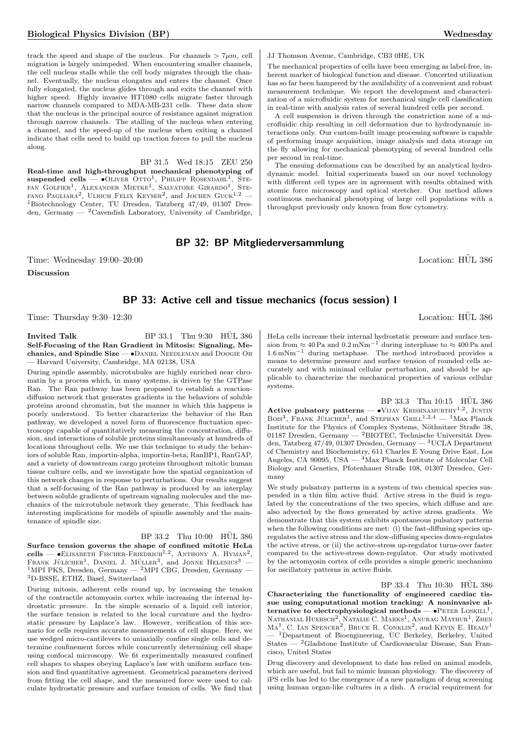track the speed and shape of the nucleus. For channels > 7$\mu m$, cell migration is largely unimpeded. When encountering smaller channels, the cell nucleus stalls while the cell body migrates through the channel. Eventually, the nucleus elongates and enters the channel. Once fully elongated, the nucleus glides through and exits the channel with higher speed. Highly invasive HT1080 cells migrate faster through narrow channels compared to MDA-MB-231 cells. These data show that the nucleus is the principal source of resistance against migration through narrow channels. The stalling of the nucleus when entering a channel, and the speed-up of the nucleus when exiting a channel indicate that cells need to build up traction forces to pull the nucleus along.

BP 31.5 Wed 18:15 ZEU 250

**Real-time and high-throughput mechanical phenotyping of suspended cells** — •Oliver Otto[1], Philipp Rosendahl[1], Stefan Golfier[1], Alexander Mietke[1], Salvatore Girardo[1], Stefano Pagliara[2], Ulrich Felix Keyser[2], and Jochen Guck[1,2] — [1]Biotechnology Center, TU Dresden, Tatzberg 47/49, 01307 Dresden, Germany — [2]Cavendish Laboratory, University of Cambridge, JJ Thomson Avenue, Cambridge, CB3 0HE, UK

The mechanical properties of cells have been emerging as label-free, inherent marker of biological function and disease. Concerted utilization has so far been hampered by the availability of a convenient and robust measurement technique. We report the development and characterization of a microfluidic system for mechanical single cell classification in real-time with analysis rates of several hundred cells per second.

A cell suspension is driven through the constriction zone of a microfluidic chip resulting in cell deformation due to hydrodynamic interactions only. Our custom-built image processing software is capable of performing image acquisition, image analysis and data storage on the fly allowing for mechanical phenotyping of several hundred cells per second in real-time.

The ensuing deformations can be described by an analytical hydrodynamic model. Initial experiments based on our novel technology with different cell types are in agreement with results obtained with atomic force microscopy and optical stretcher. Our method allows continuous mechanical phenotyping of large cell populations with a throughput previously only known from flow cytometry.

## BP 32: BP Mitgliederversammlung

Time: Wednesday 19:00–20:00 Location: HÜL 386

**Discussion**

## BP 33: Active cell and tissue mechanics (focus session) I

Time: Thursday 9:30–12:30 Location: HÜL 386

**Invited Talk** BP 33.1 Thu 9:30 HÜL 386

**Self-Focusing of the Ran Gradient in Mitosis: Signaling, Mechanics, and Spindle Size** — •Daniel Needleman and Doogie Oh — Harvard University, Cambridge, MA 02138, USA

During spindle assembly, microtubules are highly enriched near chromatin by a process which, in many systems, is driven by the GTPase Ran. The Ran pathway has been proposed to establish a reaction-diffusion network that generates gradients in the behaviors of soluble proteins around chromatin, but the manner in which this happens is poorly understood. To better characterize the behavior of the Ran pathway, we developed a novel form of fluorescence fluctuation spectroscopy capable of quantitatively measuring the concentration, diffusion, and interactions of soluble proteins simultaneously at hundreds of locations throughout cells. We use this technique to study the behaviors of soluble Ran, importin-alpha, importin-beta, RanBP1, RanGAP, and a variety of downstream cargo proteins throughout mitotic human tissue culture cells, and we investigate how the spatial organization of this network changes in response to perturbations. Our results suggest that a self-focusing of the Ran pathway is produced by an interplay between soluble gradients of upstream signaling molecules and the mechanics of the microtubule network they generate. This feedback has interesting implications for models of spindle assembly and the maintenance of spindle size.

BP 33.2 Thu 10:00 HÜL 386

**Surface tension governs the shape of confined mitotic HeLa cells** — •Elisabeth Fischer-Friedrich[1,2], Anthony A. Hyman[2], Frank Jülicher[1], Daniel J. Müller[3], and Jonne Helenius[3] — [1]MPI PKS, Dresden, Germany — [2]MPI CBG, Dresden, Germany — [3]D-BSSE, ETHZ, Basel, Switzerland

During mitosis, adherent cells round up, by increasing the tension of the contractile actomyosin cortex while increasing the internal hydrostatic pressure. In the simple scenario of a liquid cell interior, the surface tension is related to the local curvature and the hydrostatic pressure by Laplace's law. However, verification of this scenario for cells requires accurate measurements of cell shape. Here, we use wedged micro-cantilevers to uniaxially confine single cells and determine confinement forces while concurrently determining cell shape using confocal microscopy. We fit experimentally measured confined cell shapes to shapes obeying Laplace's law with uniform surface tension and find quantitative agreement. Geometrical parameters derived from fitting the cell shape, and the measured force were used to calculate hydrostatic pressure and surface tension of cells. We find that HeLa cells increase their internal hydrostatic pressure and surface tension from ≈ 40 Pa and 0.2 mNm$^{-1}$ during interphase to ≈ 400 Pa and 1.6 mNm$^{-1}$ during metaphase. The method introduced provides a means to determine pressure and surface tension of rounded cells accurately and with minimal cellular perturbation, and should be applicable to characterize the mechanical properties of various cellular systems.

BP 33.3 Thu 10:15 HÜL 386

**Active pulsatory patterns** — •Vijay Krishnamurthy[1,2], Justin Bois[3], Frank Jülicher[1], and Stephan Grill[1,2,4] — [1]Max Planck Institute for the Physics of Complex Systems, Nöthnitzer Straße 38, 01187 Dresden, Germany — [2]BIOTEC, Technische Universität Dresden, Tatzberg 47/49, 01307 Dresden, Germany — [3]UCLA Department of Chemistry and Biochemistry, 611 Charles E Young Drive East, Los Angeles, CA 90095, USA — [4]Max Planck Institute of Molecular Cell Biology and Genetics, Pfotenhauer Straße 108, 01307 Dresden, Germany

We study pulsatory patterns in a system of two chemical species suspended in a thin film active fluid. Active stress in the fluid is regulated by the concentrations of the two species, which diffuse and are also advected by the flows generated by active stress gradients. We demonstrate that this system exhibits spontaneous pulsatory patterns when the following conditions are met: (i) the fast-diffusing species upregulates the active stress and the slow-diffusing species down-regulates the active stress, or (ii) the active-stress up-regulator turns-over faster compared to the active-stress down-regulator. Our study motivated by the actomyosin cortex of cells provides a simple generic mechanism for oscillatory patterns in active fluids.

BP 33.4 Thu 10:30 HÜL 386

**Characterizing the functionality of engineered cardiac tissue using computational motion tracking: A noninvasive alternative to electrophysiological methods** — •Peter Loskill[1], Nathanial Huebsch[2], Natalie C. Marks[1], Anurag Mathur[1], Zhen Ma[1], C. Ian Spencer[2], Bruce R. Conklin[2], and Kevin E. Healy[1] — [1]Department of Bioengineering, UC Berkeley, Berkeley, United States — [2]Gladstone Institute of Cardiovascular Disease, San Francisco, United States

Drug discovery and development to date has relied on animal models, which are useful, but fail to mimic human physiology. The discovery of iPS cells has led to the emergence of a new paradigm of drug screening using human organ-like cultures in a dish. A crucial requirement for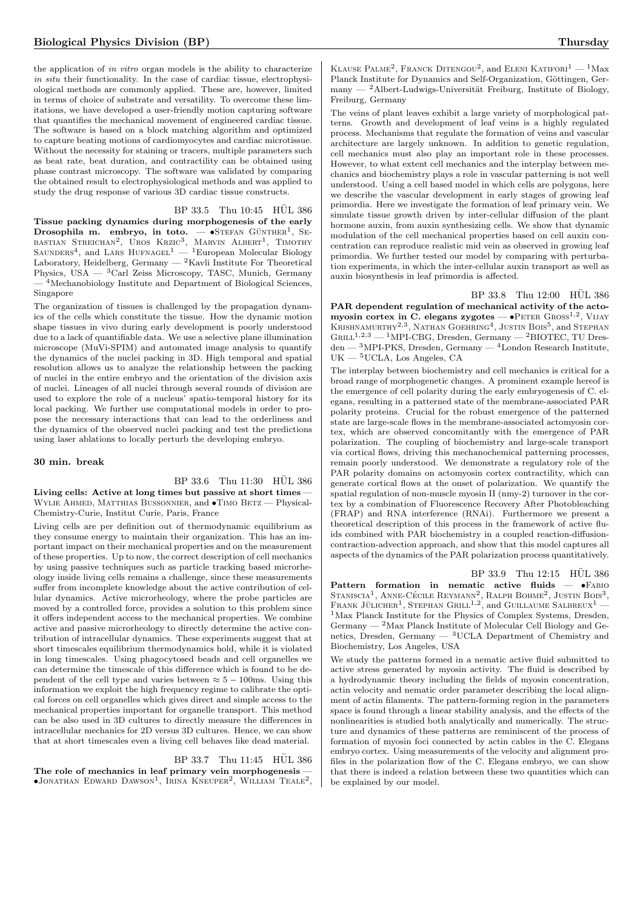the application of *in vitro* organ models is the ability to characterize *in situ* their functionality. In the case of cardiac tissue, electrophysiological methods are commonly applied. These are, however, limited in terms of choice of substrate and versatility. To overcome these limitations, we have developed a user-friendly motion capturing software that quantifies the mechanical movement of engineered cardiac tissue. The software is based on a block matching algorithm and optimized to capture beating motions of cardiomyocytes and cardiac microtissue. Without the necessity for staining or tracers, multiple parameters such as beat rate, beat duration, and contractility can be obtained using phase contrast microscopy. The software was validated by comparing the obtained result to electrophysiological methods and was applied to study the drug response of various 3D cardiac tissue constructs.

BP 33.5 Thu 10:45 HÜL 386

**Tissue packing dynamics during morphogenesis of the early Drosophila m. embryo, in toto.** — •Stefan Günther[1], Sebastian Streichan[2], Uros Krzic[3], Marvin Albert[1], Timothy Saunders[4], and Lars Hufnagel[1] — [1]European Molecular Biology Laboratory, Heidelberg, Germany — [2]Kavli Institute For Theoretical Physics, USA — [3]Carl Zeiss Microscopy, TASC, Munich, Germany — [4]Mechanobiology Institute and Department of Biological Sciences, Singapore

The organization of tissues is challenged by the propagation dynamics of the cells which constitute the tissue. How the dynamic motion shape tissues in vivo during early development is poorly understood due to a lack of quantifiable data. We use a selective plane illumination microscope (MuVi-SPIM) and automated image analysis to quantify the dynamics of the nuclei packing in 3D. High temporal and spatial resolution allows us to analyze the relationship between the packing of nuclei in the entire embryo and the orientation of the division axis of nuclei. Lineages of all nuclei through several rounds of division are used to explore the role of a nucleus' spatio-temporal history for its local packing. We further use computational models in order to propose the necessary interactions that can lead to the orderliness and the dynamics of the observed nuclei packing and test the predictions using laser ablations to locally perturb the developing embryo.

**30 min. break**

BP 33.6 Thu 11:30 HÜL 386

**Living cells: Active at long times but passive at short times** — Wylie Ahmed, Matthias Bussonnier, and •Timo Betz — Physical-Chemistry-Curie, Institut Curie, Paris, France

Living cells are per definition out of thermodynamic equilibrium as they consume energy to maintain their organization. This has an important impact on their mechanical properties and on the measurement of these properties. Up to now, the correct description of cell mechanics by using passive techniques such as particle tracking based microrheology inside living cells remains a challenge, since these measurements suffer from incomplete knowledge about the active contribution of cellular dynamics. Active microrheology, where the probe particles are moved by a controlled force, provides a solution to this problem since it offers independent access to the mechanical properties. We combine active and passive microrheology to directly determine the active contribution of intracellular dynamics. These experiments suggest that at short timescales equilibrium thermodynamics hold, while it is violated in long timescales. Using phagocytosed beads and cell organelles we can determine the timescale of this difference which is found to be dependent of the cell type and varies between $\approx 5-100$ms. Using this information we exploit the high frequency regime to calibrate the optical forces on cell organelles which gives direct and simple access to the mechanical properties important for organelle transport. This method can be also used in 3D cultures to directly measure the differences in intracellular mechanics for 2D versus 3D cultures. Hence, we can show that at short timescales even a living cell behaves like dead material.

BP 33.7 Thu 11:45 HÜL 386

**The role of mechanics in leaf primary vein morphogenesis** — •Jonathan Edward Dawson[1], Irina Kneuper[2], William Teale[2], Klause Palme[2], Franck Ditengou[2], and Eleni Katifori[1] — [1]Max Planck Institute for Dynamics and Self-Organization, Göttingen, Germany — [2]Albert-Ludwigs-Universität Freiburg, Institute of Biology, Freiburg, Germany

The veins of plant leaves exhibit a large variety of morphological patterns. Growth and development of leaf veins is a highly regulated process. Mechanisms that regulate the formation of veins and vascular architecture are largely unknown. In addition to genetic regulation, cell mechanics must also play an important role in these processes. However, to what extent cell mechanics and the interplay between mechanics and biochemistry plays a role in vascular patterning is not well understood. Using a cell based model in which cells are polygons, here we describe the vascular development in early stages of growing leaf primordia. Here we investigate the formation of leaf primary vein. We simulate tissue growth driven by inter-cellular diffusion of the plant hormone auxin, from auxin synthesizing cells. We show that dynamic modulation of the cell mechanical properties based on cell auxin concentration can reproduce realistic mid vein as observed in growing leaf primordia. We further tested our model by comparing with perturbation experiments, in which the inter-cellular auxin transport as well as auxin biosynthesis in leaf primordia is affected.

BP 33.8 Thu 12:00 HÜL 386

**PAR dependent regulation of mechanical activity of the actomyosin cortex in C. elegans zygotes** — •Peter Gross[1,2], Vijay Krishnamurthy[2,3], Nathan Goehring[4], Justin Bois[5], and Stephan Grill[1,2,3] — [1]MPI-CBG, Dresden, Germany — [2]BIOTEC, TU Dresden — [3]MPI-PKS, Dresden, Germany — [4]London Research Institute, UK — [5]UCLA, Los Angeles, CA

The interplay between biochemistry and cell mechanics is critical for a broad range of morphogenetic changes. A prominent example hereof is the emergence of cell polarity during the early embryogenesis of C. elegans, resulting in a patterned state of the membrane-associated PAR polarity proteins. Crucial for the robust emergence of the patterned state are large-scale flows in the membrane-associated actomyosin cortex, which are observed concomitantly with the emergence of PAR polarization. The coupling of biochemistry and large-scale transport via cortical flows, driving this mechanochemical patterning processes, remain poorly understood. We demonstrate a regulatory role of the PAR polarity domains on actomyosin cortex contractility, which can generate cortical flows at the onset of polarization. We quantify the spatial regulation of non-muscle myosin II (nmy-2) turnover in the cortex by a combination of Fluorescence Recovery After Photobleaching (FRAP) and RNA interference (RNAi). Furthermore we present a theoretical description of this process in the framework of active fluids combined with PAR biochemistry in a coupled reaction-diffusion-contraction-advection approach, and show that this model captures all aspects of the dynamics of the PAR polarization process quantitatively.

BP 33.9 Thu 12:15 HÜL 386

**Pattern formation in nematic active fluids** — •Fabio Staniscia[1], Anne-Cécile Reymann[2], Ralph Bohme[2], Justin Bois[3], Frank Jülicher[1], Stephan Grill[1,2], and Guillaume Salbreux[1] — [1]Max Planck Institute for the Physics of Complex Systems, Dresden, Germany — [2]Max Planck Institute of Molecular Cell Biology and Genetics, Dresden, Germany — [3]UCLA Department of Chemistry and Biochemistry, Los Angeles, USA

We study the patterns formed in a nematic active fluid submitted to active stress generated by myosin activity. The fluid is described by a hydrodynamic theory including the fields of myosin concentration, actin velocity and nematic order parameter describing the local alignment of actin filaments. The pattern-forming region in the parameters space is found through a linear stability analysis, and the effects of the nonlinearities is studied both analytically and numerically. The structure and dynamics of these patterns are reminiscent of the process of formation of myosin foci connected by actin cables in the C. Elegans embryo cortex. Using measurements of the velocity and alignment profiles in the polarization flow of the C. Elegans embryo, we can show that there is indeed a relation between these two quantities which can be explained by our model.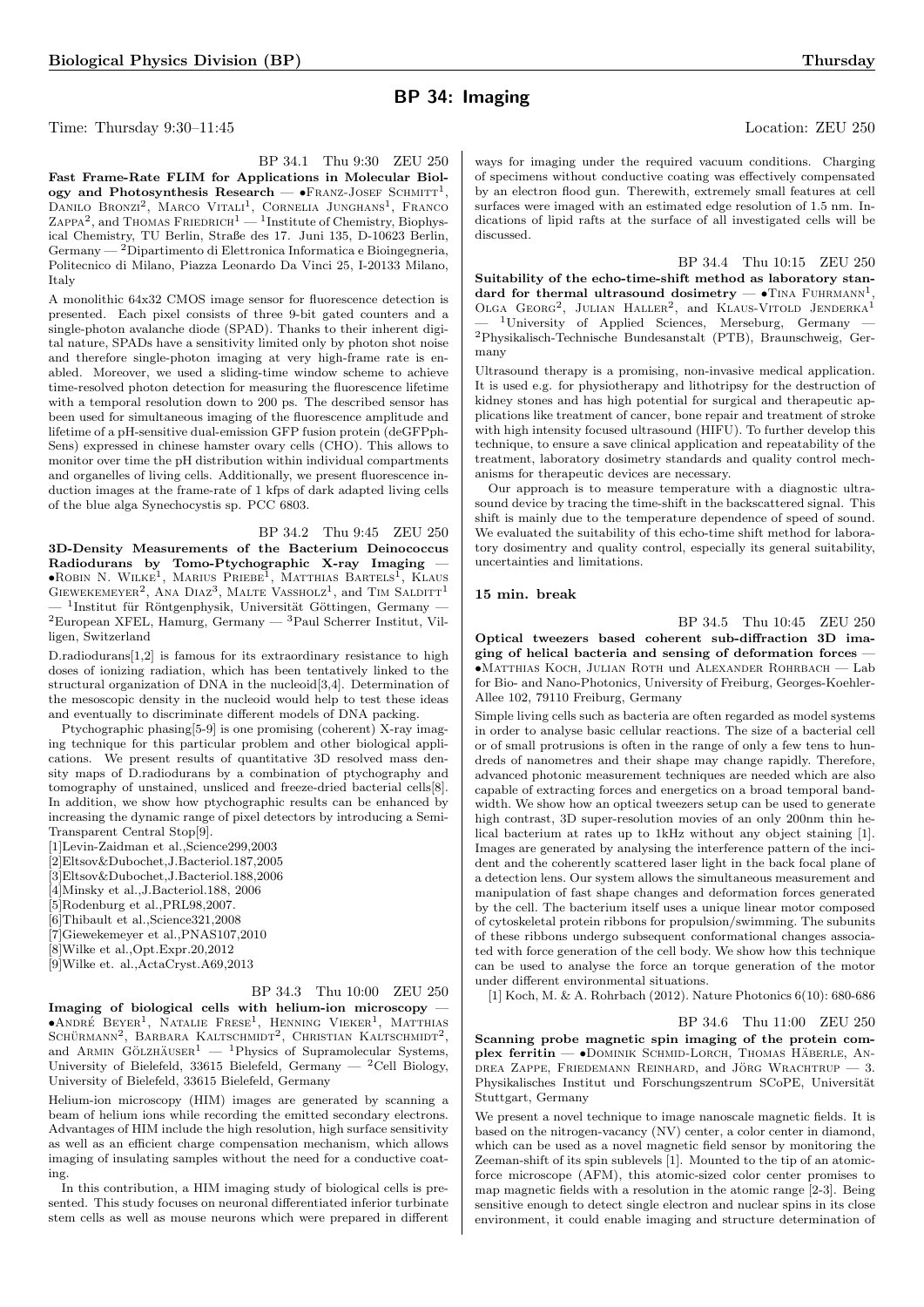## BP 34: Imaging

Time: Thursday 9:30–11:45 Location: ZEU 250

BP 34.1 Thu 9:30 ZEU 250

**Fast Frame-Rate FLIM for Applications in Molecular Biology and Photosynthesis Research** — •Franz-Josef Schmitt[1], Danilo Bronzi[2], Marco Vitali[1], Cornelia Junghans[1], Franco Zappa[2], and Thomas Friedrich[1] — [1]Institute of Chemistry, Biophysical Chemistry, TU Berlin, Straße des 17. Juni 135, D-10623 Berlin, Germany — [2]Dipartimento di Elettronica Informatica e Bioingegneria, Politecnico di Milano, Piazza Leonardo Da Vinci 25, I-20133 Milano, Italy

A monolithic 64x32 CMOS image sensor for fluorescence detection is presented. Each pixel consists of three 9-bit gated counters and a single-photon avalanche diode (SPAD). Thanks to their inherent digital nature, SPADs have a sensitivity limited only by photon shot noise and therefore single-photon imaging at very high-frame rate is enabled. Moreover, we used a sliding-time window scheme to achieve time-resolved photon detection for measuring the fluorescence lifetime with a temporal resolution down to 200 ps. The described sensor has been used for simultaneous imaging of the fluorescence amplitude and lifetime of a pH-sensitive dual-emission GFP fusion protein (deGFPph-Sens) expressed in chinese hamster ovary cells (CHO). This allows to monitor over time the pH distribution within individual compartments and organelles of living cells. Additionally, we present fluorescence induction images at the frame-rate of 1 kfps of dark adapted living cells of the blue alga Synechocystis sp. PCC 6803.

BP 34.2 Thu 9:45 ZEU 250

**3D-Density Measurements of the Bacterium Deinococcus Radiodurans by Tomo-Ptychographic X-ray Imaging** — •Robin N. Wilke[1], Marius Priebe[1], Matthias Bartels[1], Klaus Giewekemeyer[2], Ana Diaz[3], Malte Vassholz[1], and Tim Salditt[1] — [1]Institut für Röntgenphysik, Universität Göttingen, Germany — [2]European XFEL, Hamurg, Germany — [3]Paul Scherrer Institut, Villigen, Switzerland

D.radiodurans[1,2] is famous for its extraordinary resistance to high doses of ionizing radiation, which has been tentatively linked to the structural organization of DNA in the nucleoid[3,4]. Determination of the mesoscopic density in the nucleoid would help to test these ideas and eventually to discriminate different models of DNA packing.

Ptychographic phasing[5-9] is one promising (coherent) X-ray imaging technique for this particular problem and other biological applications. We present results of quantitative 3D resolved mass density maps of D.radiodurans by a combination of ptychography and tomography of unstained, unsliced and freeze-dried bacterial cells[8]. In addition, we show how ptychographic results can be enhanced by increasing the dynamic range of pixel detectors by introducing a Semi-Transparent Central Stop[9].

[1]Levin-Zaidman et al.,Science299,2003
[2]Eltsov&Dubochet,J.Bacteriol.187,2005
[3]Eltsov&Dubochet,J.Bacteriol.188,2006
[4]Minsky et al.,J.Bacteriol.188, 2006
[5]Rodenburg et al.,PRL98,2007.
[6]Thibault et al.,Science321,2008
[7]Giewekemeyer et al.,PNAS107,2010
[8]Wilke et al.,Opt.Expr.20,2012
[9]Wilke et. al.,ActaCryst.A69,2013

BP 34.3 Thu 10:00 ZEU 250

**Imaging of biological cells with helium-ion microscopy** — •André Beyer[1], Natalie Frese[1], Henning Vieker[1], Matthias Schürmann[2], Barbara Kaltschmidt[2], Christian Kaltschmidt[2], and Armin Gölzhäuser[1] — [1]Physics of Supramolecular Systems, University of Bielefeld, 33615 Bielefeld, Germany — [2]Cell Biology, University of Bielefeld, 33615 Bielefeld, Germany

Helium-ion microscopy (HIM) images are generated by scanning a beam of helium ions while recording the emitted secondary electrons. Advantages of HIM include the high resolution, high surface sensitivity as well as an efficient charge compensation mechanism, which allows imaging of insulating samples without the need for a conductive coating.

In this contribution, a HIM imaging study of biological cells is presented. This study focuses on neuronal differentiated inferior turbinate stem cells as well as mouse neurons which were prepared in different ways for imaging under the required vacuum conditions. Charging of specimens without conductive coating was effectively compensated by an electron flood gun. Therewith, extremely small features at cell surfaces were imaged with an estimated edge resolution of 1.5 nm. Indications of lipid rafts at the surface of all investigated cells will be discussed.

BP 34.4 Thu 10:15 ZEU 250

**Suitability of the echo-time-shift method as laboratory standard for thermal ultrasound dosimetry** — •Tina Fuhrmann[1], Olga Georg[2], Julian Haller[2], and Klaus-Vitold Jenderka[1] — [1]University of Applied Sciences, Merseburg, Germany — [2]Physikalisch-Technische Bundesanstalt (PTB), Braunschweig, Germany

Ultrasound therapy is a promising, non-invasive medical application. It is used e.g. for physiotherapy and lithotripsy for the destruction of kidney stones and has high potential for surgical and therapeutic applications like treatment of cancer, bone repair and treatment of stroke with high intensity focused ultrasound (HIFU). To further develop this technique, to ensure a save clinical application and repeatability of the treatment, laboratory dosimetry standards and quality control mechanisms for therapeutic devices are necessary.

Our approach is to measure temperature with a diagnostic ultrasound device by tracing the time-shift in the backscattered signal. This shift is mainly due to the temperature dependence of speed of sound. We evaluated the suitability of this echo-time shift method for laboratory dosimentry and quality control, especially its general suitability, uncertainties and limitations.

**15 min. break**

BP 34.5 Thu 10:45 ZEU 250

**Optical tweezers based coherent sub-diffraction 3D imaging of helical bacteria and sensing of deformation forces** — •Matthias Koch, Julian Roth und Alexander Rohrbach — Lab for Bio- and Nano-Photonics, University of Freiburg, Georges-Koehler-Allee 102, 79110 Freiburg, Germany

Simple living cells such as bacteria are often regarded as model systems in order to analyse basic cellular reactions. The size of a bacterial cell or of small protrusions is often in the range of only a few tens to hundreds of nanometres and their shape may change rapidly. Therefore, advanced photonic measurement techniques are needed which are also capable of extracting forces and energetics on a broad temporal bandwidth. We show how an optical tweezers setup can be used to generate high contrast, 3D super-resolution movies of an only 200nm thin helical bacterium at rates up to 1kHz without any object staining [1]. Images are generated by analysing the interference pattern of the incident and the coherently scattered laser light in the back focal plane of a detection lens. Our system allows the simultaneous measurement and manipulation of fast shape changes and deformation forces generated by the cell. The bacterium itself uses a unique linear motor composed of cytoskeletal protein ribbons for propulsion/swimming. The subunits of these ribbons undergo subsequent conformational changes associated with force generation of the cell body. We show how this technique can be used to analyse the force an torque generation of the motor under different environmental situations.

[1] Koch, M. & A. Rohrbach (2012). Nature Photonics 6(10): 680-686

BP 34.6 Thu 11:00 ZEU 250

**Scanning probe magnetic spin imaging of the protein complex ferritin** — •Dominik Schmid-Lorch, Thomas Häberle, Andrea Zappe, Friedemann Reinhard, and Jörg Wrachtrup — 3. Physikalisches Institut und Forschungszentrum SCoPE, Universität Stuttgart, Germany

We present a novel technique to image nanoscale magnetic fields. It is based on the nitrogen-vacancy (NV) center, a color center in diamond, which can be used as a novel magnetic field sensor by monitoring the Zeeman-shift of its spin sublevels [1]. Mounted to the tip of an atomic-force microscope (AFM), this atomic-sized color center promises to map magnetic fields with a resolution in the atomic range [2-3]. Being sensitive enough to detect single electron and nuclear spins in its close environment, it could enable imaging and structure determination of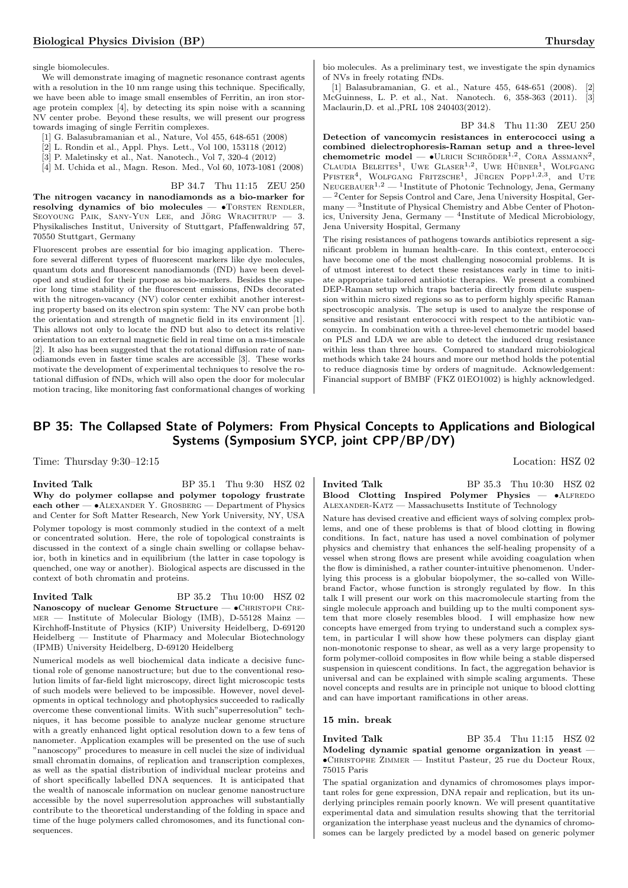single biomolecules.

We will demonstrate imaging of magnetic resonance contrast agents with a resolution in the 10 nm range using this technique. Specifically, we have been able to image small ensembles of Ferritin, an iron storage protein complex [4], by detecting its spin noise with a scanning NV center probe. Beyond these results, we will present our progress towards imaging of single Ferritin complexes.

[1] G. Balasubramanian et al., Nature, Vol 455, 648-651 (2008)
[2] L. Rondin et al., Appl. Phys. Lett., Vol 100, 153118 (2012)
[3] P. Maletinsky et al., Nat. Nanotech., Vol 7, 320-4 (2012)
[4] M. Uchida et al., Magn. Reson. Med., Vol 60, 1073-1081 (2008)

BP 34.7 Thu 11:15 ZEU 250

**The nitrogen vacancy in nanodiamonds as a bio-marker for resolving dynamics of bio molecules** — •Torsten Rendler, Seoyoung Paik, Sany-Yun Lee, and Jörg Wrachtrup — 3. Physikalisches Institut, University of Stuttgart, Pfaffenwaldring 57, 70550 Stuttgart, Germany

Fluorescent probes are essential for bio imaging application. Therefore several different types of fluorescent markers like dye molecules, quantum dots and fluorescent nanodiamonds (fND) have been developed and studied for their purpose as bio-markers. Besides the superior long time stability of the fluorescent emissions, fNDs decorated with the nitrogen-vacancy (NV) color center exhibit another interesting property based on its electron spin system: The NV can probe both the orientation and strength of magnetic field in its environment [1]. This allows not only to locate the fND but also to detect its relative orientation to an external magnetic field in real time on a ms-timescale [2]. It also has been suggested that the rotational diffusion rate of nanodiamonds even in faster time scales are accessible [3]. These works motivate the development of experimental techniques to resolve the rotational diffusion of fNDs, which will also open the door for molecular motion tracing, like monitoring fast conformational changes of working bio molecules. As a preliminary test, we investigate the spin dynamics of NVs in freely rotating fNDs.

[1] Balasubramanian, G. et al., Nature 455, 648-651 (2008). [2] McGuinness, L. P. et al., Nat. Nanotech. 6, 358-363 (2011). [3] Maclaurin,D. et al.,PRL 108 240403(2012).

BP 34.8 Thu 11:30 ZEU 250

**Detection of vancomycin resistances in enterococci using a combined dielectrophoresis-Raman setup and a three-level chemometric model** — •Ulrich Schröder[1,2], Cora Assmann[2], Claudia Beleites[1], Uwe Glaser[1,2], Uwe Hübner[1], Wolfgang Pfister[4], Wolfgang Fritzsche[1], Jürgen Popp[1,2,3], and Ute Neugebauer[1,2] — [1]Institute of Photonic Technology, Jena, Germany — [2]Center for Sepsis Control and Care, Jena University Hospital, Germany — [3]Institute of Physical Chemistry and Abbe Center of Photonics, University Jena, Germany — [4]Institute of Medical Microbiology, Jena University Hospital, Germany

The rising resistances of pathogens towards antibiotics represent a significant problem in human health-care. In this context, enterococci have become one of the most challenging nosocomial problems. It is of utmost interest to detect these resistances early in time to initiate appropriate tailored antibiotic therapies. We present a combined DEP-Raman setup which traps bacteria directly from dilute suspension within micro sized regions so as to perform highly specific Raman spectroscopic analysis. The setup is used to analyze the response of sensitive and resistant enterococci with respect to the antibiotic vancomycin. In combination with a three-level chemometric model based on PLS and LDA we are able to detect the induced drug resistance within less than three hours. Compared to standard microbiological methods which take 24 hours and more our method holds the potential to reduce diagnosis time by orders of magnitude. Acknowledgement: Financial support of BMBF (FKZ 01EO1002) is highly acknowledged.

## BP 35: The Collapsed State of Polymers: From Physical Concepts to Applications and Biological Systems (Symposium SYCP, joint CPP/BP/DY)

Time: Thursday 9:30–12:15 Location: HSZ 02

Invited Talk BP 35.1 Thu 9:30 HSZ 02

**Why do polymer collapse and polymer topology frustrate each other** — •Alexander Y. Grosberg — Department of Physics and Center for Soft Matter Research, New York University, NY, USA

Polymer topology is most commonly studied in the context of a melt or concentrated solution. Here, the role of topological constraints is discussed in the context of a single chain swelling or collapse behavior, both in kinetics and in equilibrium (the latter in case topology is quenched, one way or another). Biological aspects are discussed in the context of both chromatin and proteins.

Invited Talk BP 35.2 Thu 10:00 HSZ 02

**Nanoscopy of nuclear Genome Structure** — •Christoph Cremer — Institute of Molecular Biology (IMB), D-55128 Mainz — Kirchhoff-Institute of Physics (KIP) University Heidelberg, D-69120 Heidelberg — Institute of Pharmacy and Molecular Biotechnology (IPMB) University Heidelberg, D-69120 Heidelberg

Numerical models as well biochemical data indicate a decisive functional role of genome nanostructure; but due to the conventional resolution limits of far-field light microscopy, direct light microscopic tests of such models were believed to be impossible. However, novel developments in optical technology and photophysics succeeded to radically overcome these conventional limits. With such"superresolution" techniques, it has become possible to analyze nuclear genome structure with a greatly enhanced light optical resolution down to a few tens of nanometer. Application examples will be presented on the use of such "nanoscopy" procedures to measure in cell nuclei the size of individual small chromatin domains, of replication and transcription complexes, as well as the spatial distribution of individual nuclear proteins and of short specifically labelled DNA sequences. It is anticipated that the wealth of nanoscale information on nuclear genome nanostructure accessible by the novel superresolution approaches will substantially contribute to the theoretical understanding of the folding in space and time of the huge polymers called chromosomes, and its functional consequences.

Invited Talk BP 35.3 Thu 10:30 HSZ 02

**Blood Clotting Inspired Polymer Physics** — •Alfredo Alexander-Katz — Massachusetts Institute of Technology

Nature has devised creative and efficient ways of solving complex problems, and one of these problems is that of blood clotting in flowing conditions. In fact, nature has used a novel combination of polymer physics and chemistry that enhances the self-healing propensity of a vessel when strong flows are present while avoiding coagulation when the flow is diminished, a rather counter-intuitive phenomenon. Underlying this process is a globular biopolymer, the so-called von Willebrand Factor, whose function is strongly regulated by flow. In this talk I will present our work on this macromolecule starting from the single molecule approach and building up to the multi component system that more closely resembles blood. I will emphasize how new concepts have emerged from trying to understand such a complex system, in particular I will show how these polymers can display giant non-monotonic response to shear, as well as a very large propensity to form polymer-colloid composites in flow while being a stable dispersed suspension in quiescent conditions. In fact, the aggregation behavior is universal and can be explained with simple scaling arguments. These novel concepts and results are in principle not unique to blood clotting and can have important ramifications in other areas.

**15 min. break**

Invited Talk BP 35.4 Thu 11:15 HSZ 02

**Modeling dynamic spatial genome organization in yeast** — •Christophe Zimmer — Institut Pasteur, 25 rue du Docteur Roux, 75015 Paris

The spatial organization and dynamics of chromosomes plays important roles for gene expression, DNA repair and replication, but its underlying principles remain poorly known. We will present quantitative experimental data and simulation results showing that the territorial organization the interphase yeast nucleus and the dynamics of chromosomes can be largely predicted by a model based on generic polymer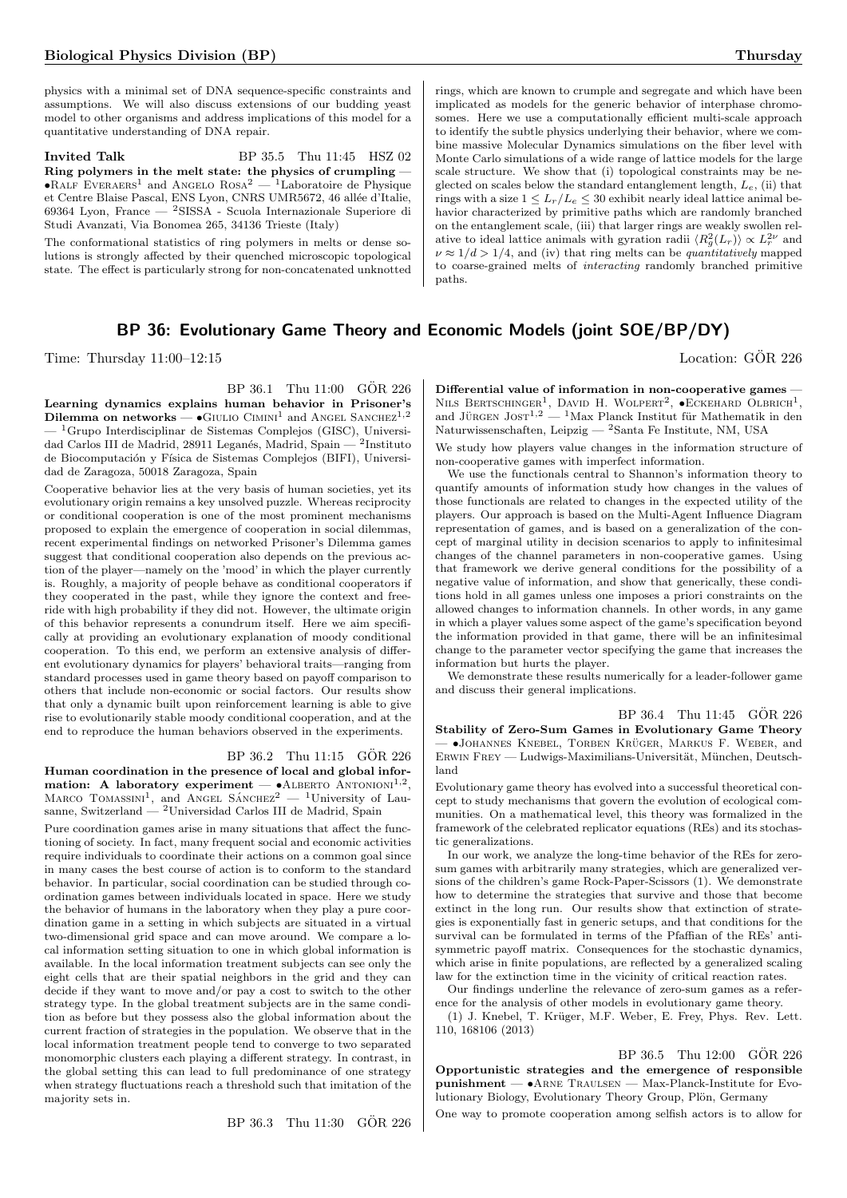physics with a minimal set of DNA sequence-specific constraints and assumptions. We will also discuss extensions of our budding yeast model to other organisms and address implications of this model for a quantitative understanding of DNA repair.

**Invited Talk** BP 35.5 Thu 11:45 HSZ 02

**Ring polymers in the melt state: the physics of crumpling** — •Ralf Everaers[1] and Angelo Rosa[2] — [1]Laboratoire de Physique et Centre Blaise Pascal, ENS Lyon, CNRS UMR5672, 46 allée d'Italie, 69364 Lyon, France — [2]SISSA - Scuola Internazionale Superiore di Studi Avanzati, Via Bonomea 265, 34136 Trieste (Italy)

The conformational statistics of ring polymers in melts or dense solutions is strongly affected by their quenched microscopic topological state. The effect is particularly strong for non-concatenated unknotted rings, which are known to crumple and segregate and which have been implicated as models for the generic behavior of interphase chromosomes. Here we use a computationally efficient multi-scale approach to identify the subtle physics underlying their behavior, where we combine massive Molecular Dynamics simulations on the fiber level with Monte Carlo simulations of a wide range of lattice models for the large scale structure. We show that (i) topological constraints may be neglected on scales below the standard entanglement length, $L_e$, (ii) that rings with a size $1 \leq L_r/L_e \leq 30$ exhibit nearly ideal lattice animal behavior characterized by primitive paths which are randomly branched on the entanglement scale, (iii) that larger rings are weakly swollen relative to ideal lattice animals with gyration radii $\langle R_g^2(L_r)\rangle \propto L_r^{2\nu}$ and $\nu \approx 1/d > 1/4$, and (iv) that ring melts can be *quantitatively* mapped to coarse-grained melts of *interacting* randomly branched primitive paths.

## BP 36: Evolutionary Game Theory and Economic Models (joint SOE/BP/DY)

Time: Thursday 11:00–12:15 Location: GÖR 226

BP 36.1 Thu 11:00 GÖR 226

**Learning dynamics explains human behavior in Prisoner's Dilemma on networks** — •Giulio Cimini[1] and Angel Sanchez[1,2] — [1]Grupo Interdisciplinar de Sistemas Complejos (GISC), Universidad Carlos III de Madrid, 28911 Leganés, Madrid, Spain — [2]Instituto de Biocomputación y Física de Sistemas Complejos (BIFI), Universidad de Zaragoza, 50018 Zaragoza, Spain

Cooperative behavior lies at the very basis of human societies, yet its evolutionary origin remains a key unsolved puzzle. Whereas reciprocity or conditional cooperation is one of the most prominent mechanisms proposed to explain the emergence of cooperation in social dilemmas, recent experimental findings on networked Prisoner's Dilemma games suggest that conditional cooperation also depends on the previous action of the player—namely on the 'mood' in which the player currently is. Roughly, a majority of people behave as conditional cooperators if they cooperated in the past, while they ignore the context and free-ride with high probability if they did not. However, the ultimate origin of this behavior represents a conundrum itself. Here we aim specifically at providing an evolutionary explanation of moody conditional cooperation. To this end, we perform an extensive analysis of different evolutionary dynamics for players' behavioral traits—ranging from standard processes used in game theory based on payoff comparison to others that include non-economic or social factors. Our results show that only a dynamic built upon reinforcement learning is able to give rise to evolutionarily stable moody conditional cooperation, and at the end to reproduce the human behaviors observed in the experiments.

BP 36.2 Thu 11:15 GÖR 226

**Human coordination in the presence of local and global information: A laboratory experiment** — •Alberto Antonioni[1,2], Marco Tomassini[1], and Angel Sánchez[2] — [1]University of Lausanne, Switzerland — [2]Universidad Carlos III de Madrid, Spain

Pure coordination games arise in many situations that affect the functioning of society. In fact, many frequent social and economic activities require individuals to coordinate their actions on a common goal since in many cases the best course of action is to conform to the standard behavior. In particular, social coordination can be studied through coordination games between individuals located in space. Here we study the behavior of humans in the laboratory when they play a pure coordination game in a setting in which subjects are situated in a virtual two-dimensional grid space and can move around. We compare a local information setting situation to one in which global information is available. In the local information treatment subjects can see only the eight cells that are their spatial neighbors in the grid and they can decide if they want to move and/or pay a cost to switch to the other strategy type. In the global treatment subjects are in the same condition as before but they possess also the global information about the current fraction of strategies in the population. We observe that in the local information treatment people tend to converge to two separated monomorphic clusters each playing a different strategy. In contrast, in the global setting this can lead to full predominance of one strategy when strategy fluctuations reach a threshold such that imitation of the majority sets in.

BP 36.3 Thu 11:30 GÖR 226

**Differential value of information in non-cooperative games** — Nils Bertschinger[1], David H. Wolpert[2], •Eckehard Olbrich[1], and Jürgen Jost[1,2] — [1]Max Planck Institut für Mathematik in den Naturwissenschaften, Leipzig — [2]Santa Fe Institute, NM, USA

We study how players value changes in the information structure of non-cooperative games with imperfect information.

We use the functionals central to Shannon's information theory to quantify amounts of information study how changes in the values of those functionals are related to changes in the expected utility of the players. Our approach is based on the Multi-Agent Influence Diagram representation of games, and is based on a generalization of the concept of marginal utility in decision scenarios to apply to infinitesimal changes of the channel parameters in non-cooperative games. Using that framework we derive general conditions for the possibility of a negative value of information, and show that generically, these conditions hold in all games unless one imposes a priori constraints on the allowed changes to information channels. In other words, in any game in which a player values some aspect of the game's specification beyond the information provided in that game, there will be an infinitesimal change to the parameter vector specifying the game that increases the information but hurts the player.

We demonstrate these results numerically for a leader-follower game and discuss their general implications.

BP 36.4 Thu 11:45 GÖR 226

**Stability of Zero-Sum Games in Evolutionary Game Theory** — •Johannes Knebel, Torben Krüger, Markus F. Weber, and Erwin Frey — Ludwigs-Maximilians-Universität, München, Deutschland

Evolutionary game theory has evolved into a successful theoretical concept to study mechanisms that govern the evolution of ecological communities. On a mathematical level, this theory was formalized in the framework of the celebrated replicator equations (REs) and its stochastic generalizations.

In our work, we analyze the long-time behavior of the REs for zero-sum games with arbitrarily many strategies, which are generalized versions of the children's game Rock-Paper-Scissors (1). We demonstrate how to determine the strategies that survive and those that become extinct in the long run. Our results show that extinction of strategies is exponentially fast in generic setups, and that conditions for the survival can be formulated in terms of the Pfaffian of the REs' antisymmetric payoff matrix. Consequences for the stochastic dynamics, which arise in finite populations, are reflected by a generalized scaling law for the extinction time in the vicinity of critical reaction rates.

Our findings underline the relevance of zero-sum games as a reference for the analysis of other models in evolutionary game theory.

(1) J. Knebel, T. Krüger, M.F. Weber, E. Frey, Phys. Rev. Lett. 110, 168106 (2013)

BP 36.5 Thu 12:00 GÖR 226

**Opportunistic strategies and the emergence of responsible punishment** — •Arne Traulsen — Max-Planck-Institute for Evolutionary Biology, Evolutionary Theory Group, Plön, Germany

One way to promote cooperation among selfish actors is to allow for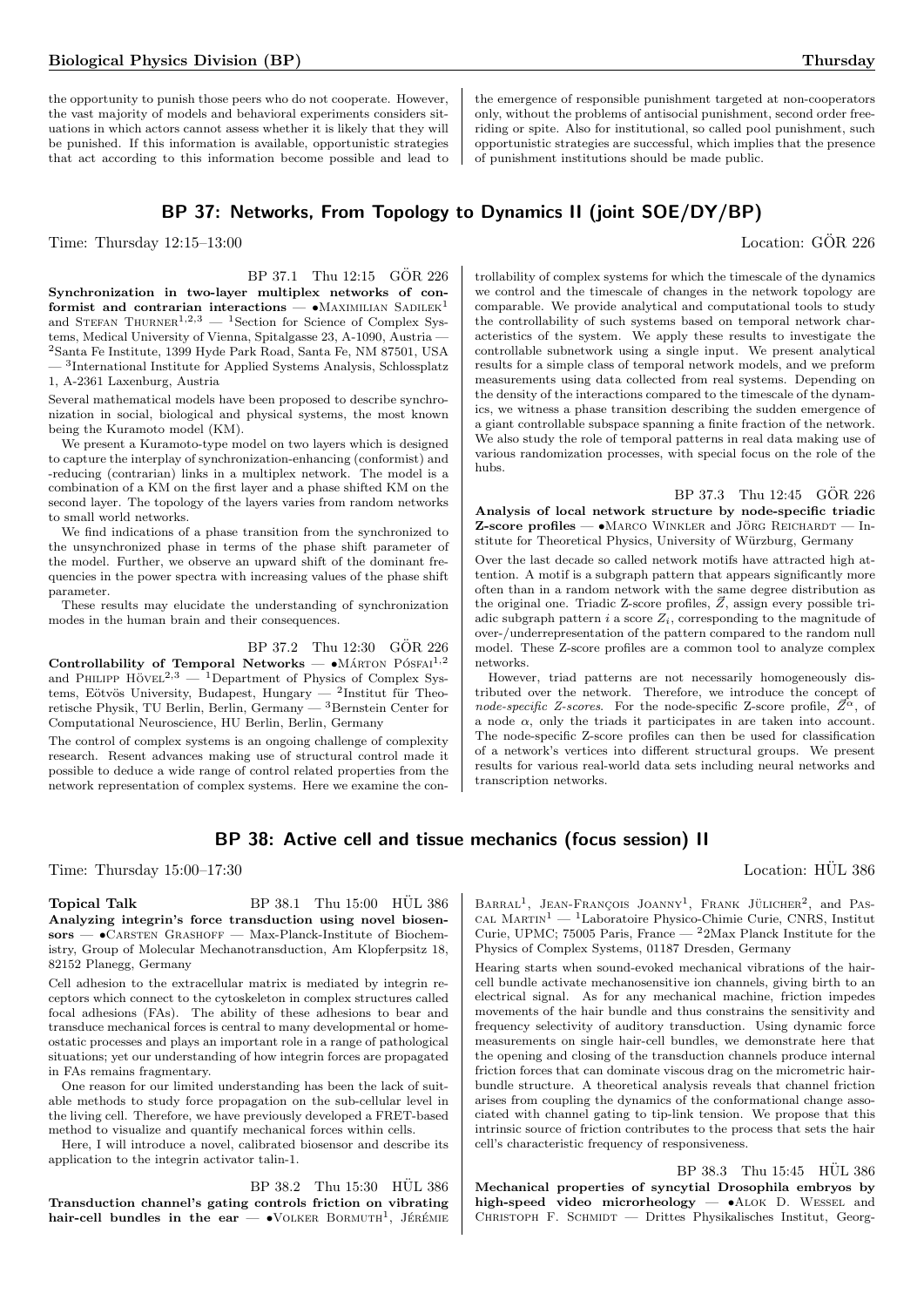the opportunity to punish those peers who do not cooperate. However, the vast majority of models and behavioral experiments considers situations in which actors cannot assess whether it is likely that they will be punished. If this information is available, opportunistic strategies that act according to this information become possible and lead to the emergence of responsible punishment targeted at non-cooperators only, without the problems of antisocial punishment, second order free-riding or spite. Also for institutional, so called pool punishment, such opportunistic strategies are successful, which implies that the presence of punishment institutions should be made public.

## BP 37: Networks, From Topology to Dynamics II (joint SOE/DY/BP)

Time: Thursday 12:15–13:00 Location: GÖR 226

BP 37.1 Thu 12:15 GÖR 226

**Synchronization in two-layer multiplex networks of conformist and contrarian interactions** — •Maximilian Sadilek[1] and Stefan Thurner[1,2,3] — [1]Section for Science of Complex Systems, Medical University of Vienna, Spitalgasse 23, A-1090, Austria — [2]Santa Fe Institute, 1399 Hyde Park Road, Santa Fe, NM 87501, USA — [3]International Institute for Applied Systems Analysis, Schlossplatz 1, A-2361 Laxenburg, Austria

Several mathematical models have been proposed to describe synchronization in social, biological and physical systems, the most known being the Kuramoto model (KM).

We present a Kuramoto-type model on two layers which is designed to capture the interplay of synchronization-enhancing (conformist) and -reducing (contrarian) links in a multiplex network. The model is a combination of a KM on the first layer and a phase shifted KM on the second layer. The topology of the layers varies from random networks to small world networks.

We find indications of a phase transition from the synchronized to the unsynchronized phase in terms of the phase shift parameter of the model. Further, we observe an upward shift of the dominant frequencies in the power spectra with increasing values of the phase shift parameter.

These results may elucidate the understanding of synchronization modes in the human brain and their consequences.

BP 37.2 Thu 12:30 GÖR 226

**Controllability of Temporal Networks** — •Márton Pósfai[1,2] and Philipp Hövel[2,3] — [1]Department of Physics of Complex Systems, Eötvös University, Budapest, Hungary — [2]Institut für Theoretische Physik, TU Berlin, Berlin, Germany — [3]Bernstein Center for Computational Neuroscience, HU Berlin, Berlin, Germany

The control of complex systems is an ongoing challenge of complexity research. Resent advances making use of structural control made it possible to deduce a wide range of control related properties from the network representation of complex systems. Here we examine the controllability of complex systems for which the timescale of the dynamics we control and the timescale of changes in the network topology are comparable. We provide analytical and computational tools to study the controllability of such systems based on temporal network characteristics of the system. We apply these results to investigate the controllable subnetwork using a single input. We present analytical results for a simple class of temporal network models, and we preform measurements using data collected from real systems. Depending on the density of the interactions compared to the timescale of the dynamics, we witness a phase transition describing the sudden emergence of a giant controllable subspace spanning a finite fraction of the network. We also study the role of temporal patterns in real data making use of various randomization processes, with special focus on the role of the hubs.

BP 37.3 Thu 12:45 GÖR 226

**Analysis of local network structure by node-specific triadic Z-score profiles** — •Marco Winkler and Jörg Reichardt — Institute for Theoretical Physics, University of Würzburg, Germany

Over the last decade so called network motifs have attracted high attention. A motif is a subgraph pattern that appears significantly more often than in a random network with the same degree distribution as the original one. Triadic Z-score profiles, $\vec{Z}$, assign every possible triadic subgraph pattern $i$ a score $Z_i$, corresponding to the magnitude of over-/underrepresentation of the pattern compared to the random null model. These Z-score profiles are a common tool to analyze complex networks.

However, triad patterns are not necessarily homogeneously distributed over the network. Therefore, we introduce the concept of *node-specific Z-scores*. For the node-specific Z-score profile, $\vec{Z}^{\alpha}$, of a node $\alpha$, only the triads it participates in are taken into account. The node-specific Z-score profiles can then be used for classification of a network's vertices into different structural groups. We present results for various real-world data sets including neural networks and transcription networks.

## BP 38: Active cell and tissue mechanics (focus session) II

Time: Thursday 15:00–17:30 Location: HÜL 386

**Topical Talk** BP 38.1 Thu 15:00 HÜL 386

**Analyzing integrin's force transduction using novel biosensors** — •Carsten Grashoff — Max-Planck-Institute of Biochemistry, Group of Molecular Mechanotransduction, Am Klopferspitz 18, 82152 Planegg, Germany

Cell adhesion to the extracellular matrix is mediated by integrin receptors which connect to the cytoskeleton in complex structures called focal adhesions (FAs). The ability of these adhesions to bear and transduce mechanical forces is central to many developmental or homeostatic processes and plays an important role in a range of pathological situations; yet our understanding of how integrin forces are propagated in FAs remains fragmentary.

One reason for our limited understanding has been the lack of suitable methods to study force propagation on the sub-cellular level in the living cell. Therefore, we have previously developed a FRET-based method to visualize and quantify mechanical forces within cells.

Here, I will introduce a novel, calibrated biosensor and describe its application to the integrin activator talin-1.

BP 38.2 Thu 15:30 HÜL 386

**Transduction channel's gating controls friction on vibrating hair-cell bundles in the ear** — •Volker Bormuth[1], Jérémie Barral[1], Jean-François Joanny[1], Frank Jülicher[2], and Pascal Martin[1] — [1]Laboratoire Physico-Chimie Curie, CNRS, Institut Curie, UPMC; 75005 Paris, France — [2]2Max Planck Institute for the Physics of Complex Systems, 01187 Dresden, Germany

Hearing starts when sound-evoked mechanical vibrations of the hair-cell bundle activate mechanosensitive ion channels, giving birth to an electrical signal. As for any mechanical machine, friction impedes movements of the hair bundle and thus constrains the sensitivity and frequency selectivity of auditory transduction. Using dynamic force measurements on single hair-cell bundles, we demonstrate here that the opening and closing of the transduction channels produce internal friction forces that can dominate viscous drag on the micrometric hair-bundle structure. A theoretical analysis reveals that channel friction arises from coupling the dynamics of the conformational change associated with channel gating to tip-link tension. We propose that this intrinsic source of friction contributes to the process that sets the hair cell's characteristic frequency of responsiveness.

BP 38.3 Thu 15:45 HÜL 386

**Mechanical properties of syncytial Drosophila embryos by high-speed video microrheology** — •Alok D. Wessel and Christoph F. Schmidt — Drittes Physikalisches Institut, Georg-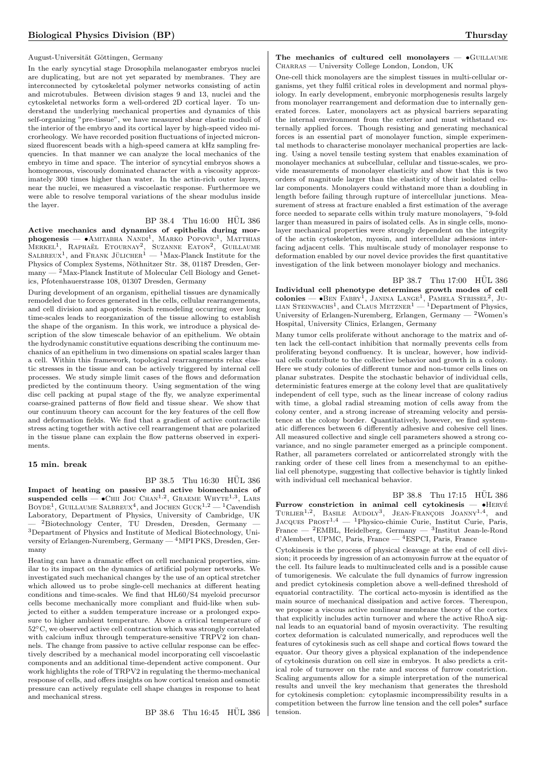August-Universität Göttingen, Germany

In the early syncytial stage Drosophila melanogaster embryos nuclei are duplicating, but are not yet separated by membranes. They are interconnected by cytoskeletal polymer networks consisting of actin and microtubules. Between division stages 9 and 13, nuclei and the cytoskeletal networks form a well-ordered 2D cortical layer. To understand the underlying mechanical properties and dynamics of this self-organizing "pre-tissue", we have measured shear elastic moduli of the interior of the embryo and its cortical layer by high-speed video microrheology. We have recorded position fluctuations of injected micronsized fluorescent beads with a high-speed camera at kHz sampling frequencies. In that manner we can analyze the local mechanics of the embryo in time and space. The interior of syncytial embryos shows a homogeneous, viscously dominated character with a viscosity approximately 300 times higher than water. In the actin-rich outer layers, near the nuclei, we measured a viscoelastic response. Furthermore we were able to resolve temporal variations of the shear modulus inside the layer.

BP 38.4 Thu 16:00 HÜL 386

**Active mechanics and dynamics of epithelia during morphogenesis** — •Amitabha Nandi[1], Marko Popovic[1], Matthias Merkel[1], Raphaël Etournay[2], Suzanne Eaton[2], Guillaume Salbreux[1], and Frank Jülicher[1] — [1]Max-Planck Institute for the Physics of Complex Systems, Nöthnitzer Str. 38, 01187 Dresden, Germany — [2]Max-Planck Institute of Molecular Cell Biology and Genetics, Pfotenhauerstrasse 108, 01307 Dresden, Germany

During development of an organism, epithelial tissues are dynamically remodeled due to forces generated in the cells, cellular rearrangements, and cell division and apoptosis. Such remodeling occurring over long time-scales leads to reorganization of the tissue allowing to establish the shape of the organism. In this work, we introduce a physical description of the slow timescale behavior of an epithelium. We obtain the hydrodynamic constitutive equations describing the continuum mechanics of an epithelium in two dimensions on spatial scales larger than a cell. Within this framework, topological rearrangements relax elastic stresses in the tissue and can be actively triggered by internal cell processes. We study simple limit cases of the flows and deformation predicted by the continuum theory. Using segmentation of the wing disc cell packing at pupal stage of the fly, we analyze experimental coarse-grained patterns of flow field and tissue shear. We show that our continuum theory can account for the key features of the cell flow and deformation fields. We find that a gradient of active contractile stress acting together with active cell rearrangement that are polarized in the tissue plane can explain the flow patterns observed in experiments.

**15 min. break**

BP 38.5 Thu 16:30 HÜL 386

**Impact of heating on passive and active biomechanics of suspended cells** — •Chii Jou Chan[1,2], Graeme Whyte[1,3], Lars Boyde[1], Guillaume Salbreux[4], and Jochen Guck[1,2] — [1]Cavendish Laboratory, Department of Physics, University of Cambridge, UK — [2]Biotechnology Center, TU Dresden, Dresden, Germany — [3]Department of Physics and Institute of Medical Biotechnology, University of Erlangen-Nuremberg, Germany — [4]MPI PKS, Dresden, Germany

Heating can have a dramatic effect on cell mechanical properties, similar to its impact on the dynamics of artificial polymer networks. We investigated such mechanical changes by the use of an optical stretcher which allowed us to probe single-cell mechanics at different heating conditions and time-scales. We find that HL60/S4 myeloid precursor cells become mechanically more compliant and fluid-like when subjected to either a sudden temperature increase or a prolonged exposure to higher ambient temperature. Above a critical temperature of 52°C, we observed active cell contraction which was strongly correlated with calcium influx through temperature-sensitive TRPV2 ion channels. The change from passive to active cellular response can be effectively described by a mechanical model incorporating cell viscoelastic components and an additional time-dependent active component. Our work highlights the role of TRPV2 in regulating the thermo-mechanical response of cells, and offers insights on how cortical tension and osmotic pressure can actively regulate cell shape changes in response to heat and mechanical stress.

BP 38.6 Thu 16:45 HÜL 386

**The mechanics of cultured cell monolayers** — •Guillaume Charras — University College London, London, UK

One-cell thick monolayers are the simplest tissues in multi-cellular organisms, yet they fulfil critical roles in development and normal physiology. In early development, embryonic morphogenesis results largely from monolayer rearrangement and deformation due to internally generated forces. Later, monolayers act as physical barriers separating the internal environment from the exterior and must withstand externally applied forces. Though resisting and generating mechanical forces is an essential part of monolayer function, simple experimental methods to characterise monolayer mechanical properties are lacking. Using a novel tensile testing system that enables examination of monolayer mechanics at subcellular, cellular and tissue-scales, we provide measurements of monolayer elasticity and show that this is two orders of magnitude larger than the elasticity of their isolated cellular components. Monolayers could withstand more than a doubling in length before failing through rupture of intercellular junctions. Measurement of stress at fracture enabled a first estimation of the average force needed to separate cells within truly mature monolayers, ~9-fold larger than measured in pairs of isolated cells. As in single cells, monolayer mechanical properties were strongly dependent on the integrity of the actin cytoskeleton, myosin, and intercellular adhesions interfacing adjacent cells. This multiscale study of monolayer response to deformation enabled by our novel device provides the first quantitative investigation of the link between monolayer biology and mechanics.

BP 38.7 Thu 17:00 HÜL 386

**Individual cell phenotype determines growth modes of cell colonies** — •Ben Fabry[1], Janina Lange[1], Pamela Strissel[2], Julian Steinwachs[1], and Claus Metzner[1] — [1]Department of Physics, University of Erlangen-Nuremberg, Erlangen, Germany — [2]Women's Hospital, University Clinics, Erlangen, Germany

Many tumor cells proliferate without anchorage to the matrix and often lack the cell-contact inhibition that normally prevents cells from proliferating beyond confluency. It is unclear, however, how individual cells contribute to the collective behavior and growth in a colony. Here we study colonies of different tumor and non-tumor cells lines on planar substrates. Despite the stochastic behavior of individual cells, deterministic features emerge at the colony level that are qualitatively independent of cell type, such as the linear increase of colony radius with time, a global radial streaming motion of cells away from the colony center, and a strong increase of streaming velocity and persistence at the colony border. Quantitatively, however, we find systematic differences between 6 differently adhesive and cohesive cell lines. All measured collective and single cell parameters showed a strong covariance, and no single parameter emerged as a principle component. Rather, all parameters correlated or anticorrelated strongly with the ranking order of these cell lines from a mesenchymal to an epithelial cell phenotype, suggesting that collective behavior is tightly linked with individual cell mechanical behavior.

BP 38.8 Thu 17:15 HÜL 386

**Furrow constriction in animal cell cytokinesis** — •Hervé Turlier[1,2], Basile Audoly[3], Jean-François Joanny[1,4], and Jacques Prost[1,4] — [1]Physico-chimie Curie, Institut Curie, Paris, France — [2]EMBL, Heidelberg, Germany — [3]Institut Jean-le-Rond d'Alembert, UPMC, Paris, France — [4]ESPCI, Paris, France

Cytokinesis is the process of physical cleavage at the end of cell division; it proceeds by ingression of an actomyosin furrow at the equator of the cell. Its failure leads to multinucleated cells and is a possible cause of tumorigenesis. We calculate the full dynamics of furrow ingression and predict cytokinesis completion above a well-defined threshold of equatorial contractility. The cortical acto-myosin is identified as the main source of mechanical dissipation and active forces. Thereupon, we propose a viscous active nonlinear membrane theory of the cortex that explicitly includes actin turnover and where the active RhoA signal leads to an equatorial band of myosin overactivity. The resulting cortex deformation is calculated numerically, and reproduces well the features of cytokinesis such as cell shape and cortical flows toward the equator. Our theory gives a physical explanation of the independence of cytokinesis duration on cell size in embryos. It also predicts a critical role of turnover on the rate and success of furrow constriction. Scaling arguments allow for a simple interpretation of the numerical results and unveil the key mechanism that generates the threshold for cytokinesis completion: cytoplasmic incompressibility results in a competition between the furrow line tension and the cell poles* surface tension.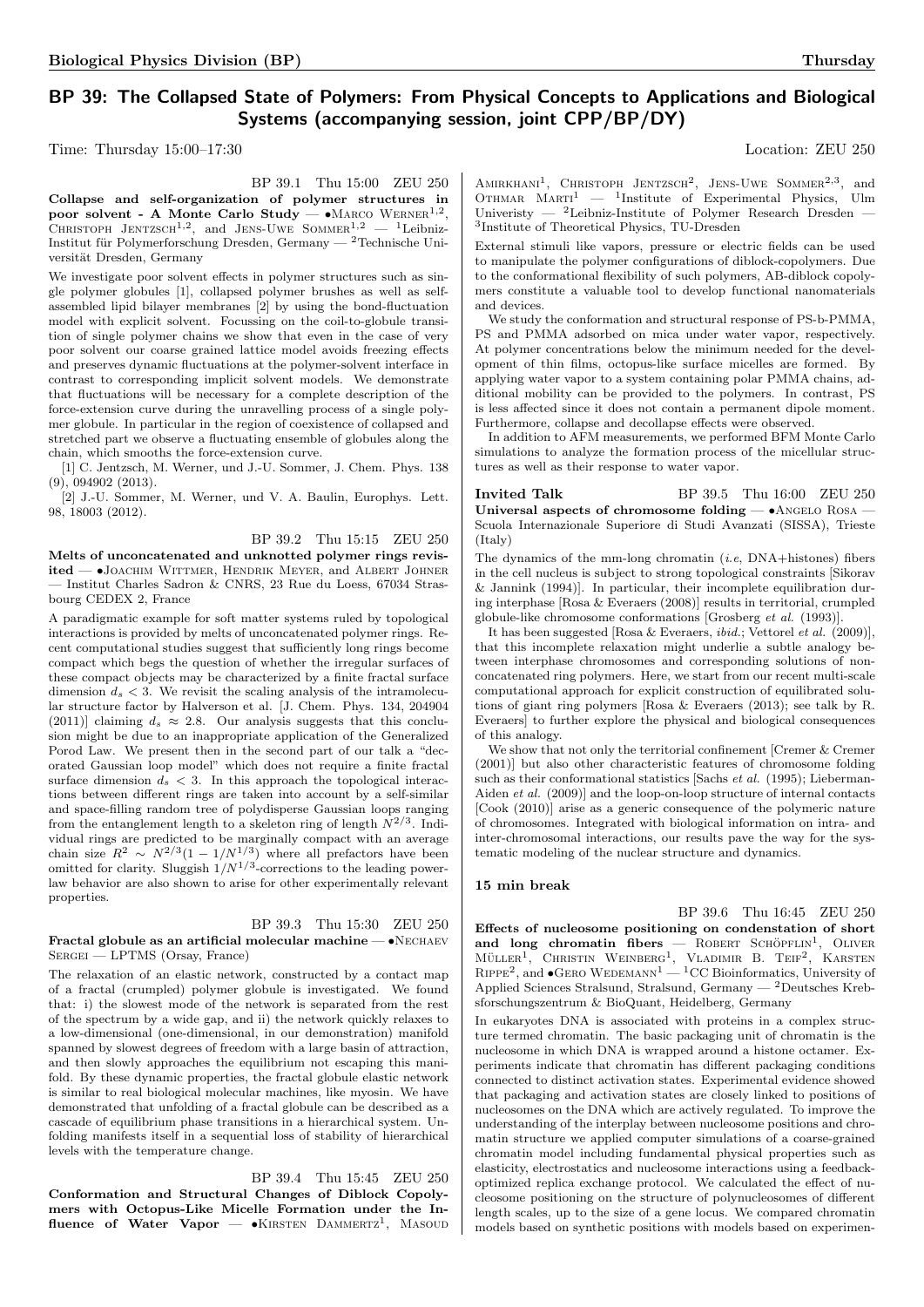## BP 39: The Collapsed State of Polymers: From Physical Concepts to Applications and Biological Systems (accompanying session, joint CPP/BP/DY)

Time: Thursday 15:00–17:30 Location: ZEU 250

BP 39.1 Thu 15:00 ZEU 250

**Collapse and self-organization of polymer structures in poor solvent - A Monte Carlo Study** — •Marco Werner[1,2], Christoph Jentzsch[1,2], and Jens-Uwe Sommer[1,2] — [1]Leibniz-Institut für Polymerforschung Dresden, Germany — [2]Technische Universität Dresden, Germany

We investigate poor solvent effects in polymer structures such as single polymer globules [1], collapsed polymer brushes as well as self-assembled lipid bilayer membranes [2] by using the bond-fluctuation model with explicit solvent. Focussing on the coil-to-globule transition of single polymer chains we show that even in the case of very poor solvent our coarse grained lattice model avoids freezing effects and preserves dynamic fluctuations at the polymer-solvent interface in contrast to corresponding implicit solvent models. We demonstrate that fluctuations will be necessary for a complete description of the force-extension curve during the unravelling process of a single polymer globule. In particular in the region of coexistence of collapsed and stretched part we observe a fluctuating ensemble of globules along the chain, which smooths the force-extension curve.

[1] C. Jentzsch, M. Werner, und J.-U. Sommer, J. Chem. Phys. 138 (9), 094902 (2013).

[2] J.-U. Sommer, M. Werner, und V. A. Baulin, Europhys. Lett. 98, 18003 (2012).

BP 39.2 Thu 15:15 ZEU 250

**Melts of unconcatenated and unknotted polymer rings revisited** — •Joachim Wittmer, Hendrik Meyer, and Albert Johner — Institut Charles Sadron & CNRS, 23 Rue du Loess, 67034 Strasbourg CEDEX 2, France

A paradigmatic example for soft matter systems ruled by topological interactions is provided by melts of unconcatenated polymer rings. Recent computational studies suggest that sufficiently long rings become compact which begs the question of whether the irregular surfaces of these compact objects may be characterized by a finite fractal surface dimension $d_s < 3$. We revisit the scaling analysis of the intramolecular structure factor by Halverson et al. [J. Chem. Phys. 134, 204904 (2011)] claiming $d_s \approx 2.8$. Our analysis suggests that this conclusion might be due to an inappropriate application of the Generalized Porod Law. We present then in the second part of our talk a "decorated Gaussian loop model" which does not require a finite fractal surface dimension $d_s < 3$. In this approach the topological interactions between different rings are taken into account by a self-similar and space-filling random tree of polydisperse Gaussian loops ranging from the entanglement length to a skeleton ring of length $N^{2/3}$. Individual rings are predicted to be marginally compact with an average chain size $R^2 \sim N^{2/3}(1 - 1/N^{1/3})$ where all prefactors have been omitted for clarity. Sluggish $1/N^{1/3}$-corrections to the leading power-law behavior are also shown to arise for other experimentally relevant properties.

BP 39.3 Thu 15:30 ZEU 250

**Fractal globule as an artificial molecular machine** — •Nechaev Sergei — LPTMS (Orsay, France)

The relaxation of an elastic network, constructed by a contact map of a fractal (crumpled) polymer globule is investigated. We found that: i) the slowest mode of the network is separated from the rest of the spectrum by a wide gap, and ii) the network quickly relaxes to a low-dimensional (one-dimensional, in our demonstration) manifold spanned by slowest degrees of freedom with a large basin of attraction, and then slowly approaches the equilibrium not escaping this manifold. By these dynamic properties, the fractal globule elastic network is similar to real biological molecular machines, like myosin. We have demonstrated that unfolding of a fractal globule can be described as a cascade of equilibrium phase transitions in a hierarchical system. Unfolding manifests itself in a sequential loss of stability of hierarchical levels with the temperature change.

BP 39.4 Thu 15:45 ZEU 250

**Conformation and Structural Changes of Diblock Copolymers with Octopus-Like Micelle Formation under the Influence of Water Vapor** — •Kirsten Dammertz[1], Masoud Amirkhani[1], Christoph Jentzsch[2], Jens-Uwe Sommer[2,3], and Othmar Marti[1] — [1]Institute of Experimental Physics, Ulm Univeristy — [2]Leibniz-Institute of Polymer Research Dresden — [3]Institute of Theoretical Physics, TU-Dresden

External stimuli like vapors, pressure or electric fields can be used to manipulate the polymer configurations of diblock-copolymers. Due to the conformational flexibility of such polymers, AB-diblock copolymers constitute a valuable tool to develop functional nanomaterials and devices.

We study the conformation and structural response of PS-b-PMMA, PS and PMMA adsorbed on mica under water vapor, respectively. At polymer concentrations below the minimum needed for the development of thin films, octopus-like surface micelles are formed. By applying water vapor to a system containing polar PMMA chains, additional mobility can be provided to the polymers. In contrast, PS is less affected since it does not contain a permanent dipole moment. Furthermore, collapse and decollapse effects were observed.

In addition to AFM measurements, we performed BFM Monte Carlo simulations to analyze the formation process of the micellular structures as well as their response to water vapor.

**Invited Talk** BP 39.5 Thu 16:00 ZEU 250

**Universal aspects of chromosome folding** — •Angelo Rosa — Scuola Internazionale Superiore di Studi Avanzati (SISSA), Trieste (Italy)

The dynamics of the mm-long chromatin (*i.e*, DNA+histones) fibers in the cell nucleus is subject to strong topological constraints [Sikorav & Jannink (1994)]. In particular, their incomplete equilibration during interphase [Rosa & Everaers (2008)] results in territorial, crumpled globule-like chromosome conformations [Grosberg *et al.* (1993)].

It has been suggested [Rosa & Everaers, *ibid.*; Vettorel *et al.* (2009)], that this incomplete relaxation might underlie a subtle analogy between interphase chromosomes and corresponding solutions of nonconcatenated ring polymers. Here, we start from our recent multi-scale computational approach for explicit construction of equilibrated solutions of giant ring polymers [Rosa & Everaers (2013); see talk by R. Everaers] to further explore the physical and biological consequences of this analogy.

We show that not only the territorial confinement [Cremer & Cremer (2001)] but also other characteristic features of chromosome folding such as their conformational statistics [Sachs *et al.* (1995); Lieberman-Aiden *et al.* (2009)] and the loop-on-loop structure of internal contacts [Cook (2010)] arise as a generic consequence of the polymeric nature of chromosomes. Integrated with biological information on intra- and inter-chromosomal interactions, our results pave the way for the systematic modeling of the nuclear structure and dynamics.

**15 min break**

BP 39.6 Thu 16:45 ZEU 250

**Effects of nucleosome positioning on condensation of short and long chromatin fibers** — Robert Schöpflin[1], Oliver Müller[1], Christin Weinberg[1], Vladimir B. Teif[2], Karsten Rippe[2], and •Gero Wedemann[1] — [1]CC Bioinformatics, University of Applied Sciences Stralsund, Stralsund, Germany — [2]Deutsches Krebsforschungszentrum & BioQuant, Heidelberg, Germany

In eukaryotes DNA is associated with proteins in a complex structure termed chromatin. The basic packaging unit of chromatin is the nucleosome in which DNA is wrapped around a histone octamer. Experiments indicate that chromatin has different packaging conditions connected to distinct activation states. Experimental evidence showed that packaging and activation states are closely linked to positions of nucleosomes on the DNA which are actively regulated. To improve the understanding of the interplay between nucleosome positions and chromatin structure we applied computer simulations of a coarse-grained chromatin model including fundamental physical properties such as elasticity, electrostatics and nucleosome interactions using a feedback-optimized replica exchange protocol. We calculated the effect of nucleosome positioning on the structure of polynucleosomes of different length scales, up to the size of a gene locus. We compared chromatin models based on synthetic positions with models based on experimen-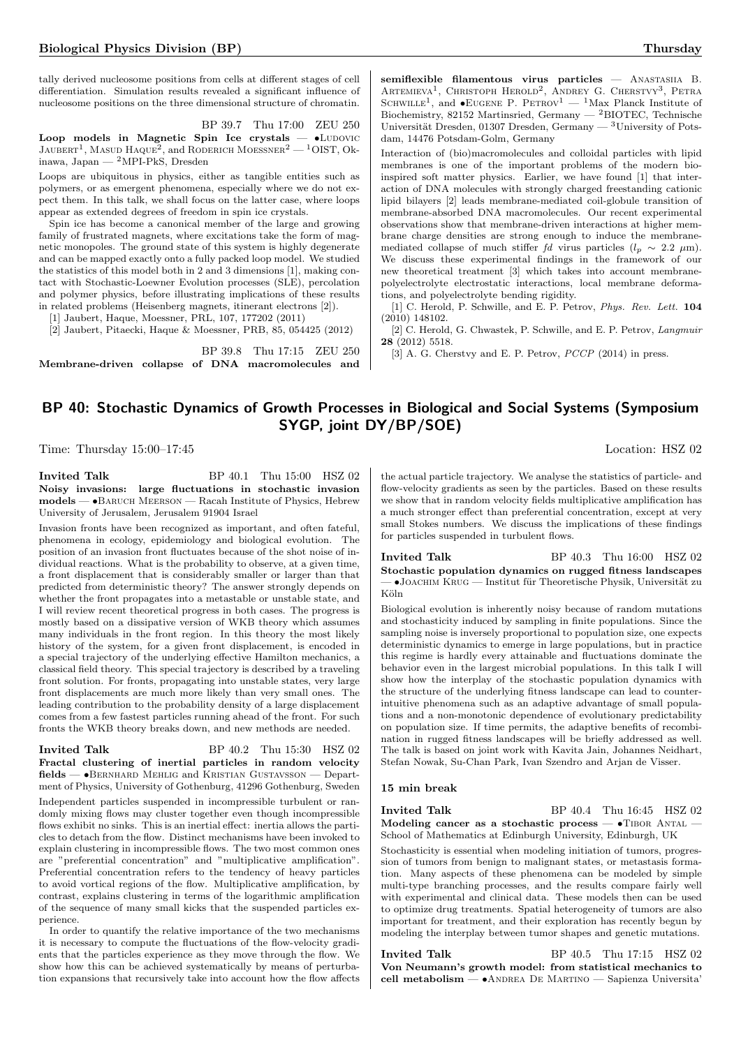tally derived nucleosome positions from cells at different stages of cell differentiation. Simulation results revealed a significant influence of nucleosome positions on the three dimensional structure of chromatin.

BP 39.7 Thu 17:00 ZEU 250

**Loop models in Magnetic Spin Ice crystals** — •Ludovic Jaubert[1], Masud Haque[2], and Roderich Moessner[2] — [1]OIST, Okinawa, Japan — [2]MPI-PkS, Dresden

Loops are ubiquitous in physics, either as tangible entities such as polymers, or as emergent phenomena, especially where we do not expect them. In this talk, we shall focus on the latter case, where loops appear as extended degrees of freedom in spin ice crystals.

Spin ice has become a canonical member of the large and growing family of frustrated magnets, where excitations take the form of magnetic monopoles. The ground state of this system is highly degenerate and can be mapped exactly onto a fully packed loop model. We studied the statistics of this model both in 2 and 3 dimensions [1], making contact with Stochastic-Loewner Evolution processes (SLE), percolation and polymer physics, before illustrating implications of these results in related problems (Heisenberg magnets, itinerant electrons [2]).

[1] Jaubert, Haque, Moessner, PRL, 107, 177202 (2011)

[2] Jaubert, Pitaecki, Haque & Moessner, PRB, 85, 054425 (2012)

BP 39.8 Thu 17:15 ZEU 250

**Membrane-driven collapse of DNA macromolecules and semiflexible filamentous virus particles** — Anastasiia B. Artemieva[1], Christoph Herold[2], Andrey G. Cherstvy[3], Petra Schwille[1], and •Eugene P. Petrov[1] — [1]Max Planck Institute of Biochemistry, 82152 Martinsried, Germany — [2]BIOTEC, Technische Universität Dresden, 01307 Dresden, Germany — [3]University of Potsdam, 14476 Potsdam-Golm, Germany

Interaction of (bio)macromolecules and colloidal particles with lipid membranes is one of the important problems of the modern bioinspired soft matter physics. Earlier, we have found [1] that interaction of DNA molecules with strongly charged freestanding cationic lipid bilayers [2] leads membrane-mediated coil-globule transition of membrane-absorbed DNA macromolecules. Our recent experimental observations show that membrane-driven interactions at higher membrane charge densities are strong enough to induce the membrane-mediated collapse of much stiffer *fd* virus particles ($l_p \sim 2.2$ $\mu$m). We discuss these experimental findings in the framework of our new theoretical treatment [3] which takes into account membrane-polyelectrolyte electrostatic interactions, local membrane deformations, and polyelectrolyte bending rigidity.

[1] C. Herold, P. Schwille, and E. P. Petrov, *Phys. Rev. Lett.* **104** (2010) 148102.

[2] C. Herold, G. Chwastek, P. Schwille, and E. P. Petrov, *Langmuir* **28** (2012) 5518.

[3] A. G. Cherstvy and E. P. Petrov, *PCCP* (2014) in press.

## BP 40: Stochastic Dynamics of Growth Processes in Biological and Social Systems (Symposium SYGP, joint DY/BP/SOE)

Time: Thursday 15:00–17:45 Location: HSZ 02

**Invited Talk** BP 40.1 Thu 15:00 HSZ 02

**Noisy invasions: large fluctuations in stochastic invasion models** — •Baruch Meerson — Racah Institute of Physics, Hebrew University of Jerusalem, Jerusalem 91904 Israel

Invasion fronts have been recognized as important, and often fateful, phenomena in ecology, epidemiology and biological evolution. The position of an invasion front fluctuates because of the shot noise of individual reactions. What is the probability to observe, at a given time, a front displacement that is considerably smaller or larger than that predicted from deterministic theory? The answer strongly depends on whether the front propagates into a metastable or unstable state, and I will review recent theoretical progress in both cases. The progress is mostly based on a dissipative version of WKB theory which assumes many individuals in the front region. In this theory the most likely history of the system, for a given front displacement, is encoded in a special trajectory of the underlying effective Hamilton mechanics, a classical field theory. This special trajectory is described by a traveling front solution. For fronts, propagating into unstable states, very large front displacements are much more likely than very small ones. The leading contribution to the probability density of a large displacement comes from a few fastest particles running ahead of the front. For such fronts the WKB theory breaks down, and new methods are needed.

**Invited Talk** BP 40.2 Thu 15:30 HSZ 02

**Fractal clustering of inertial particles in random velocity fields** — •Bernhard Mehlig and Kristian Gustavsson — Department of Physics, University of Gothenburg, 41296 Gothenburg, Sweden

Independent particles suspended in incompressible turbulent or randomly mixing flows may cluster together even though incompressible flows exhibit no sinks. This is an inertial effect: inertia allows the particles to detach from the flow. Distinct mechanisms have been invoked to explain clustering in incompressible flows. The two most common ones are "preferential concentration" and "multiplicative amplification". Preferential concentration refers to the tendency of heavy particles to avoid vortical regions of the flow. Multiplicative amplification, by contrast, explains clustering in terms of the logarithmic amplification of the sequence of many small kicks that the suspended particles experience.

In order to quantify the relative importance of the two mechanisms it is necessary to compute the fluctuations of the flow-velocity gradients that the particles experience as they move through the flow. We show how this can be achieved systematically by means of perturbation expansions that recursively take into account how the flow affects the actual particle trajectory. We analyse the statistics of particle- and flow-velocity gradients as seen by the particles. Based on these results we show that in random velocity fields multiplicative amplification has a much stronger effect than preferential concentration, except at very small Stokes numbers. We discuss the implications of these findings for particles suspended in turbulent flows.

**Invited Talk** BP 40.3 Thu 16:00 HSZ 02

**Stochastic population dynamics on rugged fitness landscapes** — •Joachim Krug — Institut für Theoretische Physik, Universität zu Köln

Biological evolution is inherently noisy because of random mutations and stochasticity induced by sampling in finite populations. Since the sampling noise is inversely proportional to population size, one expects deterministic dynamics to emerge in large populations, but in practice this regime is hardly every attainable and fluctuations dominate the behavior even in the largest microbial populations. In this talk I will show how the interplay of the stochastic population dynamics with the structure of the underlying fitness landscape can lead to counterintuitive phenomena such as an adaptive advantage of small populations and a non-monotonic dependence of evolutionary predictability on population size. If time permits, the adaptive benefits of recombination in rugged fitness landscapes will be briefly addressed as well. The talk is based on joint work with Kavita Jain, Johannes Neidhart, Stefan Nowak, Su-Chan Park, Ivan Szendro and Arjan de Visser.

**15 min break**

**Invited Talk** BP 40.4 Thu 16:45 HSZ 02

**Modeling cancer as a stochastic process** — •Tibor Antal — School of Mathematics at Edinburgh University, Edinburgh, UK

Stochasticity is essential when modeling initiation of tumors, progression of tumors from benign to malignant states, or metastasis formation. Many aspects of these phenomena can be modeled by simple multi-type branching processes, and the results compare fairly well with experimental and clinical data. These models then can be used to optimize drug treatments. Spatial heterogeneity of tumors are also important for treatment, and their exploration has recently begun by modeling the interplay between tumor shapes and genetic mutations.

**Invited Talk** BP 40.5 Thu 17:15 HSZ 02

**Von Neumann's growth model: from statistical mechanics to cell metabolism** — •Andrea De Martino — Sapienza Universita'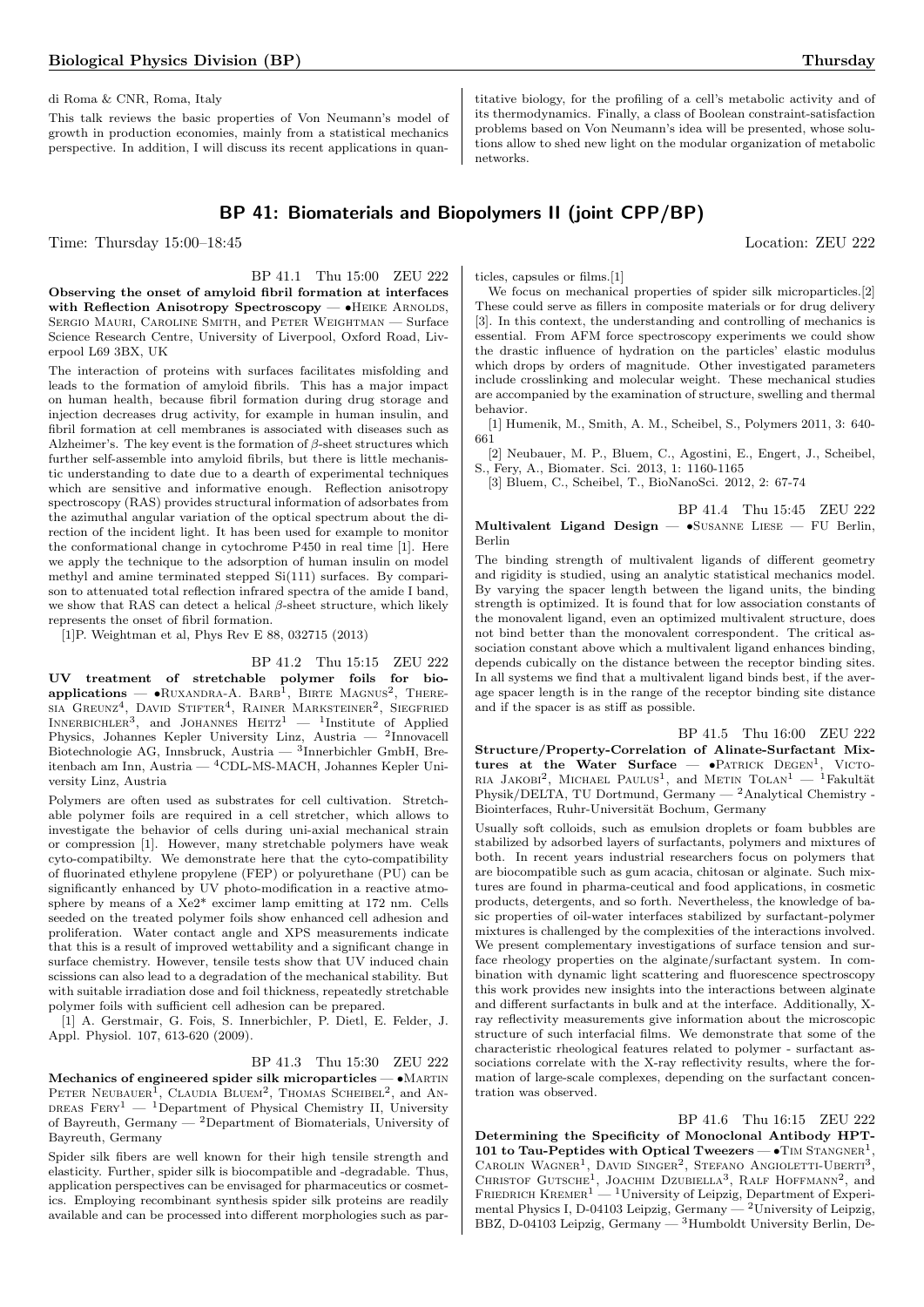di Roma & CNR, Roma, Italy

This talk reviews the basic properties of Von Neumann's model of growth in production economies, mainly from a statistical mechanics perspective. In addition, I will discuss its recent applications in quantitative biology, for the profiling of a cell's metabolic activity and of its thermodynamics. Finally, a class of Boolean constraint-satisfaction problems based on Von Neumann's idea will be presented, whose solutions allow to shed new light on the modular organization of metabolic networks.

## BP 41: Biomaterials and Biopolymers II (joint CPP/BP)

Time: Thursday 15:00–18:45 Location: ZEU 222

BP 41.1 Thu 15:00 ZEU 222

**Observing the onset of amyloid fibril formation at interfaces with Reflection Anisotropy Spectroscopy** — •Heike Arnolds, Sergio Mauri, Caroline Smith, and Peter Weightman — Surface Science Research Centre, University of Liverpool, Oxford Road, Liverpool L69 3BX, UK

The interaction of proteins with surfaces facilitates misfolding and leads to the formation of amyloid fibrils. This has a major impact on human health, because fibril formation during drug storage and injection decreases drug activity, for example in human insulin, and fibril formation at cell membranes is associated with diseases such as Alzheimer's. The key event is the formation of $\beta$-sheet structures which further self-assemble into amyloid fibrils, but there is little mechanistic understanding to date due to a dearth of experimental techniques which are sensitive and informative enough. Reflection anisotropy spectroscopy (RAS) provides structural information of adsorbates from the azimuthal angular variation of the optical spectrum about the direction of the incident light. It has been used for example to monitor the conformational change in cytochrome P450 in real time [1]. Here we apply the technique to the adsorption of human insulin on model methyl and amine terminated stepped Si(111) surfaces. By comparison to attenuated total reflection infrared spectra of the amide I band, we show that RAS can detect a helical $\beta$-sheet structure, which likely represents the onset of fibril formation.

[1]P. Weightman et al, Phys Rev E 88, 032715 (2013)

BP 41.2 Thu 15:15 ZEU 222

**UV treatment of stretchable polymer foils for bioapplications** — •Ruxandra-A. Barb[1], Birte Magnus[2], Theresia Greunz[4], David Stifter[4], Rainer Marksteiner[2], Siegfried Innerbichler[3], and Johannes Heitz[1] — [1]Institute of Applied Physics, Johannes Kepler University Linz, Austria — [2]Innovacell Biotechnologie AG, Innsbruck, Austria — [3]Innerbichler GmbH, Breitenbach am Inn, Austria — [4]CDL-MS-MACH, Johannes Kepler University Linz, Austria

Polymers are often used as substrates for cell cultivation. Stretchable polymer foils are required in a cell stretcher, which allows to investigate the behavior of cells during uni-axial mechanical strain or compression [1]. However, many stretchable polymers have weak cyto-compatibilty. We demonstrate here that the cyto-compatibility of fluorinated ethylene propylene (FEP) or polyurethane (PU) can be significantly enhanced by UV photo-modification in a reactive atmosphere by means of a Xe2* excimer lamp emitting at 172 nm. Cells seeded on the treated polymer foils show enhanced cell adhesion and proliferation. Water contact angle and XPS measurements indicate that this is a result of improved wettability and a significant change in surface chemistry. However, tensile tests show that UV induced chain scissions can also lead to a degradation of the mechanical stability. But with suitable irradiation dose and foil thickness, repeatedly stretchable polymer foils with sufficient cell adhesion can be prepared.

[1] A. Gerstmair, G. Fois, S. Innerbichler, P. Dietl, E. Felder, J. Appl. Physiol. 107, 613-620 (2009).

BP 41.3 Thu 15:30 ZEU 222

**Mechanics of engineered spider silk microparticles** — •Martin Peter Neubauer[1], Claudia Bluem[2], Thomas Scheibel[2], and Andreas Fery[1] — [1]Department of Physical Chemistry II, University of Bayreuth, Germany — [2]Department of Biomaterials, University of Bayreuth, Germany

Spider silk fibers are well known for their high tensile strength and elasticity. Further, spider silk is biocompatible and -degradable. Thus, application perspectives can be envisaged for pharmaceutics or cosmetics. Employing recombinant synthesis spider silk proteins are readily available and can be processed into different morphologies such as particles, capsules or films.[1]

We focus on mechanical properties of spider silk microparticles.[2] These could serve as fillers in composite materials or for drug delivery [3]. In this context, the understanding and controlling of mechanics is essential. From AFM force spectroscopy experiments we could show the drastic influence of hydration on the particles' elastic modulus which drops by orders of magnitude. Other investigated parameters include crosslinking and molecular weight. These mechanical studies are accompanied by the examination of structure, swelling and thermal behavior.

[1] Humenik, M., Smith, A. M., Scheibel, S., Polymers 2011, 3: 640-661

[2] Neubauer, M. P., Bluem, C., Agostini, E., Engert, J., Scheibel, S., Fery, A., Biomater. Sci. 2013, 1: 1160-1165

[3] Bluem, C., Scheibel, T., BioNanoSci. 2012, 2: 67-74

BP 41.4 Thu 15:45 ZEU 222

**Multivalent Ligand Design** — •Susanne Liese — FU Berlin, Berlin

The binding strength of multivalent ligands of different geometry and rigidity is studied, using an analytic statistical mechanics model. By varying the spacer length between the ligand units, the binding strength is optimized. It is found that for low association constants of the monovalent ligand, even an optimized multivalent structure, does not bind better than the monovalent correspondent. The critical association constant above which a multivalent ligand enhances binding, depends cubically on the distance between the receptor binding sites. In all systems we find that a multivalent ligand binds best, if the average spacer length is in the range of the receptor binding site distance and if the spacer is as stiff as possible.

BP 41.5 Thu 16:00 ZEU 222

**Structure/Property-Correlation of Alinate-Surfactant Mixtures at the Water Surface** — •Patrick Degen[1], Victoria Jakobi[2], Michael Paulus[1], and Metin Tolan[1] — [1]Fakultät Physik/DELTA, TU Dortmund, Germany — [2]Analytical Chemistry - Biointerfaces, Ruhr-Universität Bochum, Germany

Usually soft colloids, such as emulsion droplets or foam bubbles are stabilized by adsorbed layers of surfactants, polymers and mixtures of both. In recent years industrial researchers focus on polymers that are biocompatible such as gum acacia, chitosan or alginate. Such mixtures are found in pharma-ceutical and food applications, in cosmetic products, detergents, and so forth. Nevertheless, the knowledge of basic properties of oil-water interfaces stabilized by surfactant-polymer mixtures is challenged by the complexities of the interactions involved. We present complementary investigations of surface tension and surface rheology properties on the alginate/surfactant system. In combination with dynamic light scattering and fluorescence spectroscopy this work provides new insights into the interactions between alginate and different surfactants in bulk and at the interface. Additionally, X-ray reflectivity measurements give information about the microscopic structure of such interfacial films. We demonstrate that some of the characteristic rheological features related to polymer - surfactant associations correlate with the X-ray reflectivity results, where the formation of large-scale complexes, depending on the surfactant concentration was observed.

BP 41.6 Thu 16:15 ZEU 222

**Determining the Specificity of Monoclonal Antibody HPT-101 to Tau-Peptides with Optical Tweezers** — •Tim Stangner[1], Carolin Wagner[1], David Singer[2], Stefano Angioletti-Uberti[3], Christof Gutsche[1], Joachim Dzubiella[3], Ralf Hoffmann[2], and Friedrich Kremer[1] — [1]University of Leipzig, Department of Experimental Physics I, D-04103 Leipzig, Germany — [2]University of Leipzig, BBZ, D-04103 Leipzig, Germany — [3]Humboldt University Berlin, De-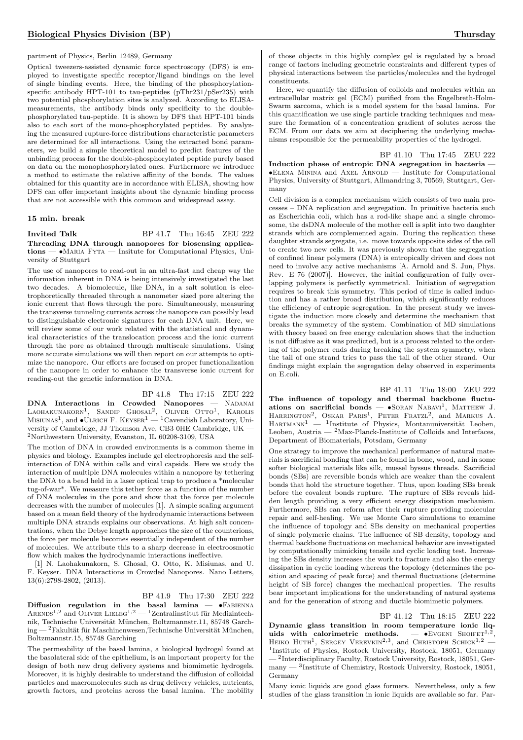partment of Physics, Berlin 12489, Germany

Optical tweezers-assisted dynamic force spectroscopy (DFS) is employed to investigate specific receptor/ligand bindings on the level of single binding events. Here, the binding of the phosphorylation-specific antibody HPT-101 to tau-peptides (pThr231/pSer235) with two potential phosphorylation sites is analyzed. According to ELISA-measurements, the antibody binds only specificity to the double-phosphorylated tau-peptide. It is shown by DFS that HPT-101 binds also to each sort of the mono-phosphorylated peptides. By analyzing the measured rupture-force distributions characteristic parameters are determined for all interactions. Using the extracted bond parameters, we build a simple theoretical model to predict features of the unbinding process for the double-phosphorylated peptide purely based on data on the monophosphorylated ones. Furthermore we introduce a method to estimate the relative affinity of the bonds. The values obtained for this quantity are in accordance with ELISA, showing how DFS can offer important insights about the dynamic binding process that are not accessible with this common and widespread assay.

**15 min. break**

**Invited Talk** BP 41.7 Thu 16:45 ZEU 222

**Threading DNA through nanopores for biosensing applications** — •Maria Fyta — Insitute for Computational Physics, University of Stuttgart

The use of nanopores to read-out in an ultra-fast and cheap way the information inherent in DNA is being intensively investigated the last two decades. A biomolecule, like DNA, in a salt solution is electrophoretically threaded through a nanometer sized pore altering the ionic current that flows through the pore. Simultaneously, measuring the transverse tunneling currents across the nanopore can possibly lead to distinguishable electronic signatures for each DNA unit. Here, we will review some of our work related with the statistical and dynamical characteristics of the translocation process and the ionic current through the pore as obtained through multiscale simulations. Using more accurate simulations we will then report on our attempts to optimize the nanopore. Our efforts are focused on proper functionalization of the nanopore in order to enhance the transverse ionic current for reading-out the genetic information in DNA.

BP 41.8 Thu 17:15 ZEU 222

**DNA Interactions in Crowded Nanopores** — Nadanai Laohakunakorn[1], Sandip Ghosal[2], Oliver Otto[1], Karolis Misiunas[1], and •Ulrich F. Keyser[1] — [1]Cavendish Laboratory, University of Cambridge, JJ Thomson Ave, CB3 0HE Cambridge, UK — [2]Northwestern University, Evanston, IL 60208-3109, USA

The motion of DNA in crowded environments is a common theme in physics and biology. Examples include gel electrophoresis and the self-interaction of DNA within cells and viral capsids. Here we study the interaction of multiple DNA molecules within a nanopore by tethering the DNA to a bead held in a laser optical trap to produce a *molecular tug-of-war*. We measure this tether force as a function of the number of DNA molecules in the pore and show that the force per molecule decreases with the number of molecules [1]. A simple scaling argument based on a mean field theory of the hydrodynamic interactions between multiple DNA strands explains our observations. At high salt concentrations, when the Debye length approaches the size of the counterions, the force per molecule becomes essentially independent of the number of molecules. We attribute this to a sharp decrease in electroosmotic flow which makes the hydrodynamic interactions ineffective.

[1] N. Laohakunakorn, S. Ghosal, O. Otto, K. Misiunas, and U. F. Keyser. DNA Interactions in Crowded Nanopores. Nano Letters, 13(6):2798-2802, (2013).

BP 41.9 Thu 17:30 ZEU 222

**Diffusion regulation in the basal lamina** — •Fabienna Arends[1,2] and Oliver Lieleg[1,2] — [1]Zentralinstitut für Medizintechnik, Technische Universität München, Boltzmannstr.11, 85748 Garching — [2]Fakultät für Maschinenwesen,Technische Universität München, Boltzmannstr.15, 85748 Garching

The permeability of the basal lamina, a biological hydrogel found at the basolateral side of the epithelium, is an important property for the design of both new drug delivery systems and biomimetic hydrogels. Moreover, it is highly desirable to understand the diffusion of colloidal particles and macromolecules such as drug delivery vehicles, nutrients, growth factors, and proteins across the basal lamina. The mobility of those objects in this highly complex gel is regulated by a broad range of factors including geometric constraints and different types of physical interactions between the particles/molecules and the hydrogel constituents.

Here, we quantify the diffusion of colloids and molecules within an extracellular matrix gel (ECM) purified from the Engelbreth-Holm-Swarm sarcoma, which is a model system for the basal lamina. For this quantification we use single particle tracking techniques and measure the formation of a concentration gradient of solutes across the ECM. From our data we aim at deciphering the underlying mechanisms responsible for the permeability properties of the hydrogel.

BP 41.10 Thu 17:45 ZEU 222

**Induction phase of entropic DNA segregation in bacteria** — •Elena Minina and Axel Arnold — Institute for Computational Physics, University of Stuttgart, Allmandring 3, 70569, Stuttgart, Germany

Cell division is a complex mechanism which consists of two main processes – DNA replication and segregation. In primitive bacteria such as Escherichia coli, which has a rod-like shape and a single chromosome, the dsDNA molecule of the mother cell is split into two daughter strands which are complemented again. During the replication these daughter strands segregate, i.e. move towards opposite sides of the cell to create two new cells. It was previously shown that the segregation of confined linear polymers (DNA) is entropically driven and does not need to involve any active mechanisms [A. Arnold and S. Jun, Phys. Rev. E 76 (2007)]. However, the initial configuration of fully overlapping polymers is perfectly symmetrical. Initiation of segregation requires to break this symmetry. This period of time is called induction and has a rather broad distribution, which significantly reduces the efficiency of entropic segregation. In the present study we investigate the induction more closely and determine the mechanism that breaks the symmetry of the system. Combination of MD simulations with theory based on free energy calculation shows that the induction is not diffusive as it was predicted, but is a process related to the ordering of the polymer ends during breaking the system symmetry, when the tail of one strand tries to pass the tail of the other strand. Our findings might explain the segregation delay observed in experiments on E.coli.

BP 41.11 Thu 18:00 ZEU 222

**The influence of topology and thermal backbone fluctuations on sacrificial bonds** — •Soran Nabavi[1], Matthew J. Harrington[2], Oskar Paris[1], Peter Fratzl[2], and Markus A. Hartmann[1] — [1]Institute of Physics, Montanuniversität Leoben, Leoben, Austria — [2]Max-Planck-Institute of Colloids and Interfaces, Department of Biomaterials, Potsdam, Germany

One strategy to improve the mechanical performance of natural materials is sacrificial bonding that can be found in bone, wood, and in some softer biological materials like silk, mussel byssus threads. Sacrificial bonds (SBs) are reversible bonds which are weaker than the covalent bonds that hold the structure together. Thus, upon loading SBs break before the covalent bonds rupture. The rupture of SBs reveals hidden length providing a very efficient energy dissipation mechanism. Furthermore, SBs can reform after their rupture providing molecular repair and self-healing. We use Monte Caro simulations to examine the influence of topology and SBs density on mechanical properties of single polymeric chains. The influence of SB density, topology and thermal backbone fluctuations on mechanical behavior are investigated by computationally mimicking tensile and cyclic loading test. Increasing the SBs density increases the work to fracture and also the energy dissipation in cyclic loading whereas the topology (determines the position and spacing of peak force) and thermal fluctuations (determine height of SB force) changes the mechanical properties. The results bear important implications for the understanding of natural systems and for the generation of strong and ductile biomimetic polymers.

BP 41.12 Thu 18:15 ZEU 222

**Dynamic glass transition in room temperature ionic liquids with calorimetric methods.** — •Evgeni Shoifet[1,2], Heiko Huth[1], Sergey Verevkin[2,3], and Christoph Schick[1,2] — [1]Institute of Physics, Rostock University, Rostock, 18051, Germany — [2]Interdisciplinary Faculty, Rostock University, Rostock, 18051, Germany — [3]Institute of Chemistry, Rostock University, Rostock, 18051, Germany

Many ionic liquids are good glass formers. Nevertheless, only a few studies of the glass transition in ionic liquids are available so far. Par-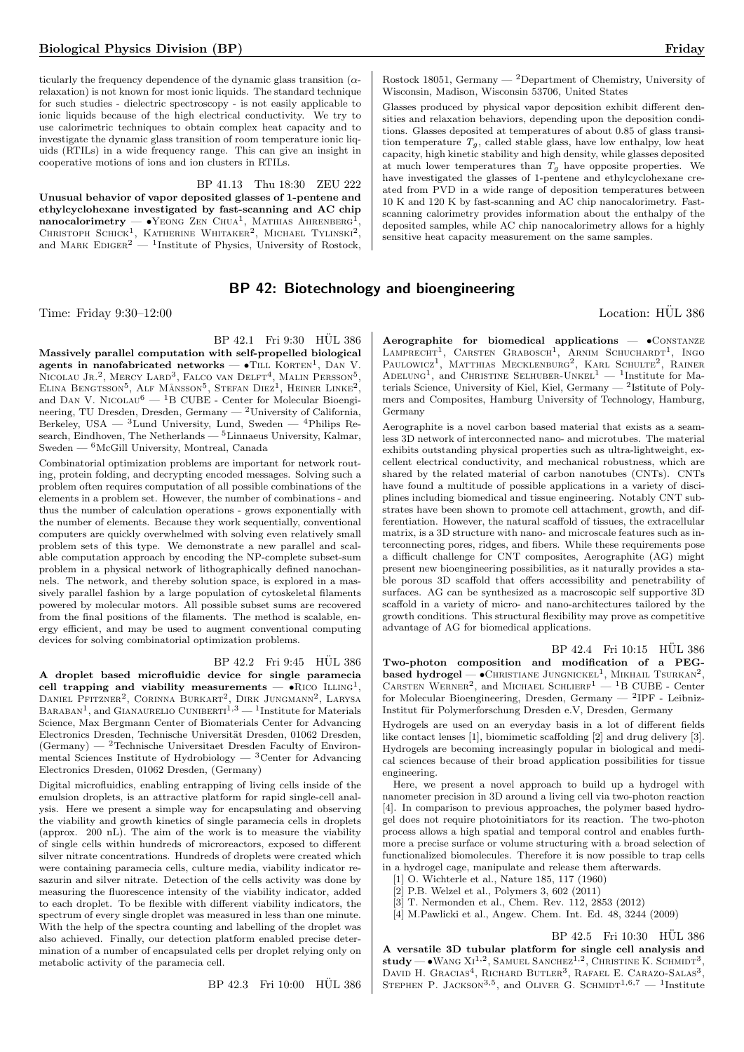ticularly the frequency dependence of the dynamic glass transition ($\alpha$-relaxation) is not known for most ionic liquids. The standard technique for such studies - dielectric spectroscopy - is not easily applicable to ionic liquids because of the high electrical conductivity. We try to use calorimetric techniques to obtain complex heat capacity and to investigate the dynamic glass transition of room temperature ionic liquids (RTILs) in a wide frequency range. This can give an insight in cooperative motions of ions and ion clusters in RTILs.

BP 41.13 Thu 18:30 ZEU 222

**Unusual behavior of vapor deposited glasses of 1-pentene and ethylcyclohexane investigated by fast-scanning and AC chip nanocalorimetry** — •Yeong Zen Chua[1], Mathias Ahrenberg[1], Christoph Schick[1], Katherine Whitaker[2], Michael Tylinski[2], and Mark Ediger[2] — [1]Institute of Physics, University of Rostock, Rostock 18051, Germany — [2]Department of Chemistry, University of Wisconsin, Madison, Wisconsin 53706, United States

Glasses produced by physical vapor deposition exhibit different densities and relaxation behaviors, depending upon the deposition conditions. Glasses deposited at temperatures of about 0.85 of glass transition temperature $T_g$, called stable glass, have low enthalpy, low heat capacity, high kinetic stability and high density, while glasses deposited at much lower temperatures than $T_g$ have opposite properties. We have investigated the glasses of 1-pentene and ethylcyclohexane created from PVD in a wide range of deposition temperatures between 10 K and 120 K by fast-scanning and AC chip nanocalorimetry. Fast-scanning calorimetry provides information about the enthalpy of the deposited samples, while AC chip nanocalorimetry allows for a highly sensitive heat capacity measurement on the same samples.

## BP 42: Biotechnology and bioengineering

Time: Friday 9:30–12:00 Location: HÜL 386

BP 42.1 Fri 9:30 HÜL 386

**Massively parallel computation with self-propelled biological agents in nanofabricated networks** — •Till Korten[1], Dan V. Nicolau Jr.[2], Mercy Lard[3], Falco van Delft[4], Malin Persson[5], Elina Bengtsson[5], Alf Månsson[5], Stefan Diez[1], Heiner Linke[2], and Dan V. Nicolau[6] — [1]B CUBE - Center for Molecular Bioengineering, TU Dresden, Dresden, Germany — [2]University of California, Berkeley, USA — [3]Lund University, Lund, Sweden — [4]Philips Research, Eindhoven, The Netherlands — [5]Linnaeus University, Kalmar, Sweden — [6]McGill University, Montreal, Canada

Combinatorial optimization problems are important for network routing, protein folding, and decrypting encoded messages. Solving such a problem often requires computation of all possible combinations of the elements in a problem set. However, the number of combinations - and thus the number of calculation operations - grows exponentially with the number of elements. Because they work sequentially, conventional computers are quickly overwhelmed with solving even relatively small problem sets of this type. We demonstrate a new parallel and scalable computation approach by encoding the NP-complete subset-sum problem in a physical network of lithographically defined nanochannels. The network, and thereby solution space, is explored in a massively parallel fashion by a large population of cytoskeletal filaments powered by molecular motors. All possible subset sums are recovered from the final positions of the filaments. The method is scalable, energy efficient, and may be used to augment conventional computing devices for solving combinatorial optimization problems.

BP 42.2 Fri 9:45 HÜL 386

**A droplet based microfluidic device for single paramecia cell trapping and viability measurements** — •Rico Illing[1], Daniel Pfitzner[2], Corinna Burkart[2], Dirk Jungmann[2], Larysa Baraban[1], and Gianaurelio Cuniberti[1,3] — [1]Institute for Materials Science, Max Bergmann Center of Biomaterials Center for Advancing Electronics Dresden, Technische Universität Dresden, 01062 Dresden, (Germany) — [2]Technische Universitaet Dresden Faculty of Environmental Sciences Institute of Hydrobiology — [3]Center for Advancing Electronics Dresden, 01062 Dresden, (Germany)

Digital microfluidics, enabling entrapping of living cells inside of the emulsion droplets, is an attractive platform for rapid single-cell analysis. Here we present a simple way for encapsulating and observing the viability and growth kinetics of single paramecia cells in droplets (approx. 200 nL). The aim of the work is to measure the viability of single cells within hundreds of microreactors, exposed to different silver nitrate concentrations. Hundreds of droplets were created which were containing paramecia cells, culture media, viability indicator resazurin and silver nitrate. Detection of the cells activity was done by measuring the fluorescence intensity of the viability indicator, added to each droplet. To be flexible with different viability indicators, the spectrum of every single droplet was measured in less than one minute. With the help of the spectra counting and labelling of the droplet was also achieved. Finally, our detection platform enabled precise determination of a number of encapsulated cells per droplet relying only on metabolic activity of the paramecia cell.

BP 42.3 Fri 10:00 HÜL 386

**Aerographite for biomedical applications** — •Constanze Lamprecht[1], Carsten Grabosch[1], Arnim Schuchardt[1], Ingo Paulowicz[1], Matthias Mecklenburg[2], Karl Schulte[2], Rainer Adelung[1], and Christine Selhuber-Unkel[1] — [1]Institute for Materials Science, University of Kiel, Kiel, Germany — [2]Istitute of Polymers and Composites, Hamburg University of Technology, Hamburg, Germany

Aerographite is a novel carbon based material that exists as a seamless 3D network of interconnected nano- and microtubes. The material exhibits outstanding physical properties such as ultra-lightweight, excellent electrical conductivity, and mechanical robustness, which are shared by the related material of carbon nanotubes (CNTs). CNTs have found a multitude of possible applications in a variety of disciplines including biomedical and tissue engineering. Notably CNT substrates have been shown to promote cell attachment, growth, and differentiation. However, the natural scaffold of tissues, the extracellular matrix, is a 3D structure with nano- and microscale features such as interconnecting pores, ridges, and fibers. While these requirements pose a difficult challenge for CNT composites, Aerographite (AG) might present new bioengineering possibilities, as it naturally provides a stable porous 3D scaffold that offers accessibility and penetrability of surfaces. AG can be synthesized as a macroscopic self supportive 3D scaffold in a variety of micro- and nano-architectures tailored by the growth conditions. This structural flexibility may prove as competitive advantage of AG for biomedical applications.

BP 42.4 Fri 10:15 HÜL 386

**Two-photon composition and modification of a PEG-based hydrogel** — •Christiane Jungnickel[1], Mikhail Tsurkan[2], Carsten Werner[2], and Michael Schlierf[1] — [1]B CUBE - Center for Molecular Bioengineering, Dresden, Germany — [2]IPF - Leibniz-Institut für Polymerforschung Dresden e.V, Dresden, Germany

Hydrogels are used on an everyday basis in a lot of different fields like contact lenses [1], biomimetic scaffolding [2] and drug delivery [3]. Hydrogels are becoming increasingly popular in biological and medical sciences because of their broad application possibilities for tissue engineering.

Here, we present a novel approach to build up a hydrogel with nanometer precision in 3D around a living cell via two-photon reaction [4]. In comparison to previous approaches, the polymer based hydrogel does not require photoinitiators for its reaction. The two-photon process allows a high spatial and temporal control and enables furthmore a precise surface or volume structuring with a broad selection of functionalized biomolecules. Therefore it is now possible to trap cells in a hydrogel cage, manipulate and release them afterwards.

[1] O. Wichterle et al., Nature 185, 117 (1960)
[2] P.B. Welzel et al., Polymers 3, 602 (2011)
[3] T. Nermonden et al., Chem. Rev. 112, 2853 (2012)
[4] M.Pawlicki et al., Angew. Chem. Int. Ed. 48, 3244 (2009)

BP 42.5 Fri 10:30 HÜL 386

**A versatile 3D tubular platform for single cell analysis and study** — •Wang Xi[1,2], Samuel Sanchez[1,2], Christine K. Schmidt[3], David H. Gracias[4], Richard Butler[3], Rafael E. Carazo-Salas[3], Stephen P. Jackson[3,5], and Oliver G. Schmidt[1,6,7] — [1]Institute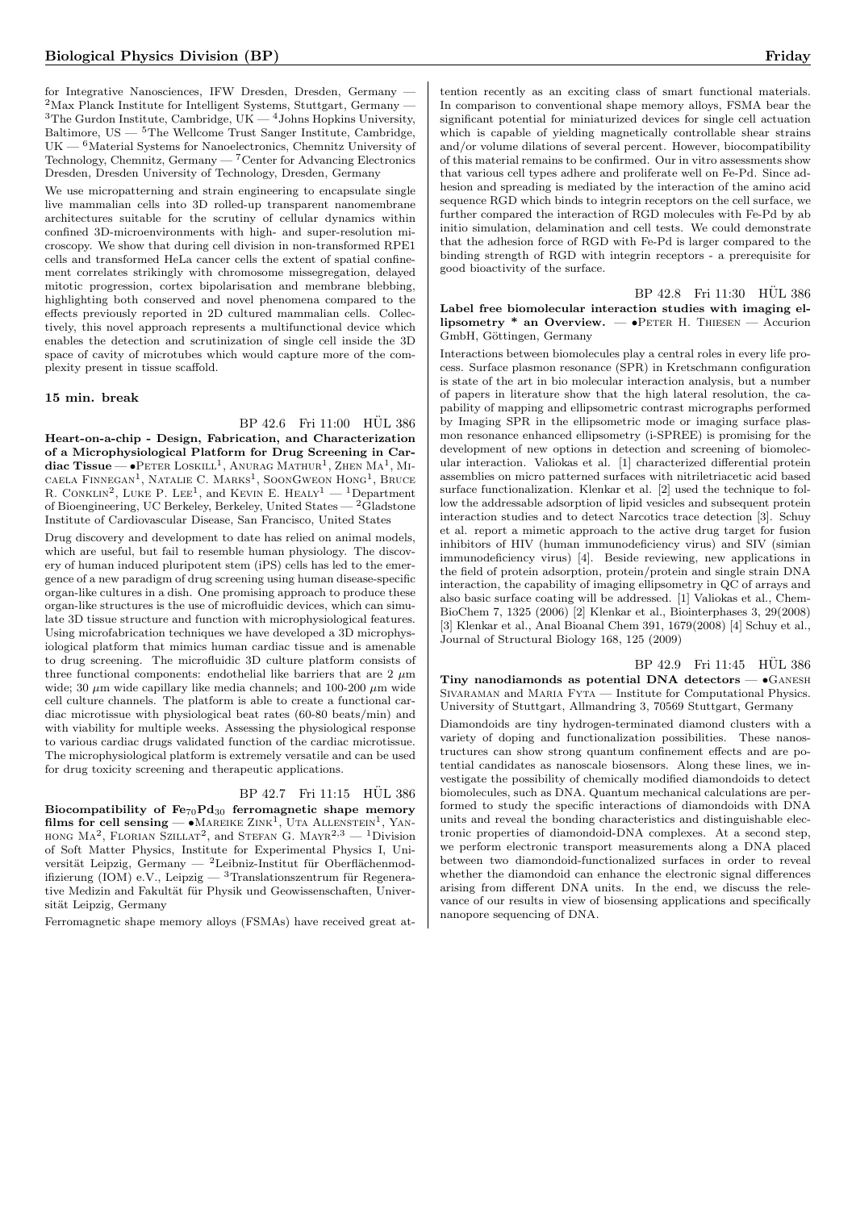for Integrative Nanosciences, IFW Dresden, Dresden, Germany — [2]Max Planck Institute for Intelligent Systems, Stuttgart, Germany — [3]The Gurdon Institute, Cambridge, UK — [4]Johns Hopkins University, Baltimore, US — [5]The Wellcome Trust Sanger Institute, Cambridge, UK — [6]Material Systems for Nanoelectronics, Chemnitz University of Technology, Chemnitz, Germany — [7]Center for Advancing Electronics Dresden, Dresden University of Technology, Dresden, Germany

We use micropatterning and strain engineering to encapsulate single live mammalian cells into 3D rolled-up transparent nanomembrane architectures suitable for the scrutiny of cellular dynamics within confined 3D-microenvironments with high- and super-resolution microscopy. We show that during cell division in non-transformed RPE1 cells and transformed HeLa cancer cells the extent of spatial confinement correlates strikingly with chromosome missegregation, delayed mitotic progression, cortex bipolarisation and membrane blebbing, highlighting both conserved and novel phenomena compared to the effects previously reported in 2D cultured mammalian cells. Collectively, this novel approach represents a multifunctional device which enables the detection and scrutinization of single cell inside the 3D space of cavity of microtubes which would capture more of the complexity present in tissue scaffold.

**15 min. break**

BP 42.6 Fri 11:00 HÜL 386

**Heart-on-a-chip - Design, Fabrication, and Characterization of a Microphysiological Platform for Drug Screening in Cardiac Tissue** — •Peter Loskill[1], Anurag Mathur[1], Zhen Ma[1], Micaela Finnegan[1], Natalie C. Marks[1], SoonGweon Hong[1], Bruce R. Conklin[2], Luke P. Lee[1], and Kevin E. Healy[1] — [1]Department of Bioengineering, UC Berkeley, Berkeley, United States — [2]Gladstone Institute of Cardiovascular Disease, San Francisco, United States

Drug discovery and development to date has relied on animal models, which are useful, but fail to resemble human physiology. The discovery of human induced pluripotent stem (iPS) cells has led to the emergence of a new paradigm of drug screening using human disease-specific organ-like cultures in a dish. One promising approach to produce these organ-like structures is the use of microfluidic devices, which can simulate 3D tissue structure and function with microphysiological features. Using microfabrication techniques we have developed a 3D microphysiological platform that mimics human cardiac tissue and is amenable to drug screening. The microfluidic 3D culture platform consists of three functional components: endothelial like barriers that are 2 $\mu$m wide; 30 $\mu$m wide capillary like media channels; and 100-200 $\mu$m wide cell culture channels. The platform is able to create a functional cardiac microtissue with physiological beat rates (60-80 beats/min) and with viability for multiple weeks. Assessing the physiological response to various cardiac drugs validated function of the cardiac microtissue. The microphysiological platform is extremely versatile and can be used for drug toxicity screening and therapeutic applications.

BP 42.7 Fri 11:15 HÜL 386

**Biocompatibility of $Fe_{70}Pd_{30}$ ferromagnetic shape memory films for cell sensing** — •Mareike Zink[1], Uta Allenstein[1], Yanhong Ma[2], Florian Szillat[2], and Stefan G. Mayr[2,3] — [1]Division of Soft Matter Physics, Institute for Experimental Physics I, Universität Leipzig, Germany — [2]Leibniz-Institut für Oberflächenmodifizierung (IOM) e.V., Leipzig — [3]Translationszentrum für Regenerative Medizin and Fakultät für Physik und Geowissenschaften, Universität Leipzig, Germany

Ferromagnetic shape memory alloys (FSMAs) have received great attention recently as an exciting class of smart functional materials. In comparison to conventional shape memory alloys, FSMA bear the significant potential for miniaturized devices for single cell actuation which is capable of yielding magnetically controllable shear strains and/or volume dilations of several percent. However, biocompatibility of this material remains to be confirmed. Our in vitro assessments show that various cell types adhere and proliferate well on Fe-Pd. Since adhesion and spreading is mediated by the interaction of the amino acid sequence RGD which binds to integrin receptors on the cell surface, we further compared the interaction of RGD molecules with Fe-Pd by ab initio simulation, delamination and cell tests. We could demonstrate that the adhesion force of RGD with Fe-Pd is larger compared to the binding strength of RGD with integrin receptors - a prerequisite for good bioactivity of the surface.

BP 42.8 Fri 11:30 HÜL 386

**Label free biomolecular interaction studies with imaging ellipsometry * an Overview.** — •Peter H. Thiesen — Accurion GmbH, Göttingen, Germany

Interactions between biomolecules play a central roles in every life process. Surface plasmon resonance (SPR) in Kretschmann configuration is state of the art in bio molecular interaction analysis, but a number of papers in literature show that the high lateral resolution, the capability of mapping and ellipsometric contrast micrographs performed by Imaging SPR in the ellipsometric mode or imaging surface plasmon resonance enhanced ellipsometry (i-SPREE) is promising for the development of new options in detection and screening of biomolecular interaction. Valiokas et al. [1] characterized differential protein assemblies on micro patterned surfaces with nitriletriacetic acid based surface functionalization. Klenkar et al. [2] used the technique to follow the addressable adsorption of lipid vesicles and subsequent protein interaction studies and to detect Narcotics trace detection [3]. Schuy et al. report a mimetic approach to the active drug target for fusion inhibitors of HIV (human immunodeficiency virus) and SIV (simian immunodeficiency virus) [4]. Beside reviewing, new applications in the field of protein adsorption, protein/protein and single strain DNA interaction, the capability of imaging ellipsometry in QC of arrays and also basic surface coating will be addressed. [1] Valiokas et al., ChemBioChem 7, 1325 (2006) [2] Klenkar et al., Biointerphases 3, 29(2008) [3] Klenkar et al., Anal Bioanal Chem 391, 1679(2008) [4] Schuy et al., Journal of Structural Biology 168, 125 (2009)

BP 42.9 Fri 11:45 HÜL 386

**Tiny nanodiamonds as potential DNA detectors** — •Ganesh Sivaraman and Maria Fyta — Institute for Computational Physics. University of Stuttgart, Allmandring 3, 70569 Stuttgart, Germany

Diamondoids are tiny hydrogen-terminated diamond clusters with a variety of doping and functionalization possibilities. These nanostructures can show strong quantum confinement effects and are potential candidates as nanoscale biosensors. Along these lines, we investigate the possibility of chemically modified diamondoids to detect biomolecules, such as DNA. Quantum mechanical calculations are performed to study the specific interactions of diamondoids with DNA units and reveal the bonding characteristics and distinguishable electronic properties of diamondoid-DNA complexes. At a second step, we perform electronic transport measurements along a DNA placed between two diamondoid-functionalized surfaces in order to reveal whether the diamondoid can enhance the electronic signal differences arising from different DNA units. In the end, we discuss the relevance of our results in view of biosensing applications and specifically nanopore sequencing of DNA.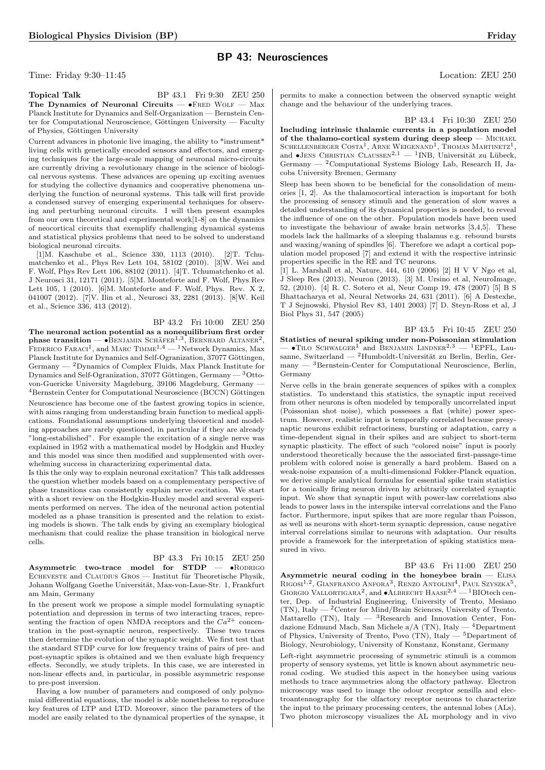# BP 43: Neurosciences

Time: Friday 9:30–11:45 Location: ZEU 250

**Topical Talk** BP 43.1 Fri 9:30 ZEU 250

**The Dynamics of Neuronal Circuits** — •Fred Wolf — Max Planck Institute for Dynamics and Self-Organization — Bernstein Center for Computational Neuroscience, Göttingen University — Faculty of Physics, Göttingen University

Current advances in photonic live imaging, the ability to *instrument* living cells with genetically encoded sensors and effectors, and emerging techniques for the large-scale mapping of neuronal micro-circuits are currently driving a revolutionary change in the science of biological nervous systems. These advances are opening up exciting avenues for studying the collective dynamics and cooperative phenomena underlying the function of neuronal systems. This talk will first provide a condensed survey of emerging experimental techniques for observing and perturbing neuronal circuits. I will then present examples from our own theoretical and experimental work[1-8] on the dynamics of neocortical circuits that exemplify challenging dynamical systems and statistical physics problems that need to be solved to understand biological neuronal circuits.

[1]M. Kaschube et al., Science 330, 1113 (2010). [2]T. Tchumatchenko et al., Phys Rev Lett 104, 58102 (2010). [3]W. Wei and F. Wolf, Phys Rev Lett 106, 88102 (2011). [4]T. Tchumatchenko et al. J Neurosci 31, 12171 (2011). [5]M. Monteforte and F. Wolf, Phys Rev Lett 105, 1 (2010). [6]M. Monteforte and F. Wolf, Phys. Rev. X 2, 041007 (2012). [7]V. Ilin et al., Neurosci 33, 2281 (2013). [8]W. Keil et al., Science 336, 413 (2012).

BP 43.2 Fri 10:00 ZEU 250

**The neuronal action potential as a nonequilibrium first order phase transition** — •Benjamin Schäfer[1,3], Bernhard Altaner[2], Federico Faraci[1], and Marc Timme[1,4] — [1]Network Dynamics, Max Planck Institute for Dynamics and Self-Ogranization, 37077 Göttingen, Germany — [2]Dynamics of Complex Fluids, Max Planck Institute for Dynamics and Self-Ogranization, 37077 Göttingen, Germany — [3]Otto-von-Guericke University Magdeburg, 39106 Magdeburg, Germany — [4]Bernstein Center for Computational Neuroscience (BCCN) Göttingen

Neuroscience has become one of the fastest growing topics in science, with aims ranging from understanding brain function to medical applications. Foundational assumptions underlying theoretical and modeling approaches are rarely questioned, in particular if they are already "long-estabilished". For example the excitation of a single nerve was explained in 1952 with a mathematical model by Hodgkin and Huxley and this model was since then modified and supplemented with overwhelming success in characterizing experimental data.

Is this the only way to explain neuronal excitation? This talk addresses the question whether models based on a complementary perspective of phase transitions can consistently explain nerve excitation. We start with a short review on the Hodgkin-Huxley model and several experiments performed on nerves. The idea of the neuronal action potential modeled as a phase transition is presented and the relation to existing models is shown. The talk ends by giving an exemplary biological mechanism that could realize the phase transition in biological nerve cells.

BP 43.3 Fri 10:15 ZEU 250

**Asymmetric two-trace model for STDP** — •Rodrigo Echeveste and Claudius Gros — Institut für Theoretische Physik, Johann Wolfgang Goethe Universität, Max-von-Laue-Str. 1, Frankfurt am Main, Germany

In the present work we propose a simple model formulating synaptic potentiation and depression in terms of two interacting traces, representing the fraction of open NMDA receptors and the $Ca^{2+}$ concentration in the post-synaptic neuron, respectively. These two traces then determine the evolution of the synaptic weight. We first test that the standard STDP curve for low frequency trains of pairs of pre- and post-synaptic spikes is obtained and we then evaluate high frequency effects. Secondly, we study triplets. In this case, we are interested in non-linear effects and, in particular, in possible asymmetric response to pre-post inversion.

Having a low number of parameters and composed of only polynomial differential equations, the model is able nonetheless to reproduce key features of LTP and LTD. Moreover, since the parameters of the model are easily related to the dynamical properties of the synapse, it permits to make a connection between the observed synaptic weight change and the behaviour of the underlying traces.

BP 43.4 Fri 10:30 ZEU 250

**Including intrinsic thalamic currents in a population model of the thalamo-cortical system during deep sleep** — Michael Schellenberger Costa[1], Arne Weigenand[1], Thomas Martinetz[1], and •Jens Christian Claussen[2,1] — [1]INB, Universität zu Lübeck, Germany — [2]Computational Systems Biology Lab, Research II, Jacobs University Bremen, Germany

Sleep has been shown to be beneficial for the consolidation of memories [1, 2]. As the thalamocortical interaction is important for both the processing of sensory stimuli and the generation of slow waves a detailed understanding of its dynamical properties is needed, to reveal the influence of one on the other. Population models have been used to investigate the behaviour of awake brain networks [3,4,5]. These models lack the hallmarks of a sleeping thalamus e.g. rebound bursts and waxing/waning of spindles [6]. Therefore we adapt a cortical population model proposed [7] and extend it with the respective intrinsic properties specific in the RE and TC neurons.

[1] L. Marshall et al, Nature, 444, 610 (2006) [2] H V V Ngo et al, J Sleep Res (2013), Neuron (2013). [3] M. Ursino et al, NeuroImage, 52, (2010). [4] R. C. Sotero et al, Neur Comp 19, 478 (2007) [5] B S Bhattacharya et al, Neural Networks 24, 631 (2011). [6] A Destexhe, T J Sejnowski, Physiol Rev 83, 1401 2003) [7] D. Steyn-Ross et al, J Biol Phys 31, 547 (2005)

BP 43.5 Fri 10:45 ZEU 250

**Statistics of neural spiking under non-Poissonian stimulation** — •Tilo Schwalger[1] and Benjamin Lindner[2,3] — [1]EPFL, Lausanne, Switzerland — [2]Humboldt-Universität zu Berlin, Berlin, Germany — [3]Bernstein-Center for Computational Neuroscience, Berlin, Germany

Nerve cells in the brain generate sequences of spikes with a complex statistics. To understand this statistics, the synaptic input received from other neurons is often modeled by temporally uncorrelated input (Poissonian shot noise), which possesses a flat (white) power spectrum. However, realistic input is temporally correlated because presynaptic neurons exhibit refractoriness, bursting or adaptation, carry a time-dependent signal in their spikes and are subject to short-term synaptic plasticity. The effect of such "colored noise" input is poorly understood theoretically because the the associated first-passage-time problem with colored noise is generally a hard problem. Based on a weak-noise expansion of a multi-dimensional Fokker-Planck equation, we derive simple analytical formulas for essential spike train statistics for a tonically firing neuron driven by arbitrarily correlated synaptic input. We show that synaptic input with power-law correlations also leads to power laws in the interspike interval correlations and the Fano factor. Furthermore, input spikes that are more regular than Poisson, as well as neurons with short-term synaptic depression, cause negative interval correlations similar to neurons with adaptation. Our results provide a framework for the interpretation of spiking statistics measured in vivo.

BP 43.6 Fri 11:00 ZEU 250

**Asymmetric neural coding in the honeybee brain** — Elisa Rigosi[1,2], Gianfranco Anfora[3], Renzo Antolini[4], Paul Szyszka[5], Giorgio Vallortigara[2], and •Albrecht Haase[2,4] — [1]BIOtech center, Dep. of Industrial Engineering, University of Trento, Mesiano (TN), Italy — [2]Center for Mind/Brain Sciences, University of Trento, Mattarello (TN), Italy — [3]Research and Innovation Center, Fondazione Edmund Mach, San Michele a/A (TN), Italy — [4]Department of Physics, University of Trento, Povo (TN), Italy — [5]Department of Biology, Neurobiology, University of Konstanz, Konstanz, Germany

Left-right asymmetric processing of symmetric stimuli is a common property of sensory systems, yet little is known about asymmetric neuronal coding. We studied this aspect in the honeybee using various methods to trace asymmetries along the olfactory pathway. Electron microscopy was used to image the odour receptor sensilla and electroantennography for the olfactory receptor neurons to characterize the input to the primary processing centers, the antennal lobes (ALs). Two photon microscopy visualizes the AL morphology and in vivo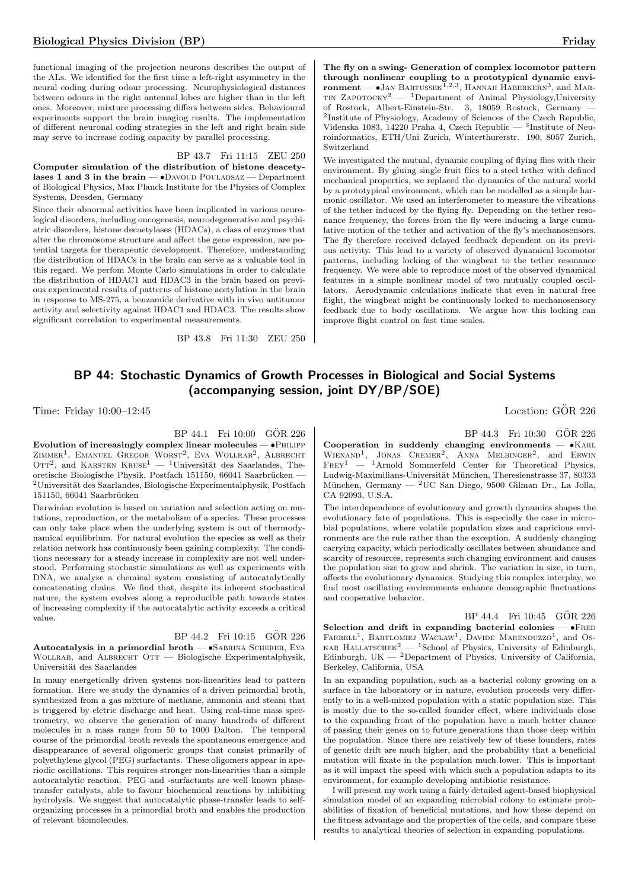functional imaging of the projection neurons describes the output of the ALs. We identified for the first time a left-right asymmetry in the neural coding during odour processing. Neurophysiological distances between odours in the right antennal lobes are higher than in the left ones. Moreover, mixture processing differs between sides. Behavioural experiments support the brain imaging results. The implementation of different neuronal coding strategies in the left and right brain side may serve to increase coding capacity by parallel processing.

BP 43.7 Fri 11:15 ZEU 250

**Computer simulation of the distribution of histone deacetylases 1 and 3 in the brain** — •Davoud Pouladsaz — Department of Biological Physics, Max Planck Institute for the Physics of Complex Systems, Dresden, Germany

Since their abnormal activities have been implicated in various neurological disorders, including oncogenesis, neurodegenerative and psychiatric disorders, histone decaetylases (HDACs), a class of enzymes that alter the chromosome structure and affect the gene expression, are potential targets for therapeutic development. Therefore, understanding the distribution of HDACs in the brain can serve as a valuable tool in this regard. We perfom Monte Carlo simulations in order to calculate the distribution of HDAC1 and HDAC3 in the brain based on previous experimental results of patterns of histone acetylation in the brain in response to MS-275, a benzamide derivative with in vivo antitumor activity and selectivity against HDAC1 and HDAC3. The results show significant correlation to experimental measurements.

BP 43.8 Fri 11:30 ZEU 250

**The fly on a swing- Generation of complex locomotor pattern through nonlinear coupling to a prototypical dynamic environment** — •Jan Bartussek[1,2,3], Hannah Haberkern[3], and Martin Zapotocky[2] — [1]Department of Animal Physiology,University of Rostock, Albert-Einstein-Str. 3, 18059 Rostock, Germany — [2]Institute of Physiology, Academy of Sciences of the Czech Republic, Videnska 1083, 14220 Praha 4, Czech Republic — [3]Institute of Neuroinformatics, ETH/Uni Zurich, Winterthurerstr. 190, 8057 Zurich, Switzerland

We investigated the mutual, dynamic coupling of flying flies with their environment. By gluing single fruit flies to a steel tether with defined mechanical properties, we replaced the dynamics of the natural world by a prototypical environment, which can be modelled as a simple harmonic oscillator. We used an interferometer to measure the vibrations of the tether induced by the flying fly. Depending on the tether resonance frequency, the forces from the fly were inducing a large cumulative motion of the tether and activation of the fly's mechanosensors. The fly therefore received delayed feedback dependent on its previous activity. This lead to a variety of observed dynamical locomotor patterns, including locking of the wingbeat to the tether resonance frequency. We were able to reproduce most of the observed dynamical features in a simple nonlinear model of two mutually coupled oscillators. Aerodynamic calculations indicate that even in natural free flight, the wingbeat might be continuously locked to mechanosensory feedback due to body oscillations. We argue how this locking can improve flight control on fast time scales.

## BP 44: Stochastic Dynamics of Growth Processes in Biological and Social Systems (accompanying session, joint DY/BP/SOE)

Time: Friday 10:00–12:45 Location: GÖR 226

BP 44.1 Fri 10:00 GÖR 226

**Evolution of increasingly complex linear molecules** — •Philipp Zimmer[1], Emanuel Gregor Worst[2], Eva Wollrab[2], Albrecht Ott[2], and Karsten Kruse[1] — [1]Universität des Saarlandes, Theoretische Biologische Physik, Postfach 151150, 66041 Saarbrücken — [2]Universität des Saarlandes, Biologische Experimentalphysik, Postfach 151150, 66041 Saarbrücken

Darwinian evolution is based on variation and selection acting on mutations, reproduction, or the metabolism of a species. These processes can only take place when the underlying system is out of thermodynamical equilibrium. For natural evolution the species as well as their relation network has continuously been gaining complexity. The conditions necessary for a steady increase in complexity are not well understood. Performing stochastic simulations as well as experiments with DNA, we analyze a chemical system consisting of autocatalytically concatenating chains. We find that, despite its inherent stochastical nature, the system evolves along a reproducible path towards states of increasing complexity if the autocatalytic activity exceeds a critical value.

BP 44.2 Fri 10:15 GÖR 226

**Autocatalysis in a primordial broth** — •Sabrina Scherer, Eva Wollrab, and Albrecht Ott — Biologische Experimentalphysik, Universität des Saarlandes

In many energetically driven systems non-linearities lead to pattern formation. Here we study the dynamics of a driven primordial broth, synthesized from a gas mixture of methane, ammonia and steam that is triggered by eletric discharge and heat. Using real-time mass spectrometry, we observe the generation of many hundreds of different molecules in a mass range from 50 to 1000 Dalton. The temporal course of the primordial broth reveals the spontaneous emergence and disappearance of several oligomeric groups that consist primarily of polyethylene glycol (PEG) surfactants. These oligomers appear in aperiodic oscillations. This requires stronger non-linearities than a simple autocatalytic reaction. PEG and -surfactants are well known phase-transfer catalysts, able to favour biochemical reactions by inhibiting hydrolysis. We suggest that autocatalytic phase-transfer leads to self-organizing processes in a primordial broth and enables the production of relevant biomolecules.

BP 44.3 Fri 10:30 GÖR 226

**Cooperation in suddenly changing environments** — •Karl Wienand[1], Jonas Cremer[2], Anna Melbinger[2], and Erwin Frey[1] — [1]Arnold Sommerfeld Center for Theoretical Physics, Ludwig-Maximilians-Universität München, Theresienstrasse 37, 80333 München, Germany — [2]UC San Diego, 9500 Gilman Dr., La Jolla, CA 92093, U.S.A.

The interdependence of evolutionary and growth dynamics shapes the evolutionary fate of populations. This is especially the case in microbial populations, where volatile population sizes and capricious environments are the rule rather than the exception. A suddenly changing carrying capacity, which periodically oscillates between abundance and scarcity of resources, represents such changing environment and causes the population size to grow and shrink. The variation in size, in turn, affects the evolutionary dynamics. Studying this complex interplay, we find most oscillating environments enhance demographic fluctuations and cooperative behavior.

BP 44.4 Fri 10:45 GÖR 226

**Selection and drift in expanding bacterial colonies** — •Fred Farrell[1], Bartlomiej Waclaw[1], Davide Marenduzzo[1], and Oskar Hallatschek[2] — [1]School of Physics, University of Edinburgh, Edinburgh, UK — [2]Department of Physics, University of California, Berkeley, California, USA

In an expanding population, such as a bacterial colony growing on a surface in the laboratory or in nature, evolution proceeds very differently to in a well-mixed population with a static population size. This is mostly due to the so-called founder effect, where individuals close to the expanding front of the population have a much better chance of passing their genes on to future generations than those deep within the population. Since there are relatively few of these founders, rates of genetic drift are much higher, and the probability that a beneficial mutation will fixate in the population much lower. This is important as it will impact the speed with which such a population adapts to its environment, for example developing antibiotic resistance.

I will present my work using a fairly detailed agent-based biophysical simulation model of an expanding microbial colony to estimate probabilities of fixation of beneficial mutations, and how these depend on the fitness advantage and the properties of the cells, and compare these results to analytical theories of selection in expanding populations.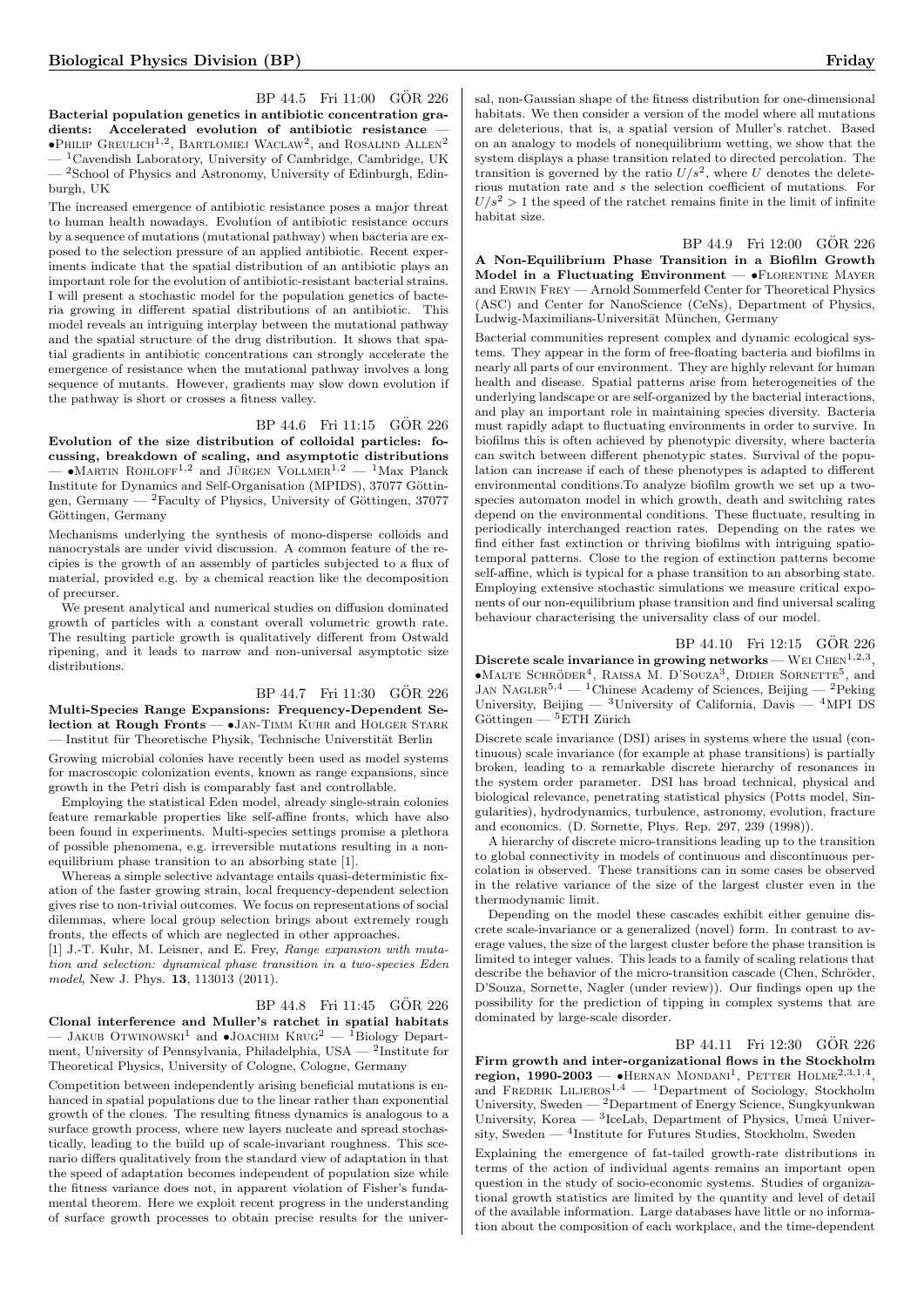BP 44.5 Fri 11:00 GÖR 226

**Bacterial population genetics in antibiotic concentration gradients: Accelerated evolution of antibiotic resistance** — •Philip Greulich[1,2], Bartlomiej Waclaw[2], and Rosalind Allen[2] — [1]Cavendish Laboratory, University of Cambridge, Cambridge, UK — [2]School of Physics and Astronomy, University of Edinburgh, Edinburgh, UK

The increased emergence of antibiotic resistance poses a major threat to human health nowadays. Evolution of antibiotic resistance occurs by a sequence of mutations (mutational pathway) when bacteria are exposed to the selection pressure of an applied antibiotic. Recent experiments indicate that the spatial distribution of an antibiotic plays an important role for the evolution of antibiotic-resistant bacterial strains. I will present a stochastic model for the population genetics of bacteria growing in different spatial distributions of an antibiotic. This model reveals an intriguing interplay between the mutational pathway and the spatial structure of the drug distribution. It shows that spatial gradients in antibiotic concentrations can strongly accelerate the emergence of resistance when the mutational pathway involves a long sequence of mutants. However, gradients may slow down evolution if the pathway is short or crosses a fitness valley.

BP 44.6 Fri 11:15 GÖR 226

**Evolution of the size distribution of colloidal particles: focussing, breakdown of scaling, and asymptotic distributions** — •Martin Rohloff[1,2] and Jürgen Vollmer[1,2] — [1]Max Planck Institute for Dynamics and Self-Organisation (MPIDS), 37077 Göttingen, Germany — [2]Faculty of Physics, University of Göttingen, 37077 Göttingen, Germany

Mechanisms underlying the synthesis of mono-disperse colloids and nanocrystals are under vivid discussion. A common feature of the recipies is the growth of an assembly of particles subjected to a flux of material, provided e.g. by a chemical reaction like the decomposition of precurser.

We present analytical and numerical studies on diffusion dominated growth of particles with a constant overall volumetric growth rate. The resulting particle growth is qualitatively different from Ostwald ripening, and it leads to narrow and non-universal asymptotic size distributions.

BP 44.7 Fri 11:30 GÖR 226

**Multi-Species Range Expansions: Frequency-Dependent Selection at Rough Fronts** — •Jan-Timm Kuhr and Holger Stark — Institut für Theoretische Physik, Technische Universtität Berlin

Growing microbial colonies have recently been used as model systems for macroscopic colonization events, known as range expansions, since growth in the Petri dish is comparably fast and controllable.

Employing the statistical Eden model, already single-strain colonies feature remarkable properties like self-affine fronts, which have also been found in experiments. Multi-species settings promise a plethora of possible phenomena, e.g. irreversible mutations resulting in a nonequilibrium phase transition to an absorbing state [1].

Whereas a simple selective advantage entails quasi-deterministic fixation of the faster growing strain, local frequency-dependent selection gives rise to non-trivial outcomes. We focus on representations of social dilemmas, where local group selection brings about extremely rough fronts, the effects of which are neglected in other approaches.

[1] J.-T. Kuhr, M. Leisner, and E. Frey, *Range expansion with mutation and selection: dynamical phase transition in a two-species Eden model*, New J. Phys. **13**, 113013 (2011).

BP 44.8 Fri 11:45 GÖR 226

**Clonal interference and Muller's ratchet in spatial habitats** — Jakub Otwinowski[1] and •Joachim Krug[2] — [1]Biology Department, University of Pennsylvania, Philadelphia, USA — [2]Institute for Theoretical Physics, University of Cologne, Cologne, Germany

Competition between independently arising beneficial mutations is enhanced in spatial populations due to the linear rather than exponential growth of the clones. The resulting fitness dynamics is analogous to a surface growth process, where new layers nucleate and spread stochastically, leading to the build up of scale-invariant roughness. This scenario differs qualitatively from the standard view of adaptation in that the speed of adaptation becomes independent of population size while the fitness variance does not, in apparent violation of Fisher's fundamental theorem. Here we exploit recent progress in the understanding of surface growth processes to obtain precise results for the universal, non-Gaussian shape of the fitness distribution for one-dimensional habitats. We then consider a version of the model where all mutations are deleterious, that is, a spatial version of Muller's ratchet. Based on an analogy to models of nonequilibrium wetting, we show that the system displays a phase transition related to directed percolation. The transition is governed by the ratio $U/s^2$, where $U$ denotes the deleterious mutation rate and $s$ the selection coefficient of mutations. For $U/s^2 > 1$ the speed of the ratchet remains finite in the limit of infinite habitat size.

BP 44.9 Fri 12:00 GÖR 226

**A Non-Equilibrium Phase Transition in a Biofilm Growth Model in a Fluctuating Environment** — •Florentine Mayer and Erwin Frey — Arnold Sommerfeld Center for Theoretical Physics (ASC) and Center for NanoScience (CeNs), Department of Physics, Ludwig-Maximilians-Universität München, Germany

Bacterial communities represent complex and dynamic ecological systems. They appear in the form of free-floating bacteria and biofilms in nearly all parts of our environment. They are highly relevant for human health and disease. Spatial patterns arise from heterogeneities of the underlying landscape or are self-organized by the bacterial interactions, and play an important role in maintaining species diversity. Bacteria must rapidly adapt to fluctuating environments in order to survive. In biofilms this is often achieved by phenotypic diversity, where bacteria can switch between different phenotypic states. Survival of the population can increase if each of these phenotypes is adapted to different environmental conditions.To analyze biofilm growth we set up a two-species automaton model in which growth, death and switching rates depend on the environmental conditions. These fluctuate, resulting in periodically interchanged reaction rates. Depending on the rates we find either fast extinction or thriving biofilms with intriguing spatio-temporal patterns. Close to the region of extinction patterns become self-affine, which is typical for a phase transition to an absorbing state. Employing extensive stochastic simulations we measure critical exponents of our non-equilibrium phase transition and find universal scaling behaviour characterising the universality class of our model.

BP 44.10 Fri 12:15 GÖR 226

**Discrete scale invariance in growing networks** — Wei Chen[1,2,3], •Malte Schröder[4], Raissa M. D'Souza[3], Didier Sornette[5], and Jan Nagler[5,4] — [1]Chinese Academy of Sciences, Beijing — [2]Peking University, Beijing — [3]University of California, Davis — [4]MPI DS Göttingen — [5]ETH Zürich

Discrete scale invariance (DSI) arises in systems where the usual (continuous) scale invariance (for example at phase transitions) is partially broken, leading to a remarkable discrete hierarchy of resonances in the system order parameter. DSI has broad technical, physical and biological relevance, penetrating statistical physics (Potts model, Singularities), hydrodynamics, turbulence, astronomy, evolution, fracture and economics. (D. Sornette, Phys. Rep. 297, 239 (1998)).

A hierarchy of discrete micro-transitions leading up to the transition to global connectivity in models of continuous and discontinuous percolation is observed. These transitions can in some cases be observed in the relative variance of the size of the largest cluster even in the thermodynamic limit.

Depending on the model these cascades exhibit either genuine discrete scale-invariance or a generalized (novel) form. In contrast to average values, the size of the largest cluster before the phase transition is limited to integer values. This leads to a family of scaling relations that describe the behavior of the micro-transition cascade (Chen, Schröder, D'Souza, Sornette, Nagler (under review)). Our findings open up the possibility for the prediction of tipping in complex systems that are dominated by large-scale disorder.

BP 44.11 Fri 12:30 GÖR 226

**Firm growth and inter-organizational flows in the Stockholm region, 1990-2003** — •Hernan Mondani[1], Petter Holme[2,3,1,4], and Fredrik Liljeros[1,4] — [1]Department of Sociology, Stockholm University, Sweden — [2]Department of Energy Science, Sungkyunkwan University, Korea — [3]IceLab, Department of Physics, Umeå University, Sweden — [4]Institute for Futures Studies, Stockholm, Sweden

Explaining the emergence of fat-tailed growth-rate distributions in terms of the action of individual agents remains an important open question in the study of socio-economic systems. Studies of organizational growth statistics are limited by the quantity and level of detail of the available information. Large databases have little or no information about the composition of each workplace, and the time-dependent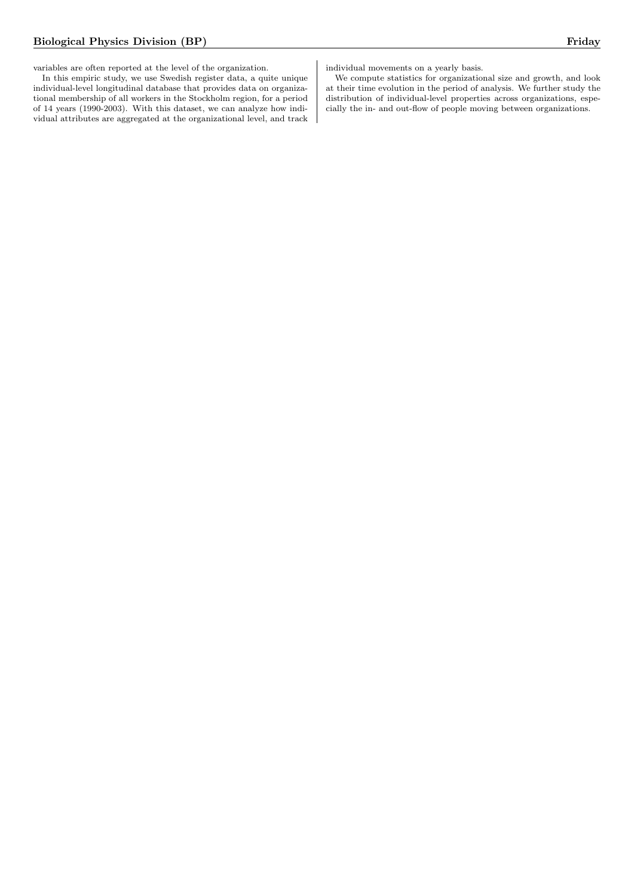variables are often reported at the level of the organization.

In this empiric study, we use Swedish register data, a quite unique individual-level longitudinal database that provides data on organizational membership of all workers in the Stockholm region, for a period of 14 years (1990-2003). With this dataset, we can analyze how individual attributes are aggregated at the organizational level, and track individual movements on a yearly basis.

We compute statistics for organizational size and growth, and look at their time evolution in the period of analysis. We further study the distribution of individual-level properties across organizations, especially the in- and out-flow of people moving between organizations.